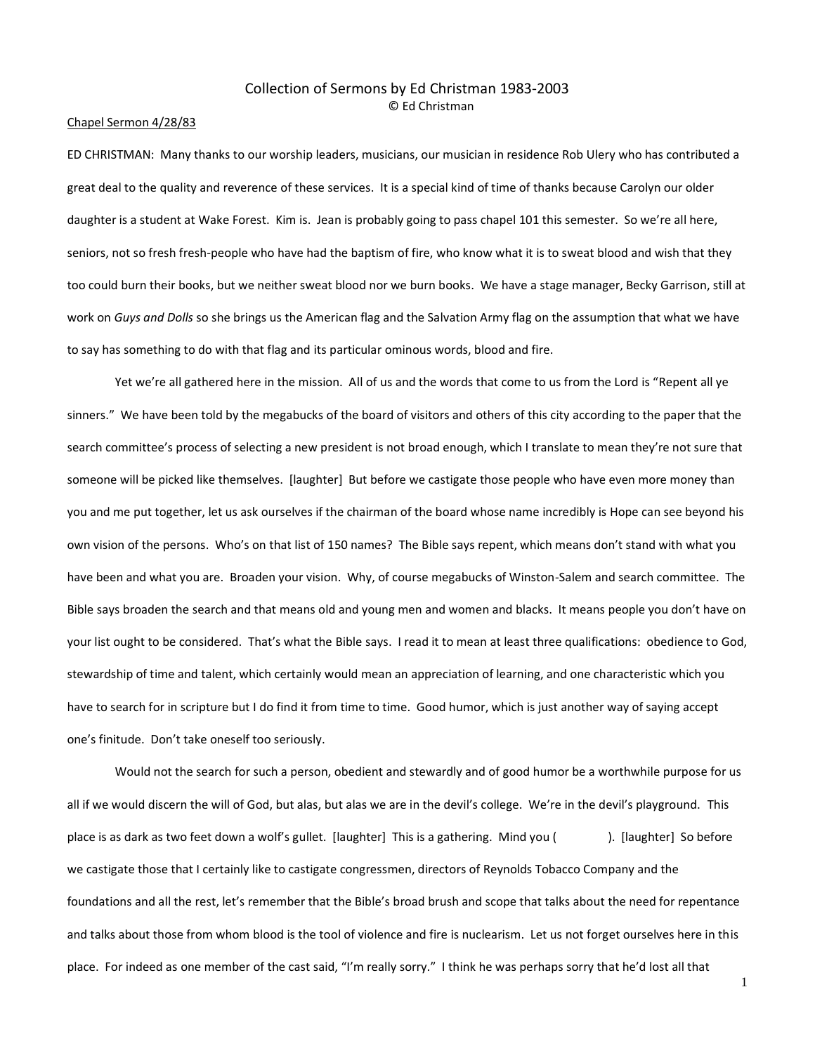# Collection of Sermons by Ed Christman 1983-2003

© Ed Christman

<u>Chapel Sermon 4/28/83</u>

ED CHRISTMAN: Many thanks to our worship leaders, musicians, our musician in residence Rob Ulery who has contributed a great deal to the quality and reverence of these services. It is a special kind of time of thanks because Carolyn our older daughter is a student at Wake Forest. Kim is. Jean is probably going to pass chapel 101 this semester. So we're all here, seniors, not so fresh fresh-people who have had the baptism of fire, who know what it is to sweat blood and wish that they too could burn their books, but we neither sweat blood nor we burn books. We have a stage manager, Becky Garrison, still at work on *Guys and Dolls* so she brings us the American flag and the Salvation Army flag on the assumption that what we have to say has something to do with that flag and its particular ominous words, blood and fire.

Yet we're all gathered here in the mission. All of us and the words that come to us from the Lord is "Repent all ye sinners." We have been told by the megabucks of the board of visitors and others of this city according to the paper that the search committee's process of selecting a new president is not broad enough, which I translate to mean they're not sure that someone will be picked like themselves. [laughter] But before we castigate those people who have even more money than you and me put together, let us ask ourselves if the chairman of the board whose name incredibly is Hope can see beyond his own vision of the persons. Who's on that list of 150 names? The Bible says repent, which means don't stand with what you have been and what you are. Broaden your vision. Why, of course megabucks of Winston-Salem and search committee. The Bible says broaden the search and that means old and young men and women and blacks. It means people you don't have on your list ought to be considered. That's what the Bible says. I read it to mean at least three qualifications: obedience to God, stewardship of time and talent, which certainly would mean an appreciation of learning, and one characteristic which you have to search for in scripture but I do find it from time to time. Good humor, which is just another way of saying accept one's finitude. Don't take oneself too seriously.

Would not the search for such a person, obedient and stewardly and of good humor be a worthwhile purpose for us all if we would discern the will of God, but alas, but alas we are in the devil's college. We're in the devil's playground. This place is as dark as two feet down a wolf's gullet. [laughter] This is a gathering. Mind you ( ). [laughter] So before we castigate those that I certainly like to castigate congressmen, directors of Reynolds Tobacco Company and the foundations and all the rest, let's remember that the Bible's broad brush and scope that talks about the need for repentance and talks about those from whom blood is the tool of violence and fire is nuclearism. Let us not forget ourselves here in this place. For indeed as one member of the cast said, "I'm really sorry." I think he was perhaps sorry that he'd lost all that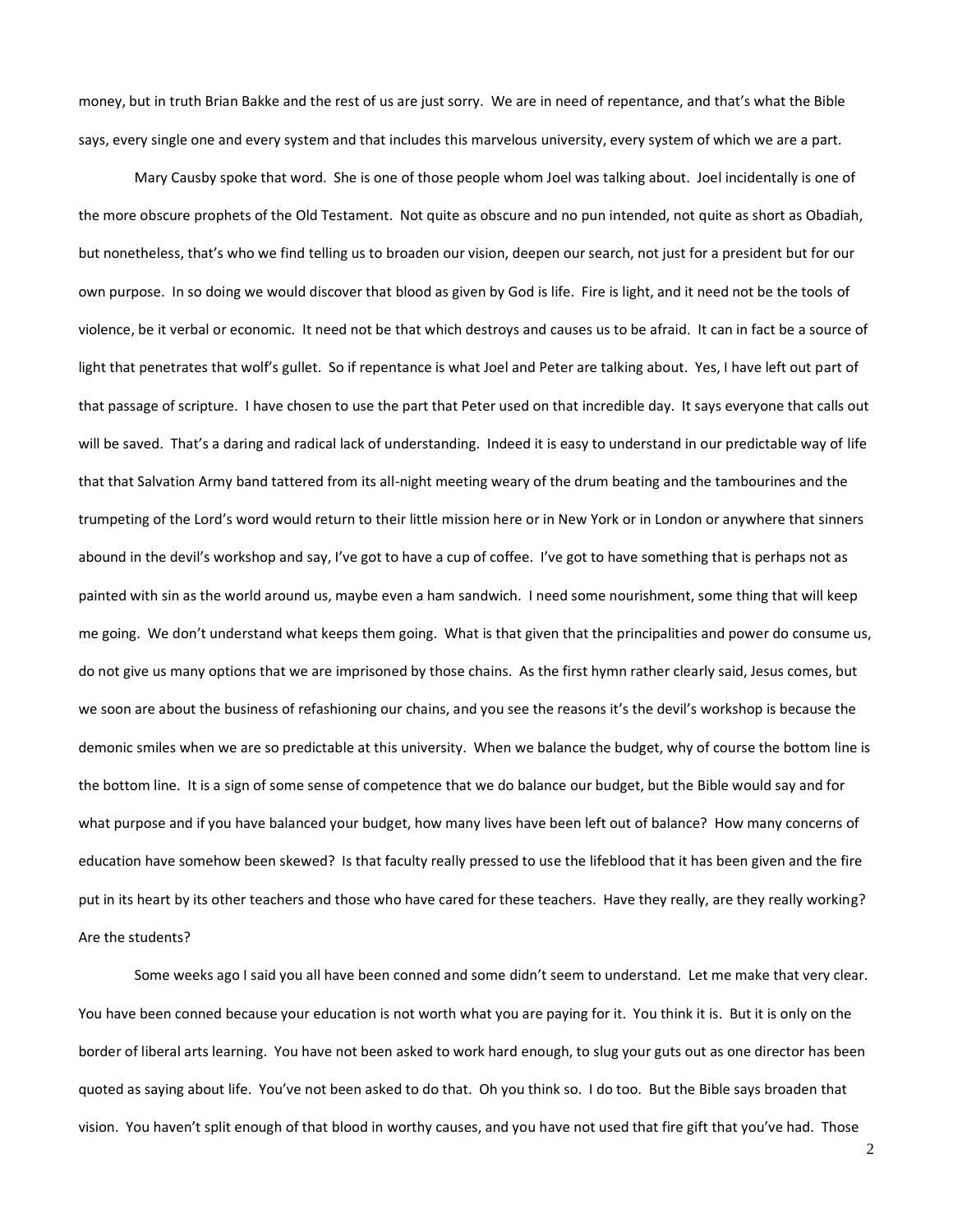money, but in truth Brian Bakke and the rest of us are just sorry. We are in need of repentance, and that's what the Bible says, every single one and every system and that includes this marvelous university, every system of which we are a part.

Mary Causby spoke that word. She is one of those people whom Joel was talking about. Joel incidentally is one of the more obscure prophets of the Old Testament. Not quite as obscure and no pun intended, not quite as short as Obadiah, but nonetheless, that's who we find telling us to broaden our vision, deepen our search, not just for a president but for our own purpose. In so doing we would discover that blood as given by God is life. Fire is light, and it need not be the tools of violence, be it verbal or economic. It need not be that which destroys and causes us to be afraid. It can in fact be a source of light that penetrates that wolf's gullet. So if repentance is what Joel and Peter are talking about. Yes, I have left out part of that passage of scripture. I have chosen to use the part that Peter used on that incredible day. It says everyone that calls out will be saved. That's a daring and radical lack of understanding. Indeed it is easy to understand in our predictable way of life that that Salvation Army band tattered from its all-night meeting weary of the drum beating and the tambourines and the trumpeting of the Lord's word would return to their little mission here or in New York or in London or anywhere that sinners abound in the devil's workshop and say, I've got to have a cup of coffee. I've got to have something that is perhaps not as painted with sin as the world around us, maybe even a ham sandwich. I need some nourishment, some thing that will keep me going. We don't understand what keeps them going. What is that given that the principalities and power do consume us, do not give us many options that we are imprisoned by those chains. As the first hymn rather clearly said, Jesus comes, but we soon are about the business of refashioning our chains, and you see the reasons it's the devil's workshop is because the demonic smiles when we are so predictable at this university. When we balance the budget, why of course the bottom line is the bottom line. It is a sign of some sense of competence that we do balance our budget, but the Bible would say and for what purpose and if you have balanced your budget, how many lives have been left out of balance? How many concerns of education have somehow been skewed? Is that faculty really pressed to use the lifeblood that it has been given and the fire put in its heart by its other teachers and those who have cared for these teachers. Have they really, are they really working? Are the students?

Some weeks ago I said you all have been conned and some didn't seem to understand. Let me make that very clear. You have been conned because your education is not worth what you are paying for it. You think it is. But it is only on the border of liberal arts learning. You have not been asked to work hard enough, to slug your guts out as one director has been quoted as saying about life. You've not been asked to do that. Oh you think so. I do too. But the Bible says broaden that vision. You haven't split enough of that blood in worthy causes, and you have not used that fire gift that you've had. Those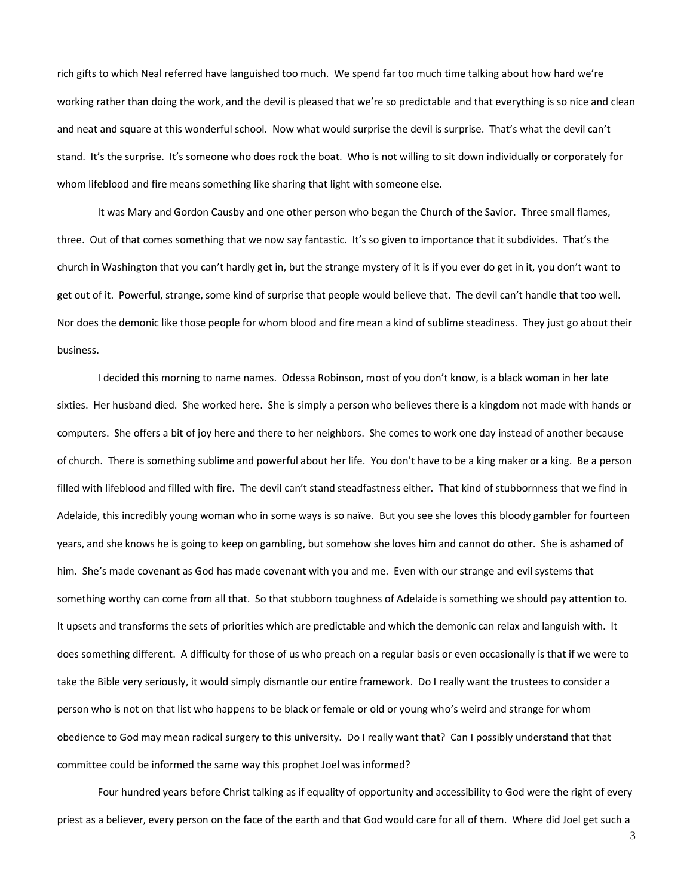rich gifts to which Neal referred have languished too much. We spend far too much time talking about how hard we're working rather than doing the work, and the devil is pleased that we're so predictable and that everything is so nice and clean and neat and square at this wonderful school. Now what would surprise the devil is surprise. That's what the devil can't stand. It's the surprise. It's someone who does rock the boat. Who is not willing to sit down individually or corporately for whom lifeblood and fire means something like sharing that light with someone else.

It was Mary and Gordon Causby and one other person who began the Church of the Savior. Three small flames, three. Out of that comes something that we now say fantastic. It's so given to importance that it subdivides. That's the church in Washington that you can't hardly get in, but the strange mystery of it is if you ever do get in it, you don't want to get out of it. Powerful, strange, some kind of surprise that people would believe that. The devil can't handle that too well. Nor does the demonic like those people for whom blood and fire mean a kind of sublime steadiness. They just go about their business.

I decided this morning to name names. Odessa Robinson, most of you don't know, is a black woman in her late sixties. Her husband died. She worked here. She is simply a person who believes there is a kingdom not made with hands or computers. She offers a bit of joy here and there to her neighbors. She comes to work one day instead of another because of church. There is something sublime and powerful about her life. You don't have to be a king maker or a king. Be a person filled with lifeblood and filled with fire. The devil can't stand steadfastness either. That kind of stubbornness that we find in Adelaide, this incredibly young woman who in some ways is so naïve. But you see she loves this bloody gambler for fourteen years, and she knows he is going to keep on gambling, but somehow she loves him and cannot do other. She is ashamed of him. She's made covenant as God has made covenant with you and me. Even with our strange and evil systems that something worthy can come from all that. So that stubborn toughness of Adelaide is something we should pay attention to. It upsets and transforms the sets of priorities which are predictable and which the demonic can relax and languish with. It does something different. A difficulty for those of us who preach on a regular basis or even occasionally is that if we were to take the Bible very seriously, it would simply dismantle our entire framework. Do I really want the trustees to consider a person who is not on that list who happens to be black or female or old or young who's weird and strange for whom obedience to God may mean radical surgery to this university. Do I really want that? Can I possibly understand that that committee could be informed the same way this prophet Joel was informed?

Four hundred years before Christ talking as if equality of opportunity and accessibility to God were the right of every priest as a believer, every person on the face of the earth and that God would care for all of them. Where did Joel get such a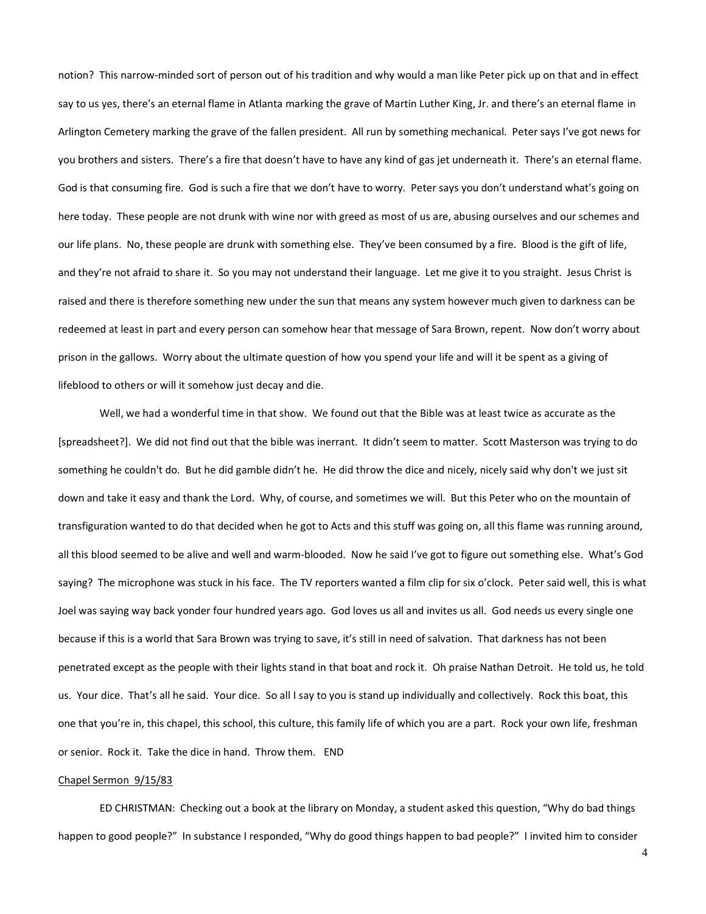notion? This narrow-minded sort of person out of his tradition and why would a man like Peter pick up on that and in effect say to us yes, there's an eternal flame in Atlanta marking the grave of Martin Luther King, Jr. and there's an eternal flame in Arlington Cemetery marking the grave of the fallen president. All run by something mechanical. Peter says I've got news for you brothers and sisters. There's a fire that doesn't have to have any kind of gas jet underneath it. There's an eternal flame. God is that consuming fire. God is such a fire that we don't have to worry. Peter says you don't understand what's going on here today. These people are not drunk with wine nor with greed as most of us are, abusing ourselves and our schemes and our life plans. No, these people are drunk with something else. They've been consumed by a fire. Blood is the gift of life, and they're not afraid to share it. So you may not understand their language. Let me give it to you straight. Jesus Christ is raised and there is therefore something new under the sun that means any system however much given to darkness can be redeemed at least in part and every person can somehow hear that message of Sara Brown, repent. Now don't worry about prison in the gallows. Worry about the ultimate question of how you spend your life and will it be spent as a giving of lifeblood to others or will it somehow just decay and die.

Well, we had a wonderful time in that show. We found out that the Bible was at least twice as accurate as the [spreadsheet?]. We did not find out that the bible was inerrant. It didn't seem to matter. Scott Masterson was trying to do something he couldn't do. But he did gamble didn't he. He did throw the dice and nicely, nicely said why don't we just sit down and take it easy and thank the Lord. Why, of course, and sometimes we will. But this Peter who on the mountain of transfiguration wanted to do that decided when he got to Acts and this stuff was going on, all this flame was running around, all this blood seemed to be alive and well and warm-blooded. Now he said I've got to figure out something else. What's God saying? The microphone was stuck in his face. The TV reporters wanted a film clip for six o'clock. Peter said well, this is what Joel was saying way back yonder four hundred years ago. God loves us all and invites us all. God needs us every single one because if this is a world that Sara Brown was trying to save, it's still in need of salvation. That darkness has not been penetrated except as the people with their lights stand in that boat and rock it. Oh praise Nathan Detroit. He told us, he told us. Your dice. That's all he said. Your dice. So all I say to you is stand up individually and collectively. Rock this boat, this one that you're in, this chapel, this school, this culture, this family life of which you are a part. Rock your own life, freshman or senior. Rock it. Take the dice in hand. Throw them. END

Chapel Sermon 9/15/83

ED CHRISTMAN: Checking out a book at the library on Monday, a student asked this question, "Why do bad things happen to good people?" In substance I responded, "Why do good things happen to bad people?" I invited him to consider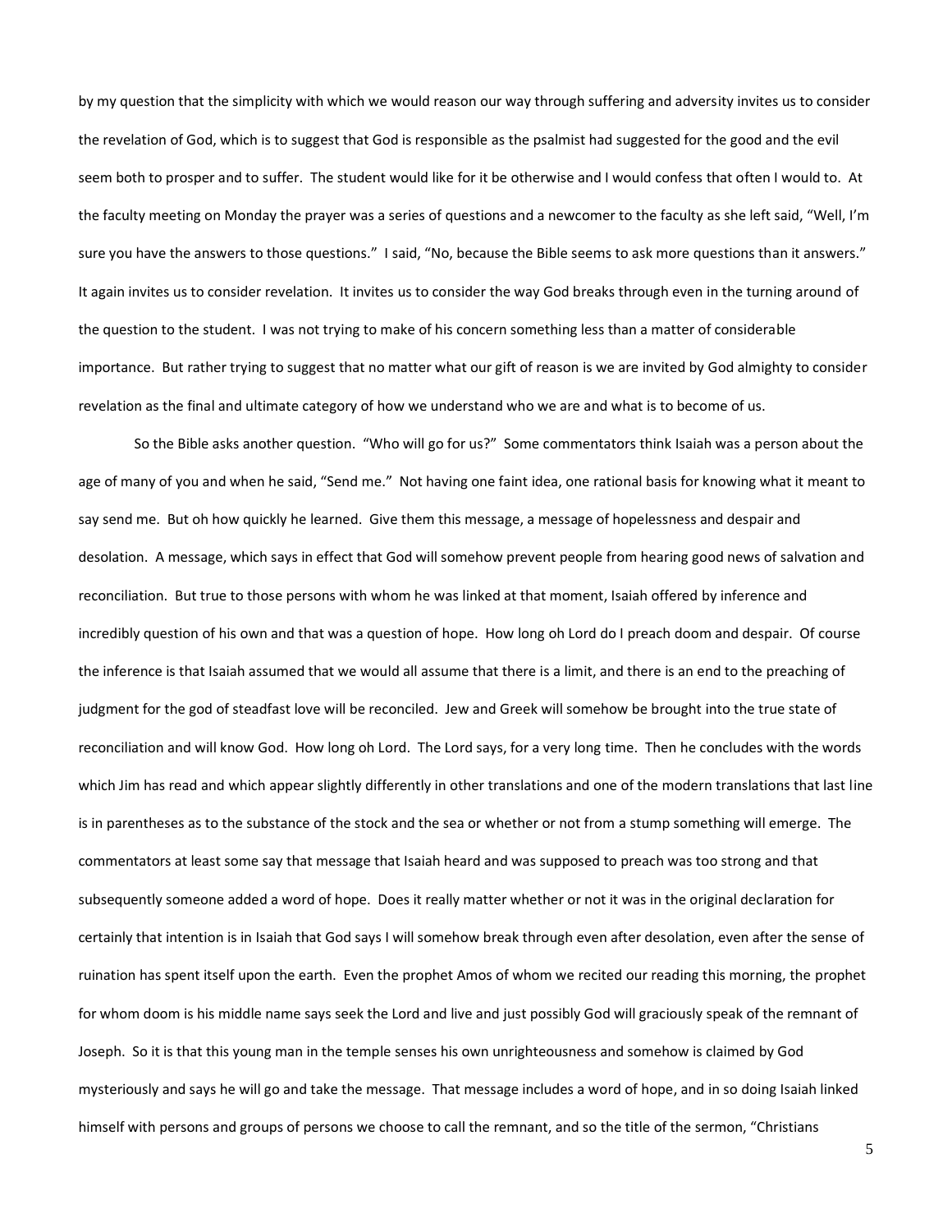by my question that the simplicity with which we would reason our way through suffering and adversity invites us to consider the revelation of God, which is to suggest that God is responsible as the psalmist had suggested for the good and the evil seem both to prosper and to suffer. The student would like for it be otherwise and I would confess that often I would to. At the faculty meeting on Monday the prayer was a series of questions and a newcomer to the faculty as she left said, "Well, I'm sure you have the answers to those questions." I said, "No, because the Bible seems to ask more questions than it answers." It again invites us to consider revelation. It invites us to consider the way God breaks through even in the turning around of the question to the student. I was not trying to make of his concern something less than a matter of considerable importance. But rather trying to suggest that no matter what our gift of reason is we are invited by God almighty to consider revelation as the final and ultimate category of how we understand who we are and what is to become of us.

So the Bible asks another question. "Who will go for us?" Some commentators think Isaiah was a person about the age of many of you and when he said, "Send me." Not having one faint idea, one rational basis for knowing what it meant to say send me. But oh how quickly he learned. Give them this message, a message of hopelessness and despair and desolation. A message, which says in effect that God will somehow prevent people from hearing good news of salvation and reconciliation. But true to those persons with whom he was linked at that moment, Isaiah offered by inference and incredibly question of his own and that was a question of hope. How long oh Lord do I preach doom and despair. Of course the inference is that Isaiah assumed that we would all assume that there is a limit, and there is an end to the preaching of judgment for the god of steadfast love will be reconciled. Jew and Greek will somehow be brought into the true state of reconciliation and will know God. How long oh Lord. The Lord says, for a very long time. Then he concludes with the words which Jim has read and which appear slightly differently in other translations and one of the modern translations that last line is in parentheses as to the substance of the stock and the sea or whether or not from a stump something will emerge. The commentators at least some say that message that Isaiah heard and was supposed to preach was too strong and that subsequently someone added a word of hope. Does it really matter whether or not it was in the original declaration for certainly that intention is in Isaiah that God says I will somehow break through even after desolation, even after the sense of ruination has spent itself upon the earth. Even the prophet Amos of whom we recited our reading this morning, the prophet for whom doom is his middle name says seek the Lord and live and just possibly God will graciously speak of the remnant of Joseph. So it is that this young man in the temple senses his own unrighteousness and somehow is claimed by God mysteriously and says he will go and take the message. That message includes a word of hope, and in so doing Isaiah linked himself with persons and groups of persons we choose to call the remnant, and so the title of the sermon, "Christians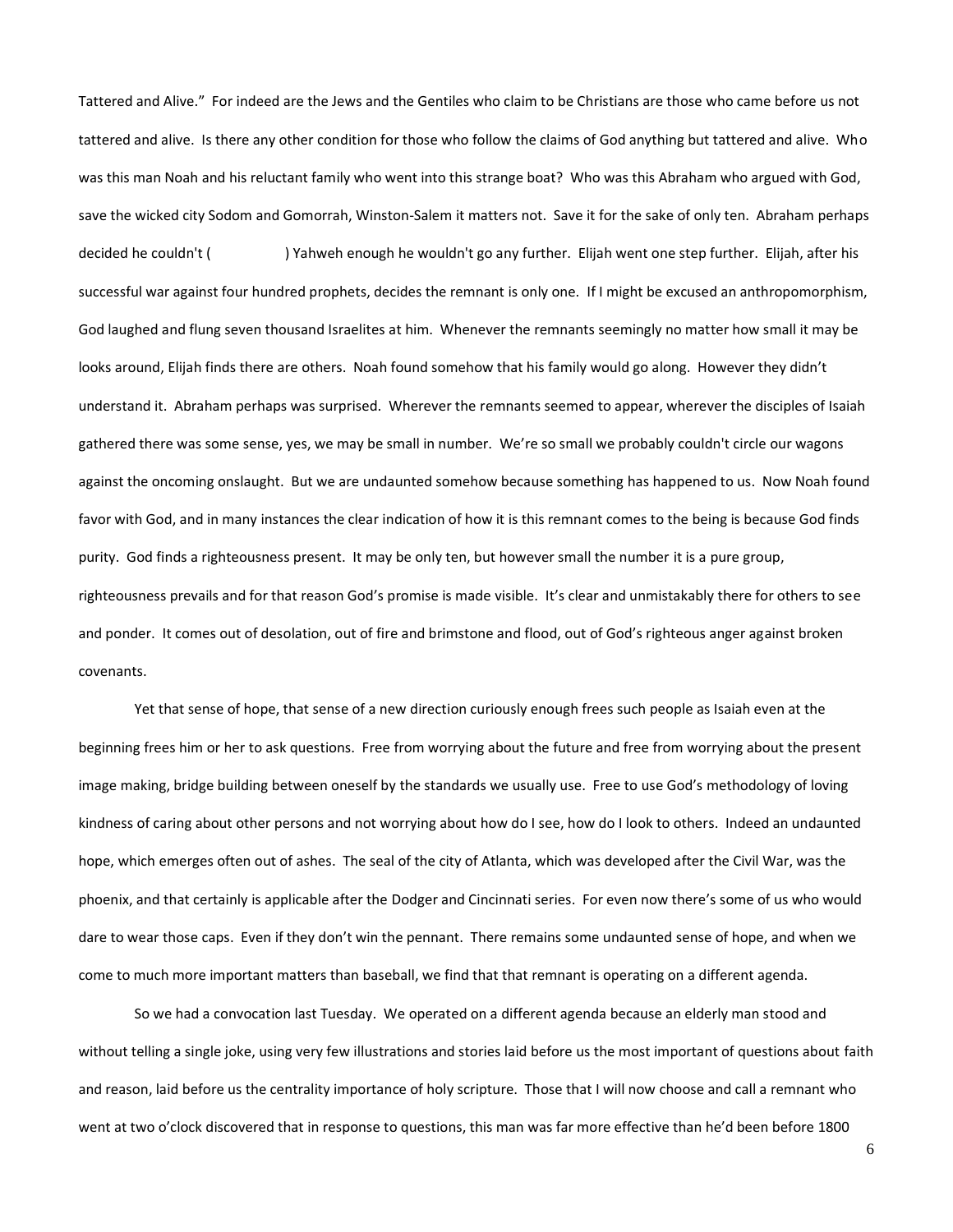Tattered and Alive." For indeed are the Jews and the Gentiles who claim to be Christians are those who came before us not tattered and alive. Is there any other condition for those who follow the claims of God anything but tattered and alive. Who was this man Noah and his reluctant family who went into this strange boat? Who was this Abraham who argued with God, save the wicked city Sodom and Gomorrah, Winston-Salem it matters not. Save it for the sake of only ten. Abraham perhaps decided he couldn't (                ) Yahweh enough he wouldn't go any further. Elijah went one step further. Elijah, after his successful war against four hundred prophets, decides the remnant is only one. If I might be excused an anthropomorphism, God laughed and flung seven thousand Israelites at him. Whenever the remnants seemingly no matter how small it may be looks around, Elijah finds there are others. Noah found somehow that his family would go along. However they didn't understand it. Abraham perhaps was surprised. Wherever the remnants seemed to appear, wherever the disciples of Isaiah gathered there was some sense, yes, we may be small in number. We're so small we probably couldn't circle our wagons against the oncoming onslaught. But we are undaunted somehow because something has happened to us. Now Noah found favor with God, and in many instances the clear indication of how it is this remnant comes to the being is because God finds purity. God finds a righteousness present. It may be only ten, but however small the number it is a pure group, righteousness prevails and for that reason God's promise is made visible. It's clear and unmistakably there for others to see and ponder. It comes out of desolation, out of fire and brimstone and flood, out of God's righteous anger against broken covenants.

Yet that sense of hope, that sense of a new direction curiously enough frees such people as Isaiah even at the beginning frees him or her to ask questions. Free from worrying about the future and free from worrying about the present image making, bridge building between oneself by the standards we usually use. Free to use God's methodology of loving kindness of caring about other persons and not worrying about how do I see, how do I look to others. Indeed an undaunted hope, which emerges often out of ashes. The seal of the city of Atlanta, which was developed after the Civil War, was the phoenix, and that certainly is applicable after the Dodger and Cincinnati series. For even now there's some of us who would dare to wear those caps. Even if they don't win the pennant. There remains some undaunted sense of hope, and when we come to much more important matters than baseball, we find that that remnant is operating on a different agenda.

So we had a convocation last Tuesday. We operated on a different agenda because an elderly man stood and without telling a single joke, using very few illustrations and stories laid before us the most important of questions about faith and reason, laid before us the centrality importance of holy scripture. Those that I will now choose and call a remnant who went at two o'clock discovered that in response to questions, this man was far more effective than he'd been before 1800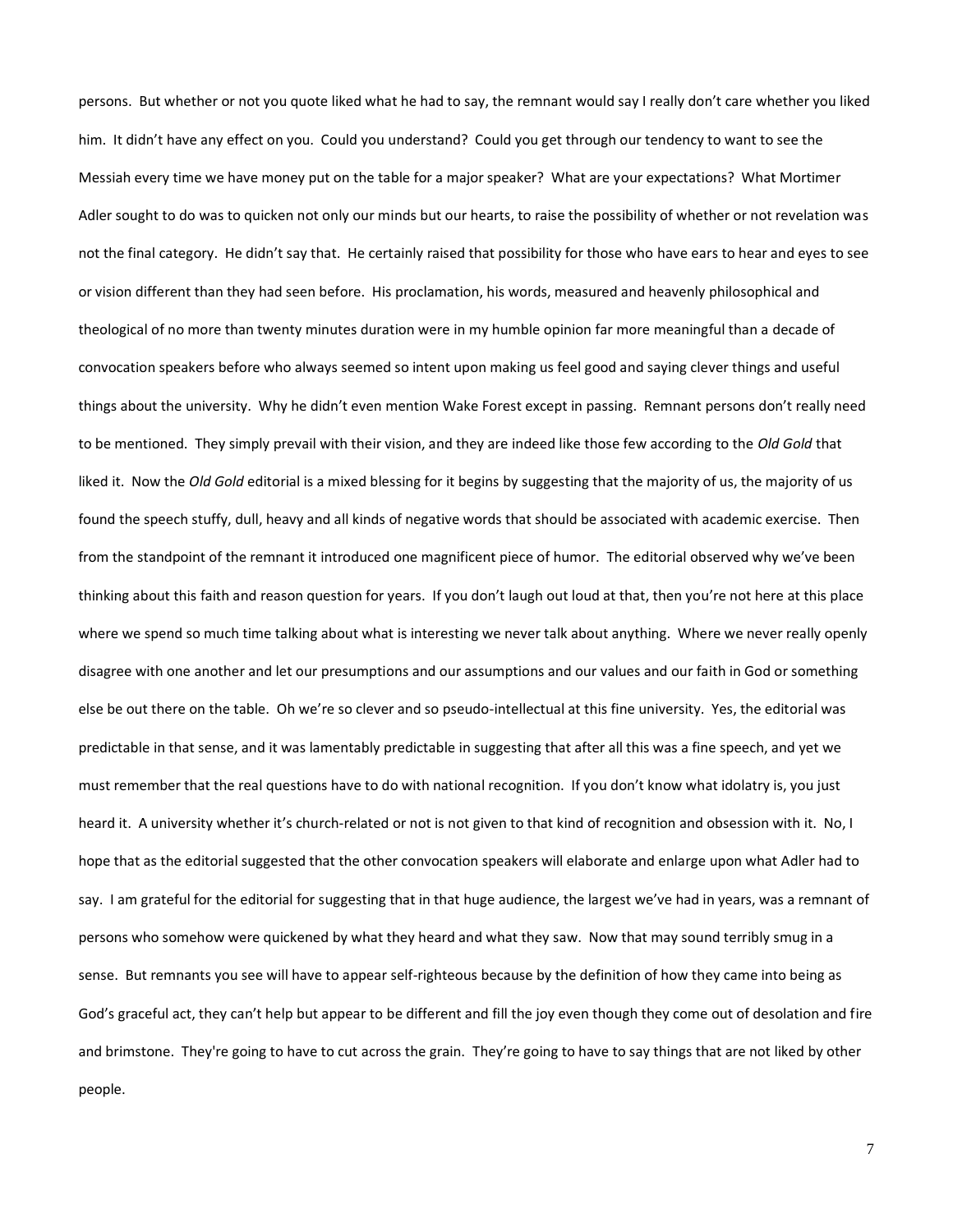persons. But whether or not you quote liked what he had to say, the remnant would say I really don't care whether you liked him. It didn't have any effect on you. Could you understand? Could you get through our tendency to want to see the Messiah every time we have money put on the table for a major speaker? What are your expectations? What Mortimer Adler sought to do was to quicken not only our minds but our hearts, to raise the possibility of whether or not revelation was not the final category. He didn't say that. He certainly raised that possibility for those who have ears to hear and eyes to see or vision different than they had seen before. His proclamation, his words, measured and heavenly philosophical and theological of no more than twenty minutes duration were in my humble opinion far more meaningful than a decade of convocation speakers before who always seemed so intent upon making us feel good and saying clever things and useful things about the university. Why he didn't even mention Wake Forest except in passing. Remnant persons don't really need to be mentioned. They simply prevail with their vision, and they are indeed like those few according to the *Old Gold* that liked it. Now the *Old Gold* editorial is a mixed blessing for it begins by suggesting that the majority of us, the majority of us found the speech stuffy, dull, heavy and all kinds of negative words that should be associated with academic exercise. Then from the standpoint of the remnant it introduced one magnificent piece of humor. The editorial observed why we've been thinking about this faith and reason question for years. If you don't laugh out loud at that, then you're not here at this place where we spend so much time talking about what is interesting we never talk about anything. Where we never really openly disagree with one another and let our presumptions and our assumptions and our values and our faith in God or something else be out there on the table. Oh we're so clever and so pseudo-intellectual at this fine university. Yes, the editorial was predictable in that sense, and it was lamentably predictable in suggesting that after all this was a fine speech, and yet we must remember that the real questions have to do with national recognition. If you don't know what idolatry is, you just heard it. A university whether it's church-related or not is not given to that kind of recognition and obsession with it. No, I hope that as the editorial suggested that the other convocation speakers will elaborate and enlarge upon what Adler had to say. I am grateful for the editorial for suggesting that in that huge audience, the largest we've had in years, was a remnant of persons who somehow were quickened by what they heard and what they saw. Now that may sound terribly smug in a sense. But remnants you see will have to appear self-righteous because by the definition of how they came into being as God's graceful act, they can't help but appear to be different and fill the joy even though they come out of desolation and fire and brimstone. They're going to have to cut across the grain. They're going to have to say things that are not liked by other people.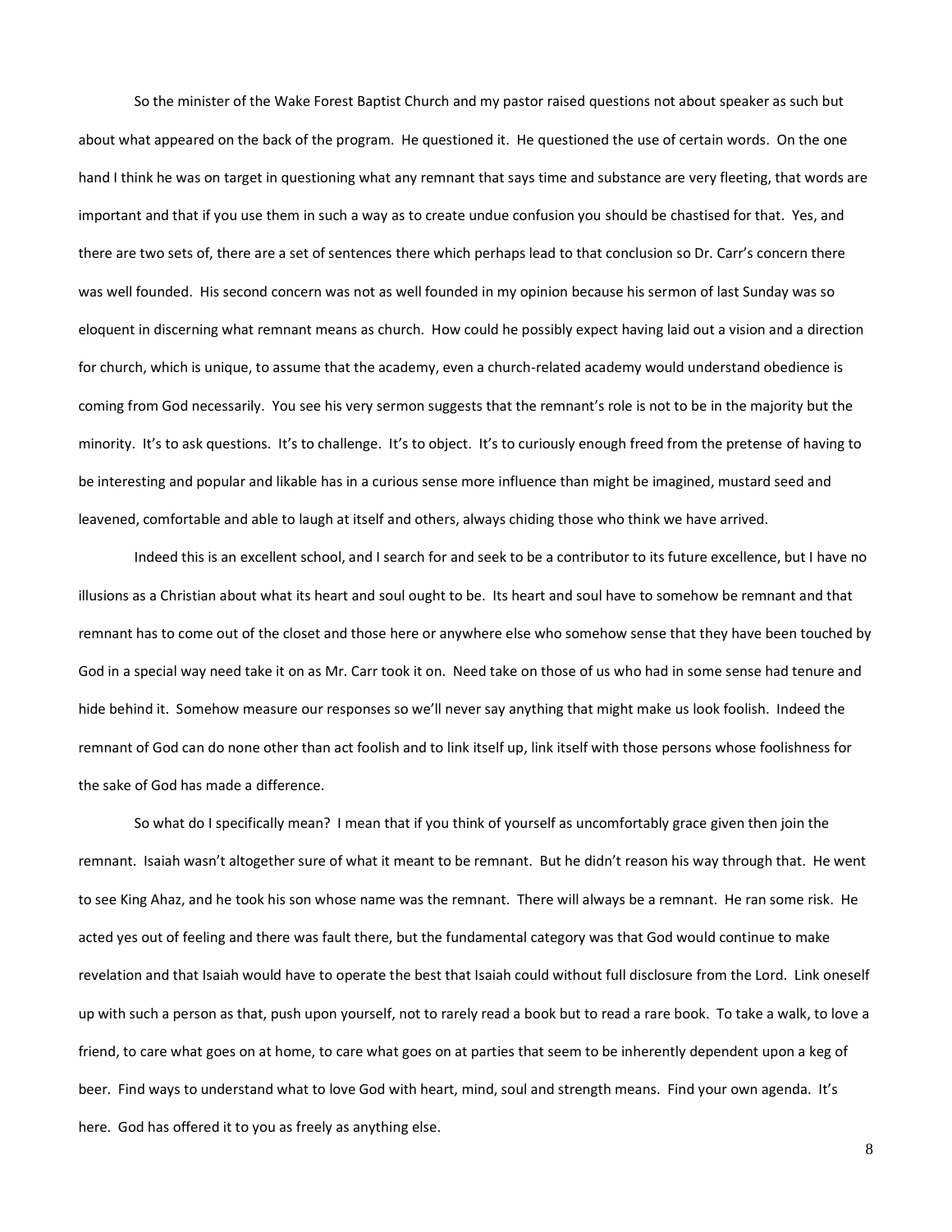So the minister of the Wake Forest Baptist Church and my pastor raised questions not about speaker as such but about what appeared on the back of the program. He questioned it. He questioned the use of certain words. On the one hand I think he was on target in questioning what any remnant that says time and substance are very fleeting, that words are important and that if you use them in such a way as to create undue confusion you should be chastised for that. Yes, and there are two sets of, there are a set of sentences there which perhaps lead to that conclusion so Dr. Carr's concern there was well founded. His second concern was not as well founded in my opinion because his sermon of last Sunday was so eloquent in discerning what remnant means as church. How could he possibly expect having laid out a vision and a direction for church, which is unique, to assume that the academy, even a church-related academy would understand obedience is coming from God necessarily. You see his very sermon suggests that the remnant's role is not to be in the majority but the minority. It's to ask questions. It's to challenge. It's to object. It's to curiously enough freed from the pretense of having to be interesting and popular and likable has in a curious sense more influence than might be imagined, mustard seed and leavened, comfortable and able to laugh at itself and others, always chiding those who think we have arrived.

Indeed this is an excellent school, and I search for and seek to be a contributor to its future excellence, but I have no illusions as a Christian about what its heart and soul ought to be. Its heart and soul have to somehow be remnant and that remnant has to come out of the closet and those here or anywhere else who somehow sense that they have been touched by God in a special way need take it on as Mr. Carr took it on. Need take on those of us who had in some sense had tenure and hide behind it. Somehow measure our responses so we'll never say anything that might make us look foolish. Indeed the remnant of God can do none other than act foolish and to link itself up, link itself with those persons whose foolishness for the sake of God has made a difference.

So what do I specifically mean? I mean that if you think of yourself as uncomfortably grace given then join the remnant. Isaiah wasn't altogether sure of what it meant to be remnant. But he didn't reason his way through that. He went to see King Ahaz, and he took his son whose name was the remnant. There will always be a remnant. He ran some risk. He acted yes out of feeling and there was fault there, but the fundamental category was that God would continue to make revelation and that Isaiah would have to operate the best that Isaiah could without full disclosure from the Lord. Link oneself up with such a person as that, push upon yourself, not to rarely read a book but to read a rare book. To take a walk, to love a friend, to care what goes on at home, to care what goes on at parties that seem to be inherently dependent upon a keg of beer. Find ways to understand what to love God with heart, mind, soul and strength means. Find your own agenda. It's here. God has offered it to you as freely as anything else.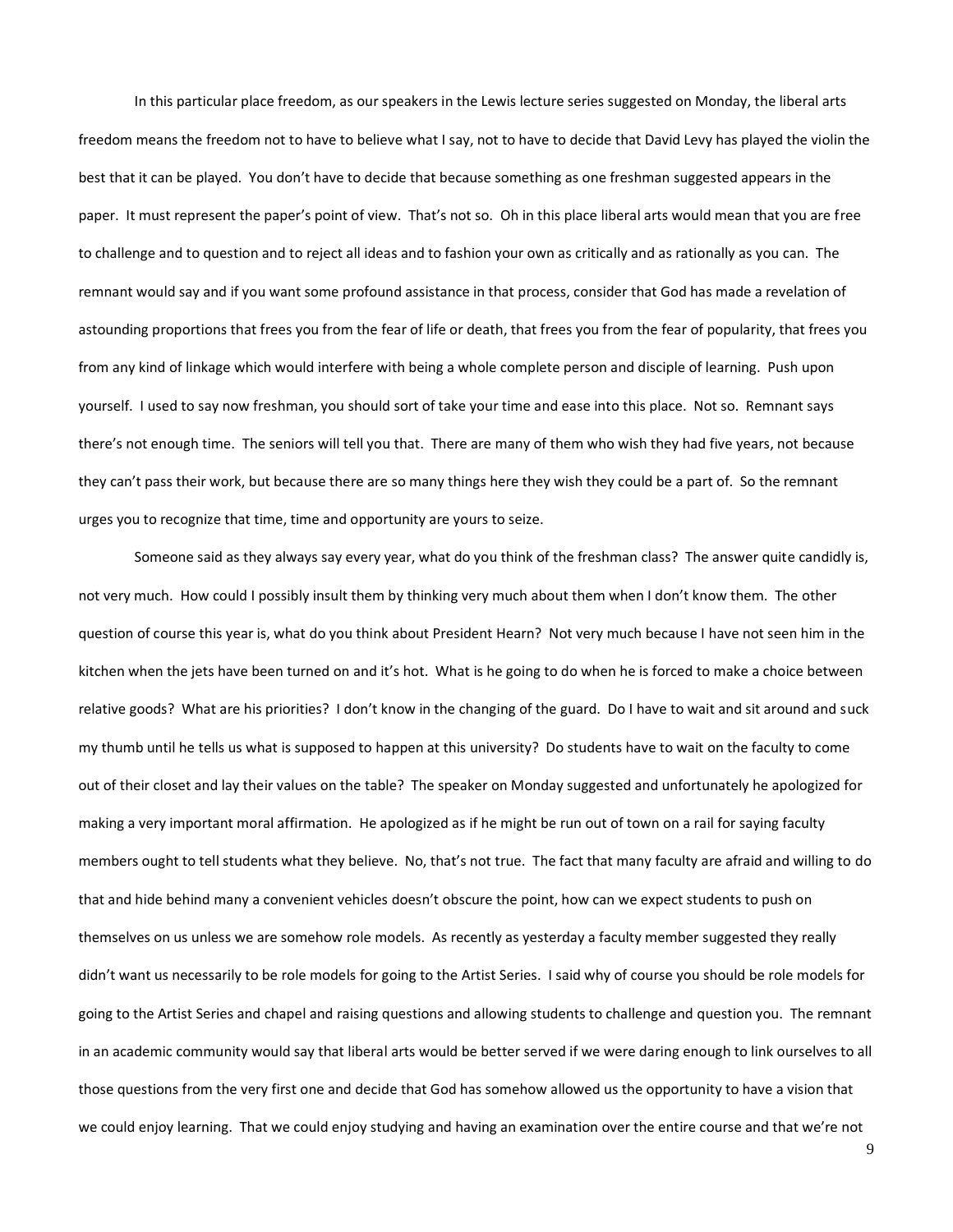In this particular place freedom, as our speakers in the Lewis lecture series suggested on Monday, the liberal arts freedom means the freedom not to have to believe what I say, not to have to decide that David Levy has played the violin the best that it can be played. You don't have to decide that because something as one freshman suggested appears in the paper. It must represent the paper's point of view. That's not so. Oh in this place liberal arts would mean that you are free to challenge and to question and to reject all ideas and to fashion your own as critically and as rationally as you can. The remnant would say and if you want some profound assistance in that process, consider that God has made a revelation of astounding proportions that frees you from the fear of life or death, that frees you from the fear of popularity, that frees you from any kind of linkage which would interfere with being a whole complete person and disciple of learning. Push upon yourself. I used to say now freshman, you should sort of take your time and ease into this place. Not so. Remnant says there's not enough time. The seniors will tell you that. There are many of them who wish they had five years, not because they can't pass their work, but because there are so many things here they wish they could be a part of. So the remnant urges you to recognize that time, time and opportunity are yours to seize.

Someone said as they always say every year, what do you think of the freshman class? The answer quite candidly is, not very much. How could I possibly insult them by thinking very much about them when I don't know them. The other question of course this year is, what do you think about President Hearn? Not very much because I have not seen him in the kitchen when the jets have been turned on and it's hot. What is he going to do when he is forced to make a choice between relative goods? What are his priorities? I don't know in the changing of the guard. Do I have to wait and sit around and suck my thumb until he tells us what is supposed to happen at this university? Do students have to wait on the faculty to come out of their closet and lay their values on the table? The speaker on Monday suggested and unfortunately he apologized for making a very important moral affirmation. He apologized as if he might be run out of town on a rail for saying faculty members ought to tell students what they believe. No, that's not true. The fact that many faculty are afraid and willing to do that and hide behind many a convenient vehicles doesn't obscure the point, how can we expect students to push on themselves on us unless we are somehow role models. As recently as yesterday a faculty member suggested they really didn't want us necessarily to be role models for going to the Artist Series. I said why of course you should be role models for going to the Artist Series and chapel and raising questions and allowing students to challenge and question you. The remnant in an academic community would say that liberal arts would be better served if we were daring enough to link ourselves to all those questions from the very first one and decide that God has somehow allowed us the opportunity to have a vision that we could enjoy learning. That we could enjoy studying and having an examination over the entire course and that we're not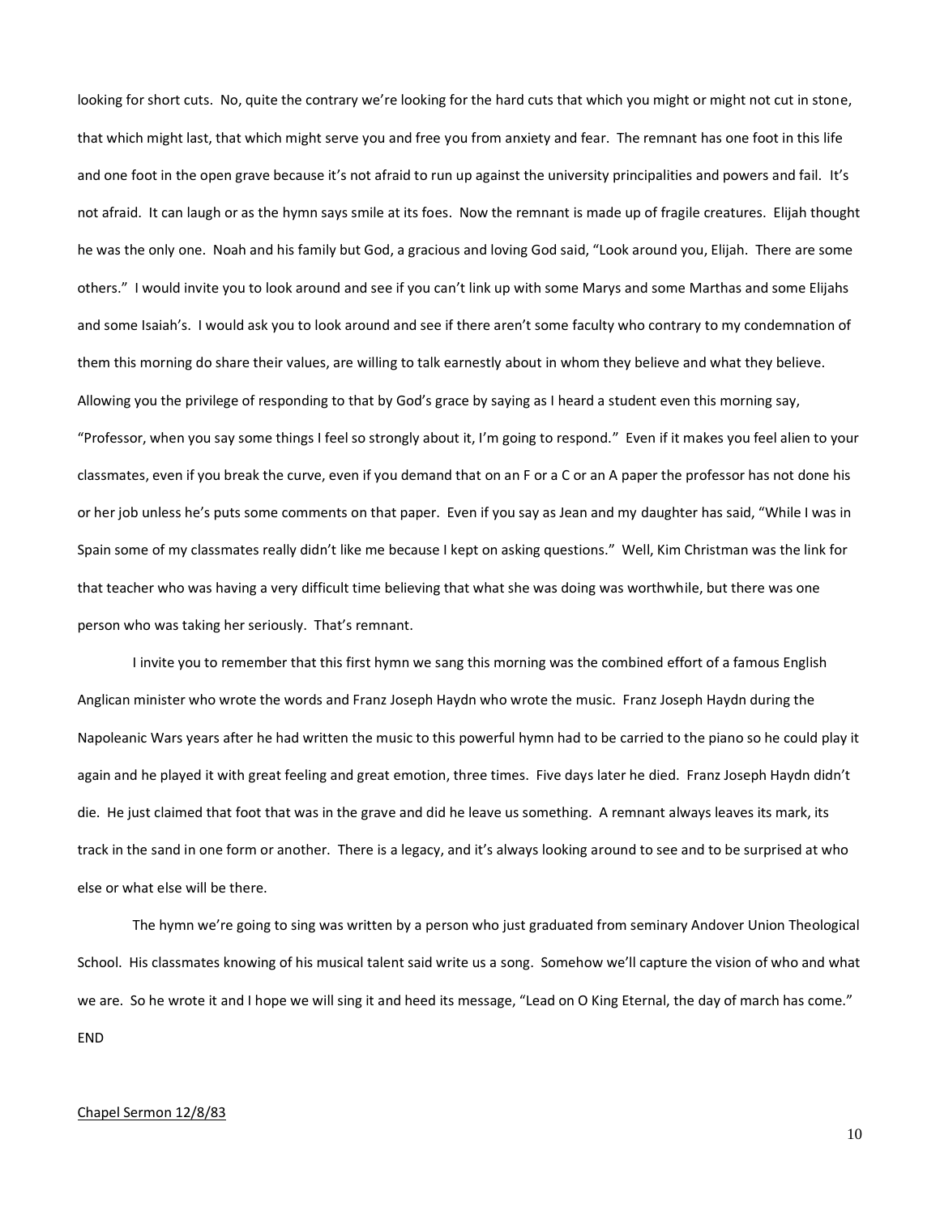looking for short cuts. No, quite the contrary we're looking for the hard cuts that which you might or might not cut in stone, that which might last, that which might serve you and free you from anxiety and fear. The remnant has one foot in this life and one foot in the open grave because it's not afraid to run up against the university principalities and powers and fail. It's not afraid. It can laugh or as the hymn says smile at its foes. Now the remnant is made up of fragile creatures. Elijah thought he was the only one. Noah and his family but God, a gracious and loving God said, "Look around you, Elijah. There are some others." I would invite you to look around and see if you can't link up with some Marys and some Marthas and some Elijahs and some Isaiah's. I would ask you to look around and see if there aren't some faculty who contrary to my condemnation of them this morning do share their values, are willing to talk earnestly about in whom they believe and what they believe. Allowing you the privilege of responding to that by God's grace by saying as I heard a student even this morning say, "Professor, when you say some things I feel so strongly about it, I'm going to respond." Even if it makes you feel alien to your classmates, even if you break the curve, even if you demand that on an F or a C or an A paper the professor has not done his or her job unless he's puts some comments on that paper. Even if you say as Jean and my daughter has said, "While I was in Spain some of my classmates really didn't like me because I kept on asking questions." Well, Kim Christman was the link for that teacher who was having a very difficult time believing that what she was doing was worthwhile, but there was one person who was taking her seriously. That's remnant.

I invite you to remember that this first hymn we sang this morning was the combined effort of a famous English Anglican minister who wrote the words and Franz Joseph Haydn who wrote the music. Franz Joseph Haydn during the Napoleanic Wars years after he had written the music to this powerful hymn had to be carried to the piano so he could play it again and he played it with great feeling and great emotion, three times. Five days later he died. Franz Joseph Haydn didn't die. He just claimed that foot that was in the grave and did he leave us something. A remnant always leaves its mark, its track in the sand in one form or another. There is a legacy, and it's always looking around to see and to be surprised at who else or what else will be there.

The hymn we're going to sing was written by a person who just graduated from seminary Andover Union Theological School. His classmates knowing of his musical talent said write us a song. Somehow we'll capture the vision of who and what we are. So he wrote it and I hope we will sing it and heed its message, "Lead on O King Eternal, the day of march has come."

END

Chapel Sermon 12/8/83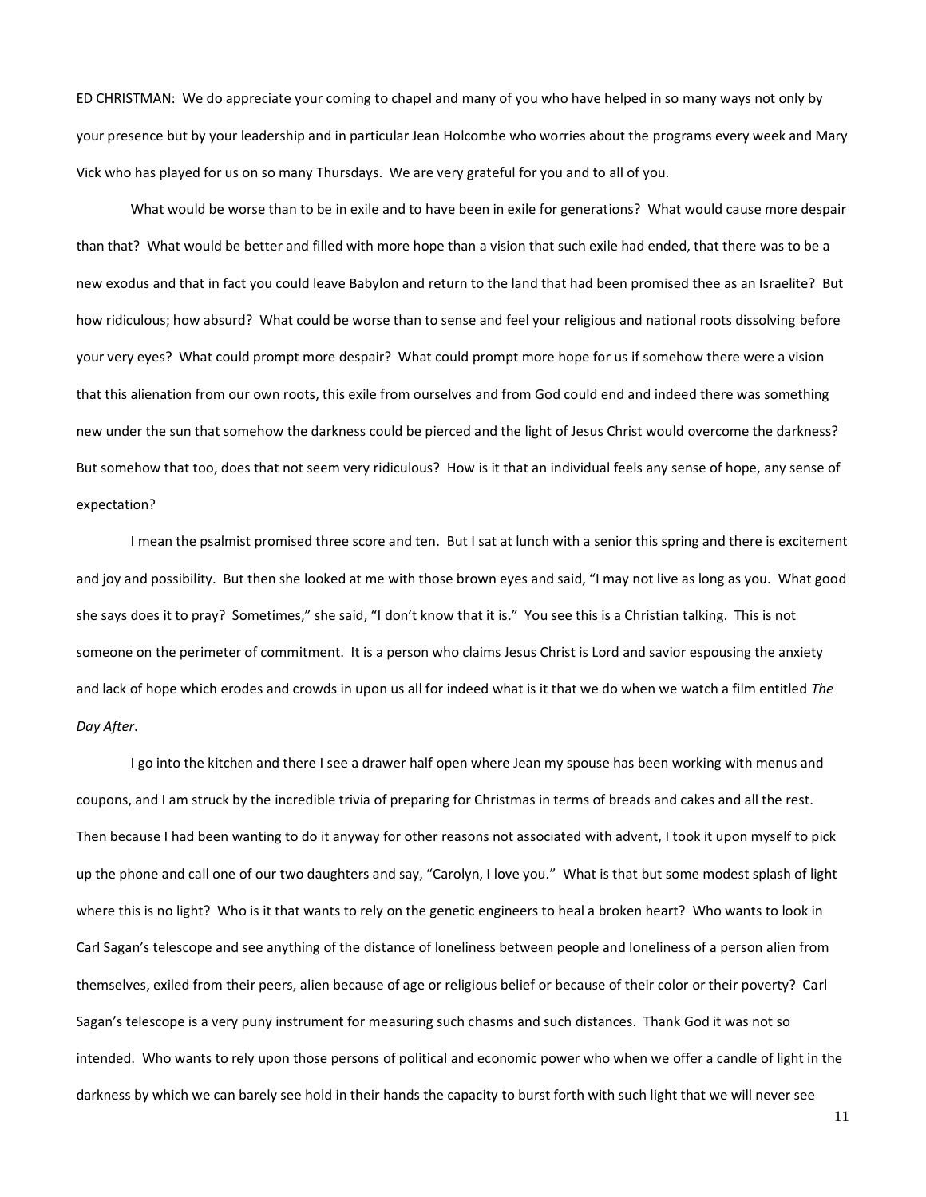ED CHRISTMAN: We do appreciate your coming to chapel and many of you who have helped in so many ways not only by your presence but by your leadership and in particular Jean Holcombe who worries about the programs every week and Mary Vick who has played for us on so many Thursdays. We are very grateful for you and to all of you.

What would be worse than to be in exile and to have been in exile for generations? What would cause more despair than that? What would be better and filled with more hope than a vision that such exile had ended, that there was to be a new exodus and that in fact you could leave Babylon and return to the land that had been promised thee as an Israelite? But how ridiculous; how absurd? What could be worse than to sense and feel your religious and national roots dissolving before your very eyes? What could prompt more despair? What could prompt more hope for us if somehow there were a vision that this alienation from our own roots, this exile from ourselves and from God could end and indeed there was something new under the sun that somehow the darkness could be pierced and the light of Jesus Christ would overcome the darkness? But somehow that too, does that not seem very ridiculous? How is it that an individual feels any sense of hope, any sense of expectation?

I mean the psalmist promised three score and ten. But I sat at lunch with a senior this spring and there is excitement and joy and possibility. But then she looked at me with those brown eyes and said, "I may not live as long as you. What good she says does it to pray? Sometimes," she said, "I don't know that it is." You see this is a Christian talking. This is not someone on the perimeter of commitment. It is a person who claims Jesus Christ is Lord and savior espousing the anxiety and lack of hope which erodes and crowds in upon us all for indeed what is it that we do when we watch a film entitled *The Day After*.

I go into the kitchen and there I see a drawer half open where Jean my spouse has been working with menus and coupons, and I am struck by the incredible trivia of preparing for Christmas in terms of breads and cakes and all the rest. Then because I had been wanting to do it anyway for other reasons not associated with advent, I took it upon myself to pick up the phone and call one of our two daughters and say, "Carolyn, I love you." What is that but some modest splash of light where this is no light? Who is it that wants to rely on the genetic engineers to heal a broken heart? Who wants to look in Carl Sagan's telescope and see anything of the distance of loneliness between people and loneliness of a person alien from themselves, exiled from their peers, alien because of age or religious belief or because of their color or their poverty? Carl Sagan's telescope is a very puny instrument for measuring such chasms and such distances. Thank God it was not so intended. Who wants to rely upon those persons of political and economic power who when we offer a candle of light in the darkness by which we can barely see hold in their hands the capacity to burst forth with such light that we will never see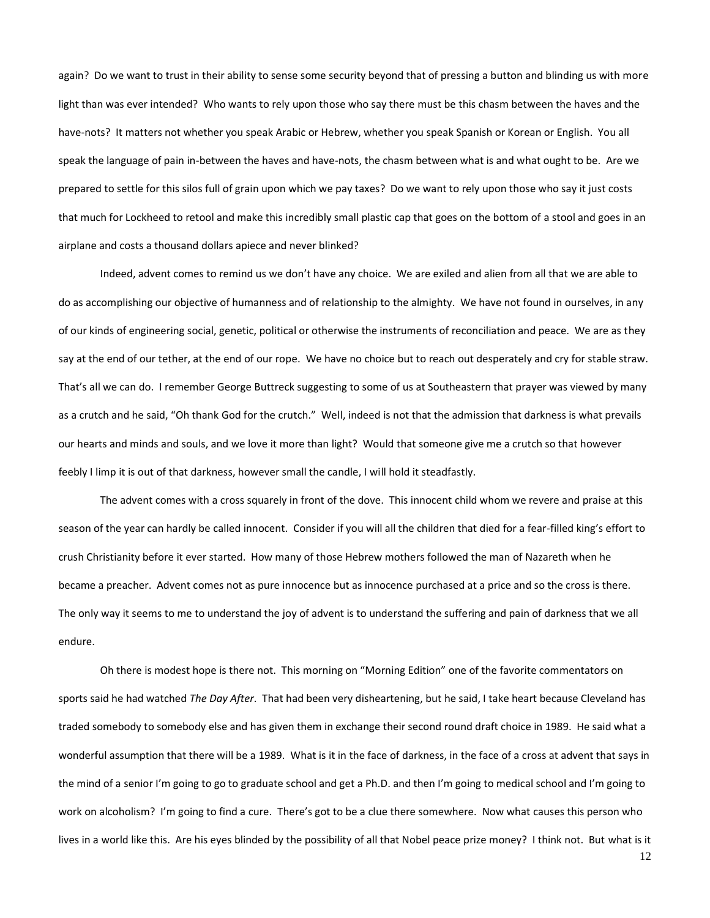again? Do we want to trust in their ability to sense some security beyond that of pressing a button and blinding us with more light than was ever intended? Who wants to rely upon those who say there must be this chasm between the haves and the have-nots? It matters not whether you speak Arabic or Hebrew, whether you speak Spanish or Korean or English. You all speak the language of pain in-between the haves and have-nots, the chasm between what is and what ought to be. Are we prepared to settle for this silos full of grain upon which we pay taxes? Do we want to rely upon those who say it just costs that much for Lockheed to retool and make this incredibly small plastic cap that goes on the bottom of a stool and goes in an airplane and costs a thousand dollars apiece and never blinked?

Indeed, advent comes to remind us we don't have any choice. We are exiled and alien from all that we are able to do as accomplishing our objective of humanness and of relationship to the almighty. We have not found in ourselves, in any of our kinds of engineering social, genetic, political or otherwise the instruments of reconciliation and peace. We are as they say at the end of our tether, at the end of our rope. We have no choice but to reach out desperately and cry for stable straw. That's all we can do. I remember George Buttreck suggesting to some of us at Southeastern that prayer was viewed by many as a crutch and he said, "Oh thank God for the crutch." Well, indeed is not that the admission that darkness is what prevails our hearts and minds and souls, and we love it more than light? Would that someone give me a crutch so that however feebly I limp it is out of that darkness, however small the candle, I will hold it steadfastly.

The advent comes with a cross squarely in front of the dove. This innocent child whom we revere and praise at this season of the year can hardly be called innocent. Consider if you will all the children that died for a fear-filled king's effort to crush Christianity before it ever started. How many of those Hebrew mothers followed the man of Nazareth when he became a preacher. Advent comes not as pure innocence but as innocence purchased at a price and so the cross is there. The only way it seems to me to understand the joy of advent is to understand the suffering and pain of darkness that we all endure.

Oh there is modest hope is there not. This morning on "Morning Edition" one of the favorite commentators on sports said he had watched *The Day After*. That had been very disheartening, but he said, I take heart because Cleveland has traded somebody to somebody else and has given them in exchange their second round draft choice in 1989. He said what a wonderful assumption that there will be a 1989. What is it in the face of darkness, in the face of a cross at advent that says in the mind of a senior I'm going to go to graduate school and get a Ph.D. and then I'm going to medical school and I'm going to work on alcoholism? I'm going to find a cure. There's got to be a clue there somewhere. Now what causes this person who lives in a world like this. Are his eyes blinded by the possibility of all that Nobel peace prize money? I think not. But what is it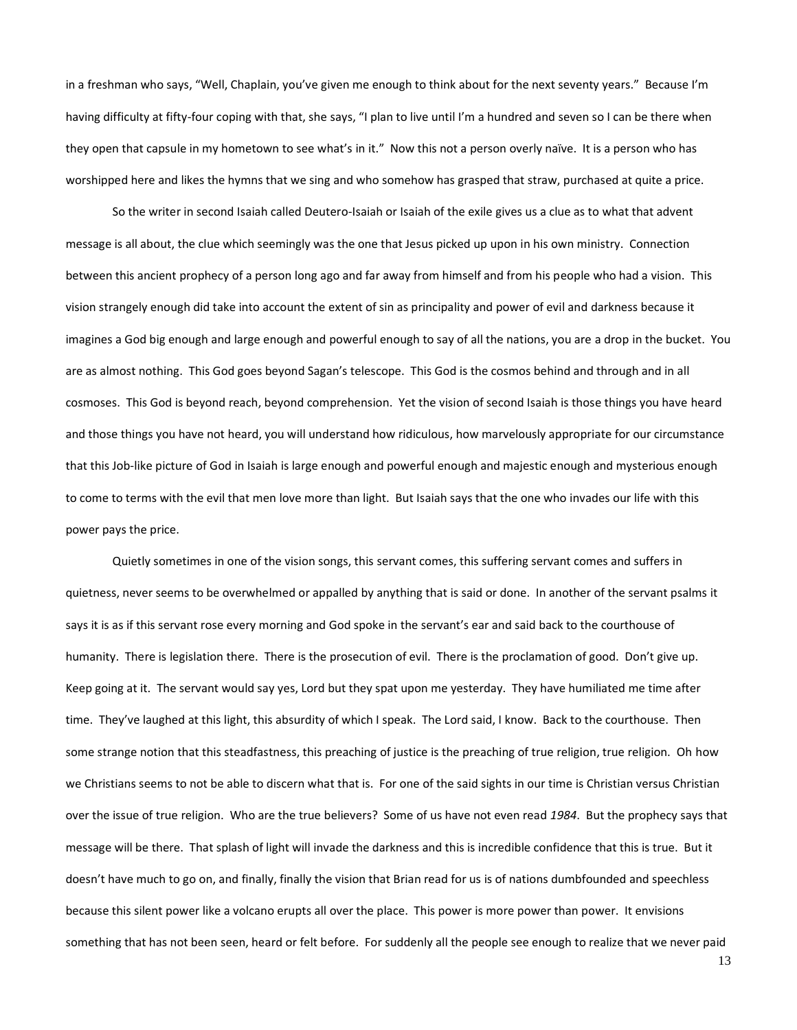in a freshman who says, "Well, Chaplain, you've given me enough to think about for the next seventy years." Because I'm having difficulty at fifty-four coping with that, she says, "I plan to live until I'm a hundred and seven so I can be there when they open that capsule in my hometown to see what's in it." Now this not a person overly naïve. It is a person who has worshipped here and likes the hymns that we sing and who somehow has grasped that straw, purchased at quite a price.

So the writer in second Isaiah called Deutero-Isaiah or Isaiah of the exile gives us a clue as to what that advent message is all about, the clue which seemingly was the one that Jesus picked up upon in his own ministry. Connection between this ancient prophecy of a person long ago and far away from himself and from his people who had a vision. This vision strangely enough did take into account the extent of sin as principality and power of evil and darkness because it imagines a God big enough and large enough and powerful enough to say of all the nations, you are a drop in the bucket. You are as almost nothing. This God goes beyond Sagan's telescope. This God is the cosmos behind and through and in all cosmoses. This God is beyond reach, beyond comprehension. Yet the vision of second Isaiah is those things you have heard and those things you have not heard, you will understand how ridiculous, how marvelously appropriate for our circumstance that this Job-like picture of God in Isaiah is large enough and powerful enough and majestic enough and mysterious enough to come to terms with the evil that men love more than light. But Isaiah says that the one who invades our life with this power pays the price.

Quietly sometimes in one of the vision songs, this servant comes, this suffering servant comes and suffers in quietness, never seems to be overwhelmed or appalled by anything that is said or done. In another of the servant psalms it says it is as if this servant rose every morning and God spoke in the servant's ear and said back to the courthouse of humanity. There is legislation there. There is the prosecution of evil. There is the proclamation of good. Don't give up. Keep going at it. The servant would say yes, Lord but they spat upon me yesterday. They have humiliated me time after time. They've laughed at this light, this absurdity of which I speak. The Lord said, I know. Back to the courthouse. Then some strange notion that this steadfastness, this preaching of justice is the preaching of true religion, true religion. Oh how we Christians seems to not be able to discern what that is. For one of the said sights in our time is Christian versus Christian over the issue of true religion. Who are the true believers? Some of us have not even read *1984*. But the prophecy says that message will be there. That splash of light will invade the darkness and this is incredible confidence that this is true. But it doesn't have much to go on, and finally, finally the vision that Brian read for us is of nations dumbfounded and speechless because this silent power like a volcano erupts all over the place. This power is more power than power. It envisions something that has not been seen, heard or felt before. For suddenly all the people see enough to realize that we never paid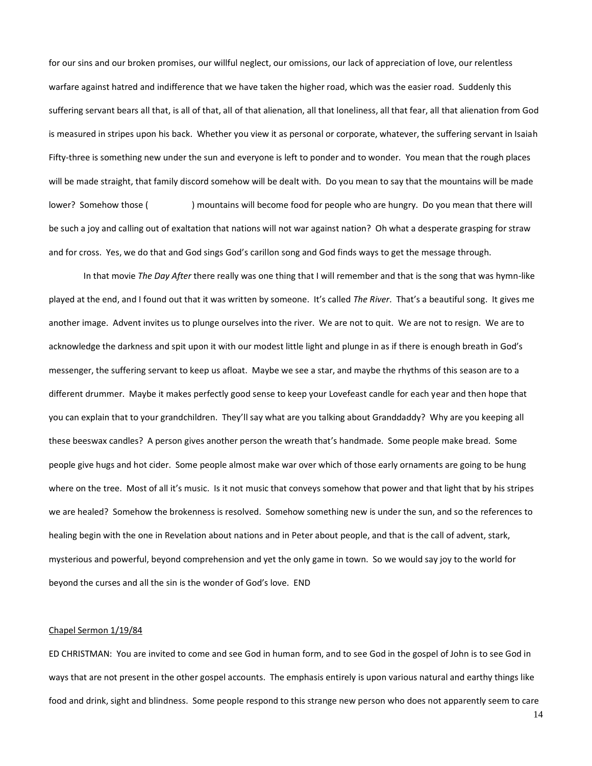for our sins and our broken promises, our willful neglect, our omissions, our lack of appreciation of love, our relentless warfare against hatred and indifference that we have taken the higher road, which was the easier road. Suddenly this suffering servant bears all that, is all of that, all of that alienation, all that loneliness, all that fear, all that alienation from God is measured in stripes upon his back. Whether you view it as personal or corporate, whatever, the suffering servant in Isaiah Fifty-three is something new under the sun and everyone is left to ponder and to wonder. You mean that the rough places will be made straight, that family discord somehow will be dealt with. Do you mean to say that the mountains will be made lower? Somehow those (                ) mountains will become food for people who are hungry. Do you mean that there will be such a joy and calling out of exaltation that nations will not war against nation? Oh what a desperate grasping for straw and for cross. Yes, we do that and God sings God's carillon song and God finds ways to get the message through.

In that movie *The Day After* there really was one thing that I will remember and that is the song that was hymn-like played at the end, and I found out that it was written by someone. It's called *The River*. That's a beautiful song. It gives me another image. Advent invites us to plunge ourselves into the river. We are not to quit. We are not to resign. We are to acknowledge the darkness and spit upon it with our modest little light and plunge in as if there is enough breath in God's messenger, the suffering servant to keep us afloat. Maybe we see a star, and maybe the rhythms of this season are to a different drummer. Maybe it makes perfectly good sense to keep your Lovefeast candle for each year and then hope that you can explain that to your grandchildren. They'll say what are you talking about Granddaddy? Why are you keeping all these beeswax candles? A person gives another person the wreath that's handmade. Some people make bread. Some people give hugs and hot cider. Some people almost make war over which of those early ornaments are going to be hung where on the tree. Most of all it's music. Is it not music that conveys somehow that power and that light that by his stripes we are healed? Somehow the brokenness is resolved. Somehow something new is under the sun, and so the references to healing begin with the one in Revelation about nations and in Peter about people, and that is the call of advent, stark, mysterious and powerful, beyond comprehension and yet the only game in town. So we would say joy to the world for beyond the curses and all the sin is the wonder of God's love. END

<u>Chapel Sermon 1/19/84</u>

ED CHRISTMAN: You are invited to come and see God in human form, and to see God in the gospel of John is to see God in ways that are not present in the other gospel accounts. The emphasis entirely is upon various natural and earthy things like food and drink, sight and blindness. Some people respond to this strange new person who does not apparently seem to care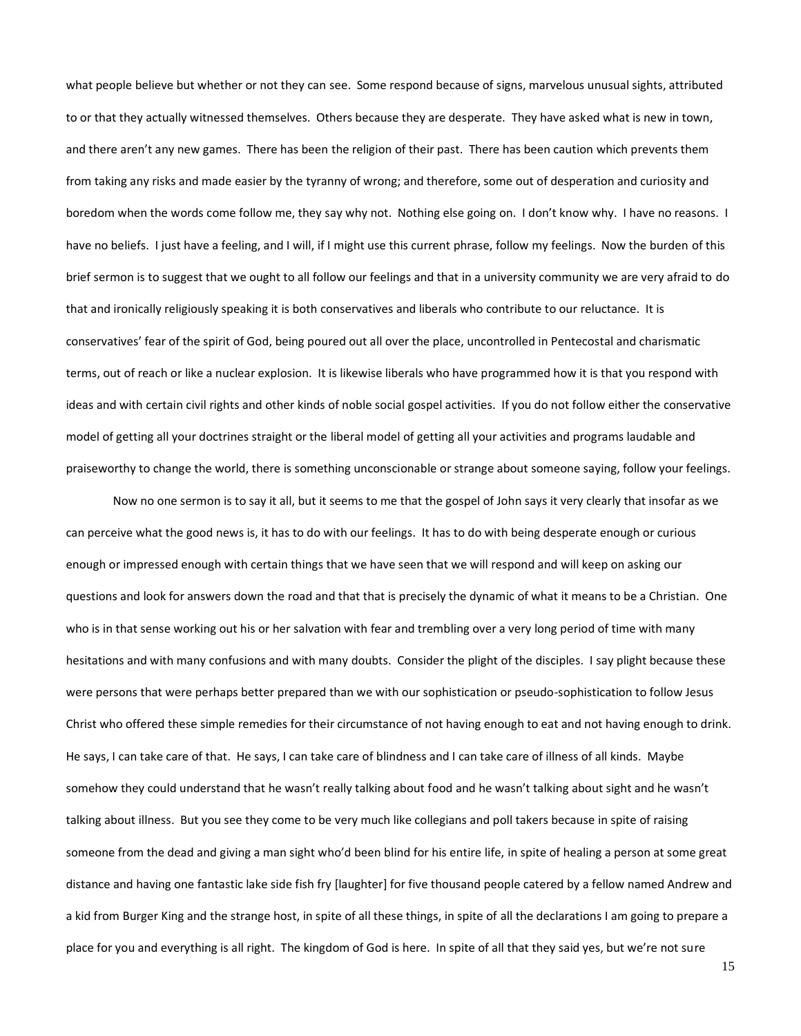what people believe but whether or not they can see. Some respond because of signs, marvelous unusual sights, attributed to or that they actually witnessed themselves. Others because they are desperate. They have asked what is new in town, and there aren't any new games. There has been the religion of their past. There has been caution which prevents them from taking any risks and made easier by the tyranny of wrong; and therefore, some out of desperation and curiosity and boredom when the words come follow me, they say why not. Nothing else going on. I don't know why. I have no reasons. I have no beliefs. I just have a feeling, and I will, if I might use this current phrase, follow my feelings. Now the burden of this brief sermon is to suggest that we ought to all follow our feelings and that in a university community we are very afraid to do that and ironically religiously speaking it is both conservatives and liberals who contribute to our reluctance. It is conservatives' fear of the spirit of God, being poured out all over the place, uncontrolled in Pentecostal and charismatic terms, out of reach or like a nuclear explosion. It is likewise liberals who have programmed how it is that you respond with ideas and with certain civil rights and other kinds of noble social gospel activities. If you do not follow either the conservative model of getting all your doctrines straight or the liberal model of getting all your activities and programs laudable and praiseworthy to change the world, there is something unconscionable or strange about someone saying, follow your feelings.

Now no one sermon is to say it all, but it seems to me that the gospel of John says it very clearly that insofar as we can perceive what the good news is, it has to do with our feelings. It has to do with being desperate enough or curious enough or impressed enough with certain things that we have seen that we will respond and will keep on asking our questions and look for answers down the road and that that is precisely the dynamic of what it means to be a Christian. One who is in that sense working out his or her salvation with fear and trembling over a very long period of time with many hesitations and with many confusions and with many doubts. Consider the plight of the disciples. I say plight because these were persons that were perhaps better prepared than we with our sophistication or pseudo-sophistication to follow Jesus Christ who offered these simple remedies for their circumstance of not having enough to eat and not having enough to drink. He says, I can take care of that. He says, I can take care of blindness and I can take care of illness of all kinds. Maybe somehow they could understand that he wasn't really talking about food and he wasn't talking about sight and he wasn't talking about illness. But you see they come to be very much like collegians and poll takers because in spite of raising someone from the dead and giving a man sight who'd been blind for his entire life, in spite of healing a person at some great distance and having one fantastic lake side fish fry [laughter] for five thousand people catered by a fellow named Andrew and a kid from Burger King and the strange host, in spite of all these things, in spite of all the declarations I am going to prepare a place for you and everything is all right. The kingdom of God is here. In spite of all that they said yes, but we're not sure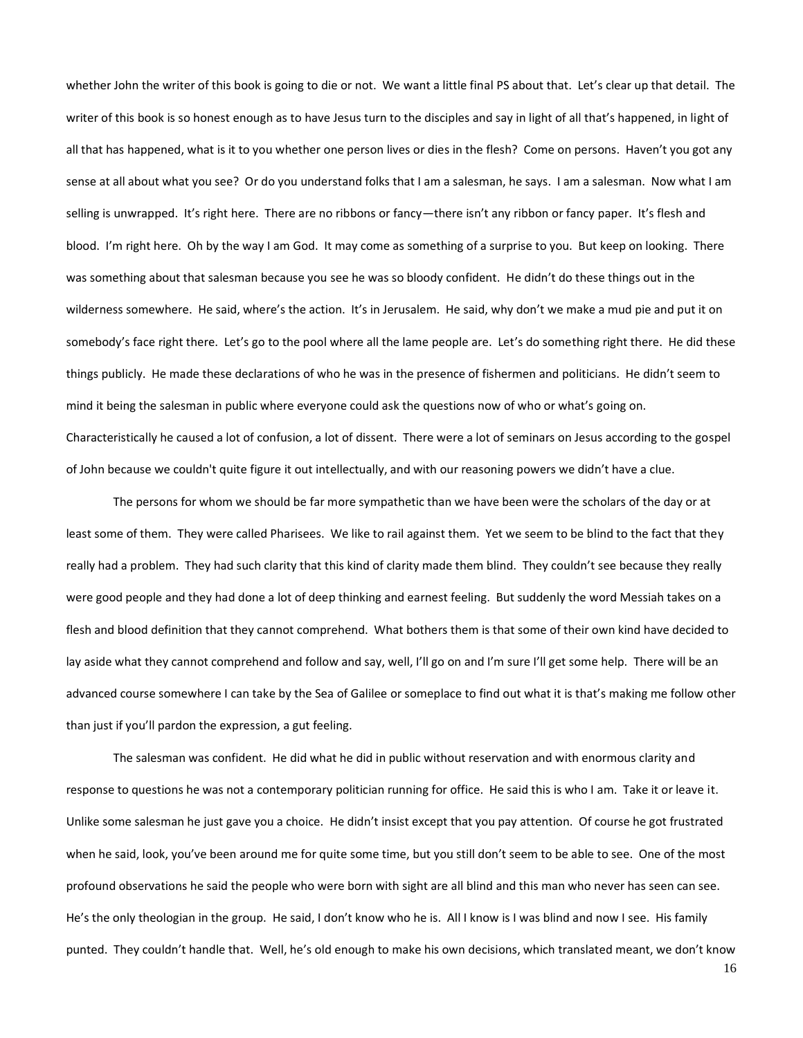whether John the writer of this book is going to die or not. We want a little final PS about that. Let's clear up that detail. The writer of this book is so honest enough as to have Jesus turn to the disciples and say in light of all that's happened, in light of all that has happened, what is it to you whether one person lives or dies in the flesh? Come on persons. Haven't you got any sense at all about what you see? Or do you understand folks that I am a salesman, he says. I am a salesman. Now what I am selling is unwrapped. It's right here. There are no ribbons or fancy—there isn't any ribbon or fancy paper. It's flesh and blood. I'm right here. Oh by the way I am God. It may come as something of a surprise to you. But keep on looking. There was something about that salesman because you see he was so bloody confident. He didn't do these things out in the wilderness somewhere. He said, where's the action. It's in Jerusalem. He said, why don't we make a mud pie and put it on somebody's face right there. Let's go to the pool where all the lame people are. Let's do something right there. He did these things publicly. He made these declarations of who he was in the presence of fishermen and politicians. He didn't seem to mind it being the salesman in public where everyone could ask the questions now of who or what's going on. Characteristically he caused a lot of confusion, a lot of dissent. There were a lot of seminars on Jesus according to the gospel of John because we couldn't quite figure it out intellectually, and with our reasoning powers we didn't have a clue.

The persons for whom we should be far more sympathetic than we have been were the scholars of the day or at least some of them. They were called Pharisees. We like to rail against them. Yet we seem to be blind to the fact that they really had a problem. They had such clarity that this kind of clarity made them blind. They couldn't see because they really were good people and they had done a lot of deep thinking and earnest feeling. But suddenly the word Messiah takes on a flesh and blood definition that they cannot comprehend. What bothers them is that some of their own kind have decided to lay aside what they cannot comprehend and follow and say, well, I'll go on and I'm sure I'll get some help. There will be an advanced course somewhere I can take by the Sea of Galilee or someplace to find out what it is that's making me follow other than just if you'll pardon the expression, a gut feeling.

The salesman was confident. He did what he did in public without reservation and with enormous clarity and response to questions he was not a contemporary politician running for office. He said this is who I am. Take it or leave it. Unlike some salesman he just gave you a choice. He didn't insist except that you pay attention. Of course he got frustrated when he said, look, you've been around me for quite some time, but you still don't seem to be able to see. One of the most profound observations he said the people who were born with sight are all blind and this man who never has seen can see. He's the only theologian in the group. He said, I don't know who he is. All I know is I was blind and now I see. His family punted. They couldn't handle that. Well, he's old enough to make his own decisions, which translated meant, we don't know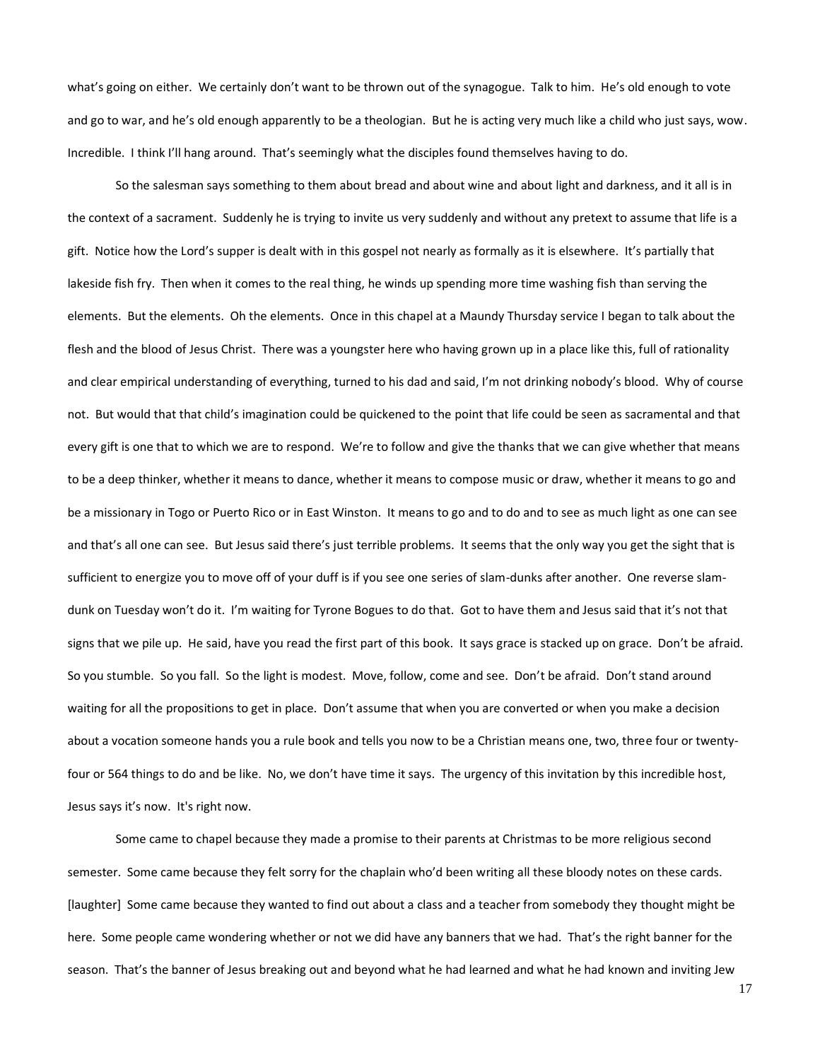what's going on either. We certainly don't want to be thrown out of the synagogue. Talk to him. He's old enough to vote and go to war, and he's old enough apparently to be a theologian. But he is acting very much like a child who just says, wow. Incredible. I think I'll hang around. That's seemingly what the disciples found themselves having to do.

So the salesman says something to them about bread and about wine and about light and darkness, and it all is in the context of a sacrament. Suddenly he is trying to invite us very suddenly and without any pretext to assume that life is a gift. Notice how the Lord's supper is dealt with in this gospel not nearly as formally as it is elsewhere. It's partially that lakeside fish fry. Then when it comes to the real thing, he winds up spending more time washing fish than serving the elements. But the elements. Oh the elements. Once in this chapel at a Maundy Thursday service I began to talk about the flesh and the blood of Jesus Christ. There was a youngster here who having grown up in a place like this, full of rationality and clear empirical understanding of everything, turned to his dad and said, I'm not drinking nobody's blood. Why of course not. But would that that child's imagination could be quickened to the point that life could be seen as sacramental and that every gift is one that to which we are to respond. We're to follow and give the thanks that we can give whether that means to be a deep thinker, whether it means to dance, whether it means to compose music or draw, whether it means to go and be a missionary in Togo or Puerto Rico or in East Winston. It means to go and to do and to see as much light as one can see and that's all one can see. But Jesus said there's just terrible problems. It seems that the only way you get the sight that is sufficient to energize you to move off of your duff is if you see one series of slam-dunks after another. One reverse slam-dunk on Tuesday won't do it. I'm waiting for Tyrone Bogues to do that. Got to have them and Jesus said that it's not that signs that we pile up. He said, have you read the first part of this book. It says grace is stacked up on grace. Don't be afraid. So you stumble. So you fall. So the light is modest. Move, follow, come and see. Don't be afraid. Don't stand around waiting for all the propositions to get in place. Don't assume that when you are converted or when you make a decision about a vocation someone hands you a rule book and tells you now to be a Christian means one, two, three four or twenty-four or 564 things to do and be like. No, we don't have time it says. The urgency of this invitation by this incredible host, Jesus says it's now. It's right now.

Some came to chapel because they made a promise to their parents at Christmas to be more religious second semester. Some came because they felt sorry for the chaplain who'd been writing all these bloody notes on these cards. [laughter] Some came because they wanted to find out about a class and a teacher from somebody they thought might be here. Some people came wondering whether or not we did have any banners that we had. That's the right banner for the season. That's the banner of Jesus breaking out and beyond what he had learned and what he had known and inviting Jew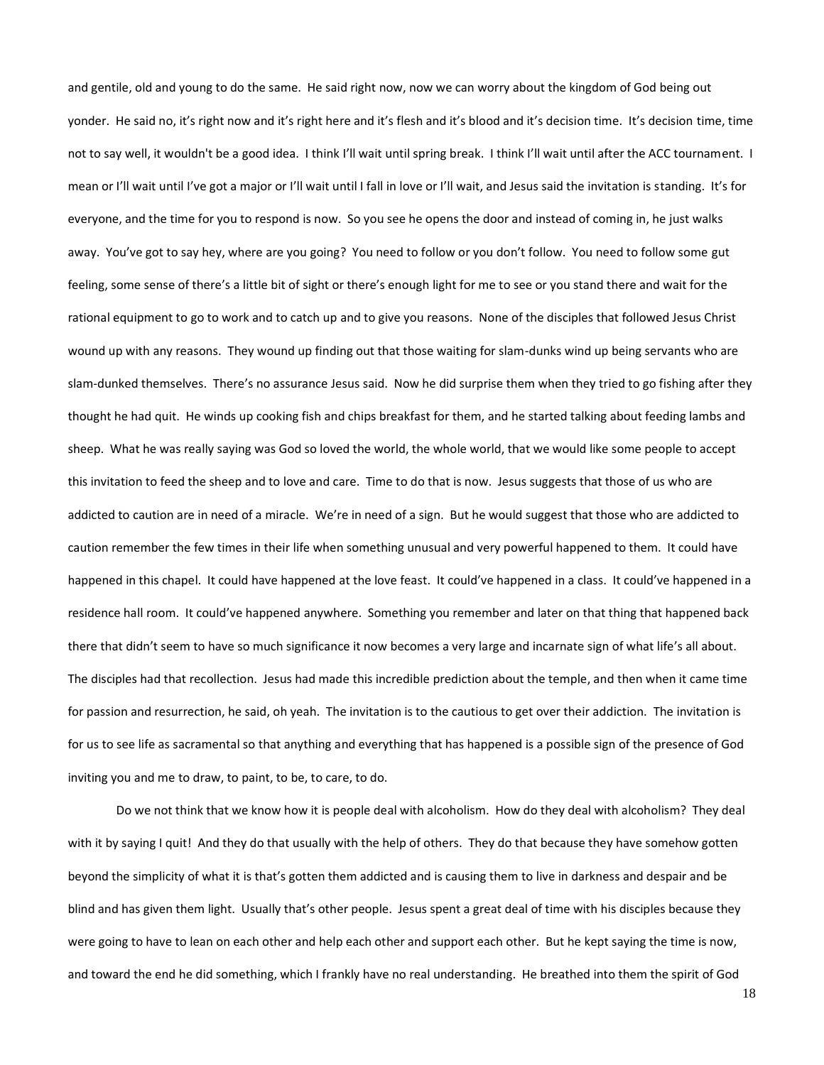and gentile, old and young to do the same. He said right now, now we can worry about the kingdom of God being out yonder. He said no, it's right now and it's right here and it's flesh and it's blood and it's decision time. It's decision time, time not to say well, it wouldn't be a good idea. I think I'll wait until spring break. I think I'll wait until after the ACC tournament. I mean or I'll wait until I've got a major or I'll wait until I fall in love or I'll wait, and Jesus said the invitation is standing. It's for everyone, and the time for you to respond is now. So you see he opens the door and instead of coming in, he just walks away. You've got to say hey, where are you going? You need to follow or you don't follow. You need to follow some gut feeling, some sense of there's a little bit of sight or there's enough light for me to see or you stand there and wait for the rational equipment to go to work and to catch up and to give you reasons. None of the disciples that followed Jesus Christ wound up with any reasons. They wound up finding out that those waiting for slam-dunks wind up being servants who are slam-dunked themselves. There's no assurance Jesus said. Now he did surprise them when they tried to go fishing after they thought he had quit. He winds up cooking fish and chips breakfast for them, and he started talking about feeding lambs and sheep. What he was really saying was God so loved the world, the whole world, that we would like some people to accept this invitation to feed the sheep and to love and care. Time to do that is now. Jesus suggests that those of us who are addicted to caution are in need of a miracle. We're in need of a sign. But he would suggest that those who are addicted to caution remember the few times in their life when something unusual and very powerful happened to them. It could have happened in this chapel. It could have happened at the love feast. It could've happened in a class. It could've happened in a residence hall room. It could've happened anywhere. Something you remember and later on that thing that happened back there that didn't seem to have so much significance it now becomes a very large and incarnate sign of what life's all about. The disciples had that recollection. Jesus had made this incredible prediction about the temple, and then when it came time for passion and resurrection, he said, oh yeah. The invitation is to the cautious to get over their addiction. The invitation is for us to see life as sacramental so that anything and everything that has happened is a possible sign of the presence of God inviting you and me to draw, to paint, to be, to care, to do.

Do we not think that we know how it is people deal with alcoholism. How do they deal with alcoholism? They deal with it by saying I quit! And they do that usually with the help of others. They do that because they have somehow gotten beyond the simplicity of what it is that's gotten them addicted and is causing them to live in darkness and despair and be blind and has given them light. Usually that's other people. Jesus spent a great deal of time with his disciples because they were going to have to lean on each other and help each other and support each other. But he kept saying the time is now, and toward the end he did something, which I frankly have no real understanding. He breathed into them the spirit of God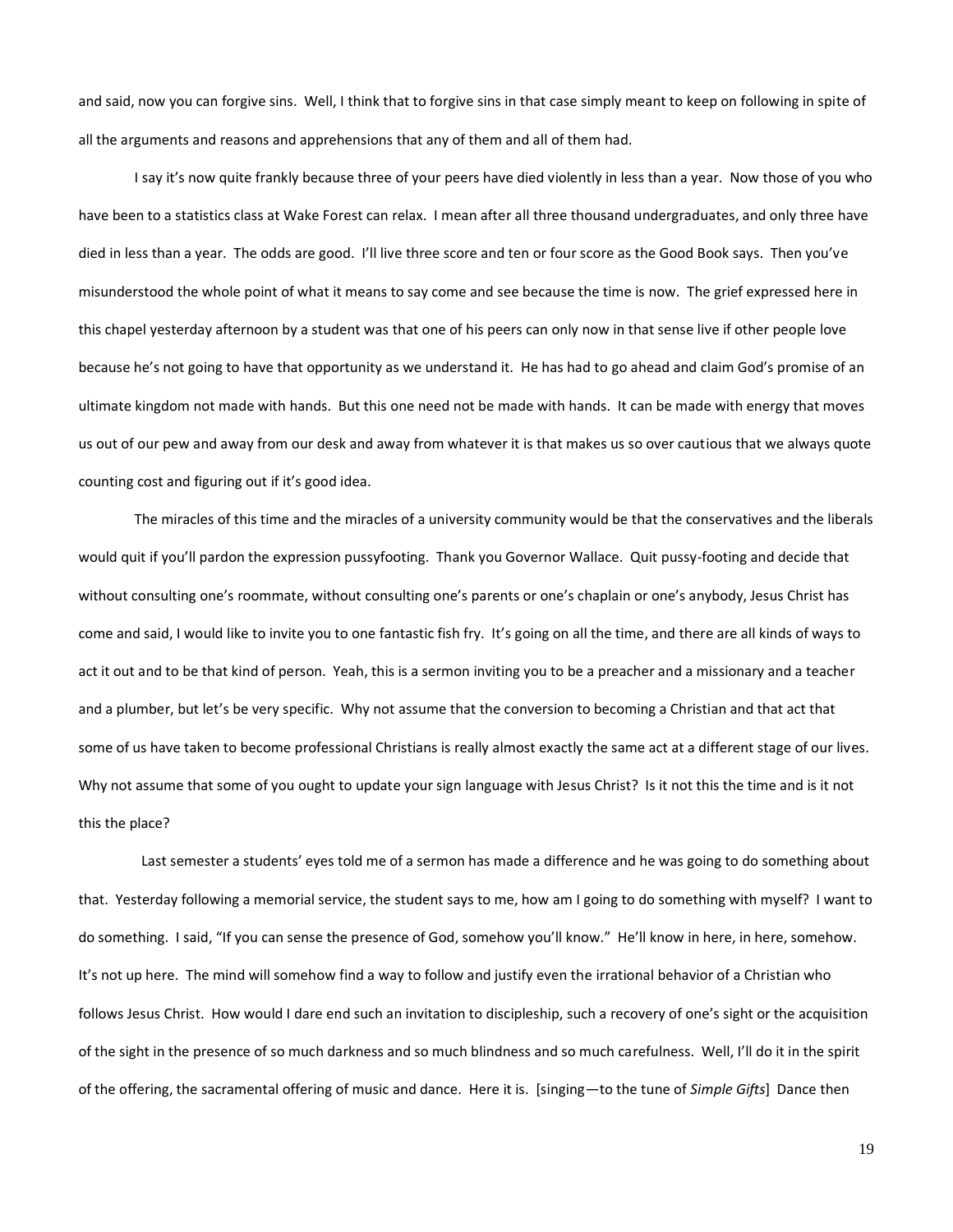and said, now you can forgive sins. Well, I think that to forgive sins in that case simply meant to keep on following in spite of all the arguments and reasons and apprehensions that any of them and all of them had.

I say it's now quite frankly because three of your peers have died violently in less than a year. Now those of you who have been to a statistics class at Wake Forest can relax. I mean after all three thousand undergraduates, and only three have died in less than a year. The odds are good. I'll live three score and ten or four score as the Good Book says. Then you've misunderstood the whole point of what it means to say come and see because the time is now. The grief expressed here in this chapel yesterday afternoon by a student was that one of his peers can only now in that sense live if other people love because he's not going to have that opportunity as we understand it. He has had to go ahead and claim God's promise of an ultimate kingdom not made with hands. But this one need not be made with hands. It can be made with energy that moves us out of our pew and away from our desk and away from whatever it is that makes us so over cautious that we always quote counting cost and figuring out if it's good idea.

The miracles of this time and the miracles of a university community would be that the conservatives and the liberals would quit if you'll pardon the expression pussyfooting. Thank you Governor Wallace. Quit pussy-footing and decide that without consulting one's roommate, without consulting one's parents or one's chaplain or one's anybody, Jesus Christ has come and said, I would like to invite you to one fantastic fish fry. It's going on all the time, and there are all kinds of ways to act it out and to be that kind of person. Yeah, this is a sermon inviting you to be a preacher and a missionary and a teacher and a plumber, but let's be very specific. Why not assume that the conversion to becoming a Christian and that act that some of us have taken to become professional Christians is really almost exactly the same act at a different stage of our lives. Why not assume that some of you ought to update your sign language with Jesus Christ? Is it not this the time and is it not this the place?

Last semester a students' eyes told me of a sermon has made a difference and he was going to do something about that. Yesterday following a memorial service, the student says to me, how am I going to do something with myself? I want to do something. I said, "If you can sense the presence of God, somehow you'll know." He'll know in here, in here, somehow. It's not up here. The mind will somehow find a way to follow and justify even the irrational behavior of a Christian who follows Jesus Christ. How would I dare end such an invitation to discipleship, such a recovery of one's sight or the acquisition of the sight in the presence of so much darkness and so much blindness and so much carefulness. Well, I'll do it in the spirit of the offering, the sacramental offering of music and dance. Here it is. [singing—to the tune of *Simple Gifts*] Dance then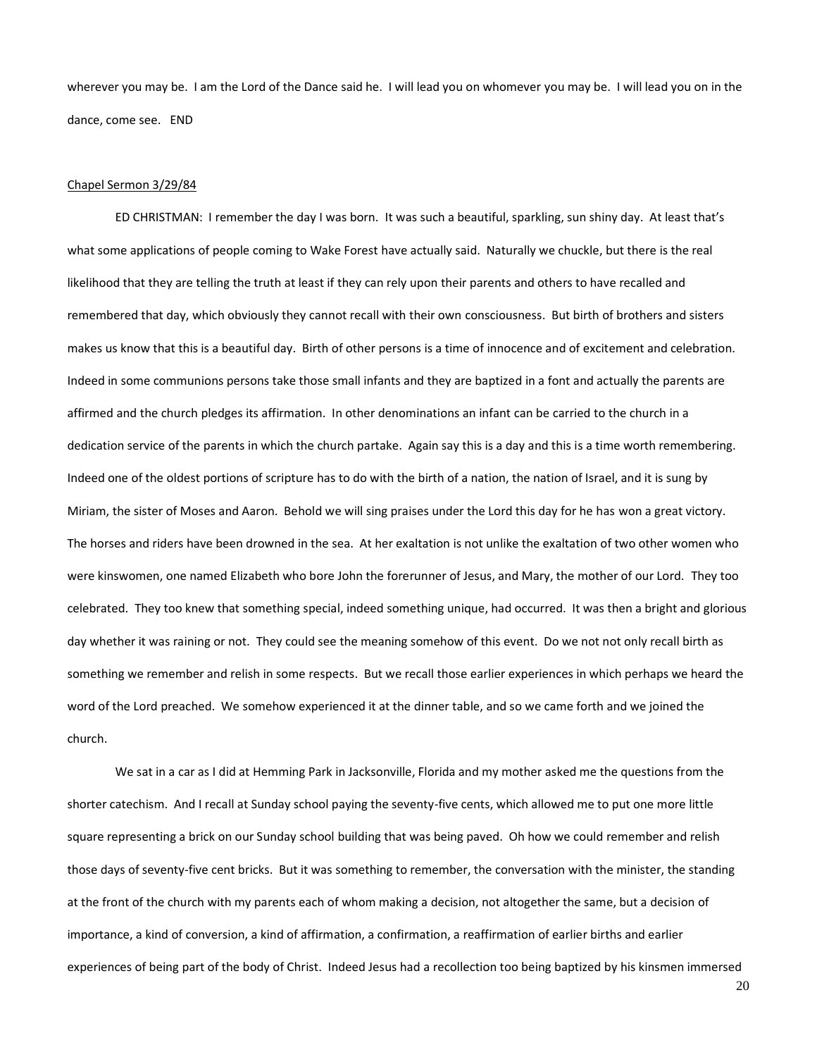wherever you may be. I am the Lord of the Dance said he. I will lead you on whomever you may be. I will lead you on in the dance, come see. END

Chapel Sermon 3/29/84

ED CHRISTMAN: I remember the day I was born. It was such a beautiful, sparkling, sun shiny day. At least that's what some applications of people coming to Wake Forest have actually said. Naturally we chuckle, but there is the real likelihood that they are telling the truth at least if they can rely upon their parents and others to have recalled and remembered that day, which obviously they cannot recall with their own consciousness. But birth of brothers and sisters makes us know that this is a beautiful day. Birth of other persons is a time of innocence and of excitement and celebration. Indeed in some communions persons take those small infants and they are baptized in a font and actually the parents are affirmed and the church pledges its affirmation. In other denominations an infant can be carried to the church in a dedication service of the parents in which the church partake. Again say this is a day and this is a time worth remembering. Indeed one of the oldest portions of scripture has to do with the birth of a nation, the nation of Israel, and it is sung by Miriam, the sister of Moses and Aaron. Behold we will sing praises under the Lord this day for he has won a great victory. The horses and riders have been drowned in the sea. At her exaltation is not unlike the exaltation of two other women who were kinswomen, one named Elizabeth who bore John the forerunner of Jesus, and Mary, the mother of our Lord. They too celebrated. They too knew that something special, indeed something unique, had occurred. It was then a bright and glorious day whether it was raining or not. They could see the meaning somehow of this event. Do we not not only recall birth as something we remember and relish in some respects. But we recall those earlier experiences in which perhaps we heard the word of the Lord preached. We somehow experienced it at the dinner table, and so we came forth and we joined the church.

We sat in a car as I did at Hemming Park in Jacksonville, Florida and my mother asked me the questions from the shorter catechism. And I recall at Sunday school paying the seventy-five cents, which allowed me to put one more little square representing a brick on our Sunday school building that was being paved. Oh how we could remember and relish those days of seventy-five cent bricks. But it was something to remember, the conversation with the minister, the standing at the front of the church with my parents each of whom making a decision, not altogether the same, but a decision of importance, a kind of conversion, a kind of affirmation, a confirmation, a reaffirmation of earlier births and earlier experiences of being part of the body of Christ. Indeed Jesus had a recollection too being baptized by his kinsmen immersed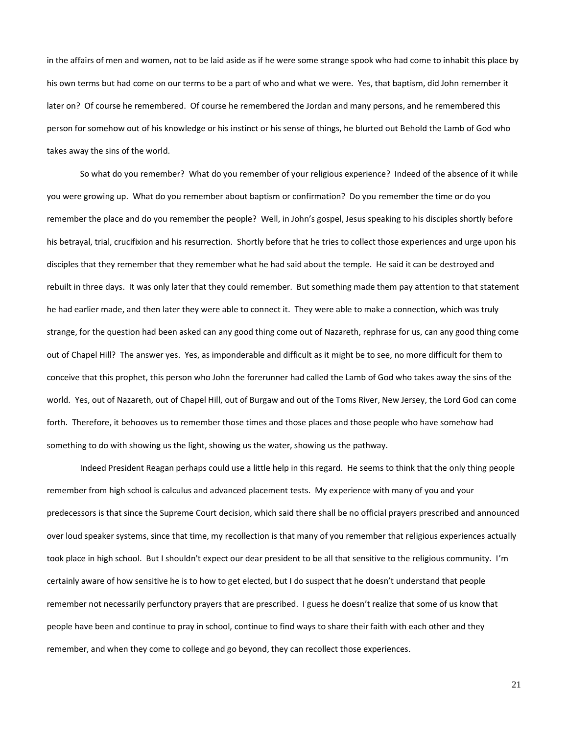in the affairs of men and women, not to be laid aside as if he were some strange spook who had come to inhabit this place by his own terms but had come on our terms to be a part of who and what we were. Yes, that baptism, did John remember it later on? Of course he remembered. Of course he remembered the Jordan and many persons, and he remembered this person for somehow out of his knowledge or his instinct or his sense of things, he blurted out Behold the Lamb of God who takes away the sins of the world.

So what do you remember? What do you remember of your religious experience? Indeed of the absence of it while you were growing up. What do you remember about baptism or confirmation? Do you remember the time or do you remember the place and do you remember the people? Well, in John's gospel, Jesus speaking to his disciples shortly before his betrayal, trial, crucifixion and his resurrection. Shortly before that he tries to collect those experiences and urge upon his disciples that they remember that they remember what he had said about the temple. He said it can be destroyed and rebuilt in three days. It was only later that they could remember. But something made them pay attention to that statement he had earlier made, and then later they were able to connect it. They were able to make a connection, which was truly strange, for the question had been asked can any good thing come out of Nazareth, rephrase for us, can any good thing come out of Chapel Hill? The answer yes. Yes, as imponderable and difficult as it might be to see, no more difficult for them to conceive that this prophet, this person who John the forerunner had called the Lamb of God who takes away the sins of the world. Yes, out of Nazareth, out of Chapel Hill, out of Burgaw and out of the Toms River, New Jersey, the Lord God can come forth. Therefore, it behooves us to remember those times and those places and those people who have somehow had something to do with showing us the light, showing us the water, showing us the pathway.

Indeed President Reagan perhaps could use a little help in this regard. He seems to think that the only thing people remember from high school is calculus and advanced placement tests. My experience with many of you and your predecessors is that since the Supreme Court decision, which said there shall be no official prayers prescribed and announced over loud speaker systems, since that time, my recollection is that many of you remember that religious experiences actually took place in high school. But I shouldn't expect our dear president to be all that sensitive to the religious community. I'm certainly aware of how sensitive he is to how to get elected, but I do suspect that he doesn't understand that people remember not necessarily perfunctory prayers that are prescribed. I guess he doesn't realize that some of us know that people have been and continue to pray in school, continue to find ways to share their faith with each other and they remember, and when they come to college and go beyond, they can recollect those experiences.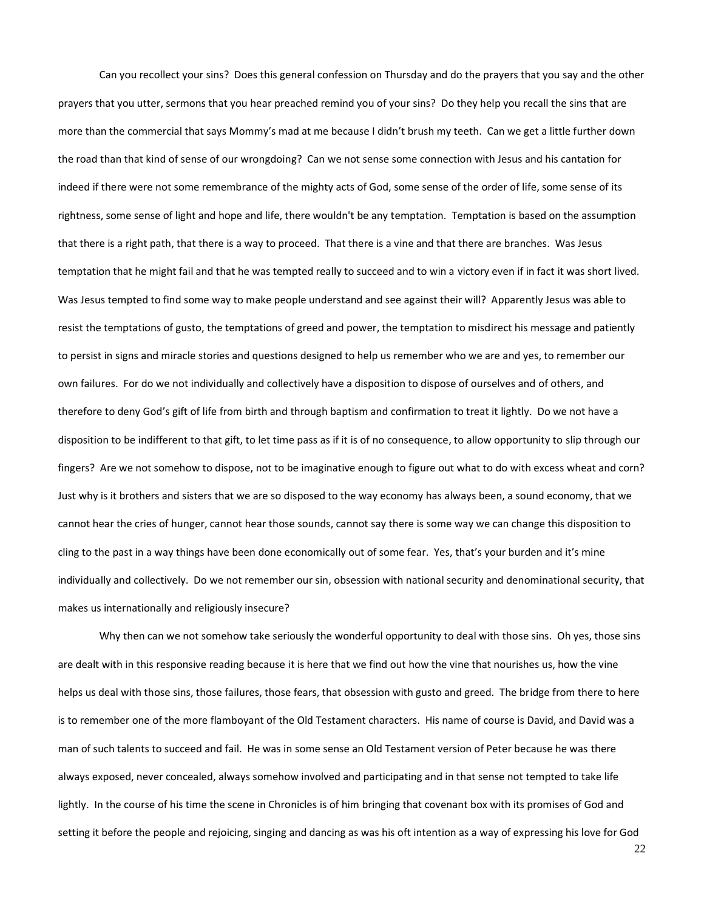Can you recollect your sins? Does this general confession on Thursday and do the prayers that you say and the other prayers that you utter, sermons that you hear preached remind you of your sins? Do they help you recall the sins that are more than the commercial that says Mommy's mad at me because I didn't brush my teeth. Can we get a little further down the road than that kind of sense of our wrongdoing? Can we not sense some connection with Jesus and his cantation for indeed if there were not some remembrance of the mighty acts of God, some sense of the order of life, some sense of its rightness, some sense of light and hope and life, there wouldn't be any temptation. Temptation is based on the assumption that there is a right path, that there is a way to proceed. That there is a vine and that there are branches. Was Jesus temptation that he might fail and that he was tempted really to succeed and to win a victory even if in fact it was short lived. Was Jesus tempted to find some way to make people understand and see against their will? Apparently Jesus was able to resist the temptations of gusto, the temptations of greed and power, the temptation to misdirect his message and patiently to persist in signs and miracle stories and questions designed to help us remember who we are and yes, to remember our own failures. For do we not individually and collectively have a disposition to dispose of ourselves and of others, and therefore to deny God's gift of life from birth and through baptism and confirmation to treat it lightly. Do we not have a disposition to be indifferent to that gift, to let time pass as if it is of no consequence, to allow opportunity to slip through our fingers? Are we not somehow to dispose, not to be imaginative enough to figure out what to do with excess wheat and corn? Just why is it brothers and sisters that we are so disposed to the way economy has always been, a sound economy, that we cannot hear the cries of hunger, cannot hear those sounds, cannot say there is some way we can change this disposition to cling to the past in a way things have been done economically out of some fear. Yes, that's your burden and it's mine individually and collectively. Do we not remember our sin, obsession with national security and denominational security, that makes us internationally and religiously insecure?

Why then can we not somehow take seriously the wonderful opportunity to deal with those sins. Oh yes, those sins are dealt with in this responsive reading because it is here that we find out how the vine that nourishes us, how the vine helps us deal with those sins, those failures, those fears, that obsession with gusto and greed. The bridge from there to here is to remember one of the more flamboyant of the Old Testament characters. His name of course is David, and David was a man of such talents to succeed and fail. He was in some sense an Old Testament version of Peter because he was there always exposed, never concealed, always somehow involved and participating and in that sense not tempted to take life lightly. In the course of his time the scene in Chronicles is of him bringing that covenant box with its promises of God and setting it before the people and rejoicing, singing and dancing as was his oft intention as a way of expressing his love for God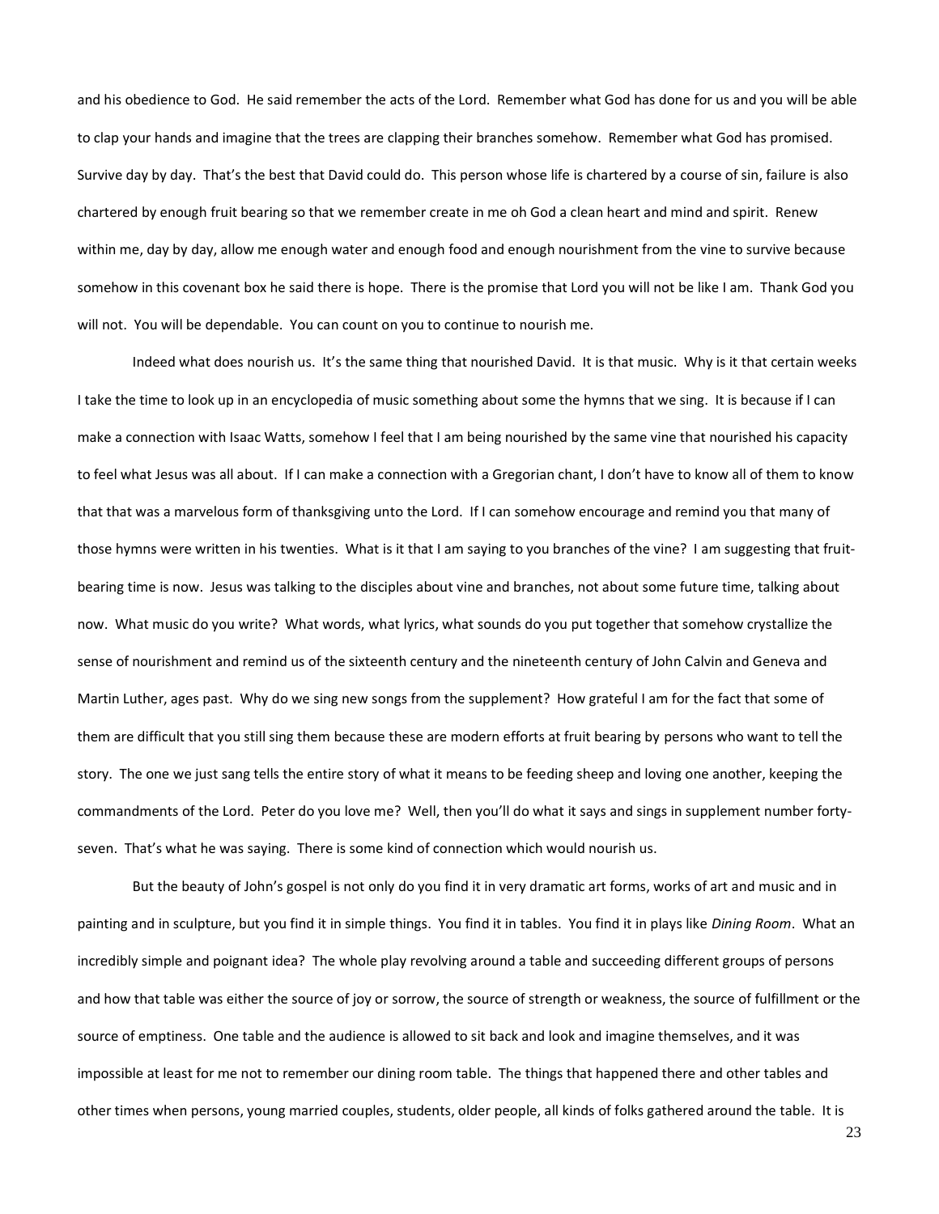and his obedience to God. He said remember the acts of the Lord. Remember what God has done for us and you will be able to clap your hands and imagine that the trees are clapping their branches somehow. Remember what God has promised. Survive day by day. That's the best that David could do. This person whose life is chartered by a course of sin, failure is also chartered by enough fruit bearing so that we remember create in me oh God a clean heart and mind and spirit. Renew within me, day by day, allow me enough water and enough food and enough nourishment from the vine to survive because somehow in this covenant box he said there is hope. There is the promise that Lord you will not be like I am. Thank God you will not. You will be dependable. You can count on you to continue to nourish me.

Indeed what does nourish us. It's the same thing that nourished David. It is that music. Why is it that certain weeks I take the time to look up in an encyclopedia of music something about some the hymns that we sing. It is because if I can make a connection with Isaac Watts, somehow I feel that I am being nourished by the same vine that nourished his capacity to feel what Jesus was all about. If I can make a connection with a Gregorian chant, I don't have to know all of them to know that that was a marvelous form of thanksgiving unto the Lord. If I can somehow encourage and remind you that many of those hymns were written in his twenties. What is it that I am saying to you branches of the vine? I am suggesting that fruit-bearing time is now. Jesus was talking to the disciples about vine and branches, not about some future time, talking about now. What music do you write? What words, what lyrics, what sounds do you put together that somehow crystallize the sense of nourishment and remind us of the sixteenth century and the nineteenth century of John Calvin and Geneva and Martin Luther, ages past. Why do we sing new songs from the supplement? How grateful I am for the fact that some of them are difficult that you still sing them because these are modern efforts at fruit bearing by persons who want to tell the story. The one we just sang tells the entire story of what it means to be feeding sheep and loving one another, keeping the commandments of the Lord. Peter do you love me? Well, then you'll do what it says and sings in supplement number forty-seven. That's what he was saying. There is some kind of connection which would nourish us.

But the beauty of John's gospel is not only do you find it in very dramatic art forms, works of art and music and in painting and in sculpture, but you find it in simple things. You find it in tables. You find it in plays like *Dining Room*. What an incredibly simple and poignant idea? The whole play revolving around a table and succeeding different groups of persons and how that table was either the source of joy or sorrow, the source of strength or weakness, the source of fulfillment or the source of emptiness. One table and the audience is allowed to sit back and look and imagine themselves, and it was impossible at least for me not to remember our dining room table. The things that happened there and other tables and other times when persons, young married couples, students, older people, all kinds of folks gathered around the table. It is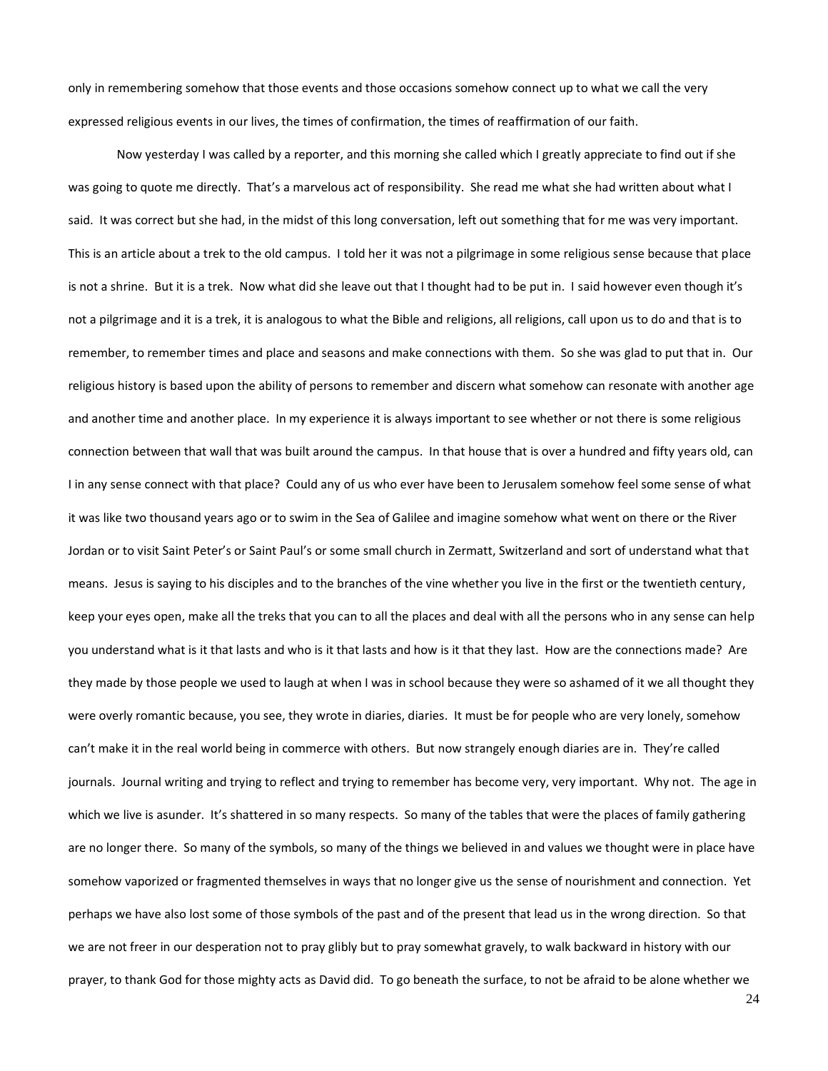only in remembering somehow that those events and those occasions somehow connect up to what we call the very expressed religious events in our lives, the times of confirmation, the times of reaffirmation of our faith.

Now yesterday I was called by a reporter, and this morning she called which I greatly appreciate to find out if she was going to quote me directly. That's a marvelous act of responsibility. She read me what she had written about what I said. It was correct but she had, in the midst of this long conversation, left out something that for me was very important. This is an article about a trek to the old campus. I told her it was not a pilgrimage in some religious sense because that place is not a shrine. But it is a trek. Now what did she leave out that I thought had to be put in. I said however even though it's not a pilgrimage and it is a trek, it is analogous to what the Bible and religions, all religions, call upon us to do and that is to remember, to remember times and place and seasons and make connections with them. So she was glad to put that in. Our religious history is based upon the ability of persons to remember and discern what somehow can resonate with another age and another time and another place. In my experience it is always important to see whether or not there is some religious connection between that wall that was built around the campus. In that house that is over a hundred and fifty years old, can I in any sense connect with that place? Could any of us who ever have been to Jerusalem somehow feel some sense of what it was like two thousand years ago or to swim in the Sea of Galilee and imagine somehow what went on there or the River Jordan or to visit Saint Peter's or Saint Paul's or some small church in Zermatt, Switzerland and sort of understand what that means. Jesus is saying to his disciples and to the branches of the vine whether you live in the first or the twentieth century, keep your eyes open, make all the treks that you can to all the places and deal with all the persons who in any sense can help you understand what is it that lasts and who is it that lasts and how is it that they last. How are the connections made? Are they made by those people we used to laugh at when I was in school because they were so ashamed of it we all thought they were overly romantic because, you see, they wrote in diaries, diaries. It must be for people who are very lonely, somehow can't make it in the real world being in commerce with others. But now strangely enough diaries are in. They're called journals. Journal writing and trying to reflect and trying to remember has become very, very important. Why not. The age in which we live is asunder. It's shattered in so many respects. So many of the tables that were the places of family gathering are no longer there. So many of the symbols, so many of the things we believed in and values we thought were in place have somehow vaporized or fragmented themselves in ways that no longer give us the sense of nourishment and connection. Yet perhaps we have also lost some of those symbols of the past and of the present that lead us in the wrong direction. So that we are not freer in our desperation not to pray glibly but to pray somewhat gravely, to walk backward in history with our prayer, to thank God for those mighty acts as David did. To go beneath the surface, to not be afraid to be alone whether we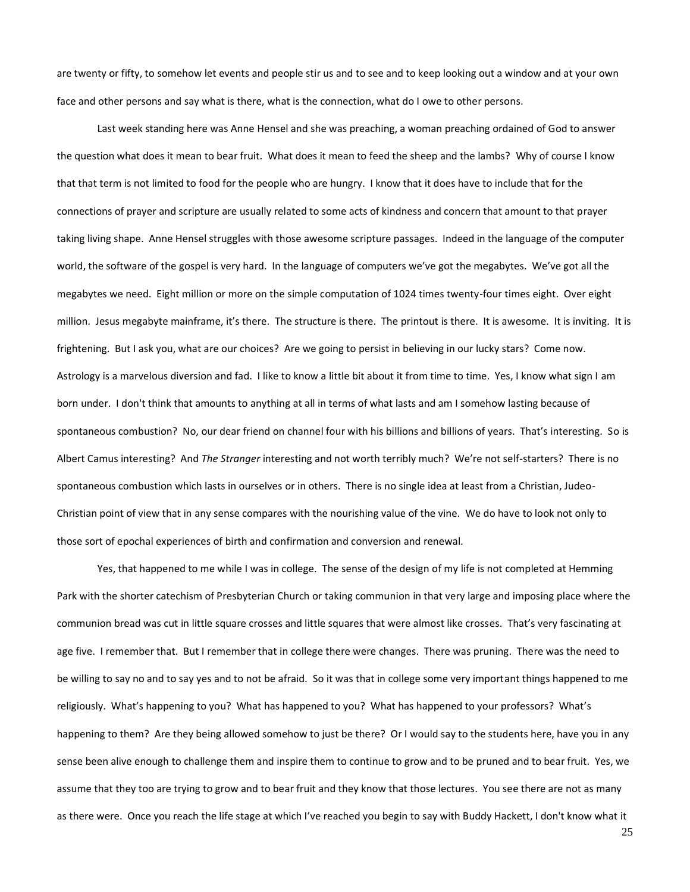are twenty or fifty, to somehow let events and people stir us and to see and to keep looking out a window and at your own face and other persons and say what is there, what is the connection, what do I owe to other persons.

Last week standing here was Anne Hensel and she was preaching, a woman preaching ordained of God to answer the question what does it mean to bear fruit. What does it mean to feed the sheep and the lambs? Why of course I know that that term is not limited to food for the people who are hungry. I know that it does have to include that for the connections of prayer and scripture are usually related to some acts of kindness and concern that amount to that prayer taking living shape. Anne Hensel struggles with those awesome scripture passages. Indeed in the language of the computer world, the software of the gospel is very hard. In the language of computers we've got the megabytes. We've got all the megabytes we need. Eight million or more on the simple computation of 1024 times twenty-four times eight. Over eight million. Jesus megabyte mainframe, it's there. The structure is there. The printout is there. It is awesome. It is inviting. It is frightening. But I ask you, what are our choices? Are we going to persist in believing in our lucky stars? Come now. Astrology is a marvelous diversion and fad. I like to know a little bit about it from time to time. Yes, I know what sign I am born under. I don't think that amounts to anything at all in terms of what lasts and am I somehow lasting because of spontaneous combustion? No, our dear friend on channel four with his billions and billions of years. That's interesting. So is Albert Camus interesting? And *The Stranger* interesting and not worth terribly much? We're not self-starters? There is no spontaneous combustion which lasts in ourselves or in others. There is no single idea at least from a Christian, Judeo-Christian point of view that in any sense compares with the nourishing value of the vine. We do have to look not only to those sort of epochal experiences of birth and confirmation and conversion and renewal.

Yes, that happened to me while I was in college. The sense of the design of my life is not completed at Hemming Park with the shorter catechism of Presbyterian Church or taking communion in that very large and imposing place where the communion bread was cut in little square crosses and little squares that were almost like crosses. That's very fascinating at age five. I remember that. But I remember that in college there were changes. There was pruning. There was the need to be willing to say no and to say yes and to not be afraid. So it was that in college some very important things happened to me religiously. What's happening to you? What has happened to you? What has happened to your professors? What's happening to them? Are they being allowed somehow to just be there? Or I would say to the students here, have you in any sense been alive enough to challenge them and inspire them to continue to grow and to be pruned and to bear fruit. Yes, we assume that they too are trying to grow and to bear fruit and they know that those lectures. You see there are not as many as there were. Once you reach the life stage at which I've reached you begin to say with Buddy Hackett, I don't know what it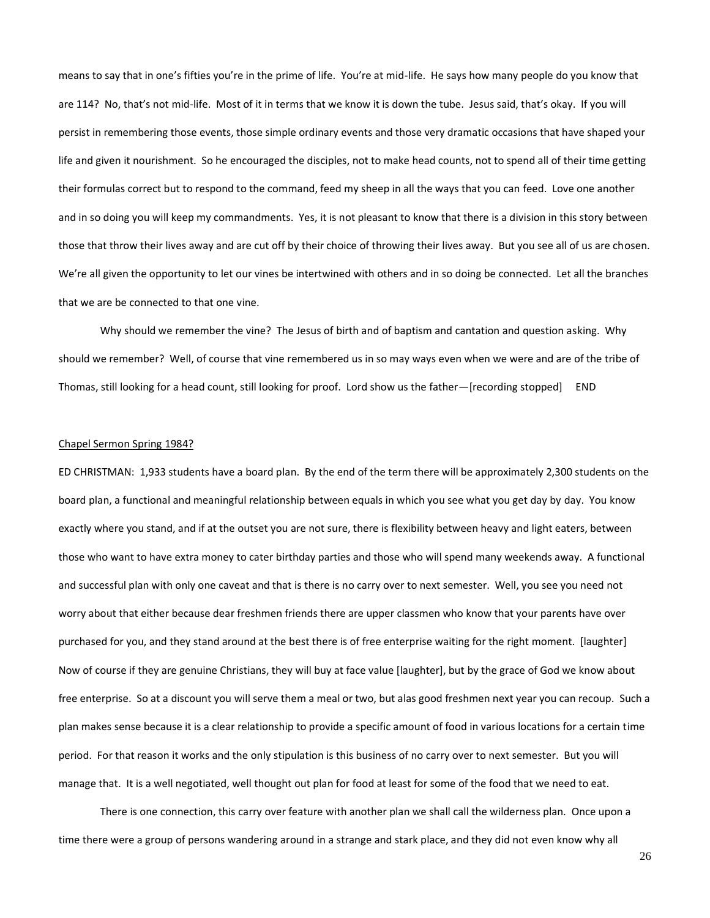means to say that in one's fifties you're in the prime of life. You're at mid-life. He says how many people do you know that are 114? No, that's not mid-life. Most of it in terms that we know it is down the tube. Jesus said, that's okay. If you will persist in remembering those events, those simple ordinary events and those very dramatic occasions that have shaped your life and given it nourishment. So he encouraged the disciples, not to make head counts, not to spend all of their time getting their formulas correct but to respond to the command, feed my sheep in all the ways that you can feed. Love one another and in so doing you will keep my commandments. Yes, it is not pleasant to know that there is a division in this story between those that throw their lives away and are cut off by their choice of throwing their lives away. But you see all of us are chosen. We're all given the opportunity to let our vines be intertwined with others and in so doing be connected. Let all the branches that we are be connected to that one vine.

Why should we remember the vine? The Jesus of birth and of baptism and cantation and question asking. Why should we remember? Well, of course that vine remembered us in so may ways even when we were and are of the tribe of Thomas, still looking for a head count, still looking for proof. Lord show us the father—[recording stopped] END

<u>Chapel Sermon Spring 1984?</u>

ED CHRISTMAN: 1,933 students have a board plan. By the end of the term there will be approximately 2,300 students on the board plan, a functional and meaningful relationship between equals in which you see what you get day by day. You know exactly where you stand, and if at the outset you are not sure, there is flexibility between heavy and light eaters, between those who want to have extra money to cater birthday parties and those who will spend many weekends away. A functional and successful plan with only one caveat and that is there is no carry over to next semester. Well, you see you need not worry about that either because dear freshmen friends there are upper classmen who know that your parents have over purchased for you, and they stand around at the best there is of free enterprise waiting for the right moment. [laughter] Now of course if they are genuine Christians, they will buy at face value [laughter], but by the grace of God we know about free enterprise. So at a discount you will serve them a meal or two, but alas good freshmen next year you can recoup. Such a plan makes sense because it is a clear relationship to provide a specific amount of food in various locations for a certain time period. For that reason it works and the only stipulation is this business of no carry over to next semester. But you will manage that. It is a well negotiated, well thought out plan for food at least for some of the food that we need to eat.

There is one connection, this carry over feature with another plan we shall call the wilderness plan. Once upon a time there were a group of persons wandering around in a strange and stark place, and they did not even know why all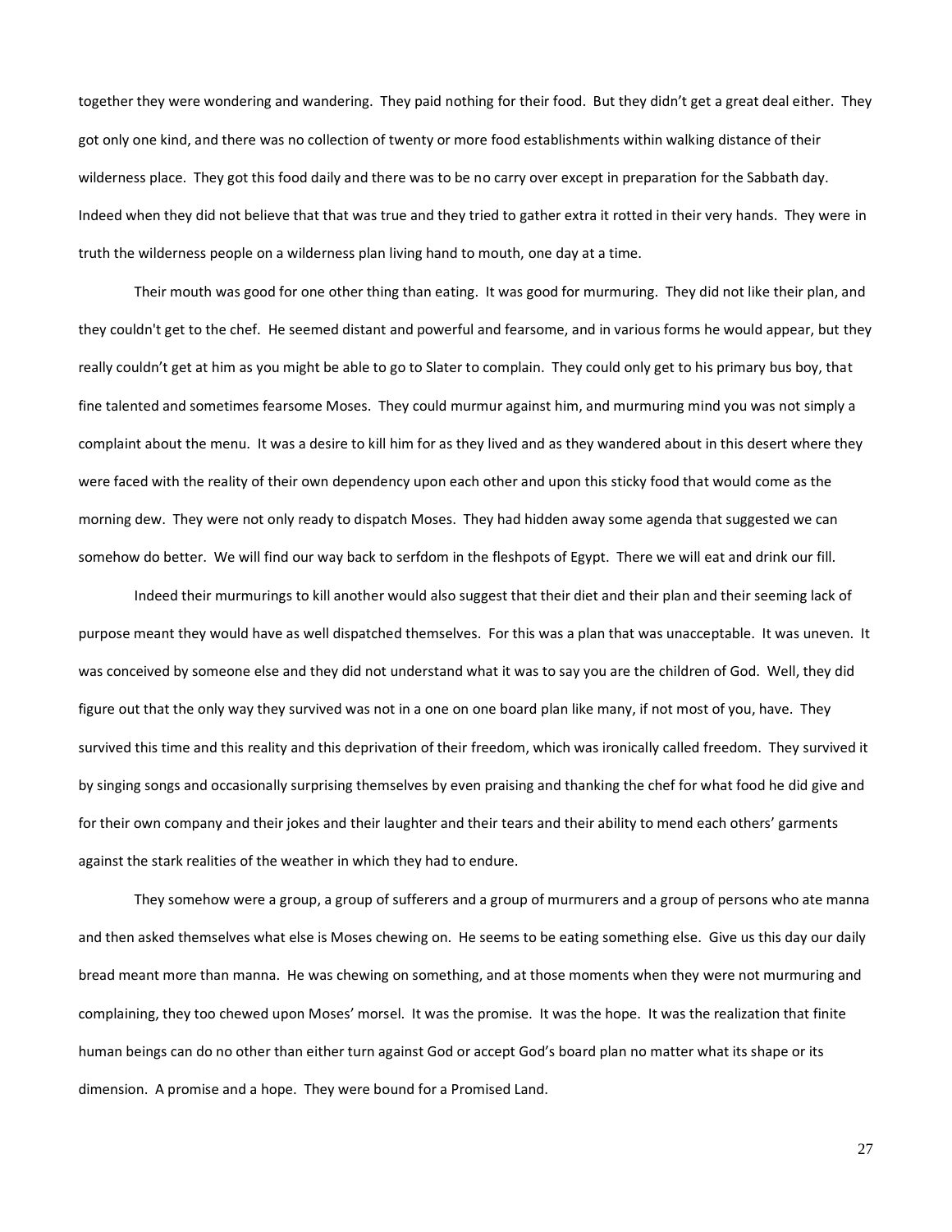together they were wondering and wandering. They paid nothing for their food. But they didn't get a great deal either. They got only one kind, and there was no collection of twenty or more food establishments within walking distance of their wilderness place. They got this food daily and there was to be no carry over except in preparation for the Sabbath day. Indeed when they did not believe that that was true and they tried to gather extra it rotted in their very hands. They were in truth the wilderness people on a wilderness plan living hand to mouth, one day at a time.

Their mouth was good for one other thing than eating. It was good for murmuring. They did not like their plan, and they couldn't get to the chef. He seemed distant and powerful and fearsome, and in various forms he would appear, but they really couldn't get at him as you might be able to go to Slater to complain. They could only get to his primary bus boy, that fine talented and sometimes fearsome Moses. They could murmur against him, and murmuring mind you was not simply a complaint about the menu. It was a desire to kill him for as they lived and as they wandered about in this desert where they were faced with the reality of their own dependency upon each other and upon this sticky food that would come as the morning dew. They were not only ready to dispatch Moses. They had hidden away some agenda that suggested we can somehow do better. We will find our way back to serfdom in the fleshpots of Egypt. There we will eat and drink our fill.

Indeed their murmurings to kill another would also suggest that their diet and their plan and their seeming lack of purpose meant they would have as well dispatched themselves. For this was a plan that was unacceptable. It was uneven. It was conceived by someone else and they did not understand what it was to say you are the children of God. Well, they did figure out that the only way they survived was not in a one on one board plan like many, if not most of you, have. They survived this time and this reality and this deprivation of their freedom, which was ironically called freedom. They survived it by singing songs and occasionally surprising themselves by even praising and thanking the chef for what food he did give and for their own company and their jokes and their laughter and their tears and their ability to mend each others' garments against the stark realities of the weather in which they had to endure.

They somehow were a group, a group of sufferers and a group of murmurers and a group of persons who ate manna and then asked themselves what else is Moses chewing on. He seems to be eating something else. Give us this day our daily bread meant more than manna. He was chewing on something, and at those moments when they were not murmuring and complaining, they too chewed upon Moses' morsel. It was the promise. It was the hope. It was the realization that finite human beings can do no other than either turn against God or accept God's board plan no matter what its shape or its dimension. A promise and a hope. They were bound for a Promised Land.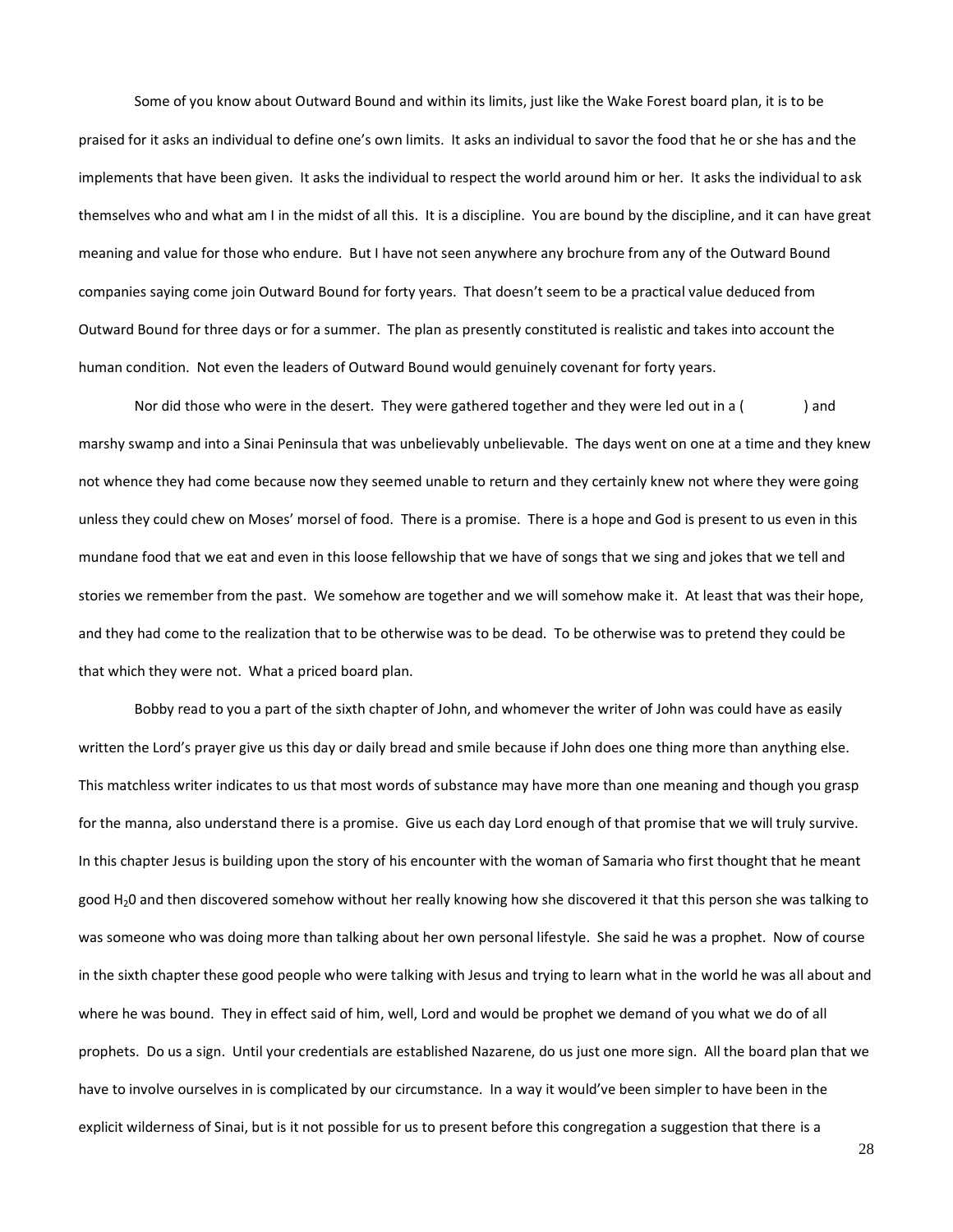Some of you know about Outward Bound and within its limits, just like the Wake Forest board plan, it is to be praised for it asks an individual to define one's own limits. It asks an individual to savor the food that he or she has and the implements that have been given. It asks the individual to respect the world around him or her. It asks the individual to ask themselves who and what am I in the midst of all this. It is a discipline. You are bound by the discipline, and it can have great meaning and value for those who endure. But I have not seen anywhere any brochure from any of the Outward Bound companies saying come join Outward Bound for forty years. That doesn't seem to be a practical value deduced from Outward Bound for three days or for a summer. The plan as presently constituted is realistic and takes into account the human condition. Not even the leaders of Outward Bound would genuinely covenant for forty years.

Nor did those who were in the desert. They were gathered together and they were led out in a ( ) and marshy swamp and into a Sinai Peninsula that was unbelievably unbelievable. The days went on one at a time and they knew not whence they had come because now they seemed unable to return and they certainly knew not where they were going unless they could chew on Moses' morsel of food. There is a promise. There is a hope and God is present to us even in this mundane food that we eat and even in this loose fellowship that we have of songs that we sing and jokes that we tell and stories we remember from the past. We somehow are together and we will somehow make it. At least that was their hope, and they had come to the realization that to be otherwise was to be dead. To be otherwise was to pretend they could be that which they were not. What a priced board plan.

Bobby read to you a part of the sixth chapter of John, and whomever the writer of John was could have as easily written the Lord's prayer give us this day or daily bread and smile because if John does one thing more than anything else. This matchless writer indicates to us that most words of substance may have more than one meaning and though you grasp for the manna, also understand there is a promise. Give us each day Lord enough of that promise that we will truly survive. In this chapter Jesus is building upon the story of his encounter with the woman of Samaria who first thought that he meant good $H_20$ and then discovered somehow without her really knowing how she discovered it that this person she was talking to was someone who was doing more than talking about her own personal lifestyle. She said he was a prophet. Now of course in the sixth chapter these good people who were talking with Jesus and trying to learn what in the world he was all about and where he was bound. They in effect said of him, well, Lord and would be prophet we demand of you what we do of all prophets. Do us a sign. Until your credentials are established Nazarene, do us just one more sign. All the board plan that we have to involve ourselves in is complicated by our circumstance. In a way it would've been simpler to have been in the explicit wilderness of Sinai, but is it not possible for us to present before this congregation a suggestion that there is a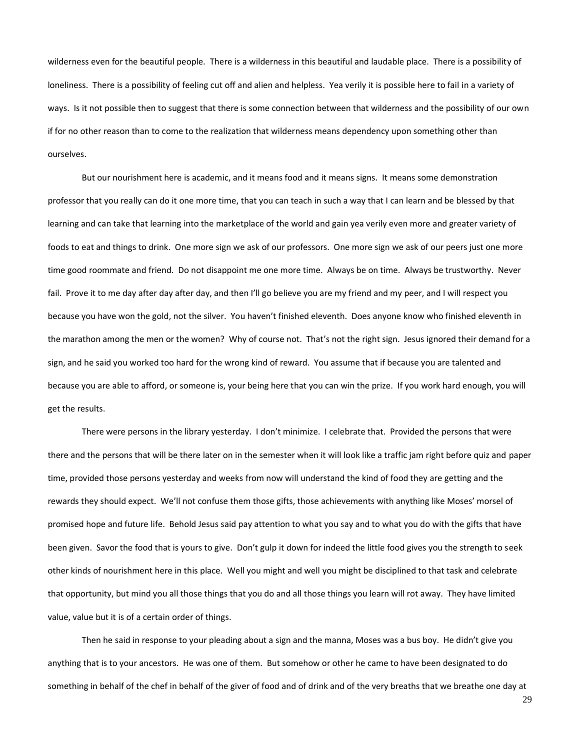wilderness even for the beautiful people. There is a wilderness in this beautiful and laudable place. There is a possibility of loneliness. There is a possibility of feeling cut off and alien and helpless. Yea verily it is possible here to fail in a variety of ways. Is it not possible then to suggest that there is some connection between that wilderness and the possibility of our own if for no other reason than to come to the realization that wilderness means dependency upon something other than ourselves.

But our nourishment here is academic, and it means food and it means signs. It means some demonstration professor that you really can do it one more time, that you can teach in such a way that I can learn and be blessed by that learning and can take that learning into the marketplace of the world and gain yea verily even more and greater variety of foods to eat and things to drink. One more sign we ask of our professors. One more sign we ask of our peers just one more time good roommate and friend. Do not disappoint me one more time. Always be on time. Always be trustworthy. Never fail. Prove it to me day after day after day, and then I'll go believe you are my friend and my peer, and I will respect you because you have won the gold, not the silver. You haven't finished eleventh. Does anyone know who finished eleventh in the marathon among the men or the women? Why of course not. That's not the right sign. Jesus ignored their demand for a sign, and he said you worked too hard for the wrong kind of reward. You assume that if because you are talented and because you are able to afford, or someone is, your being here that you can win the prize. If you work hard enough, you will get the results.

There were persons in the library yesterday. I don't minimize. I celebrate that. Provided the persons that were there and the persons that will be there later on in the semester when it will look like a traffic jam right before quiz and paper time, provided those persons yesterday and weeks from now will understand the kind of food they are getting and the rewards they should expect. We'll not confuse them those gifts, those achievements with anything like Moses' morsel of promised hope and future life. Behold Jesus said pay attention to what you say and to what you do with the gifts that have been given. Savor the food that is yours to give. Don't gulp it down for indeed the little food gives you the strength to seek other kinds of nourishment here in this place. Well you might and well you might be disciplined to that task and celebrate that opportunity, but mind you all those things that you do and all those things you learn will rot away. They have limited value, value but it is of a certain order of things.

Then he said in response to your pleading about a sign and the manna, Moses was a bus boy. He didn't give you anything that is to your ancestors. He was one of them. But somehow or other he came to have been designated to do something in behalf of the chef in behalf of the giver of food and of drink and of the very breaths that we breathe one day at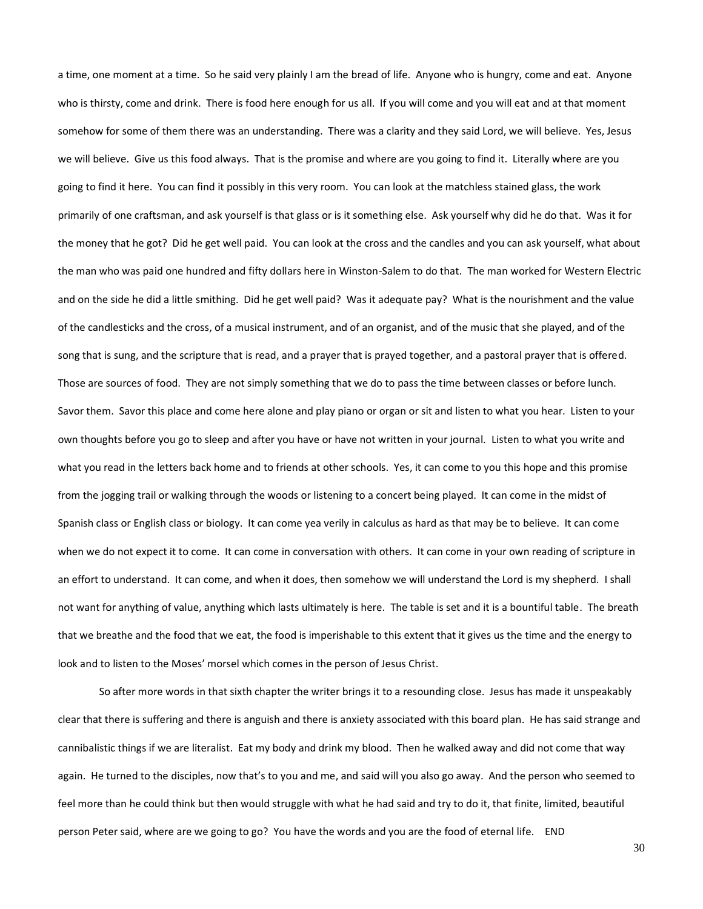a time, one moment at a time. So he said very plainly I am the bread of life. Anyone who is hungry, come and eat. Anyone who is thirsty, come and drink. There is food here enough for us all. If you will come and you will eat and at that moment somehow for some of them there was an understanding. There was a clarity and they said Lord, we will believe. Yes, Jesus we will believe. Give us this food always. That is the promise and where are you going to find it. Literally where are you going to find it here. You can find it possibly in this very room. You can look at the matchless stained glass, the work primarily of one craftsman, and ask yourself is that glass or is it something else. Ask yourself why did he do that. Was it for the money that he got? Did he get well paid. You can look at the cross and the candles and you can ask yourself, what about the man who was paid one hundred and fifty dollars here in Winston-Salem to do that. The man worked for Western Electric and on the side he did a little smithing. Did he get well paid? Was it adequate pay? What is the nourishment and the value of the candlesticks and the cross, of a musical instrument, and of an organist, and of the music that she played, and of the song that is sung, and the scripture that is read, and a prayer that is prayed together, and a pastoral prayer that is offered. Those are sources of food. They are not simply something that we do to pass the time between classes or before lunch. Savor them. Savor this place and come here alone and play piano or organ or sit and listen to what you hear. Listen to your own thoughts before you go to sleep and after you have or have not written in your journal. Listen to what you write and what you read in the letters back home and to friends at other schools. Yes, it can come to you this hope and this promise from the jogging trail or walking through the woods or listening to a concert being played. It can come in the midst of Spanish class or English class or biology. It can come yea verily in calculus as hard as that may be to believe. It can come when we do not expect it to come. It can come in conversation with others. It can come in your own reading of scripture in an effort to understand. It can come, and when it does, then somehow we will understand the Lord is my shepherd. I shall not want for anything of value, anything which lasts ultimately is here. The table is set and it is a bountiful table. The breath that we breathe and the food that we eat, the food is imperishable to this extent that it gives us the time and the energy to look and to listen to the Moses' morsel which comes in the person of Jesus Christ.

So after more words in that sixth chapter the writer brings it to a resounding close. Jesus has made it unspeakably clear that there is suffering and there is anguish and there is anxiety associated with this board plan. He has said strange and cannibalistic things if we are literalist. Eat my body and drink my blood. Then he walked away and did not come that way again. He turned to the disciples, now that's to you and me, and said will you also go away. And the person who seemed to feel more than he could think but then would struggle with what he had said and try to do it, that finite, limited, beautiful person Peter said, where are we going to go? You have the words and you are the food of eternal life. END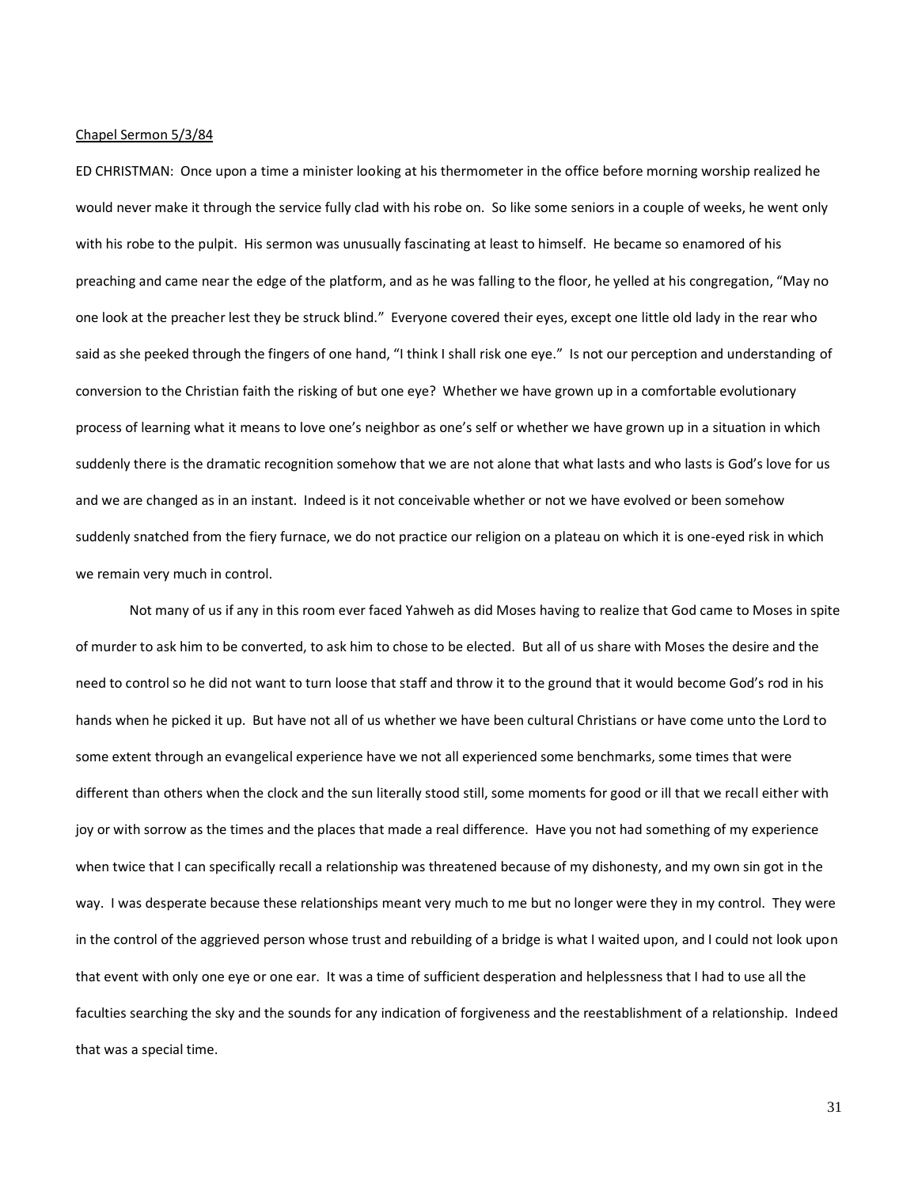<u>Chapel Sermon 5/3/84</u>

ED CHRISTMAN: Once upon a time a minister looking at his thermometer in the office before morning worship realized he would never make it through the service fully clad with his robe on. So like some seniors in a couple of weeks, he went only with his robe to the pulpit. His sermon was unusually fascinating at least to himself. He became so enamored of his preaching and came near the edge of the platform, and as he was falling to the floor, he yelled at his congregation, "May no one look at the preacher lest they be struck blind." Everyone covered their eyes, except one little old lady in the rear who said as she peeked through the fingers of one hand, "I think I shall risk one eye." Is not our perception and understanding of conversion to the Christian faith the risking of but one eye? Whether we have grown up in a comfortable evolutionary process of learning what it means to love one's neighbor as one's self or whether we have grown up in a situation in which suddenly there is the dramatic recognition somehow that we are not alone that what lasts and who lasts is God's love for us and we are changed as in an instant. Indeed is it not conceivable whether or not we have evolved or been somehow suddenly snatched from the fiery furnace, we do not practice our religion on a plateau on which it is one-eyed risk in which we remain very much in control.

Not many of us if any in this room ever faced Yahweh as did Moses having to realize that God came to Moses in spite of murder to ask him to be converted, to ask him to chose to be elected. But all of us share with Moses the desire and the need to control so he did not want to turn loose that staff and throw it to the ground that it would become God's rod in his hands when he picked it up. But have not all of us whether we have been cultural Christians or have come unto the Lord to some extent through an evangelical experience have we not all experienced some benchmarks, some times that were different than others when the clock and the sun literally stood still, some moments for good or ill that we recall either with joy or with sorrow as the times and the places that made a real difference. Have you not had something of my experience when twice that I can specifically recall a relationship was threatened because of my dishonesty, and my own sin got in the way. I was desperate because these relationships meant very much to me but no longer were they in my control. They were in the control of the aggrieved person whose trust and rebuilding of a bridge is what I waited upon, and I could not look upon that event with only one eye or one ear. It was a time of sufficient desperation and helplessness that I had to use all the faculties searching the sky and the sounds for any indication of forgiveness and the reestablishment of a relationship. Indeed that was a special time.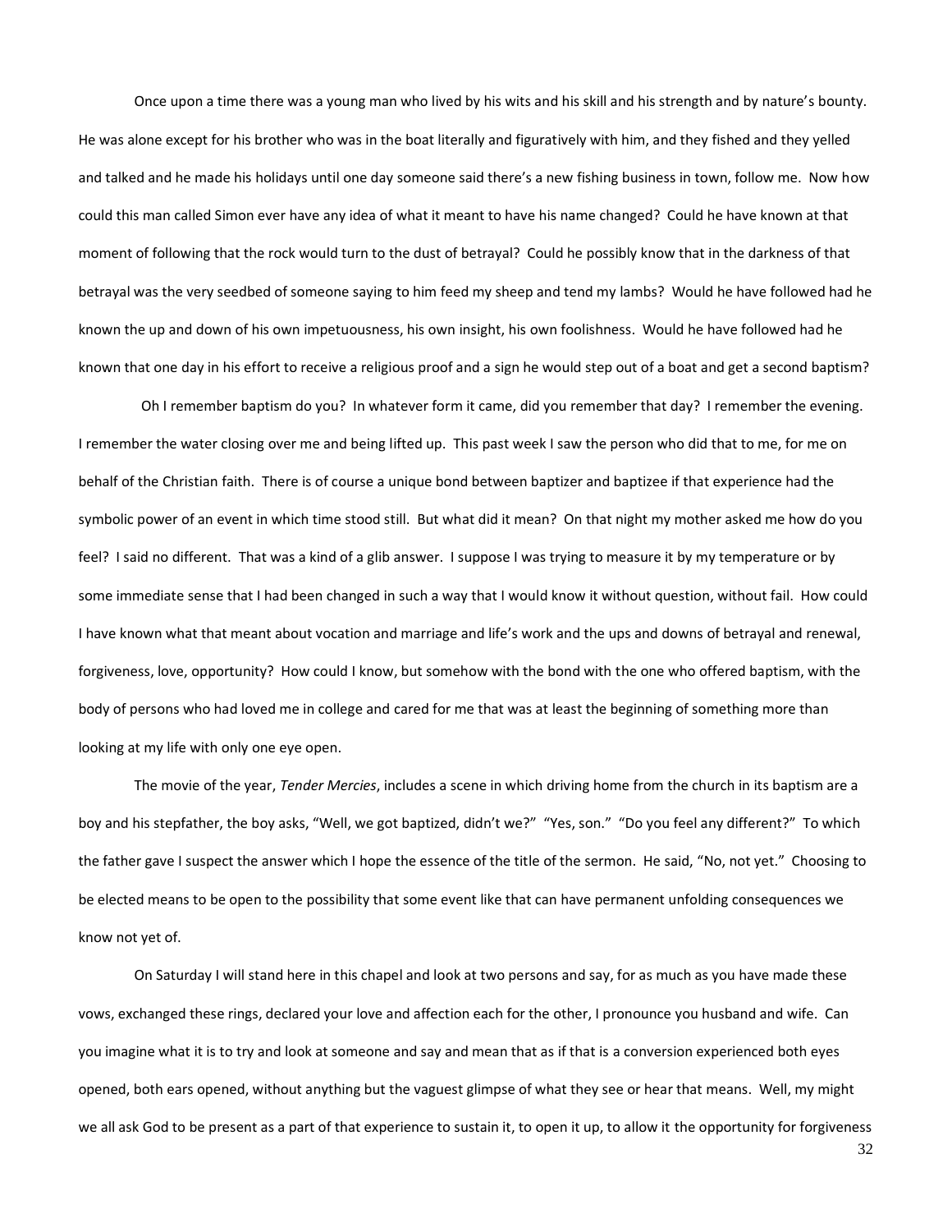Once upon a time there was a young man who lived by his wits and his skill and his strength and by nature's bounty. He was alone except for his brother who was in the boat literally and figuratively with him, and they fished and they yelled and talked and he made his holidays until one day someone said there's a new fishing business in town, follow me. Now how could this man called Simon ever have any idea of what it meant to have his name changed? Could he have known at that moment of following that the rock would turn to the dust of betrayal? Could he possibly know that in the darkness of that betrayal was the very seedbed of someone saying to him feed my sheep and tend my lambs? Would he have followed had he known the up and down of his own impetuousness, his own insight, his own foolishness. Would he have followed had he known that one day in his effort to receive a religious proof and a sign he would step out of a boat and get a second baptism?

Oh I remember baptism do you? In whatever form it came, did you remember that day? I remember the evening. I remember the water closing over me and being lifted up. This past week I saw the person who did that to me, for me on behalf of the Christian faith. There is of course a unique bond between baptizer and baptizee if that experience had the symbolic power of an event in which time stood still. But what did it mean? On that night my mother asked me how do you feel? I said no different. That was a kind of a glib answer. I suppose I was trying to measure it by my temperature or by some immediate sense that I had been changed in such a way that I would know it without question, without fail. How could I have known what that meant about vocation and marriage and life's work and the ups and downs of betrayal and renewal, forgiveness, love, opportunity? How could I know, but somehow with the bond with the one who offered baptism, with the body of persons who had loved me in college and cared for me that was at least the beginning of something more than looking at my life with only one eye open.

The movie of the year, *Tender Mercies*, includes a scene in which driving home from the church in its baptism are a boy and his stepfather, the boy asks, "Well, we got baptized, didn't we?" "Yes, son." "Do you feel any different?" To which the father gave I suspect the answer which I hope the essence of the title of the sermon. He said, "No, not yet." Choosing to be elected means to be open to the possibility that some event like that can have permanent unfolding consequences we know not yet of.

On Saturday I will stand here in this chapel and look at two persons and say, for as much as you have made these vows, exchanged these rings, declared your love and affection each for the other, I pronounce you husband and wife. Can you imagine what it is to try and look at someone and say and mean that as if that is a conversion experienced both eyes opened, both ears opened, without anything but the vaguest glimpse of what they see or hear that means. Well, my might we all ask God to be present as a part of that experience to sustain it, to open it up, to allow it the opportunity for forgiveness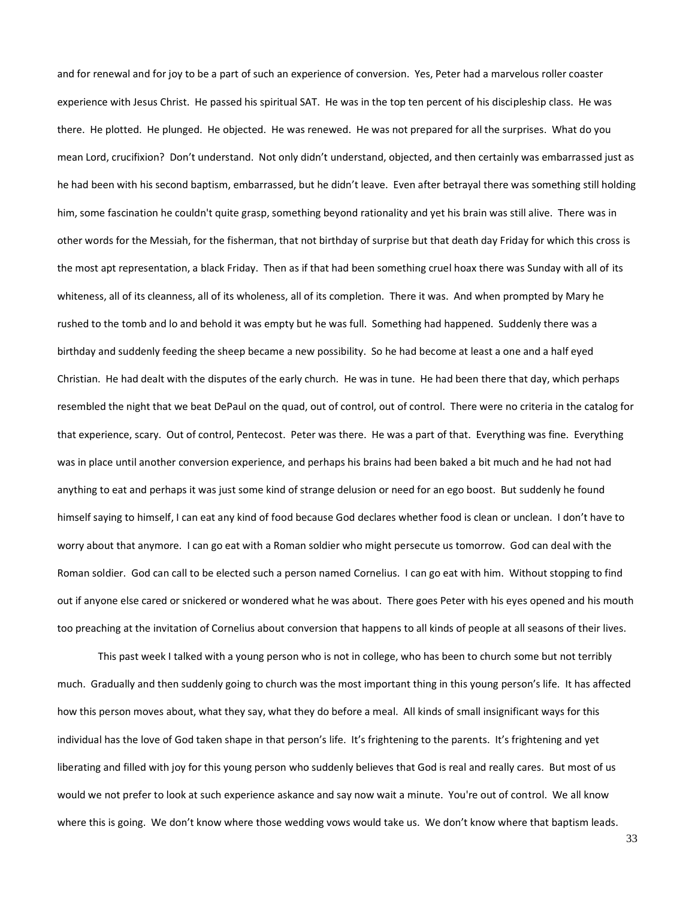and for renewal and for joy to be a part of such an experience of conversion. Yes, Peter had a marvelous roller coaster experience with Jesus Christ. He passed his spiritual SAT. He was in the top ten percent of his discipleship class. He was there. He plotted. He plunged. He objected. He was renewed. He was not prepared for all the surprises. What do you mean Lord, crucifixion? Don't understand. Not only didn't understand, objected, and then certainly was embarrassed just as he had been with his second baptism, embarrassed, but he didn't leave. Even after betrayal there was something still holding him, some fascination he couldn't quite grasp, something beyond rationality and yet his brain was still alive. There was in other words for the Messiah, for the fisherman, that not birthday of surprise but that death day Friday for which this cross is the most apt representation, a black Friday. Then as if that had been something cruel hoax there was Sunday with all of its whiteness, all of its cleanness, all of its wholeness, all of its completion. There it was. And when prompted by Mary he rushed to the tomb and lo and behold it was empty but he was full. Something had happened. Suddenly there was a birthday and suddenly feeding the sheep became a new possibility. So he had become at least a one and a half eyed Christian. He had dealt with the disputes of the early church. He was in tune. He had been there that day, which perhaps resembled the night that we beat DePaul on the quad, out of control, out of control. There were no criteria in the catalog for that experience, scary. Out of control, Pentecost. Peter was there. He was a part of that. Everything was fine. Everything was in place until another conversion experience, and perhaps his brains had been baked a bit much and he had not had anything to eat and perhaps it was just some kind of strange delusion or need for an ego boost. But suddenly he found himself saying to himself, I can eat any kind of food because God declares whether food is clean or unclean. I don't have to worry about that anymore. I can go eat with a Roman soldier who might persecute us tomorrow. God can deal with the Roman soldier. God can call to be elected such a person named Cornelius. I can go eat with him. Without stopping to find out if anyone else cared or snickered or wondered what he was about. There goes Peter with his eyes opened and his mouth too preaching at the invitation of Cornelius about conversion that happens to all kinds of people at all seasons of their lives.

This past week I talked with a young person who is not in college, who has been to church some but not terribly much. Gradually and then suddenly going to church was the most important thing in this young person's life. It has affected how this person moves about, what they say, what they do before a meal. All kinds of small insignificant ways for this individual has the love of God taken shape in that person's life. It's frightening to the parents. It's frightening and yet liberating and filled with joy for this young person who suddenly believes that God is real and really cares. But most of us would we not prefer to look at such experience askance and say now wait a minute. You're out of control. We all know where this is going. We don't know where those wedding vows would take us. We don't know where that baptism leads.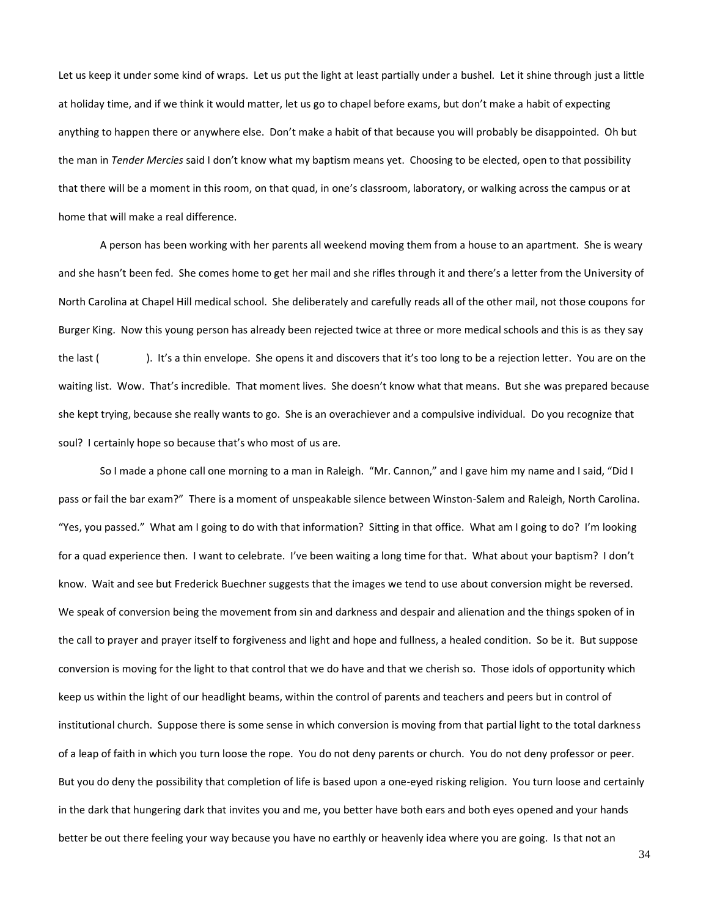Let us keep it under some kind of wraps. Let us put the light at least partially under a bushel. Let it shine through just a little at holiday time, and if we think it would matter, let us go to chapel before exams, but don't make a habit of expecting anything to happen there or anywhere else. Don't make a habit of that because you will probably be disappointed. Oh but the man in *Tender Mercies* said I don't know what my baptism means yet. Choosing to be elected, open to that possibility that there will be a moment in this room, on that quad, in one's classroom, laboratory, or walking across the campus or at home that will make a real difference.

A person has been working with her parents all weekend moving them from a house to an apartment. She is weary and she hasn't been fed. She comes home to get her mail and she rifles through it and there's a letter from the University of North Carolina at Chapel Hill medical school. She deliberately and carefully reads all of the other mail, not those coupons for Burger King. Now this young person has already been rejected twice at three or more medical schools and this is as they say the last (            ). It's a thin envelope. She opens it and discovers that it's too long to be a rejection letter. You are on the waiting list. Wow. That's incredible. That moment lives. She doesn't know what that means. But she was prepared because she kept trying, because she really wants to go. She is an overachiever and a compulsive individual. Do you recognize that soul? I certainly hope so because that's who most of us are.

So I made a phone call one morning to a man in Raleigh. "Mr. Cannon," and I gave him my name and I said, "Did I pass or fail the bar exam?" There is a moment of unspeakable silence between Winston-Salem and Raleigh, North Carolina. "Yes, you passed." What am I going to do with that information? Sitting in that office. What am I going to do? I'm looking for a quad experience then. I want to celebrate. I've been waiting a long time for that. What about your baptism? I don't know. Wait and see but Frederick Buechner suggests that the images we tend to use about conversion might be reversed. We speak of conversion being the movement from sin and darkness and despair and alienation and the things spoken of in the call to prayer and prayer itself to forgiveness and light and hope and fullness, a healed condition. So be it. But suppose conversion is moving for the light to that control that we do have and that we cherish so. Those idols of opportunity which keep us within the light of our headlight beams, within the control of parents and teachers and peers but in control of institutional church. Suppose there is some sense in which conversion is moving from that partial light to the total darkness of a leap of faith in which you turn loose the rope. You do not deny parents or church. You do not deny professor or peer. But you do deny the possibility that completion of life is based upon a one-eyed risking religion. You turn loose and certainly in the dark that hungering dark that invites you and me, you better have both ears and both eyes opened and your hands better be out there feeling your way because you have no earthly or heavenly idea where you are going. Is that not an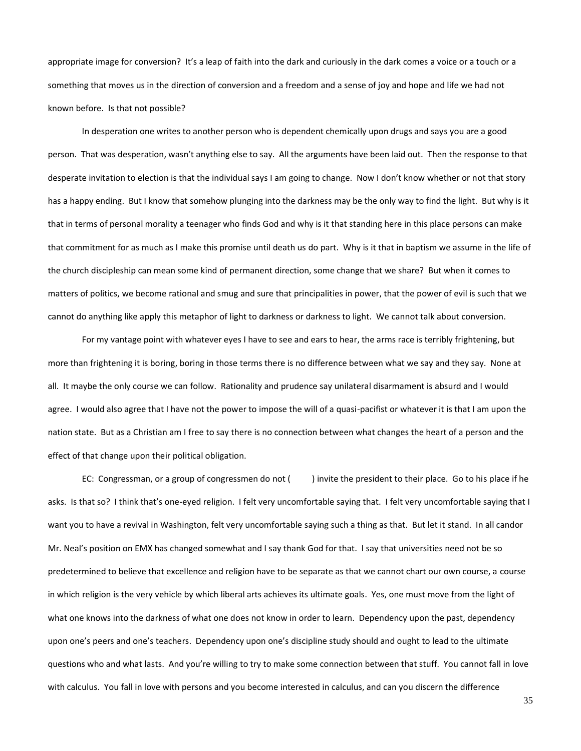appropriate image for conversion? It's a leap of faith into the dark and curiously in the dark comes a voice or a touch or a something that moves us in the direction of conversion and a freedom and a sense of joy and hope and life we had not known before. Is that not possible?

In desperation one writes to another person who is dependent chemically upon drugs and says you are a good person. That was desperation, wasn't anything else to say. All the arguments have been laid out. Then the response to that desperate invitation to election is that the individual says I am going to change. Now I don't know whether or not that story has a happy ending. But I know that somehow plunging into the darkness may be the only way to find the light. But why is it that in terms of personal morality a teenager who finds God and why is it that standing here in this place persons can make that commitment for as much as I make this promise until death us do part. Why is it that in baptism we assume in the life of the church discipleship can mean some kind of permanent direction, some change that we share? But when it comes to matters of politics, we become rational and smug and sure that principalities in power, that the power of evil is such that we cannot do anything like apply this metaphor of light to darkness or darkness to light. We cannot talk about conversion.

For my vantage point with whatever eyes I have to see and ears to hear, the arms race is terribly frightening, but more than frightening it is boring, boring in those terms there is no difference between what we say and they say. None at all. It maybe the only course we can follow. Rationality and prudence say unilateral disarmament is absurd and I would agree. I would also agree that I have not the power to impose the will of a quasi-pacifist or whatever it is that I am upon the nation state. But as a Christian am I free to say there is no connection between what changes the heart of a person and the effect of that change upon their political obligation.

EC: Congressman, or a group of congressmen do not ( ) invite the president to their place. Go to his place if he asks. Is that so? I think that's one-eyed religion. I felt very uncomfortable saying that. I felt very uncomfortable saying that I want you to have a revival in Washington, felt very uncomfortable saying such a thing as that. But let it stand. In all candor Mr. Neal's position on EMX has changed somewhat and I say thank God for that. I say that universities need not be so predetermined to believe that excellence and religion have to be separate as that we cannot chart our own course, a course in which religion is the very vehicle by which liberal arts achieves its ultimate goals. Yes, one must move from the light of what one knows into the darkness of what one does not know in order to learn. Dependency upon the past, dependency upon one's peers and one's teachers. Dependency upon one's discipline study should and ought to lead to the ultimate questions who and what lasts. And you're willing to try to make some connection between that stuff. You cannot fall in love with calculus. You fall in love with persons and you become interested in calculus, and can you discern the difference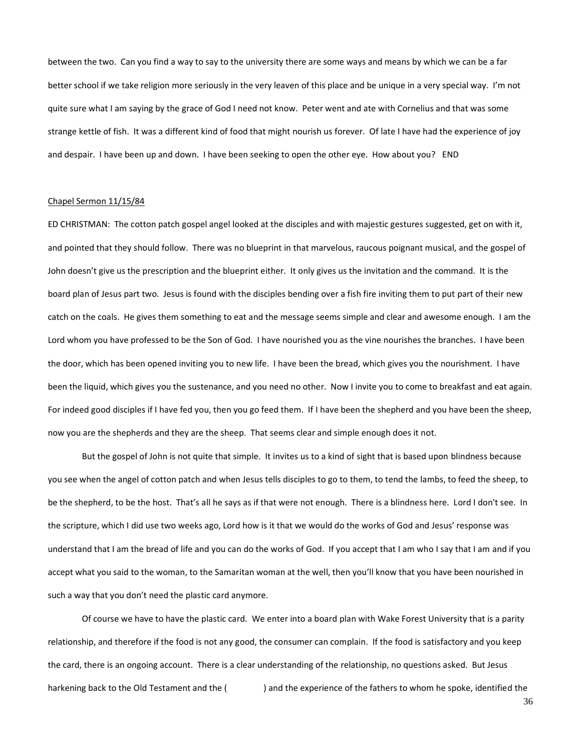between the two. Can you find a way to say to the university there are some ways and means by which we can be a far better school if we take religion more seriously in the very leaven of this place and be unique in a very special way. I'm not quite sure what I am saying by the grace of God I need not know. Peter went and ate with Cornelius and that was some strange kettle of fish. It was a different kind of food that might nourish us forever. Of late I have had the experience of joy and despair. I have been up and down. I have been seeking to open the other eye. How about you? END

Chapel Sermon 11/15/84

ED CHRISTMAN: The cotton patch gospel angel looked at the disciples and with majestic gestures suggested, get on with it, and pointed that they should follow. There was no blueprint in that marvelous, raucous poignant musical, and the gospel of John doesn't give us the prescription and the blueprint either. It only gives us the invitation and the command. It is the board plan of Jesus part two. Jesus is found with the disciples bending over a fish fire inviting them to put part of their new catch on the coals. He gives them something to eat and the message seems simple and clear and awesome enough. I am the Lord whom you have professed to be the Son of God. I have nourished you as the vine nourishes the branches. I have been the door, which has been opened inviting you to new life. I have been the bread, which gives you the nourishment. I have been the liquid, which gives you the sustenance, and you need no other. Now I invite you to come to breakfast and eat again. For indeed good disciples if I have fed you, then you go feed them. If I have been the shepherd and you have been the sheep, now you are the shepherds and they are the sheep. That seems clear and simple enough does it not.

But the gospel of John is not quite that simple. It invites us to a kind of sight that is based upon blindness because you see when the angel of cotton patch and when Jesus tells disciples to go to them, to tend the lambs, to feed the sheep, to be the shepherd, to be the host. That's all he says as if that were not enough. There is a blindness here. Lord I don't see. In the scripture, which I did use two weeks ago, Lord how is it that we would do the works of God and Jesus' response was understand that I am the bread of life and you can do the works of God. If you accept that I am who I say that I am and if you accept what you said to the woman, to the Samaritan woman at the well, then you'll know that you have been nourished in such a way that you don't need the plastic card anymore.

Of course we have to have the plastic card. We enter into a board plan with Wake Forest University that is a parity relationship, and therefore if the food is not any good, the consumer can complain. If the food is satisfactory and you keep the card, there is an ongoing account. There is a clear understanding of the relationship, no questions asked. But Jesus harkening back to the Old Testament and the (             ) and the experience of the fathers to whom he spoke, identified the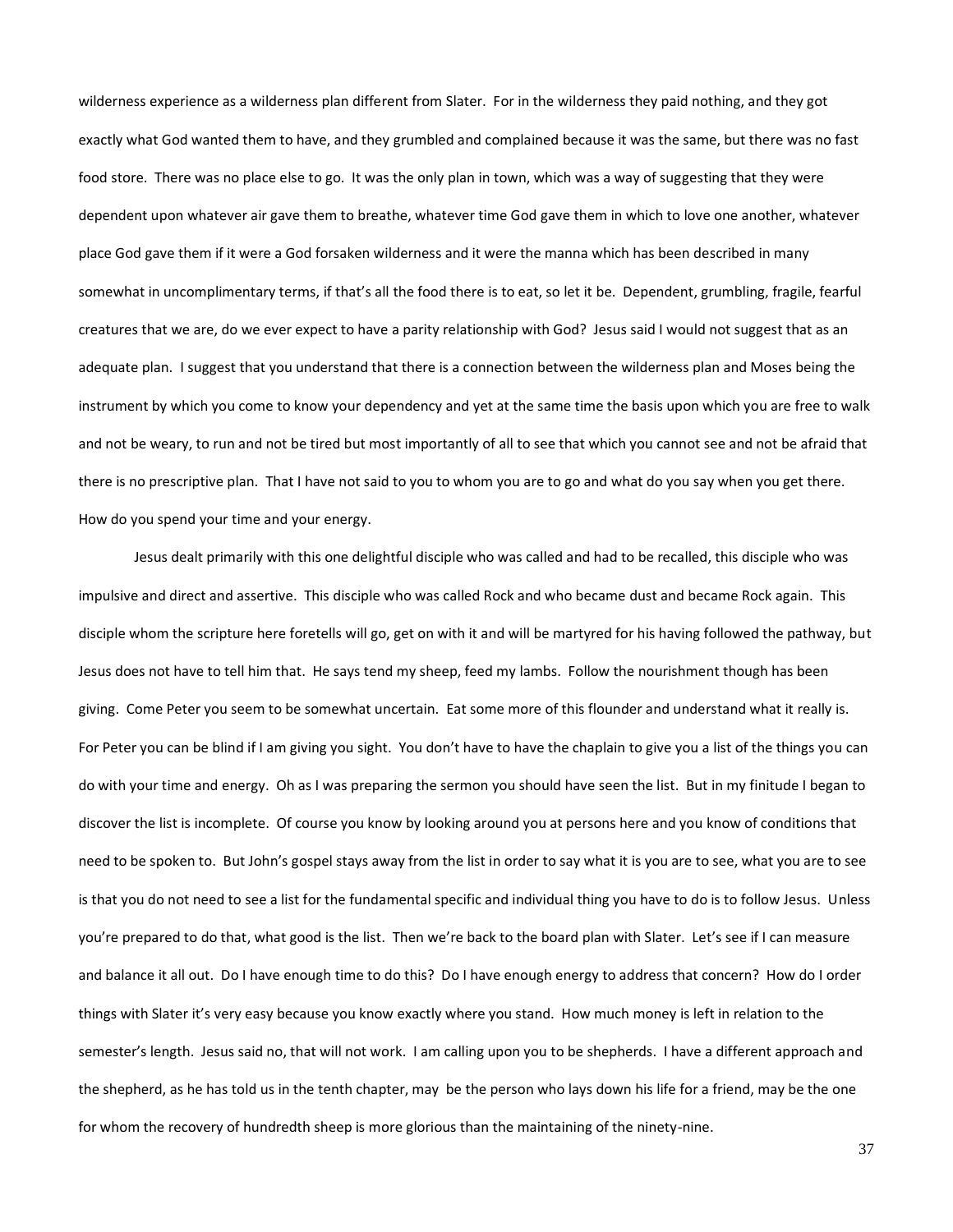wilderness experience as a wilderness plan different from Slater. For in the wilderness they paid nothing, and they got exactly what God wanted them to have, and they grumbled and complained because it was the same, but there was no fast food store. There was no place else to go. It was the only plan in town, which was a way of suggesting that they were dependent upon whatever air gave them to breathe, whatever time God gave them in which to love one another, whatever place God gave them if it were a God forsaken wilderness and it were the manna which has been described in many somewhat in uncomplimentary terms, if that's all the food there is to eat, so let it be. Dependent, grumbling, fragile, fearful creatures that we are, do we ever expect to have a parity relationship with God? Jesus said I would not suggest that as an adequate plan. I suggest that you understand that there is a connection between the wilderness plan and Moses being the instrument by which you come to know your dependency and yet at the same time the basis upon which you are free to walk and not be weary, to run and not be tired but most importantly of all to see that which you cannot see and not be afraid that there is no prescriptive plan. That I have not said to you to whom you are to go and what do you say when you get there. How do you spend your time and your energy.

Jesus dealt primarily with this one delightful disciple who was called and had to be recalled, this disciple who was impulsive and direct and assertive. This disciple who was called Rock and who became dust and became Rock again. This disciple whom the scripture here foretells will go, get on with it and will be martyred for his having followed the pathway, but Jesus does not have to tell him that. He says tend my sheep, feed my lambs. Follow the nourishment though has been giving. Come Peter you seem to be somewhat uncertain. Eat some more of this flounder and understand what it really is. For Peter you can be blind if I am giving you sight. You don't have to have the chaplain to give you a list of the things you can do with your time and energy. Oh as I was preparing the sermon you should have seen the list. But in my finitude I began to discover the list is incomplete. Of course you know by looking around you at persons here and you know of conditions that need to be spoken to. But John's gospel stays away from the list in order to say what it is you are to see, what you are to see is that you do not need to see a list for the fundamental specific and individual thing you have to do is to follow Jesus. Unless you're prepared to do that, what good is the list. Then we're back to the board plan with Slater. Let's see if I can measure and balance it all out. Do I have enough time to do this? Do I have enough energy to address that concern? How do I order things with Slater it's very easy because you know exactly where you stand. How much money is left in relation to the semester's length. Jesus said no, that will not work. I am calling upon you to be shepherds. I have a different approach and the shepherd, as he has told us in the tenth chapter, may be the person who lays down his life for a friend, may be the one for whom the recovery of hundredth sheep is more glorious than the maintaining of the ninety-nine.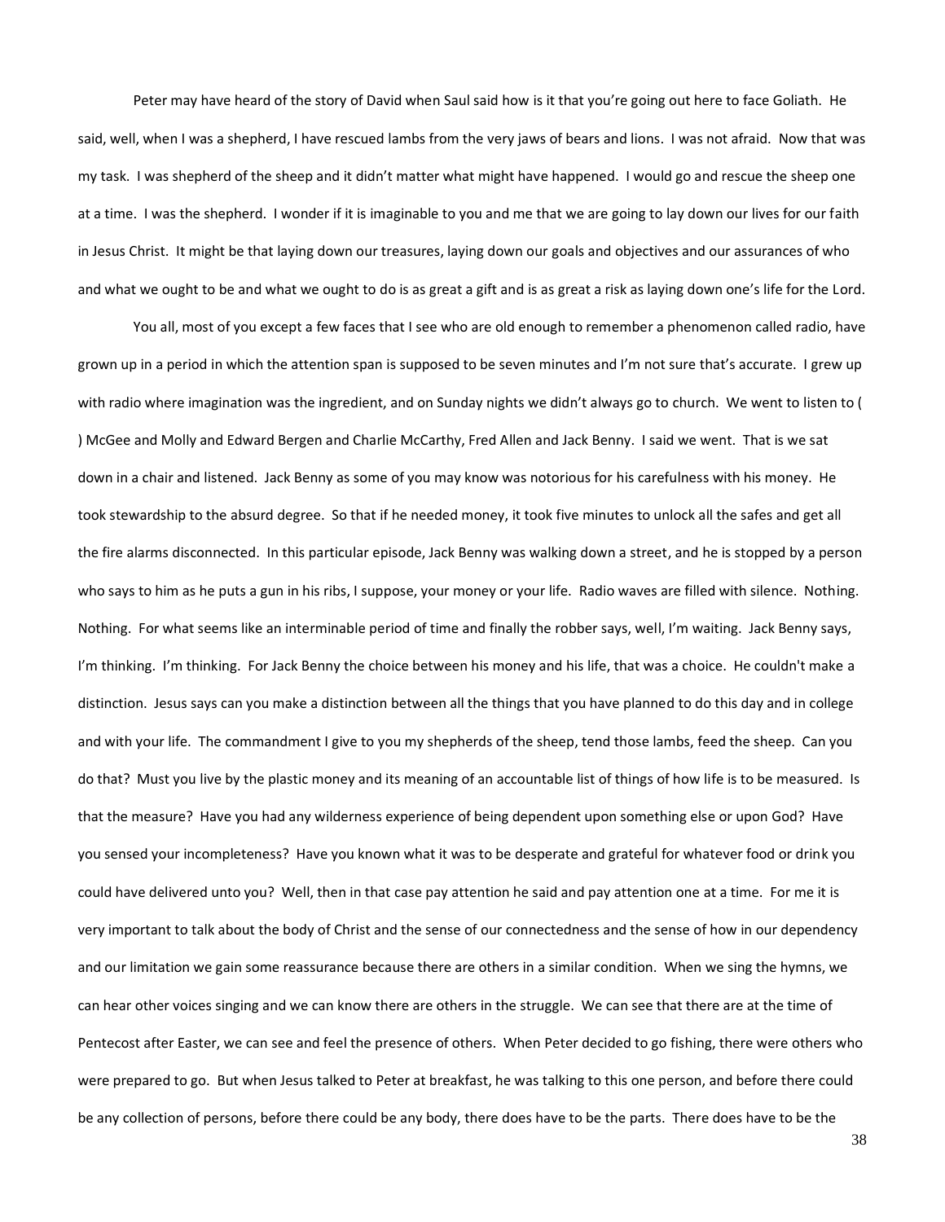Peter may have heard of the story of David when Saul said how is it that you're going out here to face Goliath. He said, well, when I was a shepherd, I have rescued lambs from the very jaws of bears and lions. I was not afraid. Now that was my task. I was shepherd of the sheep and it didn't matter what might have happened. I would go and rescue the sheep one at a time. I was the shepherd. I wonder if it is imaginable to you and me that we are going to lay down our lives for our faith in Jesus Christ. It might be that laying down our treasures, laying down our goals and objectives and our assurances of who and what we ought to be and what we ought to do is as great a gift and is as great a risk as laying down one's life for the Lord.

You all, most of you except a few faces that I see who are old enough to remember a phenomenon called radio, have grown up in a period in which the attention span is supposed to be seven minutes and I'm not sure that's accurate. I grew up with radio where imagination was the ingredient, and on Sunday nights we didn't always go to church. We went to listen to ( ) McGee and Molly and Edward Bergen and Charlie McCarthy, Fred Allen and Jack Benny. I said we went. That is we sat down in a chair and listened. Jack Benny as some of you may know was notorious for his carefulness with his money. He took stewardship to the absurd degree. So that if he needed money, it took five minutes to unlock all the safes and get all the fire alarms disconnected. In this particular episode, Jack Benny was walking down a street, and he is stopped by a person who says to him as he puts a gun in his ribs, I suppose, your money or your life. Radio waves are filled with silence. Nothing. Nothing. For what seems like an interminable period of time and finally the robber says, well, I'm waiting. Jack Benny says, I'm thinking. I'm thinking. For Jack Benny the choice between his money and his life, that was a choice. He couldn't make a distinction. Jesus says can you make a distinction between all the things that you have planned to do this day and in college and with your life. The commandment I give to you my shepherds of the sheep, tend those lambs, feed the sheep. Can you do that? Must you live by the plastic money and its meaning of an accountable list of things of how life is to be measured. Is that the measure? Have you had any wilderness experience of being dependent upon something else or upon God? Have you sensed your incompleteness? Have you known what it was to be desperate and grateful for whatever food or drink you could have delivered unto you? Well, then in that case pay attention he said and pay attention one at a time. For me it is very important to talk about the body of Christ and the sense of our connectedness and the sense of how in our dependency and our limitation we gain some reassurance because there are others in a similar condition. When we sing the hymns, we can hear other voices singing and we can know there are others in the struggle. We can see that there are at the time of Pentecost after Easter, we can see and feel the presence of others. When Peter decided to go fishing, there were others who were prepared to go. But when Jesus talked to Peter at breakfast, he was talking to this one person, and before there could be any collection of persons, before there could be any body, there does have to be the parts. There does have to be the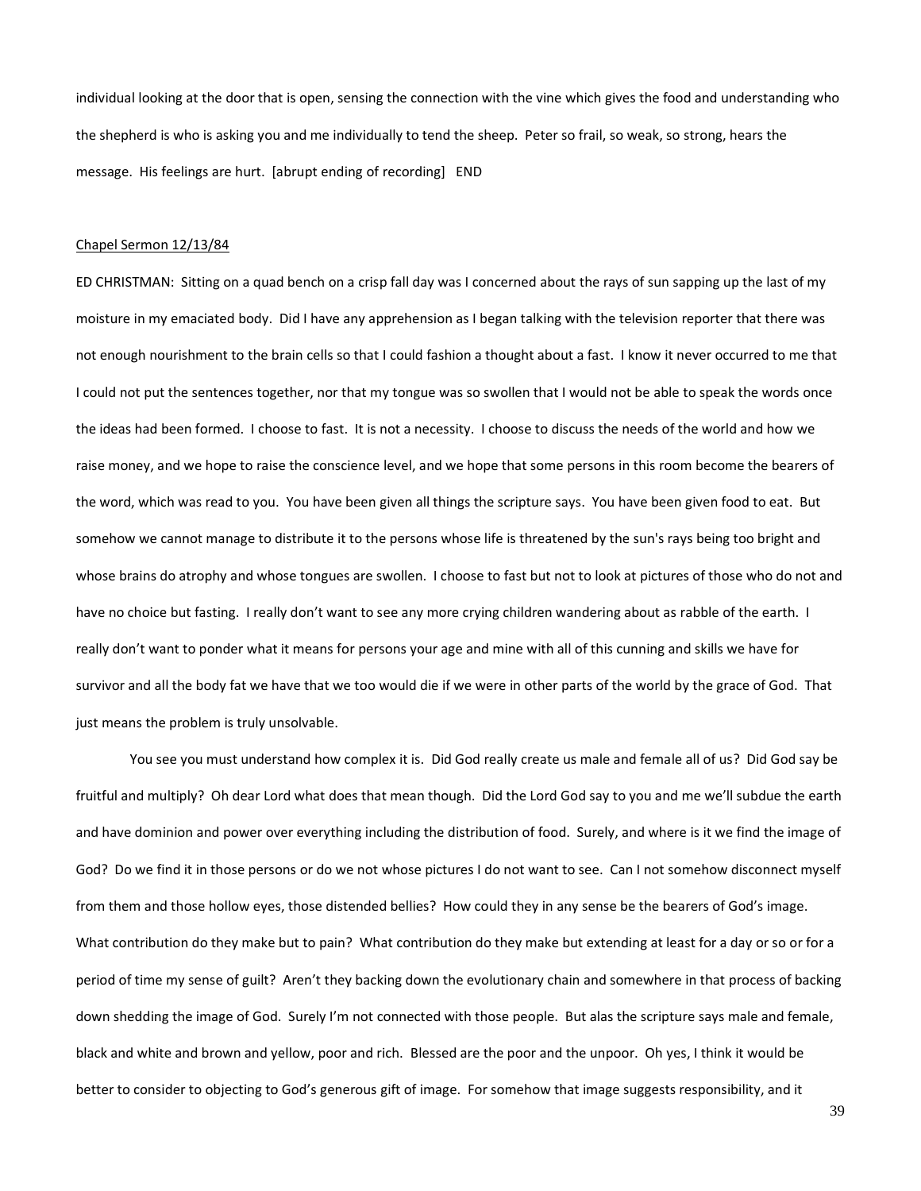individual looking at the door that is open, sensing the connection with the vine which gives the food and understanding who the shepherd is who is asking you and me individually to tend the sheep. Peter so frail, so weak, so strong, hears the message. His feelings are hurt. [abrupt ending of recording] END

<u>Chapel Sermon 12/13/84</u>

ED CHRISTMAN: Sitting on a quad bench on a crisp fall day was I concerned about the rays of sun sapping up the last of my moisture in my emaciated body. Did I have any apprehension as I began talking with the television reporter that there was not enough nourishment to the brain cells so that I could fashion a thought about a fast. I know it never occurred to me that I could not put the sentences together, nor that my tongue was so swollen that I would not be able to speak the words once the ideas had been formed. I choose to fast. It is not a necessity. I choose to discuss the needs of the world and how we raise money, and we hope to raise the conscience level, and we hope that some persons in this room become the bearers of the word, which was read to you. You have been given all things the scripture says. You have been given food to eat. But somehow we cannot manage to distribute it to the persons whose life is threatened by the sun's rays being too bright and whose brains do atrophy and whose tongues are swollen. I choose to fast but not to look at pictures of those who do not and have no choice but fasting. I really don't want to see any more crying children wandering about as rabble of the earth. I really don't want to ponder what it means for persons your age and mine with all of this cunning and skills we have for survivor and all the body fat we have that we too would die if we were in other parts of the world by the grace of God. That just means the problem is truly unsolvable.

You see you must understand how complex it is. Did God really create us male and female all of us? Did God say be fruitful and multiply? Oh dear Lord what does that mean though. Did the Lord God say to you and me we'll subdue the earth and have dominion and power over everything including the distribution of food. Surely, and where is it we find the image of God? Do we find it in those persons or do we not whose pictures I do not want to see. Can I not somehow disconnect myself from them and those hollow eyes, those distended bellies? How could they in any sense be the bearers of God's image. What contribution do they make but to pain? What contribution do they make but extending at least for a day or so or for a period of time my sense of guilt? Aren't they backing down the evolutionary chain and somewhere in that process of backing down shedding the image of God. Surely I'm not connected with those people. But alas the scripture says male and female, black and white and brown and yellow, poor and rich. Blessed are the poor and the unpoor. Oh yes, I think it would be better to consider to objecting to God's generous gift of image. For somehow that image suggests responsibility, and it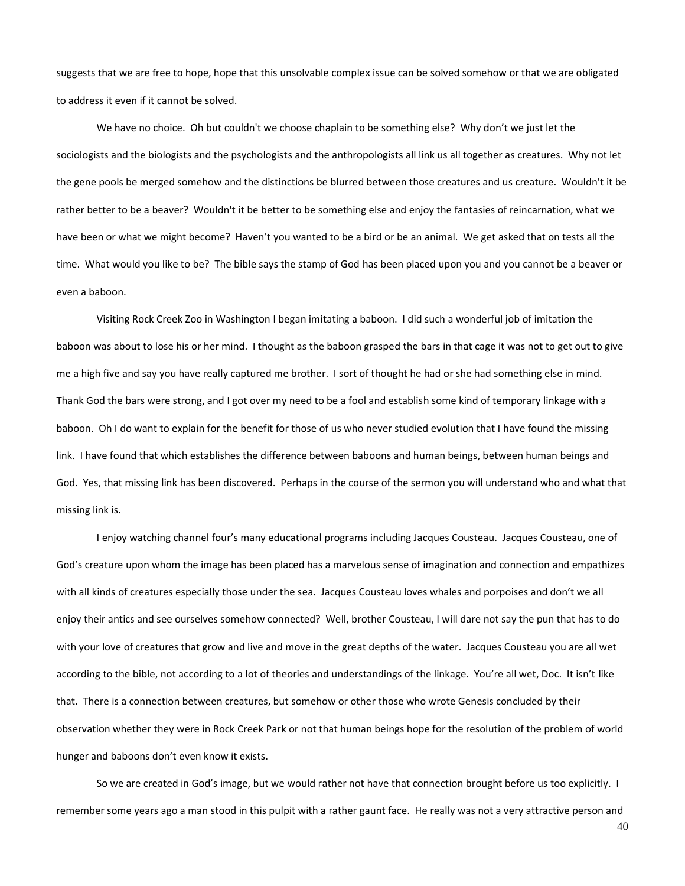suggests that we are free to hope, hope that this unsolvable complex issue can be solved somehow or that we are obligated to address it even if it cannot be solved.

We have no choice. Oh but couldn't we choose chaplain to be something else? Why don't we just let the sociologists and the biologists and the psychologists and the anthropologists all link us all together as creatures. Why not let the gene pools be merged somehow and the distinctions be blurred between those creatures and us creature. Wouldn't it be rather better to be a beaver? Wouldn't it be better to be something else and enjoy the fantasies of reincarnation, what we have been or what we might become? Haven't you wanted to be a bird or be an animal. We get asked that on tests all the time. What would you like to be? The bible says the stamp of God has been placed upon you and you cannot be a beaver or even a baboon.

Visiting Rock Creek Zoo in Washington I began imitating a baboon. I did such a wonderful job of imitation the baboon was about to lose his or her mind. I thought as the baboon grasped the bars in that cage it was not to get out to give me a high five and say you have really captured me brother. I sort of thought he had or she had something else in mind. Thank God the bars were strong, and I got over my need to be a fool and establish some kind of temporary linkage with a baboon. Oh I do want to explain for the benefit for those of us who never studied evolution that I have found the missing link. I have found that which establishes the difference between baboons and human beings, between human beings and God. Yes, that missing link has been discovered. Perhaps in the course of the sermon you will understand who and what that missing link is.

I enjoy watching channel four's many educational programs including Jacques Cousteau. Jacques Cousteau, one of God's creature upon whom the image has been placed has a marvelous sense of imagination and connection and empathizes with all kinds of creatures especially those under the sea. Jacques Cousteau loves whales and porpoises and don't we all enjoy their antics and see ourselves somehow connected? Well, brother Cousteau, I will dare not say the pun that has to do with your love of creatures that grow and live and move in the great depths of the water. Jacques Cousteau you are all wet according to the bible, not according to a lot of theories and understandings of the linkage. You're all wet, Doc. It isn't like that. There is a connection between creatures, but somehow or other those who wrote Genesis concluded by their observation whether they were in Rock Creek Park or not that human beings hope for the resolution of the problem of world hunger and baboons don't even know it exists.

So we are created in God's image, but we would rather not have that connection brought before us too explicitly. I remember some years ago a man stood in this pulpit with a rather gaunt face. He really was not a very attractive person and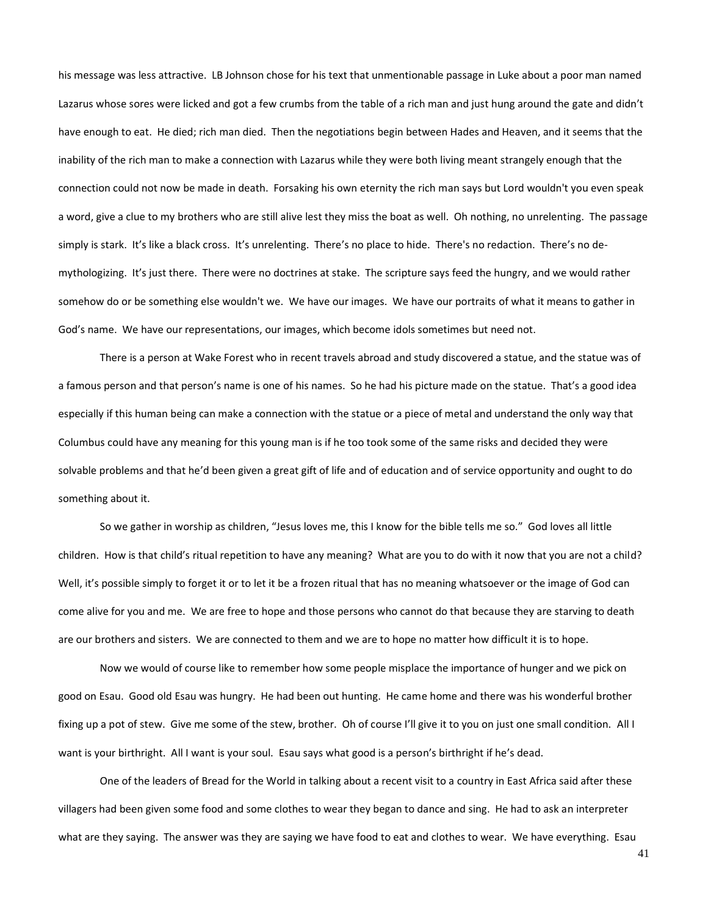his message was less attractive. LB Johnson chose for his text that unmentionable passage in Luke about a poor man named Lazarus whose sores were licked and got a few crumbs from the table of a rich man and just hung around the gate and didn't have enough to eat. He died; rich man died. Then the negotiations begin between Hades and Heaven, and it seems that the inability of the rich man to make a connection with Lazarus while they were both living meant strangely enough that the connection could not now be made in death. Forsaking his own eternity the rich man says but Lord wouldn't you even speak a word, give a clue to my brothers who are still alive lest they miss the boat as well. Oh nothing, no unrelenting. The passage simply is stark. It's like a black cross. It's unrelenting. There's no place to hide. There's no redaction. There's no de-mythologizing. It's just there. There were no doctrines at stake. The scripture says feed the hungry, and we would rather somehow do or be something else wouldn't we. We have our images. We have our portraits of what it means to gather in God's name. We have our representations, our images, which become idols sometimes but need not.

There is a person at Wake Forest who in recent travels abroad and study discovered a statue, and the statue was of a famous person and that person's name is one of his names. So he had his picture made on the statue. That's a good idea especially if this human being can make a connection with the statue or a piece of metal and understand the only way that Columbus could have any meaning for this young man is if he too took some of the same risks and decided they were solvable problems and that he'd been given a great gift of life and of education and of service opportunity and ought to do something about it.

So we gather in worship as children, "Jesus loves me, this I know for the bible tells me so." God loves all little children. How is that child's ritual repetition to have any meaning? What are you to do with it now that you are not a child? Well, it's possible simply to forget it or to let it be a frozen ritual that has no meaning whatsoever or the image of God can come alive for you and me. We are free to hope and those persons who cannot do that because they are starving to death are our brothers and sisters. We are connected to them and we are to hope no matter how difficult it is to hope.

Now we would of course like to remember how some people misplace the importance of hunger and we pick on good on Esau. Good old Esau was hungry. He had been out hunting. He came home and there was his wonderful brother fixing up a pot of stew. Give me some of the stew, brother. Oh of course I'll give it to you on just one small condition. All I want is your birthright. All I want is your soul. Esau says what good is a person's birthright if he's dead.

One of the leaders of Bread for the World in talking about a recent visit to a country in East Africa said after these villagers had been given some food and some clothes to wear they began to dance and sing. He had to ask an interpreter what are they saying. The answer was they are saying we have food to eat and clothes to wear. We have everything. Esau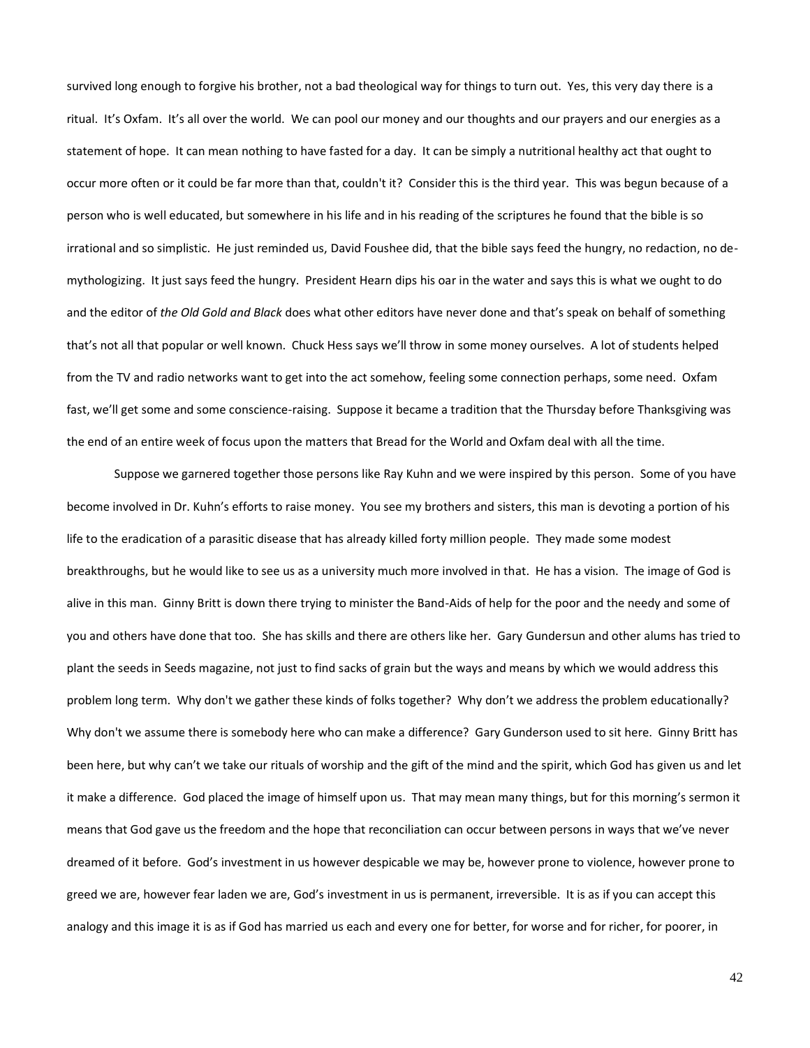survived long enough to forgive his brother, not a bad theological way for things to turn out. Yes, this very day there is a ritual. It's Oxfam. It's all over the world. We can pool our money and our thoughts and our prayers and our energies as a statement of hope. It can mean nothing to have fasted for a day. It can be simply a nutritional healthy act that ought to occur more often or it could be far more than that, couldn't it? Consider this is the third year. This was begun because of a person who is well educated, but somewhere in his life and in his reading of the scriptures he found that the bible is so irrational and so simplistic. He just reminded us, David Foushee did, that the bible says feed the hungry, no redaction, no de-mythologizing. It just says feed the hungry. President Hearn dips his oar in the water and says this is what we ought to do and the editor of *the Old Gold and Black* does what other editors have never done and that's speak on behalf of something that's not all that popular or well known. Chuck Hess says we'll throw in some money ourselves. A lot of students helped from the TV and radio networks want to get into the act somehow, feeling some connection perhaps, some need. Oxfam fast, we'll get some and some conscience-raising. Suppose it became a tradition that the Thursday before Thanksgiving was the end of an entire week of focus upon the matters that Bread for the World and Oxfam deal with all the time.

Suppose we garnered together those persons like Ray Kuhn and we were inspired by this person. Some of you have become involved in Dr. Kuhn's efforts to raise money. You see my brothers and sisters, this man is devoting a portion of his life to the eradication of a parasitic disease that has already killed forty million people. They made some modest breakthroughs, but he would like to see us as a university much more involved in that. He has a vision. The image of God is alive in this man. Ginny Britt is down there trying to minister the Band-Aids of help for the poor and the needy and some of you and others have done that too. She has skills and there are others like her. Gary Gundersun and other alums has tried to plant the seeds in Seeds magazine, not just to find sacks of grain but the ways and means by which we would address this problem long term. Why don't we gather these kinds of folks together? Why don't we address the problem educationally? Why don't we assume there is somebody here who can make a difference? Gary Gunderson used to sit here. Ginny Britt has been here, but why can't we take our rituals of worship and the gift of the mind and the spirit, which God has given us and let it make a difference. God placed the image of himself upon us. That may mean many things, but for this morning's sermon it means that God gave us the freedom and the hope that reconciliation can occur between persons in ways that we've never dreamed of it before. God's investment in us however despicable we may be, however prone to violence, however prone to greed we are, however fear laden we are, God's investment in us is permanent, irreversible. It is as if you can accept this analogy and this image it is as if God has married us each and every one for better, for worse and for richer, for poorer, in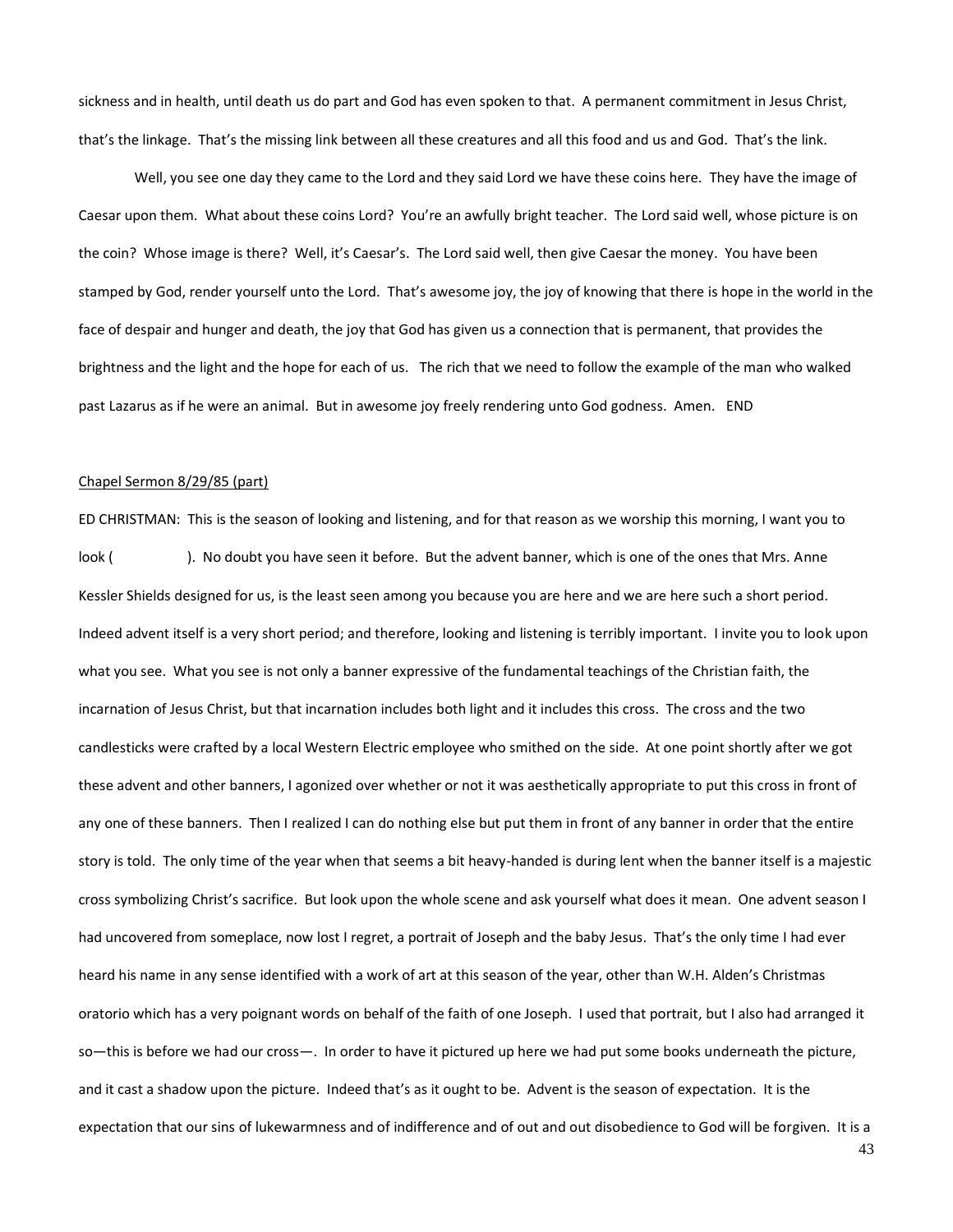sickness and in health, until death us do part and God has even spoken to that. A permanent commitment in Jesus Christ, that's the linkage. That's the missing link between all these creatures and all this food and us and God. That's the link.

Well, you see one day they came to the Lord and they said Lord we have these coins here. They have the image of Caesar upon them. What about these coins Lord? You're an awfully bright teacher. The Lord said well, whose picture is on the coin? Whose image is there? Well, it's Caesar's. The Lord said well, then give Caesar the money. You have been stamped by God, render yourself unto the Lord. That's awesome joy, the joy of knowing that there is hope in the world in the face of despair and hunger and death, the joy that God has given us a connection that is permanent, that provides the brightness and the light and the hope for each of us. The rich that we need to follow the example of the man who walked past Lazarus as if he were an animal. But in awesome joy freely rendering unto God godness. Amen. END

<u>Chapel Sermon 8/29/85 (part)</u>

ED CHRISTMAN: This is the season of looking and listening, and for that reason as we worship this morning, I want you to look ( ). No doubt you have seen it before. But the advent banner, which is one of the ones that Mrs. Anne Kessler Shields designed for us, is the least seen among you because you are here and we are here such a short period. Indeed advent itself is a very short period; and therefore, looking and listening is terribly important. I invite you to look upon what you see. What you see is not only a banner expressive of the fundamental teachings of the Christian faith, the incarnation of Jesus Christ, but that incarnation includes both light and it includes this cross. The cross and the two candlesticks were crafted by a local Western Electric employee who smithed on the side. At one point shortly after we got these advent and other banners, I agonized over whether or not it was aesthetically appropriate to put this cross in front of any one of these banners. Then I realized I can do nothing else but put them in front of any banner in order that the entire story is told. The only time of the year when that seems a bit heavy-handed is during lent when the banner itself is a majestic cross symbolizing Christ's sacrifice. But look upon the whole scene and ask yourself what does it mean. One advent season I had uncovered from someplace, now lost I regret, a portrait of Joseph and the baby Jesus. That's the only time I had ever heard his name in any sense identified with a work of art at this season of the year, other than W.H. Alden's Christmas oratorio which has a very poignant words on behalf of the faith of one Joseph. I used that portrait, but I also had arranged it so—this is before we had our cross—. In order to have it pictured up here we had put some books underneath the picture, and it cast a shadow upon the picture. Indeed that's as it ought to be. Advent is the season of expectation. It is the expectation that our sins of lukewarmness and of indifference and of out and out disobedience to God will be forgiven. It is a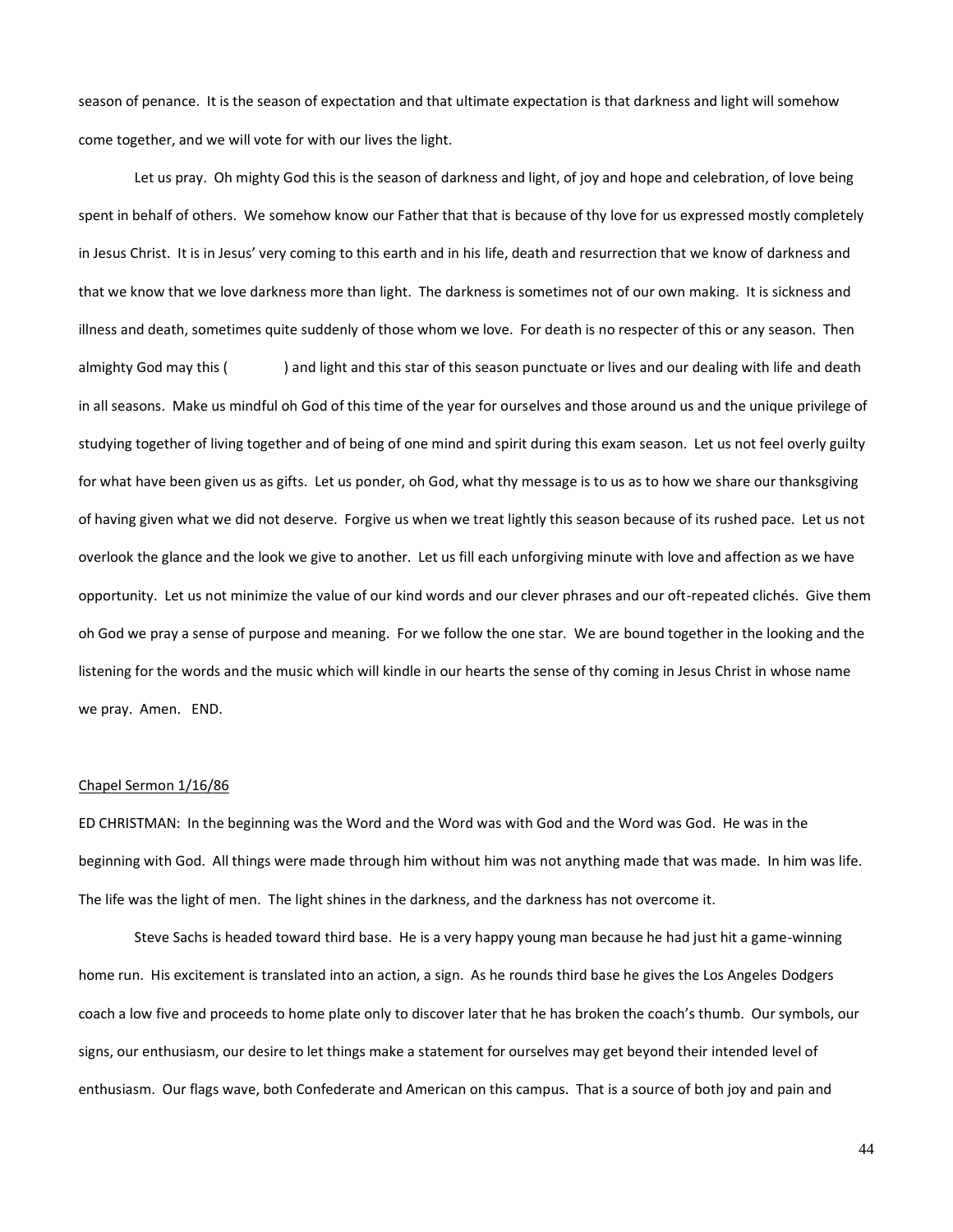season of penance. It is the season of expectation and that ultimate expectation is that darkness and light will somehow come together, and we will vote for with our lives the light.

Let us pray. Oh mighty God this is the season of darkness and light, of joy and hope and celebration, of love being spent in behalf of others. We somehow know our Father that that is because of thy love for us expressed mostly completely in Jesus Christ. It is in Jesus' very coming to this earth and in his life, death and resurrection that we know of darkness and that we know that we love darkness more than light. The darkness is sometimes not of our own making. It is sickness and illness and death, sometimes quite suddenly of those whom we love. For death is no respecter of this or any season. Then almighty God may this (            ) and light and this star of this season punctuate or lives and our dealing with life and death in all seasons. Make us mindful oh God of this time of the year for ourselves and those around us and the unique privilege of studying together of living together and of being of one mind and spirit during this exam season. Let us not feel overly guilty for what have been given us as gifts. Let us ponder, oh God, what thy message is to us as to how we share our thanksgiving of having given what we did not deserve. Forgive us when we treat lightly this season because of its rushed pace. Let us not overlook the glance and the look we give to another. Let us fill each unforgiving minute with love and affection as we have opportunity. Let us not minimize the value of our kind words and our clever phrases and our oft-repeated clichés. Give them oh God we pray a sense of purpose and meaning. For we follow the one star. We are bound together in the looking and the listening for the words and the music which will kindle in our hearts the sense of thy coming in Jesus Christ in whose name we pray. Amen. END.

<u>Chapel Sermon 1/16/86</u>

ED CHRISTMAN: In the beginning was the Word and the Word was with God and the Word was God. He was in the beginning with God. All things were made through him without him was not anything made that was made. In him was life. The life was the light of men. The light shines in the darkness, and the darkness has not overcome it.

Steve Sachs is headed toward third base. He is a very happy young man because he had just hit a game-winning home run. His excitement is translated into an action, a sign. As he rounds third base he gives the Los Angeles Dodgers coach a low five and proceeds to home plate only to discover later that he has broken the coach's thumb. Our symbols, our signs, our enthusiasm, our desire to let things make a statement for ourselves may get beyond their intended level of enthusiasm. Our flags wave, both Confederate and American on this campus. That is a source of both joy and pain and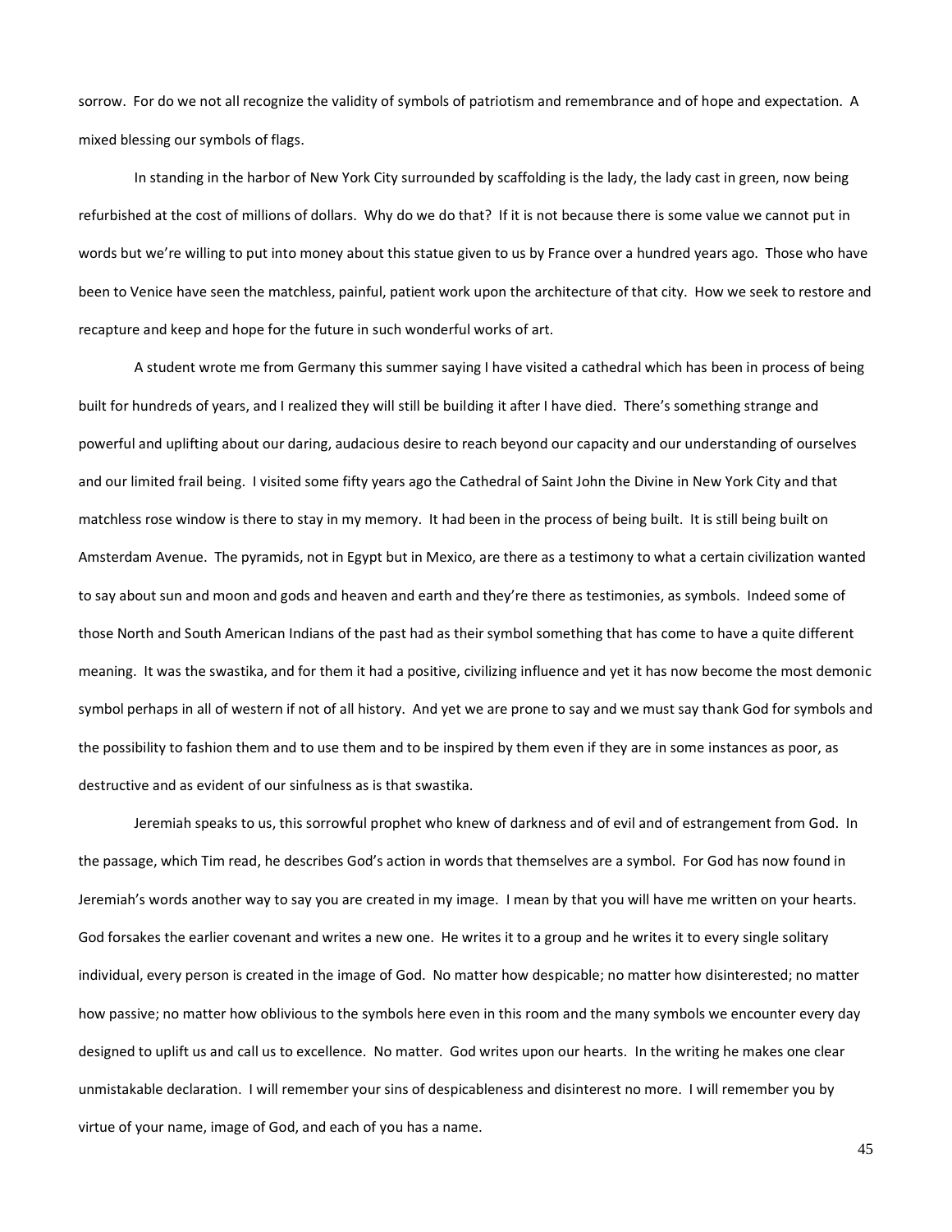sorrow. For do we not all recognize the validity of symbols of patriotism and remembrance and of hope and expectation. A mixed blessing our symbols of flags.

In standing in the harbor of New York City surrounded by scaffolding is the lady, the lady cast in green, now being refurbished at the cost of millions of dollars. Why do we do that? If it is not because there is some value we cannot put in words but we're willing to put into money about this statue given to us by France over a hundred years ago. Those who have been to Venice have seen the matchless, painful, patient work upon the architecture of that city. How we seek to restore and recapture and keep and hope for the future in such wonderful works of art.

A student wrote me from Germany this summer saying I have visited a cathedral which has been in process of being built for hundreds of years, and I realized they will still be building it after I have died. There's something strange and powerful and uplifting about our daring, audacious desire to reach beyond our capacity and our understanding of ourselves and our limited frail being. I visited some fifty years ago the Cathedral of Saint John the Divine in New York City and that matchless rose window is there to stay in my memory. It had been in the process of being built. It is still being built on Amsterdam Avenue. The pyramids, not in Egypt but in Mexico, are there as a testimony to what a certain civilization wanted to say about sun and moon and gods and heaven and earth and they're there as testimonies, as symbols. Indeed some of those North and South American Indians of the past had as their symbol something that has come to have a quite different meaning. It was the swastika, and for them it had a positive, civilizing influence and yet it has now become the most demonic symbol perhaps in all of western if not of all history. And yet we are prone to say and we must say thank God for symbols and the possibility to fashion them and to use them and to be inspired by them even if they are in some instances as poor, as destructive and as evident of our sinfulness as is that swastika.

Jeremiah speaks to us, this sorrowful prophet who knew of darkness and of evil and of estrangement from God. In the passage, which Tim read, he describes God's action in words that themselves are a symbol. For God has now found in Jeremiah's words another way to say you are created in my image. I mean by that you will have me written on your hearts. God forsakes the earlier covenant and writes a new one. He writes it to a group and he writes it to every single solitary individual, every person is created in the image of God. No matter how despicable; no matter how disinterested; no matter how passive; no matter how oblivious to the symbols here even in this room and the many symbols we encounter every day designed to uplift us and call us to excellence. No matter. God writes upon our hearts. In the writing he makes one clear unmistakable declaration. I will remember your sins of despicableness and disinterest no more. I will remember you by virtue of your name, image of God, and each of you has a name.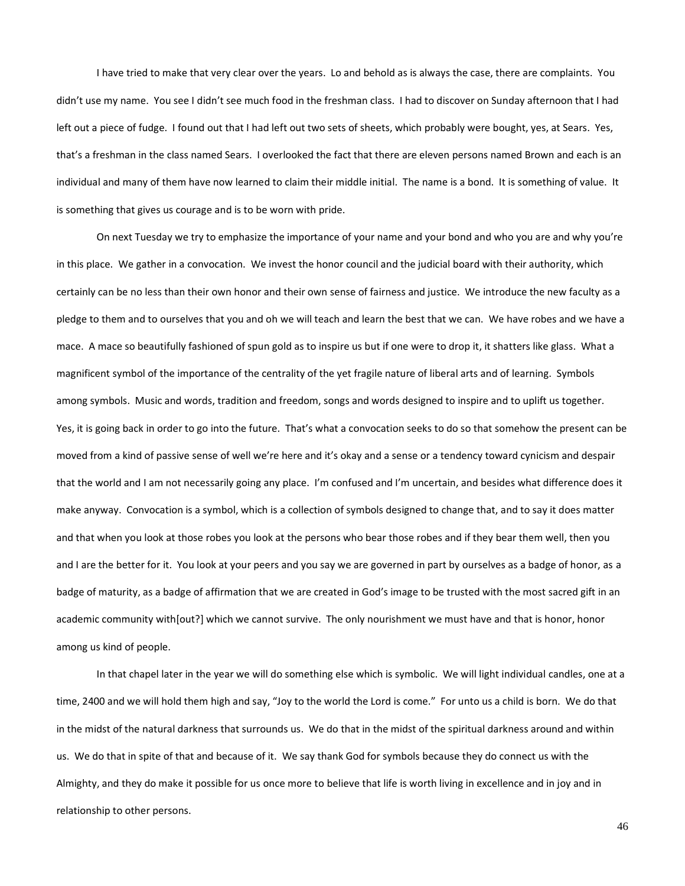I have tried to make that very clear over the years. Lo and behold as is always the case, there are complaints. You didn't use my name. You see I didn't see much food in the freshman class. I had to discover on Sunday afternoon that I had left out a piece of fudge. I found out that I had left out two sets of sheets, which probably were bought, yes, at Sears. Yes, that's a freshman in the class named Sears. I overlooked the fact that there are eleven persons named Brown and each is an individual and many of them have now learned to claim their middle initial. The name is a bond. It is something of value. It is something that gives us courage and is to be worn with pride.

On next Tuesday we try to emphasize the importance of your name and your bond and who you are and why you're in this place. We gather in a convocation. We invest the honor council and the judicial board with their authority, which certainly can be no less than their own honor and their own sense of fairness and justice. We introduce the new faculty as a pledge to them and to ourselves that you and oh we will teach and learn the best that we can. We have robes and we have a mace. A mace so beautifully fashioned of spun gold as to inspire us but if one were to drop it, it shatters like glass. What a magnificent symbol of the importance of the centrality of the yet fragile nature of liberal arts and of learning. Symbols among symbols. Music and words, tradition and freedom, songs and words designed to inspire and to uplift us together. Yes, it is going back in order to go into the future. That's what a convocation seeks to do so that somehow the present can be moved from a kind of passive sense of well we're here and it's okay and a sense or a tendency toward cynicism and despair that the world and I am not necessarily going any place. I'm confused and I'm uncertain, and besides what difference does it make anyway. Convocation is a symbol, which is a collection of symbols designed to change that, and to say it does matter and that when you look at those robes you look at the persons who bear those robes and if they bear them well, then you and I are the better for it. You look at your peers and you say we are governed in part by ourselves as a badge of honor, as a badge of maturity, as a badge of affirmation that we are created in God's image to be trusted with the most sacred gift in an academic community with[out?] which we cannot survive. The only nourishment we must have and that is honor, honor among us kind of people.

In that chapel later in the year we will do something else which is symbolic. We will light individual candles, one at a time, 2400 and we will hold them high and say, "Joy to the world the Lord is come." For unto us a child is born. We do that in the midst of the natural darkness that surrounds us. We do that in the midst of the spiritual darkness around and within us. We do that in spite of that and because of it. We say thank God for symbols because they do connect us with the Almighty, and they do make it possible for us once more to believe that life is worth living in excellence and in joy and in relationship to other persons.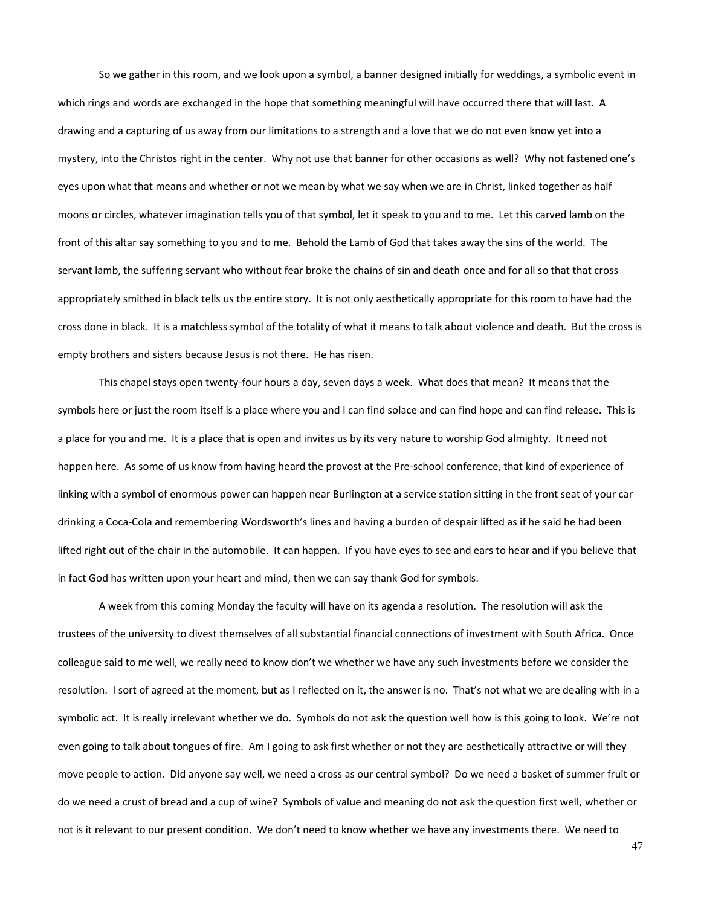So we gather in this room, and we look upon a symbol, a banner designed initially for weddings, a symbolic event in which rings and words are exchanged in the hope that something meaningful will have occurred there that will last. A drawing and a capturing of us away from our limitations to a strength and a love that we do not even know yet into a mystery, into the Christos right in the center. Why not use that banner for other occasions as well? Why not fastened one's eyes upon what that means and whether or not we mean by what we say when we are in Christ, linked together as half moons or circles, whatever imagination tells you of that symbol, let it speak to you and to me. Let this carved lamb on the front of this altar say something to you and to me. Behold the Lamb of God that takes away the sins of the world. The servant lamb, the suffering servant who without fear broke the chains of sin and death once and for all so that that cross appropriately smithed in black tells us the entire story. It is not only aesthetically appropriate for this room to have had the cross done in black. It is a matchless symbol of the totality of what it means to talk about violence and death. But the cross is empty brothers and sisters because Jesus is not there. He has risen.

This chapel stays open twenty-four hours a day, seven days a week. What does that mean? It means that the symbols here or just the room itself is a place where you and I can find solace and can find hope and can find release. This is a place for you and me. It is a place that is open and invites us by its very nature to worship God almighty. It need not happen here. As some of us know from having heard the provost at the Pre-school conference, that kind of experience of linking with a symbol of enormous power can happen near Burlington at a service station sitting in the front seat of your car drinking a Coca-Cola and remembering Wordsworth's lines and having a burden of despair lifted as if he said he had been lifted right out of the chair in the automobile. It can happen. If you have eyes to see and ears to hear and if you believe that in fact God has written upon your heart and mind, then we can say thank God for symbols.

A week from this coming Monday the faculty will have on its agenda a resolution. The resolution will ask the trustees of the university to divest themselves of all substantial financial connections of investment with South Africa. Once colleague said to me well, we really need to know don't we whether we have any such investments before we consider the resolution. I sort of agreed at the moment, but as I reflected on it, the answer is no. That's not what we are dealing with in a symbolic act. It is really irrelevant whether we do. Symbols do not ask the question well how is this going to look. We're not even going to talk about tongues of fire. Am I going to ask first whether or not they are aesthetically attractive or will they move people to action. Did anyone say well, we need a cross as our central symbol? Do we need a basket of summer fruit or do we need a crust of bread and a cup of wine? Symbols of value and meaning do not ask the question first well, whether or not is it relevant to our present condition. We don't need to know whether we have any investments there. We need to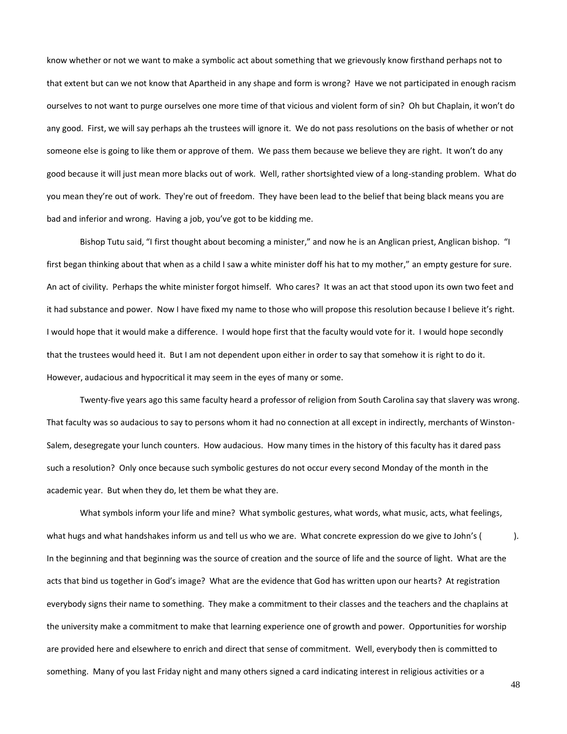know whether or not we want to make a symbolic act about something that we grievously know firsthand perhaps not to that extent but can we not know that Apartheid in any shape and form is wrong? Have we not participated in enough racism ourselves to not want to purge ourselves one more time of that vicious and violent form of sin? Oh but Chaplain, it won't do any good. First, we will say perhaps ah the trustees will ignore it. We do not pass resolutions on the basis of whether or not someone else is going to like them or approve of them. We pass them because we believe they are right. It won't do any good because it will just mean more blacks out of work. Well, rather shortsighted view of a long-standing problem. What do you mean they're out of work. They're out of freedom. They have been lead to the belief that being black means you are bad and inferior and wrong. Having a job, you've got to be kidding me.

Bishop Tutu said, "I first thought about becoming a minister," and now he is an Anglican priest, Anglican bishop. "I first began thinking about that when as a child I saw a white minister doff his hat to my mother," an empty gesture for sure. An act of civility. Perhaps the white minister forgot himself. Who cares? It was an act that stood upon its own two feet and it had substance and power. Now I have fixed my name to those who will propose this resolution because I believe it's right. I would hope that it would make a difference. I would hope first that the faculty would vote for it. I would hope secondly that the trustees would heed it. But I am not dependent upon either in order to say that somehow it is right to do it. However, audacious and hypocritical it may seem in the eyes of many or some.

Twenty-five years ago this same faculty heard a professor of religion from South Carolina say that slavery was wrong. That faculty was so audacious to say to persons whom it had no connection at all except in indirectly, merchants of Winston-Salem, desegregate your lunch counters. How audacious. How many times in the history of this faculty has it dared pass such a resolution? Only once because such symbolic gestures do not occur every second Monday of the month in the academic year. But when they do, let them be what they are.

What symbols inform your life and mine? What symbolic gestures, what words, what music, acts, what feelings, what hugs and what handshakes inform us and tell us who we are. What concrete expression do we give to John's ( ). In the beginning and that beginning was the source of creation and the source of life and the source of light. What are the acts that bind us together in God's image? What are the evidence that God has written upon our hearts? At registration everybody signs their name to something. They make a commitment to their classes and the teachers and the chaplains at the university make a commitment to make that learning experience one of growth and power. Opportunities for worship are provided here and elsewhere to enrich and direct that sense of commitment. Well, everybody then is committed to something. Many of you last Friday night and many others signed a card indicating interest in religious activities or a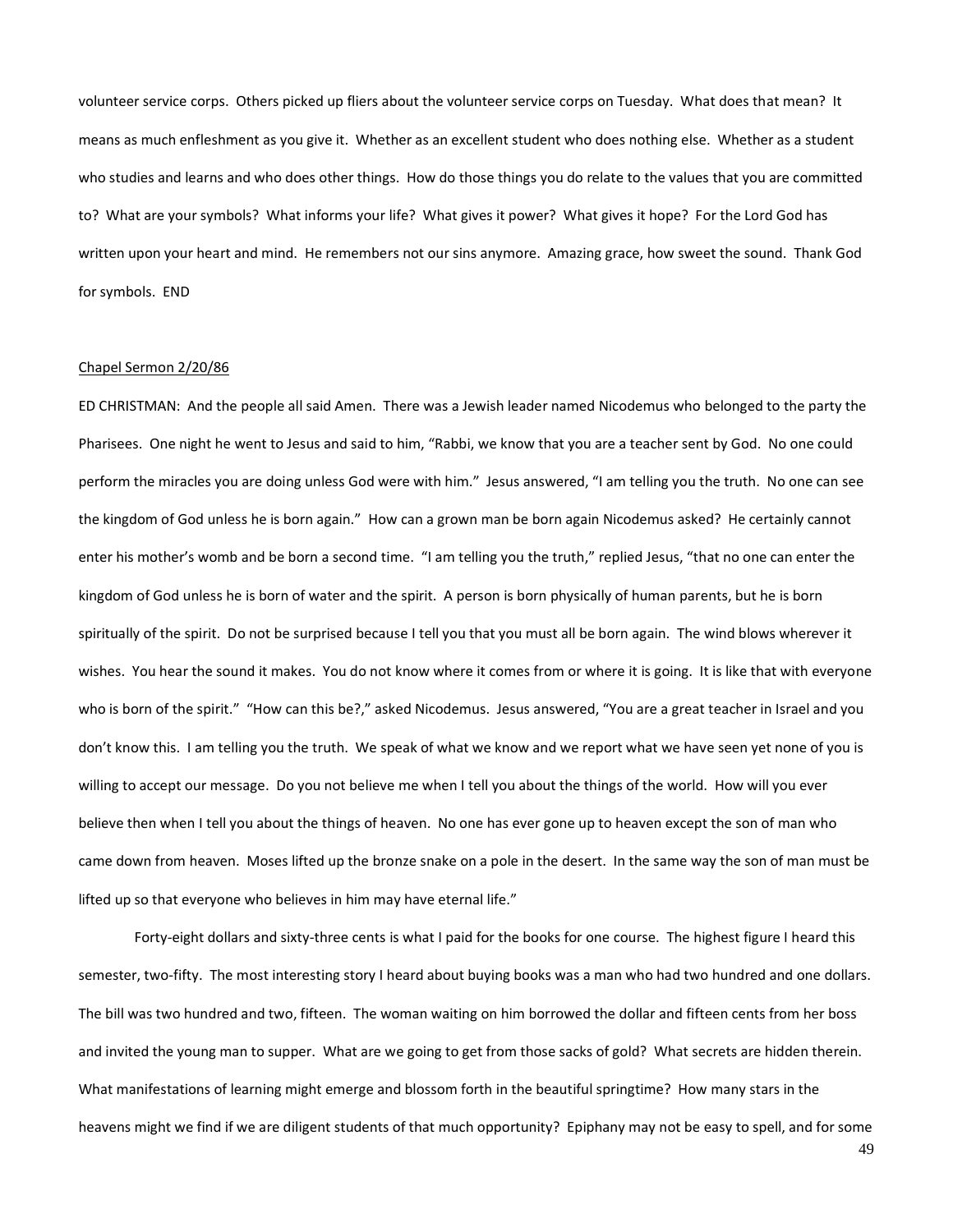volunteer service corps. Others picked up fliers about the volunteer service corps on Tuesday. What does that mean? It means as much enfleshment as you give it. Whether as an excellent student who does nothing else. Whether as a student who studies and learns and who does other things. How do those things you do relate to the values that you are committed to? What are your symbols? What informs your life? What gives it power? What gives it hope? For the Lord God has written upon your heart and mind. He remembers not our sins anymore. Amazing grace, how sweet the sound. Thank God for symbols. END

Chapel Sermon 2/20/86

ED CHRISTMAN: And the people all said Amen. There was a Jewish leader named Nicodemus who belonged to the party the Pharisees. One night he went to Jesus and said to him, "Rabbi, we know that you are a teacher sent by God. No one could perform the miracles you are doing unless God were with him." Jesus answered, "I am telling you the truth. No one can see the kingdom of God unless he is born again." How can a grown man be born again Nicodemus asked? He certainly cannot enter his mother's womb and be born a second time. "I am telling you the truth," replied Jesus, "that no one can enter the kingdom of God unless he is born of water and the spirit. A person is born physically of human parents, but he is born spiritually of the spirit. Do not be surprised because I tell you that you must all be born again. The wind blows wherever it wishes. You hear the sound it makes. You do not know where it comes from or where it is going. It is like that with everyone who is born of the spirit." "How can this be?," asked Nicodemus. Jesus answered, "You are a great teacher in Israel and you don't know this. I am telling you the truth. We speak of what we know and we report what we have seen yet none of you is willing to accept our message. Do you not believe me when I tell you about the things of the world. How will you ever believe then when I tell you about the things of heaven. No one has ever gone up to heaven except the son of man who came down from heaven. Moses lifted up the bronze snake on a pole in the desert. In the same way the son of man must be lifted up so that everyone who believes in him may have eternal life."

Forty-eight dollars and sixty-three cents is what I paid for the books for one course. The highest figure I heard this semester, two-fifty. The most interesting story I heard about buying books was a man who had two hundred and one dollars. The bill was two hundred and two, fifteen. The woman waiting on him borrowed the dollar and fifteen cents from her boss and invited the young man to supper. What are we going to get from those sacks of gold? What secrets are hidden therein. What manifestations of learning might emerge and blossom forth in the beautiful springtime? How many stars in the heavens might we find if we are diligent students of that much opportunity? Epiphany may not be easy to spell, and for some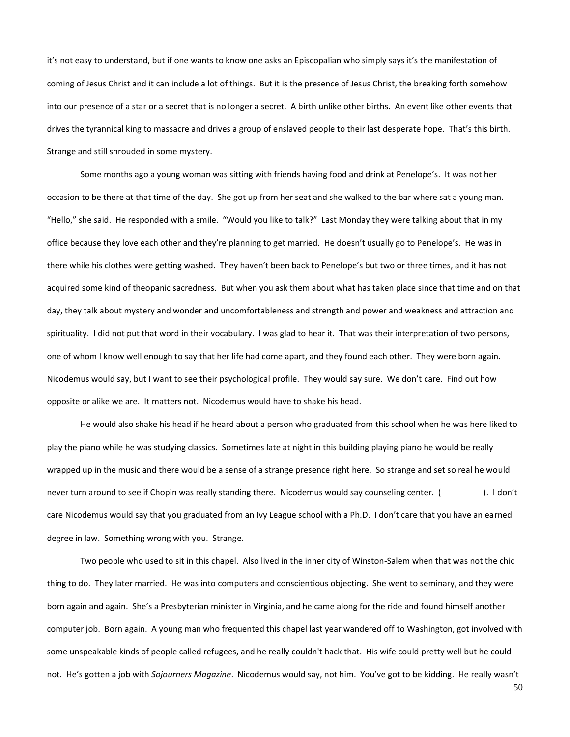it's not easy to understand, but if one wants to know one asks an Episcopalian who simply says it's the manifestation of coming of Jesus Christ and it can include a lot of things. But it is the presence of Jesus Christ, the breaking forth somehow into our presence of a star or a secret that is no longer a secret. A birth unlike other births. An event like other events that drives the tyrannical king to massacre and drives a group of enslaved people to their last desperate hope. That's this birth. Strange and still shrouded in some mystery.

Some months ago a young woman was sitting with friends having food and drink at Penelope's. It was not her occasion to be there at that time of the day. She got up from her seat and she walked to the bar where sat a young man. "Hello," she said. He responded with a smile. "Would you like to talk?" Last Monday they were talking about that in my office because they love each other and they're planning to get married. He doesn't usually go to Penelope's. He was in there while his clothes were getting washed. They haven't been back to Penelope's but two or three times, and it has not acquired some kind of theopanic sacredness. But when you ask them about what has taken place since that time and on that day, they talk about mystery and wonder and uncomfortableness and strength and power and weakness and attraction and spirituality. I did not put that word in their vocabulary. I was glad to hear it. That was their interpretation of two persons, one of whom I know well enough to say that her life had come apart, and they found each other. They were born again. Nicodemus would say, but I want to see their psychological profile. They would say sure. We don't care. Find out how opposite or alike we are. It matters not. Nicodemus would have to shake his head.

He would also shake his head if he heard about a person who graduated from this school when he was here liked to play the piano while he was studying classics. Sometimes late at night in this building playing piano he would be really wrapped up in the music and there would be a sense of a strange presence right here. So strange and set so real he would never turn around to see if Chopin was really standing there. Nicodemus would say counseling center. (                ). I don't care Nicodemus would say that you graduated from an Ivy League school with a Ph.D. I don't care that you have an earned degree in law. Something wrong with you. Strange.

Two people who used to sit in this chapel. Also lived in the inner city of Winston-Salem when that was not the chic thing to do. They later married. He was into computers and conscientious objecting. She went to seminary, and they were born again and again. She's a Presbyterian minister in Virginia, and he came along for the ride and found himself another computer job. Born again. A young man who frequented this chapel last year wandered off to Washington, got involved with some unspeakable kinds of people called refugees, and he really couldn't hack that. His wife could pretty well but he could not. He's gotten a job with *Sojourners Magazine*. Nicodemus would say, not him. You've got to be kidding. He really wasn't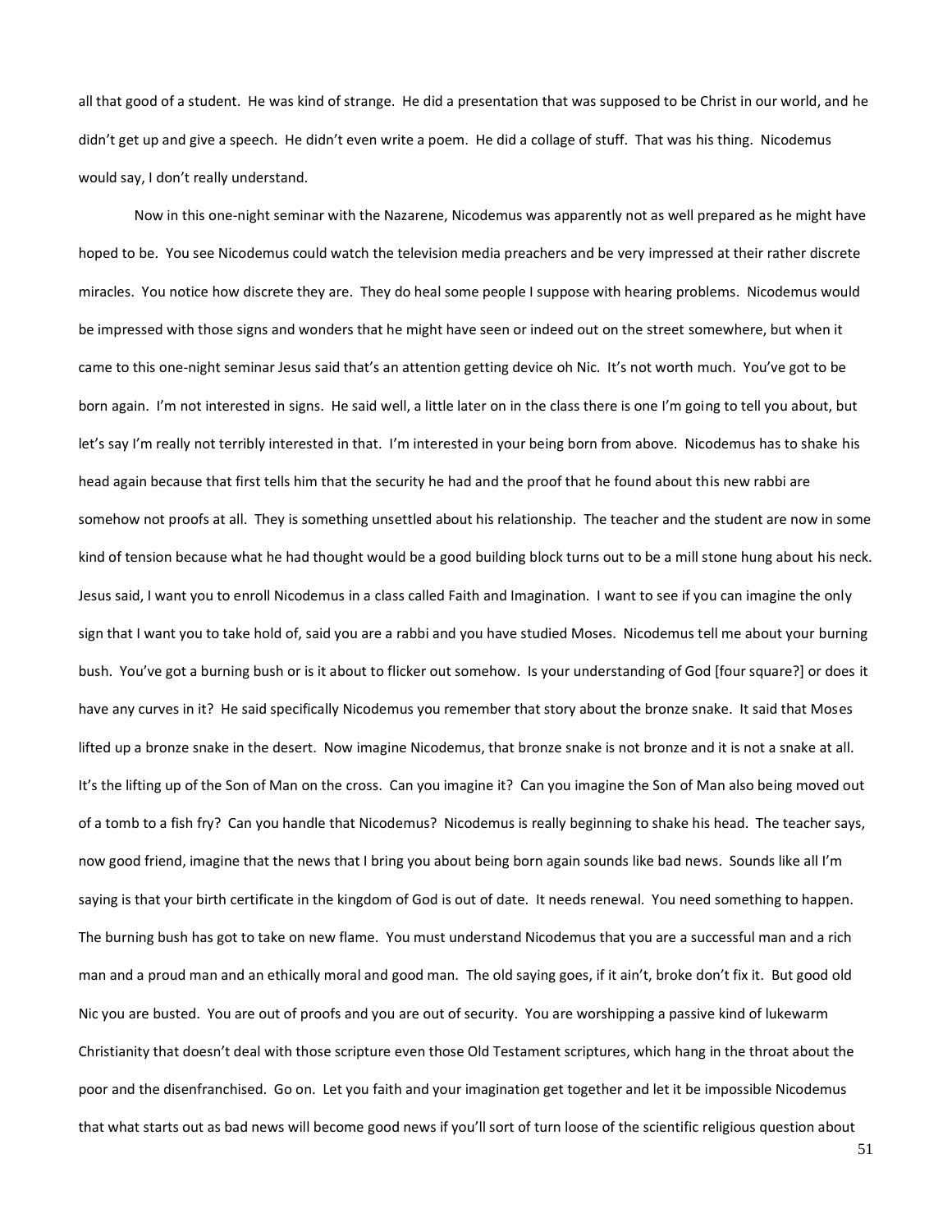all that good of a student. He was kind of strange. He did a presentation that was supposed to be Christ in our world, and he didn't get up and give a speech. He didn't even write a poem. He did a collage of stuff. That was his thing. Nicodemus would say, I don't really understand.

Now in this one-night seminar with the Nazarene, Nicodemus was apparently not as well prepared as he might have hoped to be. You see Nicodemus could watch the television media preachers and be very impressed at their rather discrete miracles. You notice how discrete they are. They do heal some people I suppose with hearing problems. Nicodemus would be impressed with those signs and wonders that he might have seen or indeed out on the street somewhere, but when it came to this one-night seminar Jesus said that's an attention getting device oh Nic. It's not worth much. You've got to be born again. I'm not interested in signs. He said well, a little later on in the class there is one I'm going to tell you about, but let's say I'm really not terribly interested in that. I'm interested in your being born from above. Nicodemus has to shake his head again because that first tells him that the security he had and the proof that he found about this new rabbi are somehow not proofs at all. They is something unsettled about his relationship. The teacher and the student are now in some kind of tension because what he had thought would be a good building block turns out to be a mill stone hung about his neck. Jesus said, I want you to enroll Nicodemus in a class called Faith and Imagination. I want to see if you can imagine the only sign that I want you to take hold of, said you are a rabbi and you have studied Moses. Nicodemus tell me about your burning bush. You've got a burning bush or is it about to flicker out somehow. Is your understanding of God [four square?] or does it have any curves in it? He said specifically Nicodemus you remember that story about the bronze snake. It said that Moses lifted up a bronze snake in the desert. Now imagine Nicodemus, that bronze snake is not bronze and it is not a snake at all. It's the lifting up of the Son of Man on the cross. Can you imagine it? Can you imagine the Son of Man also being moved out of a tomb to a fish fry? Can you handle that Nicodemus? Nicodemus is really beginning to shake his head. The teacher says, now good friend, imagine that the news that I bring you about being born again sounds like bad news. Sounds like all I'm saying is that your birth certificate in the kingdom of God is out of date. It needs renewal. You need something to happen. The burning bush has got to take on new flame. You must understand Nicodemus that you are a successful man and a rich man and a proud man and an ethically moral and good man. The old saying goes, if it ain't, broke don't fix it. But good old Nic you are busted. You are out of proofs and you are out of security. You are worshipping a passive kind of lukewarm Christianity that doesn't deal with those scripture even those Old Testament scriptures, which hang in the throat about the poor and the disenfranchised. Go on. Let you faith and your imagination get together and let it be impossible Nicodemus that what starts out as bad news will become good news if you'll sort of turn loose of the scientific religious question about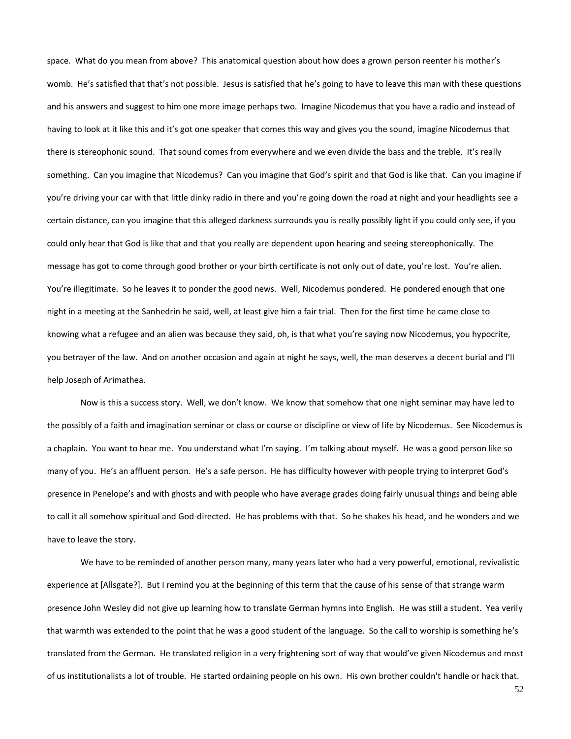space. What do you mean from above? This anatomical question about how does a grown person reenter his mother's womb. He's satisfied that that's not possible. Jesus is satisfied that he's going to have to leave this man with these questions and his answers and suggest to him one more image perhaps two. Imagine Nicodemus that you have a radio and instead of having to look at it like this and it's got one speaker that comes this way and gives you the sound, imagine Nicodemus that there is stereophonic sound. That sound comes from everywhere and we even divide the bass and the treble. It's really something. Can you imagine that Nicodemus? Can you imagine that God's spirit and that God is like that. Can you imagine if you're driving your car with that little dinky radio in there and you're going down the road at night and your headlights see a certain distance, can you imagine that this alleged darkness surrounds you is really possibly light if you could only see, if you could only hear that God is like that and that you really are dependent upon hearing and seeing stereophonically. The message has got to come through good brother or your birth certificate is not only out of date, you're lost. You're alien. You're illegitimate. So he leaves it to ponder the good news. Well, Nicodemus pondered. He pondered enough that one night in a meeting at the Sanhedrin he said, well, at least give him a fair trial. Then for the first time he came close to knowing what a refugee and an alien was because they said, oh, is that what you're saying now Nicodemus, you hypocrite, you betrayer of the law. And on another occasion and again at night he says, well, the man deserves a decent burial and I'll help Joseph of Arimathea.

Now is this a success story. Well, we don't know. We know that somehow that one night seminar may have led to the possibly of a faith and imagination seminar or class or course or discipline or view of life by Nicodemus. See Nicodemus is a chaplain. You want to hear me. You understand what I'm saying. I'm talking about myself. He was a good person like so many of you. He's an affluent person. He's a safe person. He has difficulty however with people trying to interpret God's presence in Penelope's and with ghosts and with people who have average grades doing fairly unusual things and being able to call it all somehow spiritual and God-directed. He has problems with that. So he shakes his head, and he wonders and we have to leave the story.

We have to be reminded of another person many, many years later who had a very powerful, emotional, revivalistic experience at [Allsgate?]. But I remind you at the beginning of this term that the cause of his sense of that strange warm presence John Wesley did not give up learning how to translate German hymns into English. He was still a student. Yea verily that warmth was extended to the point that he was a good student of the language. So the call to worship is something he's translated from the German. He translated religion in a very frightening sort of way that would've given Nicodemus and most of us institutionalists a lot of trouble. He started ordaining people on his own. His own brother couldn't handle or hack that.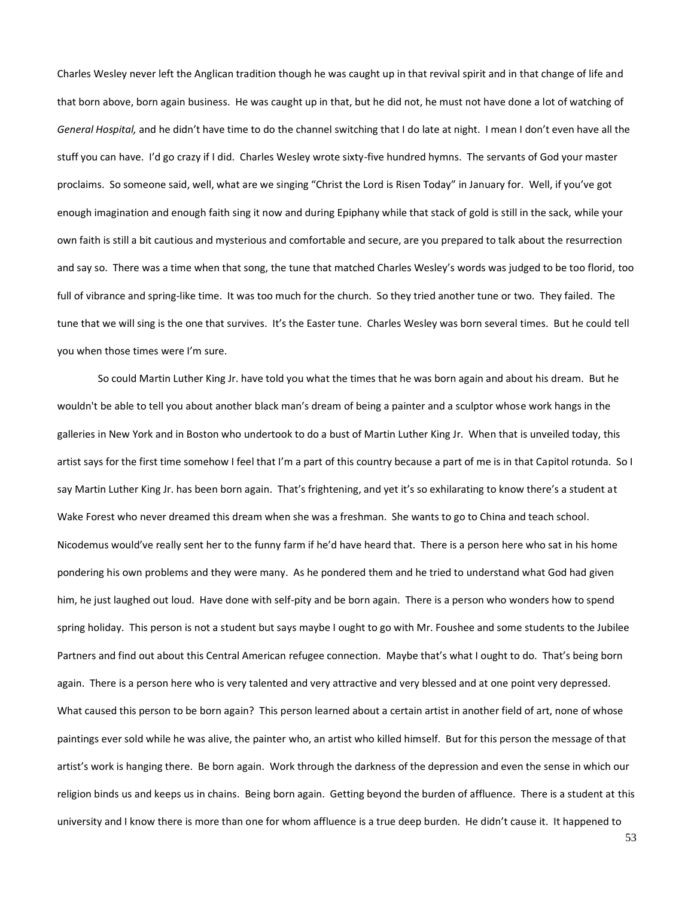Charles Wesley never left the Anglican tradition though he was caught up in that revival spirit and in that change of life and that born above, born again business. He was caught up in that, but he did not, he must not have done a lot of watching of *General Hospital,* and he didn't have time to do the channel switching that I do late at night. I mean I don't even have all the stuff you can have. I'd go crazy if I did. Charles Wesley wrote sixty-five hundred hymns. The servants of God your master proclaims. So someone said, well, what are we singing "Christ the Lord is Risen Today" in January for. Well, if you've got enough imagination and enough faith sing it now and during Epiphany while that stack of gold is still in the sack, while your own faith is still a bit cautious and mysterious and comfortable and secure, are you prepared to talk about the resurrection and say so. There was a time when that song, the tune that matched Charles Wesley's words was judged to be too florid, too full of vibrance and spring-like time. It was too much for the church. So they tried another tune or two. They failed. The tune that we will sing is the one that survives. It's the Easter tune. Charles Wesley was born several times. But he could tell you when those times were I'm sure.

So could Martin Luther King Jr. have told you what the times that he was born again and about his dream. But he wouldn't be able to tell you about another black man's dream of being a painter and a sculptor whose work hangs in the galleries in New York and in Boston who undertook to do a bust of Martin Luther King Jr. When that is unveiled today, this artist says for the first time somehow I feel that I'm a part of this country because a part of me is in that Capitol rotunda. So I say Martin Luther King Jr. has been born again. That's frightening, and yet it's so exhilarating to know there's a student at Wake Forest who never dreamed this dream when she was a freshman. She wants to go to China and teach school. Nicodemus would've really sent her to the funny farm if he'd have heard that. There is a person here who sat in his home pondering his own problems and they were many. As he pondered them and he tried to understand what God had given him, he just laughed out loud. Have done with self-pity and be born again. There is a person who wonders how to spend spring holiday. This person is not a student but says maybe I ought to go with Mr. Foushee and some students to the Jubilee Partners and find out about this Central American refugee connection. Maybe that's what I ought to do. That's being born again. There is a person here who is very talented and very attractive and very blessed and at one point very depressed. What caused this person to be born again? This person learned about a certain artist in another field of art, none of whose paintings ever sold while he was alive, the painter who, an artist who killed himself. But for this person the message of that artist's work is hanging there. Be born again. Work through the darkness of the depression and even the sense in which our religion binds us and keeps us in chains. Being born again. Getting beyond the burden of affluence. There is a student at this university and I know there is more than one for whom affluence is a true deep burden. He didn't cause it. It happened to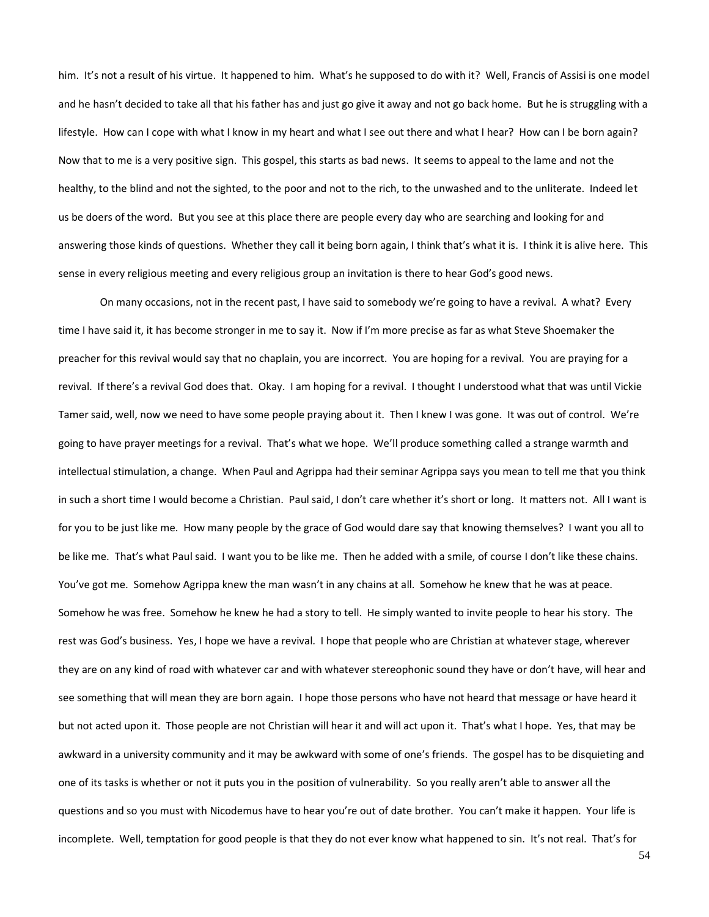him. It's not a result of his virtue. It happened to him. What's he supposed to do with it? Well, Francis of Assisi is one model and he hasn't decided to take all that his father has and just go give it away and not go back home. But he is struggling with a lifestyle. How can I cope with what I know in my heart and what I see out there and what I hear? How can I be born again? Now that to me is a very positive sign. This gospel, this starts as bad news. It seems to appeal to the lame and not the healthy, to the blind and not the sighted, to the poor and not to the rich, to the unwashed and to the unliterate. Indeed let us be doers of the word. But you see at this place there are people every day who are searching and looking for and answering those kinds of questions. Whether they call it being born again, I think that's what it is. I think it is alive here. This sense in every religious meeting and every religious group an invitation is there to hear God's good news.

On many occasions, not in the recent past, I have said to somebody we're going to have a revival. A what? Every time I have said it, it has become stronger in me to say it. Now if I'm more precise as far as what Steve Shoemaker the preacher for this revival would say that no chaplain, you are incorrect. You are hoping for a revival. You are praying for a revival. If there's a revival God does that. Okay. I am hoping for a revival. I thought I understood what that was until Vickie Tamer said, well, now we need to have some people praying about it. Then I knew I was gone. It was out of control. We're going to have prayer meetings for a revival. That's what we hope. We'll produce something called a strange warmth and intellectual stimulation, a change. When Paul and Agrippa had their seminar Agrippa says you mean to tell me that you think in such a short time I would become a Christian. Paul said, I don't care whether it's short or long. It matters not. All I want is for you to be just like me. How many people by the grace of God would dare say that knowing themselves? I want you all to be like me. That's what Paul said. I want you to be like me. Then he added with a smile, of course I don't like these chains. You've got me. Somehow Agrippa knew the man wasn't in any chains at all. Somehow he knew that he was at peace. Somehow he was free. Somehow he knew he had a story to tell. He simply wanted to invite people to hear his story. The rest was God's business. Yes, I hope we have a revival. I hope that people who are Christian at whatever stage, wherever they are on any kind of road with whatever car and with whatever stereophonic sound they have or don't have, will hear and see something that will mean they are born again. I hope those persons who have not heard that message or have heard it but not acted upon it. Those people are not Christian will hear it and will act upon it. That's what I hope. Yes, that may be awkward in a university community and it may be awkward with some of one's friends. The gospel has to be disquieting and one of its tasks is whether or not it puts you in the position of vulnerability. So you really aren't able to answer all the questions and so you must with Nicodemus have to hear you're out of date brother. You can't make it happen. Your life is incomplete. Well, temptation for good people is that they do not ever know what happened to sin. It's not real. That's for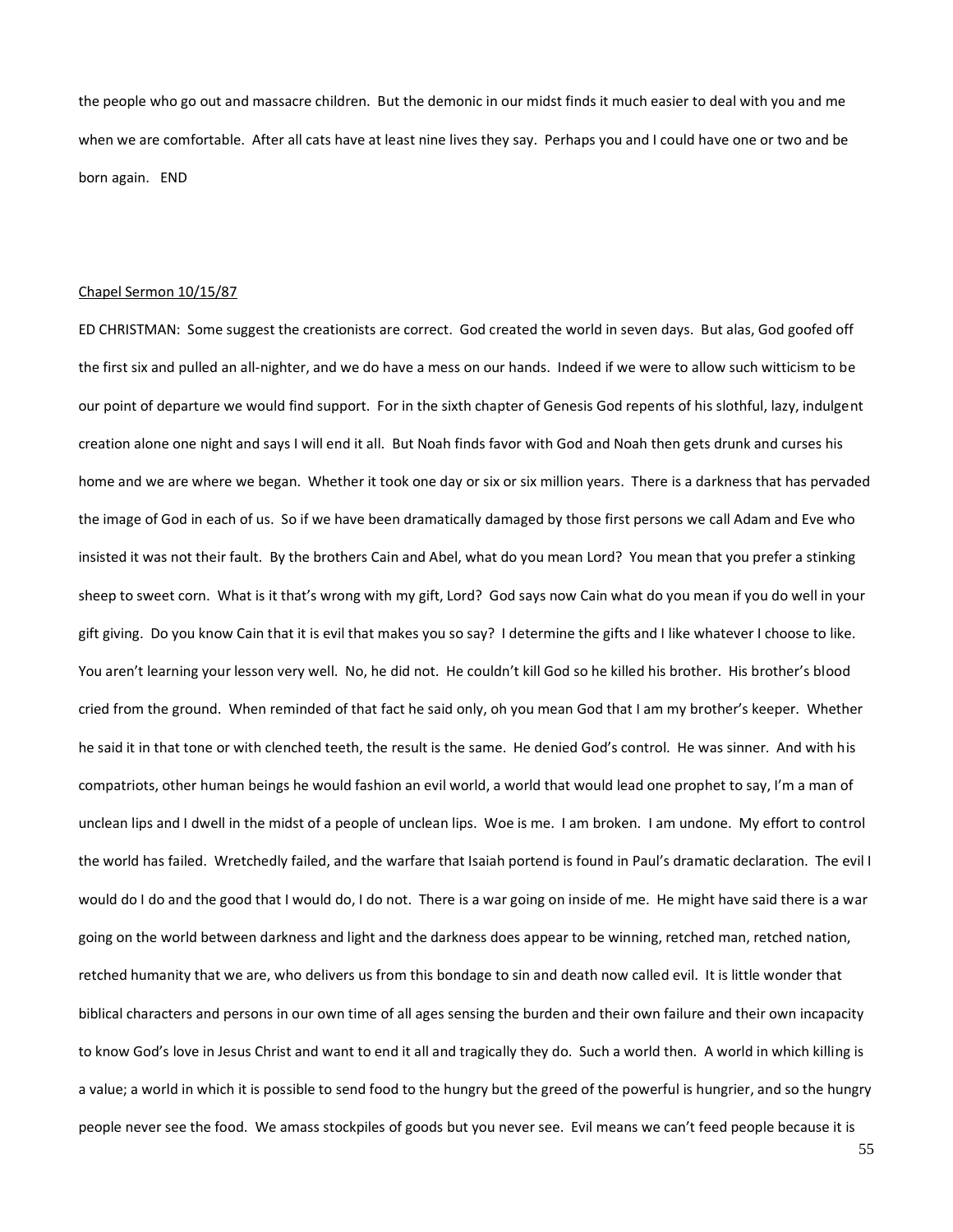the people who go out and massacre children. But the demonic in our midst finds it much easier to deal with you and me when we are comfortable. After all cats have at least nine lives they say. Perhaps you and I could have one or two and be born again. END

<u>Chapel Sermon 10/15/87</u>

ED CHRISTMAN: Some suggest the creationists are correct. God created the world in seven days. But alas, God goofed off the first six and pulled an all-nighter, and we do have a mess on our hands. Indeed if we were to allow such witticism to be our point of departure we would find support. For in the sixth chapter of Genesis God repents of his slothful, lazy, indulgent creation alone one night and says I will end it all. But Noah finds favor with God and Noah then gets drunk and curses his home and we are where we began. Whether it took one day or six or six million years. There is a darkness that has pervaded the image of God in each of us. So if we have been dramatically damaged by those first persons we call Adam and Eve who insisted it was not their fault. By the brothers Cain and Abel, what do you mean Lord? You mean that you prefer a stinking sheep to sweet corn. What is it that's wrong with my gift, Lord? God says now Cain what do you mean if you do well in your gift giving. Do you know Cain that it is evil that makes you so say? I determine the gifts and I like whatever I choose to like. You aren't learning your lesson very well. No, he did not. He couldn't kill God so he killed his brother. His brother's blood cried from the ground. When reminded of that fact he said only, oh you mean God that I am my brother's keeper. Whether he said it in that tone or with clenched teeth, the result is the same. He denied God's control. He was sinner. And with his compatriots, other human beings he would fashion an evil world, a world that would lead one prophet to say, I'm a man of unclean lips and I dwell in the midst of a people of unclean lips. Woe is me. I am broken. I am undone. My effort to control the world has failed. Wretchedly failed, and the warfare that Isaiah portend is found in Paul's dramatic declaration. The evil I would do I do and the good that I would do, I do not. There is a war going on inside of me. He might have said there is a war going on the world between darkness and light and the darkness does appear to be winning, retched man, retched nation, retched humanity that we are, who delivers us from this bondage to sin and death now called evil. It is little wonder that biblical characters and persons in our own time of all ages sensing the burden and their own failure and their own incapacity to know God's love in Jesus Christ and want to end it all and tragically they do. Such a world then. A world in which killing is a value; a world in which it is possible to send food to the hungry but the greed of the powerful is hungrier, and so the hungry people never see the food. We amass stockpiles of goods but you never see. Evil means we can't feed people because it is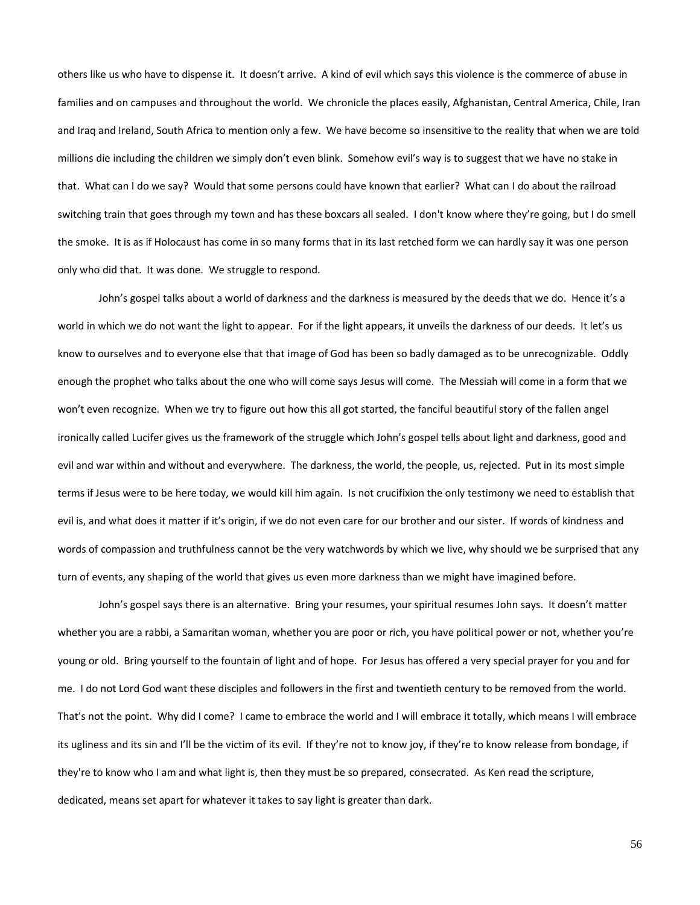others like us who have to dispense it. It doesn't arrive. A kind of evil which says this violence is the commerce of abuse in families and on campuses and throughout the world. We chronicle the places easily, Afghanistan, Central America, Chile, Iran and Iraq and Ireland, South Africa to mention only a few. We have become so insensitive to the reality that when we are told millions die including the children we simply don't even blink. Somehow evil's way is to suggest that we have no stake in that. What can I do we say? Would that some persons could have known that earlier? What can I do about the railroad switching train that goes through my town and has these boxcars all sealed. I don't know where they're going, but I do smell the smoke. It is as if Holocaust has come in so many forms that in its last retched form we can hardly say it was one person only who did that. It was done. We struggle to respond.

John's gospel talks about a world of darkness and the darkness is measured by the deeds that we do. Hence it's a world in which we do not want the light to appear. For if the light appears, it unveils the darkness of our deeds. It let's us know to ourselves and to everyone else that that image of God has been so badly damaged as to be unrecognizable. Oddly enough the prophet who talks about the one who will come says Jesus will come. The Messiah will come in a form that we won't even recognize. When we try to figure out how this all got started, the fanciful beautiful story of the fallen angel ironically called Lucifer gives us the framework of the struggle which John's gospel tells about light and darkness, good and evil and war within and without and everywhere. The darkness, the world, the people, us, rejected. Put in its most simple terms if Jesus were to be here today, we would kill him again. Is not crucifixion the only testimony we need to establish that evil is, and what does it matter if it's origin, if we do not even care for our brother and our sister. If words of kindness and words of compassion and truthfulness cannot be the very watchwords by which we live, why should we be surprised that any turn of events, any shaping of the world that gives us even more darkness than we might have imagined before.

John's gospel says there is an alternative. Bring your resumes, your spiritual resumes John says. It doesn't matter whether you are a rabbi, a Samaritan woman, whether you are poor or rich, you have political power or not, whether you're young or old. Bring yourself to the fountain of light and of hope. For Jesus has offered a very special prayer for you and for me. I do not Lord God want these disciples and followers in the first and twentieth century to be removed from the world. That's not the point. Why did I come? I came to embrace the world and I will embrace it totally, which means I will embrace its ugliness and its sin and I'll be the victim of its evil. If they're not to know joy, if they're to know release from bondage, if they're to know who I am and what light is, then they must be so prepared, consecrated. As Ken read the scripture, dedicated, means set apart for whatever it takes to say light is greater than dark.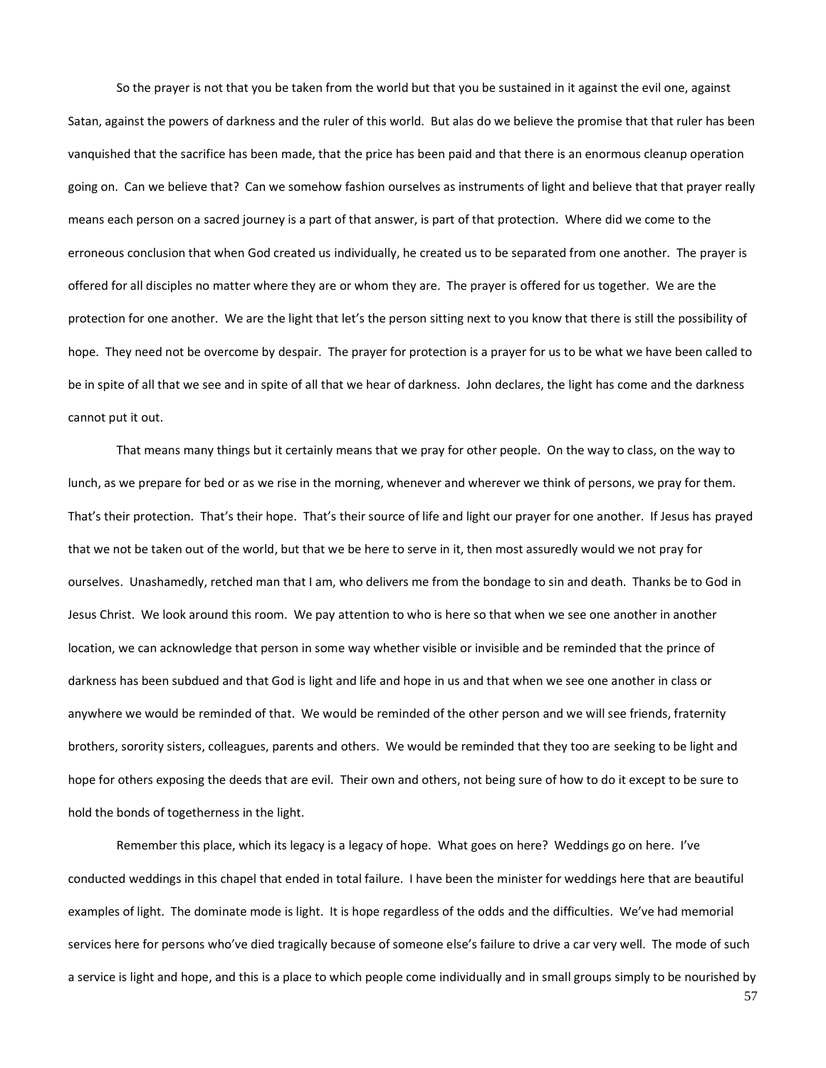So the prayer is not that you be taken from the world but that you be sustained in it against the evil one, against Satan, against the powers of darkness and the ruler of this world. But alas do we believe the promise that that ruler has been vanquished that the sacrifice has been made, that the price has been paid and that there is an enormous cleanup operation going on. Can we believe that? Can we somehow fashion ourselves as instruments of light and believe that that prayer really means each person on a sacred journey is a part of that answer, is part of that protection. Where did we come to the erroneous conclusion that when God created us individually, he created us to be separated from one another. The prayer is offered for all disciples no matter where they are or whom they are. The prayer is offered for us together. We are the protection for one another. We are the light that let's the person sitting next to you know that there is still the possibility of hope. They need not be overcome by despair. The prayer for protection is a prayer for us to be what we have been called to be in spite of all that we see and in spite of all that we hear of darkness. John declares, the light has come and the darkness cannot put it out.

That means many things but it certainly means that we pray for other people. On the way to class, on the way to lunch, as we prepare for bed or as we rise in the morning, whenever and wherever we think of persons, we pray for them. That's their protection. That's their hope. That's their source of life and light our prayer for one another. If Jesus has prayed that we not be taken out of the world, but that we be here to serve in it, then most assuredly would we not pray for ourselves. Unashamedly, retched man that I am, who delivers me from the bondage to sin and death. Thanks be to God in Jesus Christ. We look around this room. We pay attention to who is here so that when we see one another in another location, we can acknowledge that person in some way whether visible or invisible and be reminded that the prince of darkness has been subdued and that God is light and life and hope in us and that when we see one another in class or anywhere we would be reminded of that. We would be reminded of the other person and we will see friends, fraternity brothers, sorority sisters, colleagues, parents and others. We would be reminded that they too are seeking to be light and hope for others exposing the deeds that are evil. Their own and others, not being sure of how to do it except to be sure to hold the bonds of togetherness in the light.

Remember this place, which its legacy is a legacy of hope. What goes on here? Weddings go on here. I've conducted weddings in this chapel that ended in total failure. I have been the minister for weddings here that are beautiful examples of light. The dominate mode is light. It is hope regardless of the odds and the difficulties. We've had memorial services here for persons who've died tragically because of someone else's failure to drive a car very well. The mode of such a service is light and hope, and this is a place to which people come individually and in small groups simply to be nourished by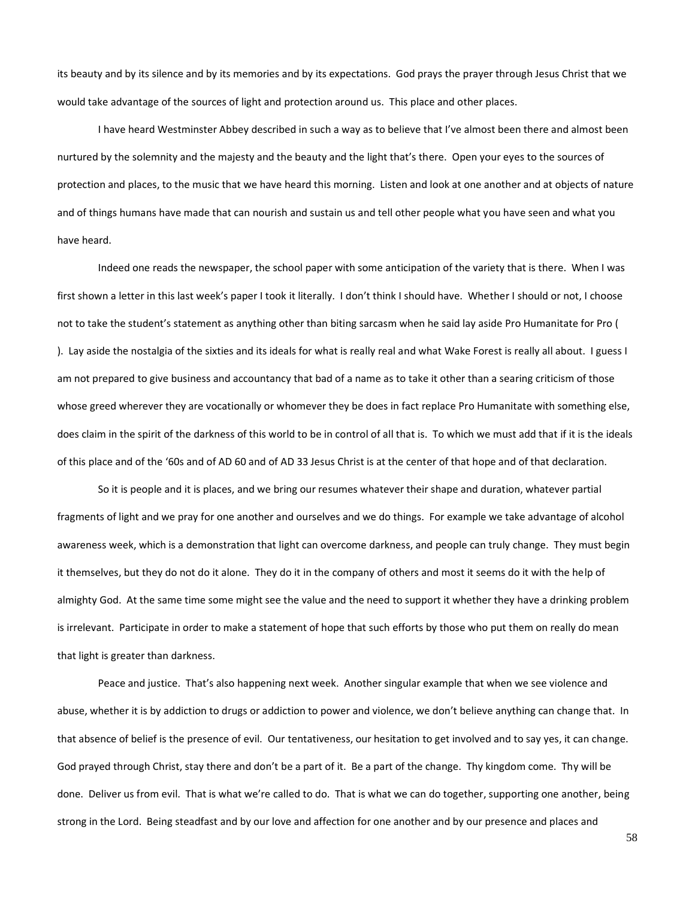its beauty and by its silence and by its memories and by its expectations. God prays the prayer through Jesus Christ that we would take advantage of the sources of light and protection around us. This place and other places.

I have heard Westminster Abbey described in such a way as to believe that I've almost been there and almost been nurtured by the solemnity and the majesty and the beauty and the light that's there. Open your eyes to the sources of protection and places, to the music that we have heard this morning. Listen and look at one another and at objects of nature and of things humans have made that can nourish and sustain us and tell other people what you have seen and what you have heard.

Indeed one reads the newspaper, the school paper with some anticipation of the variety that is there. When I was first shown a letter in this last week's paper I took it literally. I don't think I should have. Whether I should or not, I choose not to take the student's statement as anything other than biting sarcasm when he said lay aside Pro Humanitate for Pro ( ). Lay aside the nostalgia of the sixties and its ideals for what is really real and what Wake Forest is really all about. I guess I am not prepared to give business and accountancy that bad of a name as to take it other than a searing criticism of those whose greed wherever they are vocationally or whomever they be does in fact replace Pro Humanitate with something else, does claim in the spirit of the darkness of this world to be in control of all that is. To which we must add that if it is the ideals of this place and of the '60s and of AD 60 and of AD 33 Jesus Christ is at the center of that hope and of that declaration.

So it is people and it is places, and we bring our resumes whatever their shape and duration, whatever partial fragments of light and we pray for one another and ourselves and we do things. For example we take advantage of alcohol awareness week, which is a demonstration that light can overcome darkness, and people can truly change. They must begin it themselves, but they do not do it alone. They do it in the company of others and most it seems do it with the help of almighty God. At the same time some might see the value and the need to support it whether they have a drinking problem is irrelevant. Participate in order to make a statement of hope that such efforts by those who put them on really do mean that light is greater than darkness.

Peace and justice. That's also happening next week. Another singular example that when we see violence and abuse, whether it is by addiction to drugs or addiction to power and violence, we don't believe anything can change that. In that absence of belief is the presence of evil. Our tentativeness, our hesitation to get involved and to say yes, it can change. God prayed through Christ, stay there and don't be a part of it. Be a part of the change. Thy kingdom come. Thy will be done. Deliver us from evil. That is what we're called to do. That is what we can do together, supporting one another, being strong in the Lord. Being steadfast and by our love and affection for one another and by our presence and places and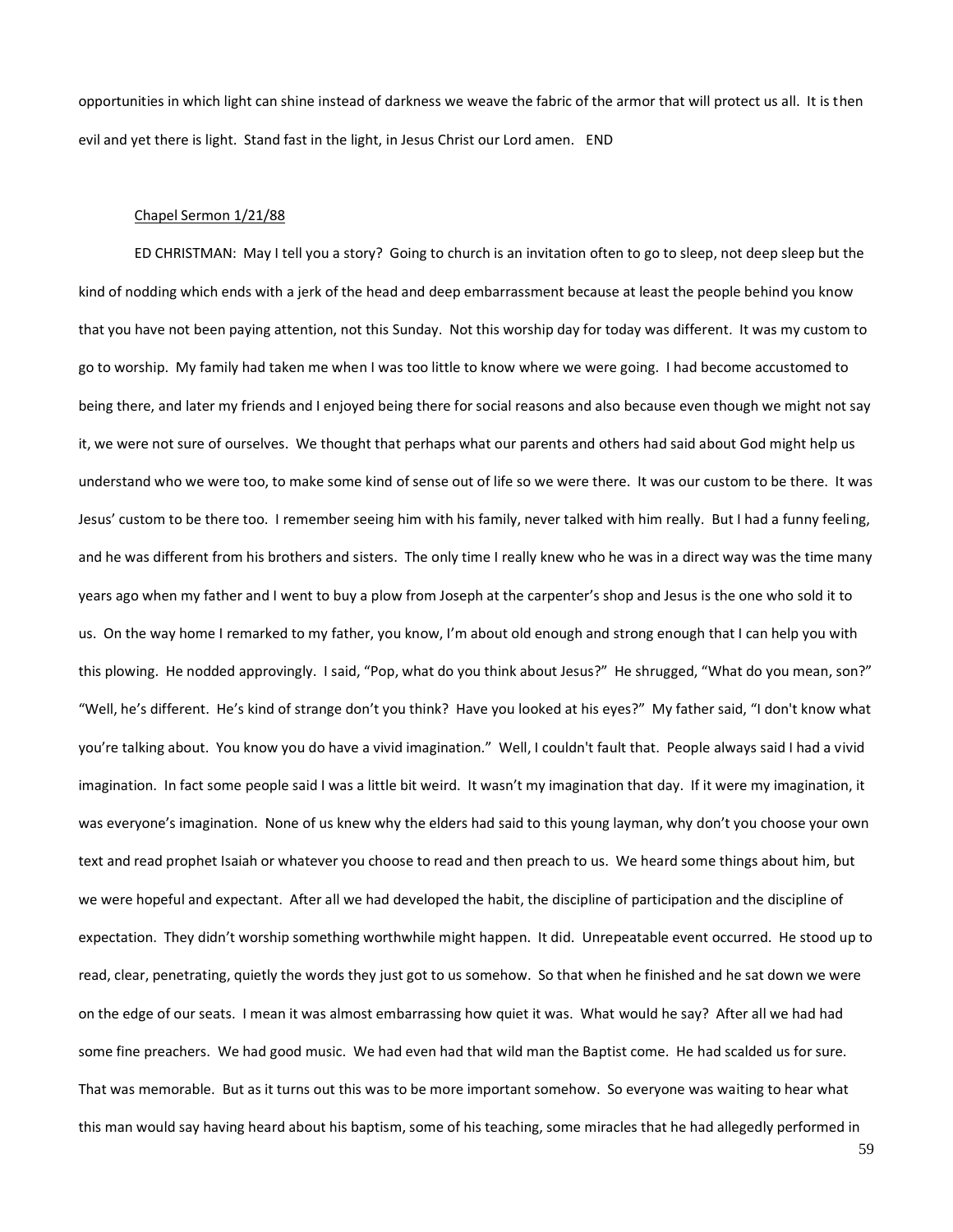opportunities in which light can shine instead of darkness we weave the fabric of the armor that will protect us all. It is then evil and yet there is light. Stand fast in the light, in Jesus Christ our Lord amen. END

<u>Chapel Sermon 1/21/88</u>

ED CHRISTMAN: May I tell you a story? Going to church is an invitation often to go to sleep, not deep sleep but the kind of nodding which ends with a jerk of the head and deep embarrassment because at least the people behind you know that you have not been paying attention, not this Sunday. Not this worship day for today was different. It was my custom to go to worship. My family had taken me when I was too little to know where we were going. I had become accustomed to being there, and later my friends and I enjoyed being there for social reasons and also because even though we might not say it, we were not sure of ourselves. We thought that perhaps what our parents and others had said about God might help us understand who we were too, to make some kind of sense out of life so we were there. It was our custom to be there. It was Jesus' custom to be there too. I remember seeing him with his family, never talked with him really. But I had a funny feeling, and he was different from his brothers and sisters. The only time I really knew who he was in a direct way was the time many years ago when my father and I went to buy a plow from Joseph at the carpenter's shop and Jesus is the one who sold it to us. On the way home I remarked to my father, you know, I'm about old enough and strong enough that I can help you with this plowing. He nodded approvingly. I said, "Pop, what do you think about Jesus?" He shrugged, "What do you mean, son?" "Well, he's different. He's kind of strange don't you think? Have you looked at his eyes?" My father said, "I don't know what you're talking about. You know you do have a vivid imagination." Well, I couldn't fault that. People always said I had a vivid imagination. In fact some people said I was a little bit weird. It wasn't my imagination that day. If it were my imagination, it was everyone's imagination. None of us knew why the elders had said to this young layman, why don't you choose your own text and read prophet Isaiah or whatever you choose to read and then preach to us. We heard some things about him, but we were hopeful and expectant. After all we had developed the habit, the discipline of participation and the discipline of expectation. They didn't worship something worthwhile might happen. It did. Unrepeatable event occurred. He stood up to read, clear, penetrating, quietly the words they just got to us somehow. So that when he finished and he sat down we were on the edge of our seats. I mean it was almost embarrassing how quiet it was. What would he say? After all we had had some fine preachers. We had good music. We had even had that wild man the Baptist come. He had scalded us for sure. That was memorable. But as it turns out this was to be more important somehow. So everyone was waiting to hear what this man would say having heard about his baptism, some of his teaching, some miracles that he had allegedly performed in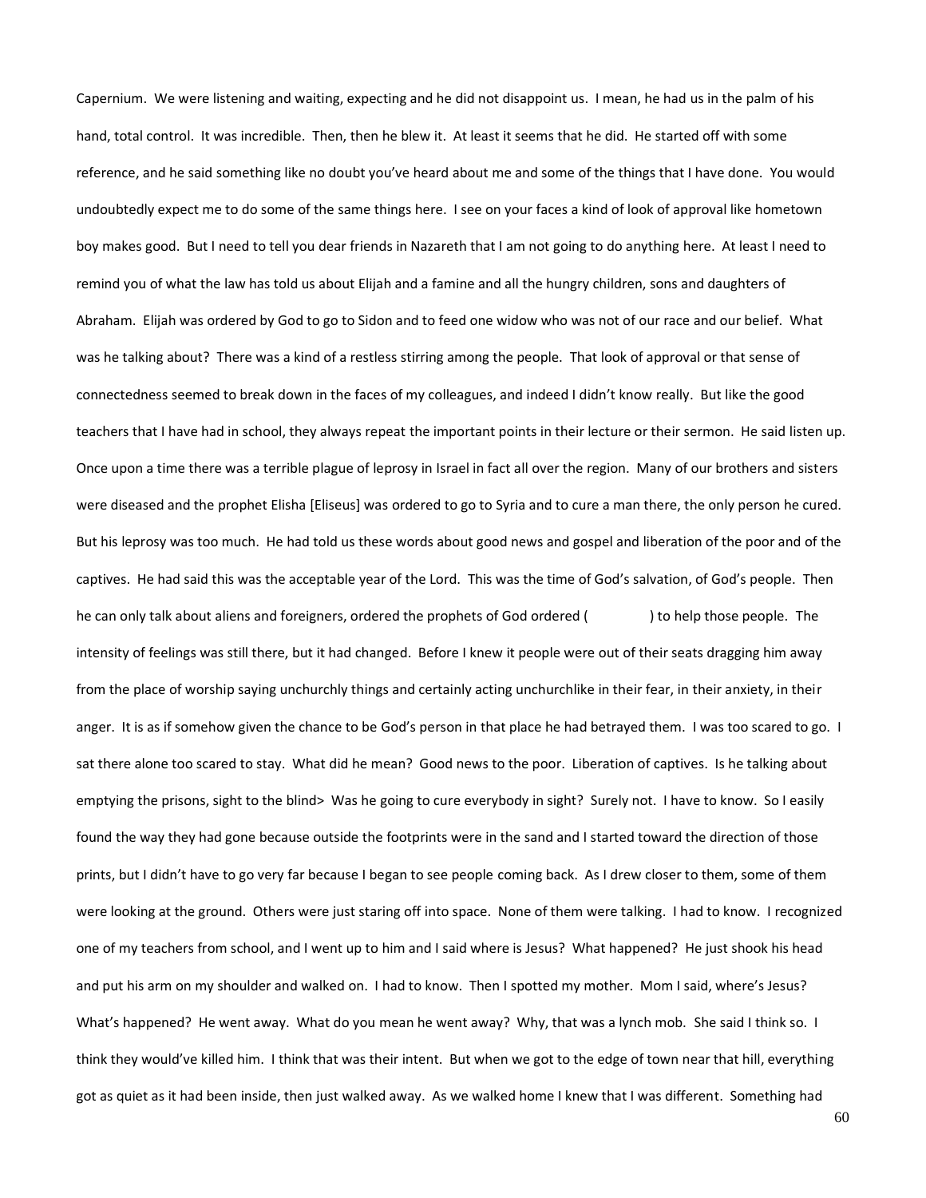Capernium. We were listening and waiting, expecting and he did not disappoint us. I mean, he had us in the palm of his hand, total control. It was incredible. Then, then he blew it. At least it seems that he did. He started off with some reference, and he said something like no doubt you've heard about me and some of the things that I have done. You would undoubtedly expect me to do some of the same things here. I see on your faces a kind of look of approval like hometown boy makes good. But I need to tell you dear friends in Nazareth that I am not going to do anything here. At least I need to remind you of what the law has told us about Elijah and a famine and all the hungry children, sons and daughters of Abraham. Elijah was ordered by God to go to Sidon and to feed one widow who was not of our race and our belief. What was he talking about? There was a kind of a restless stirring among the people. That look of approval or that sense of connectedness seemed to break down in the faces of my colleagues, and indeed I didn't know really. But like the good teachers that I have had in school, they always repeat the important points in their lecture or their sermon. He said listen up. Once upon a time there was a terrible plague of leprosy in Israel in fact all over the region. Many of our brothers and sisters were diseased and the prophet Elisha [Eliseus] was ordered to go to Syria and to cure a man there, the only person he cured. But his leprosy was too much. He had told us these words about good news and gospel and liberation of the poor and of the captives. He had said this was the acceptable year of the Lord. This was the time of God's salvation, of God's people. Then he can only talk about aliens and foreigners, ordered the prophets of God ordered (              ) to help those people. The intensity of feelings was still there, but it had changed. Before I knew it people were out of their seats dragging him away from the place of worship saying unchurchly things and certainly acting unchurchlike in their fear, in their anxiety, in their anger. It is as if somehow given the chance to be God's person in that place he had betrayed them. I was too scared to go. I sat there alone too scared to stay. What did he mean? Good news to the poor. Liberation of captives. Is he talking about emptying the prisons, sight to the blind> Was he going to cure everybody in sight? Surely not. I have to know. So I easily found the way they had gone because outside the footprints were in the sand and I started toward the direction of those prints, but I didn't have to go very far because I began to see people coming back. As I drew closer to them, some of them were looking at the ground. Others were just staring off into space. None of them were talking. I had to know. I recognized one of my teachers from school, and I went up to him and I said where is Jesus? What happened? He just shook his head and put his arm on my shoulder and walked on. I had to know. Then I spotted my mother. Mom I said, where's Jesus? What's happened? He went away. What do you mean he went away? Why, that was a lynch mob. She said I think so. I think they would've killed him. I think that was their intent. But when we got to the edge of town near that hill, everything got as quiet as it had been inside, then just walked away. As we walked home I knew that I was different. Something had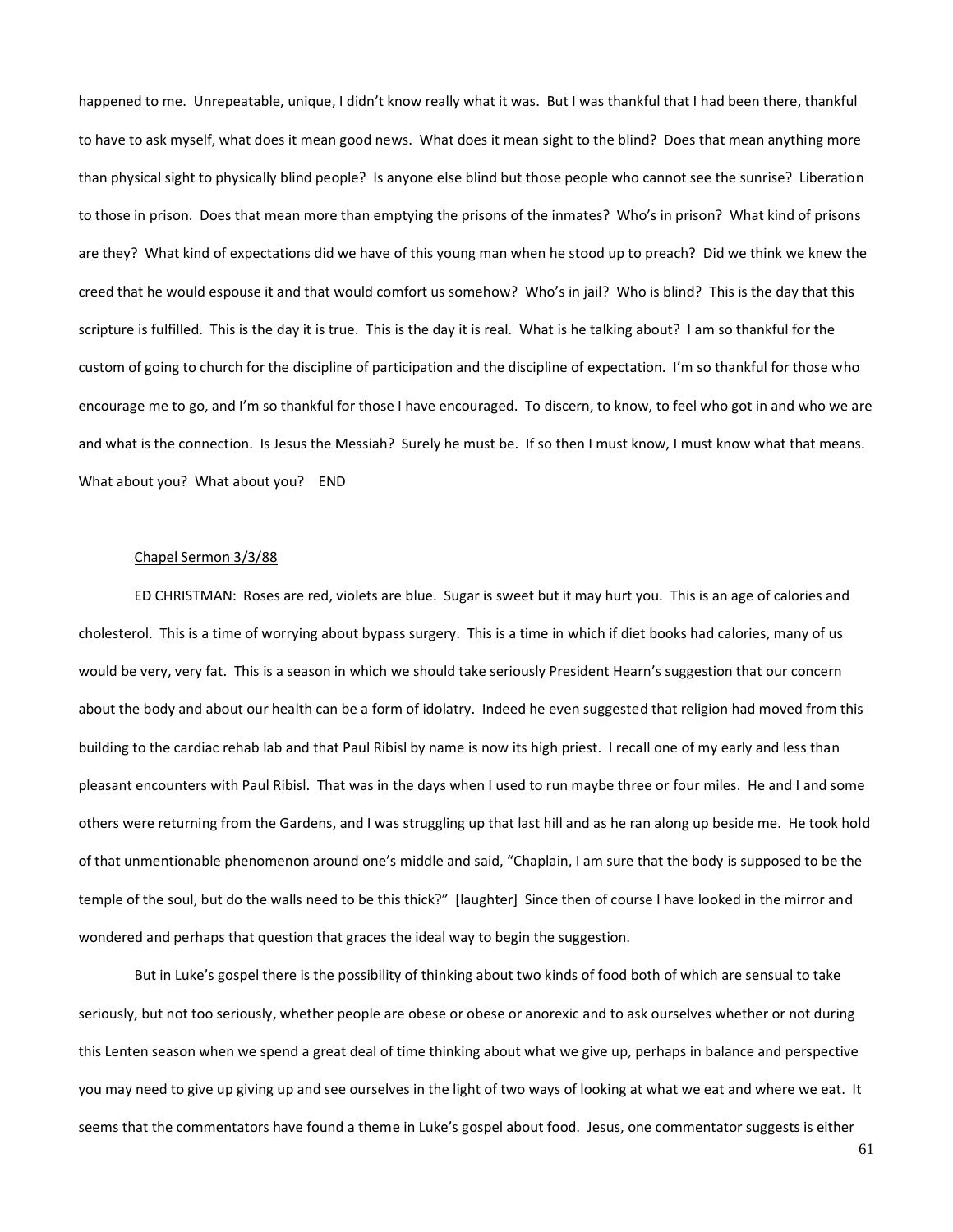happened to me. Unrepeatable, unique, I didn't know really what it was. But I was thankful that I had been there, thankful to have to ask myself, what does it mean good news. What does it mean sight to the blind? Does that mean anything more than physical sight to physically blind people? Is anyone else blind but those people who cannot see the sunrise? Liberation to those in prison. Does that mean more than emptying the prisons of the inmates? Who's in prison? What kind of prisons are they? What kind of expectations did we have of this young man when he stood up to preach? Did we think we knew the creed that he would espouse it and that would comfort us somehow? Who's in jail? Who is blind? This is the day that this scripture is fulfilled. This is the day it is true. This is the day it is real. What is he talking about? I am so thankful for the custom of going to church for the discipline of participation and the discipline of expectation. I'm so thankful for those who encourage me to go, and I'm so thankful for those I have encouraged. To discern, to know, to feel who got in and who we are and what is the connection. Is Jesus the Messiah? Surely he must be. If so then I must know, I must know what that means. What about you? What about you? END

<u>Chapel Sermon 3/3/88</u>

ED CHRISTMAN: Roses are red, violets are blue. Sugar is sweet but it may hurt you. This is an age of calories and cholesterol. This is a time of worrying about bypass surgery. This is a time in which if diet books had calories, many of us would be very, very fat. This is a season in which we should take seriously President Hearn's suggestion that our concern about the body and about our health can be a form of idolatry. Indeed he even suggested that religion had moved from this building to the cardiac rehab lab and that Paul Ribisl by name is now its high priest. I recall one of my early and less than pleasant encounters with Paul Ribisl. That was in the days when I used to run maybe three or four miles. He and I and some others were returning from the Gardens, and I was struggling up that last hill and as he ran along up beside me. He took hold of that unmentionable phenomenon around one's middle and said, "Chaplain, I am sure that the body is supposed to be the temple of the soul, but do the walls need to be this thick?" [laughter] Since then of course I have looked in the mirror and wondered and perhaps that question that graces the ideal way to begin the suggestion.

But in Luke's gospel there is the possibility of thinking about two kinds of food both of which are sensual to take seriously, but not too seriously, whether people are obese or obese or anorexic and to ask ourselves whether or not during this Lenten season when we spend a great deal of time thinking about what we give up, perhaps in balance and perspective you may need to give up giving up and see ourselves in the light of two ways of looking at what we eat and where we eat. It seems that the commentators have found a theme in Luke's gospel about food. Jesus, one commentator suggests is either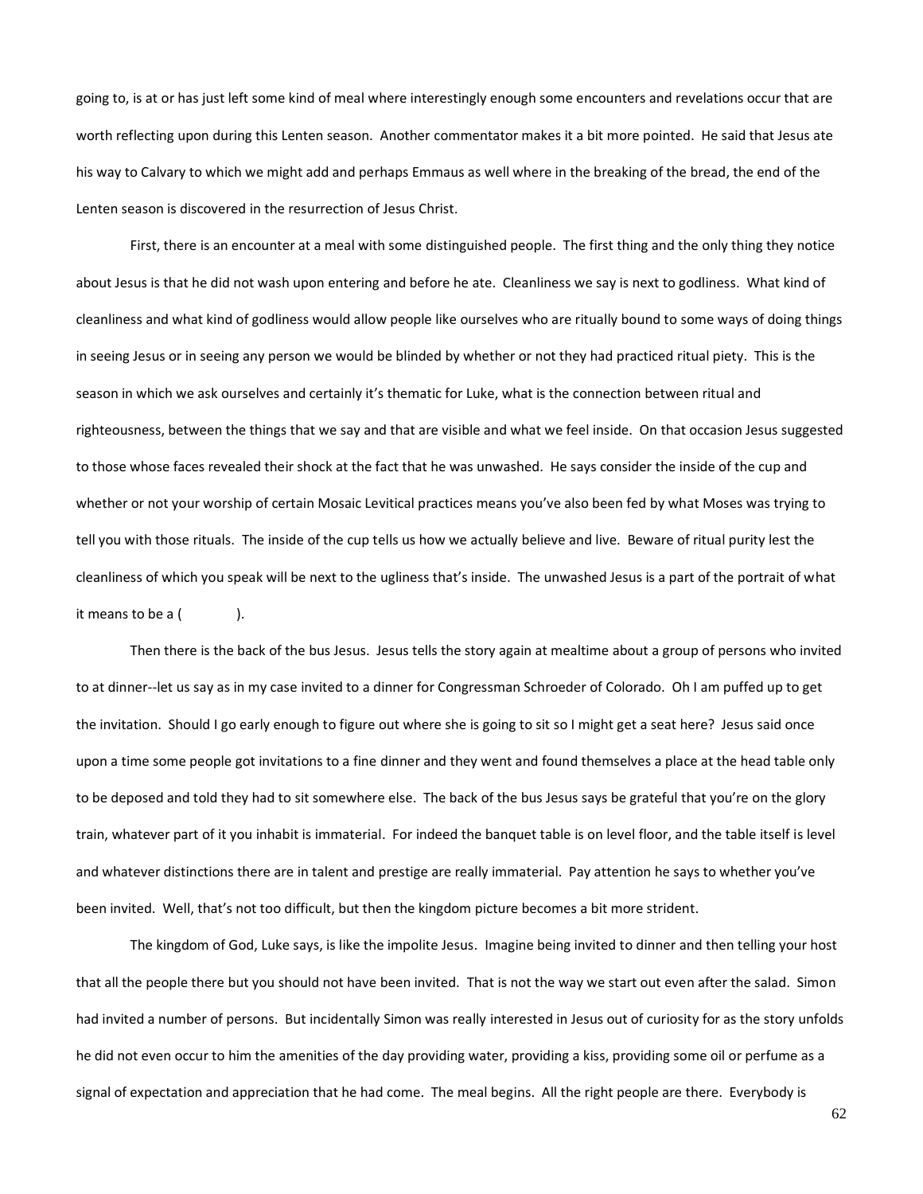going to, is at or has just left some kind of meal where interestingly enough some encounters and revelations occur that are worth reflecting upon during this Lenten season. Another commentator makes it a bit more pointed. He said that Jesus ate his way to Calvary to which we might add and perhaps Emmaus as well where in the breaking of the bread, the end of the Lenten season is discovered in the resurrection of Jesus Christ.

First, there is an encounter at a meal with some distinguished people. The first thing and the only thing they notice about Jesus is that he did not wash upon entering and before he ate. Cleanliness we say is next to godliness. What kind of cleanliness and what kind of godliness would allow people like ourselves who are ritually bound to some ways of doing things in seeing Jesus or in seeing any person we would be blinded by whether or not they had practiced ritual piety. This is the season in which we ask ourselves and certainly it's thematic for Luke, what is the connection between ritual and righteousness, between the things that we say and that are visible and what we feel inside. On that occasion Jesus suggested to those whose faces revealed their shock at the fact that he was unwashed. He says consider the inside of the cup and whether or not your worship of certain Mosaic Levitical practices means you've also been fed by what Moses was trying to tell you with those rituals. The inside of the cup tells us how we actually believe and live. Beware of ritual purity lest the cleanliness of which you speak will be next to the ugliness that's inside. The unwashed Jesus is a part of the portrait of what it means to be a ( ).

Then there is the back of the bus Jesus. Jesus tells the story again at mealtime about a group of persons who invited to at dinner--let us say as in my case invited to a dinner for Congressman Schroeder of Colorado. Oh I am puffed up to get the invitation. Should I go early enough to figure out where she is going to sit so I might get a seat here? Jesus said once upon a time some people got invitations to a fine dinner and they went and found themselves a place at the head table only to be deposed and told they had to sit somewhere else. The back of the bus Jesus says be grateful that you're on the glory train, whatever part of it you inhabit is immaterial. For indeed the banquet table is on level floor, and the table itself is level and whatever distinctions there are in talent and prestige are really immaterial. Pay attention he says to whether you've been invited. Well, that's not too difficult, but then the kingdom picture becomes a bit more strident.

The kingdom of God, Luke says, is like the impolite Jesus. Imagine being invited to dinner and then telling your host that all the people there but you should not have been invited. That is not the way we start out even after the salad. Simon had invited a number of persons. But incidentally Simon was really interested in Jesus out of curiosity for as the story unfolds he did not even occur to him the amenities of the day providing water, providing a kiss, providing some oil or perfume as a signal of expectation and appreciation that he had come. The meal begins. All the right people are there. Everybody is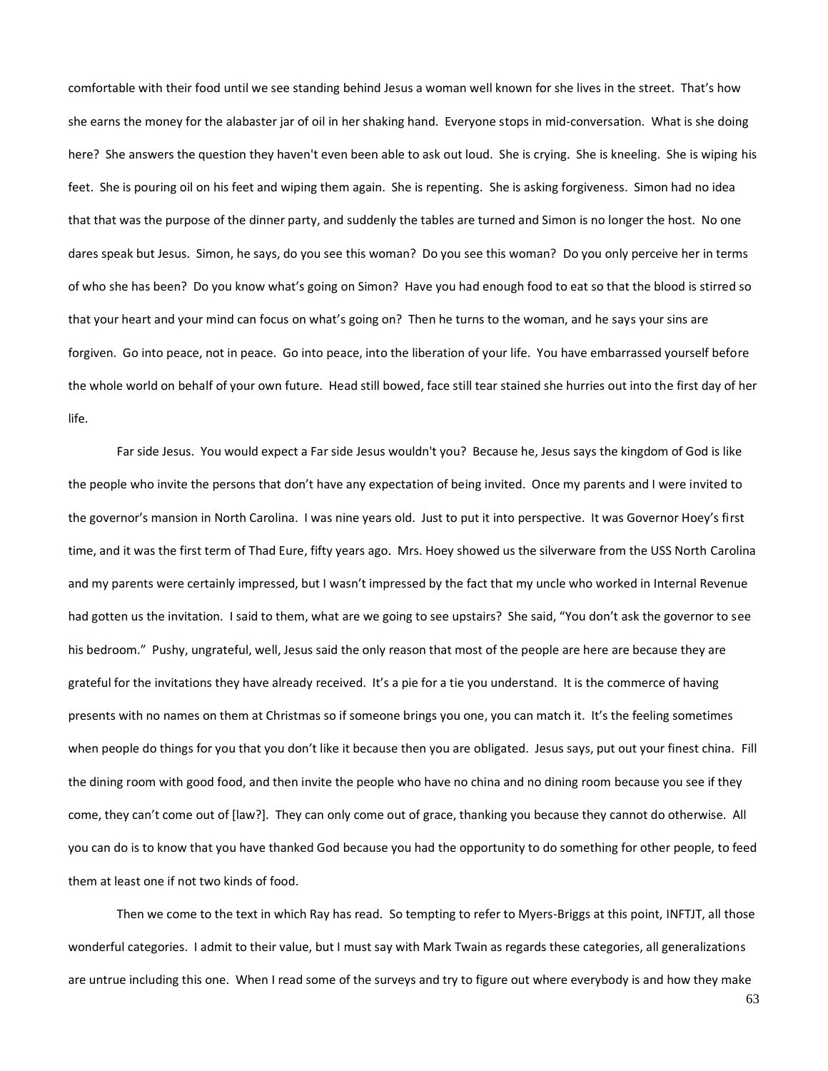comfortable with their food until we see standing behind Jesus a woman well known for she lives in the street. That's how she earns the money for the alabaster jar of oil in her shaking hand. Everyone stops in mid-conversation. What is she doing here? She answers the question they haven't even been able to ask out loud. She is crying. She is kneeling. She is wiping his feet. She is pouring oil on his feet and wiping them again. She is repenting. She is asking forgiveness. Simon had no idea that that was the purpose of the dinner party, and suddenly the tables are turned and Simon is no longer the host. No one dares speak but Jesus. Simon, he says, do you see this woman? Do you see this woman? Do you only perceive her in terms of who she has been? Do you know what's going on Simon? Have you had enough food to eat so that the blood is stirred so that your heart and your mind can focus on what's going on? Then he turns to the woman, and he says your sins are forgiven. Go into peace, not in peace. Go into peace, into the liberation of your life. You have embarrassed yourself before the whole world on behalf of your own future. Head still bowed, face still tear stained she hurries out into the first day of her life.

Far side Jesus. You would expect a Far side Jesus wouldn't you? Because he, Jesus says the kingdom of God is like the people who invite the persons that don't have any expectation of being invited. Once my parents and I were invited to the governor's mansion in North Carolina. I was nine years old. Just to put it into perspective. It was Governor Hoey's first time, and it was the first term of Thad Eure, fifty years ago. Mrs. Hoey showed us the silverware from the USS North Carolina and my parents were certainly impressed, but I wasn't impressed by the fact that my uncle who worked in Internal Revenue had gotten us the invitation. I said to them, what are we going to see upstairs? She said, "You don't ask the governor to see his bedroom." Pushy, ungrateful, well, Jesus said the only reason that most of the people are here are because they are grateful for the invitations they have already received. It's a pie for a tie you understand. It is the commerce of having presents with no names on them at Christmas so if someone brings you one, you can match it. It's the feeling sometimes when people do things for you that you don't like it because then you are obligated. Jesus says, put out your finest china. Fill the dining room with good food, and then invite the people who have no china and no dining room because you see if they come, they can't come out of [law?]. They can only come out of grace, thanking you because they cannot do otherwise. All you can do is to know that you have thanked God because you had the opportunity to do something for other people, to feed them at least one if not two kinds of food.

Then we come to the text in which Ray has read. So tempting to refer to Myers-Briggs at this point, INFTJT, all those wonderful categories. I admit to their value, but I must say with Mark Twain as regards these categories, all generalizations are untrue including this one. When I read some of the surveys and try to figure out where everybody is and how they make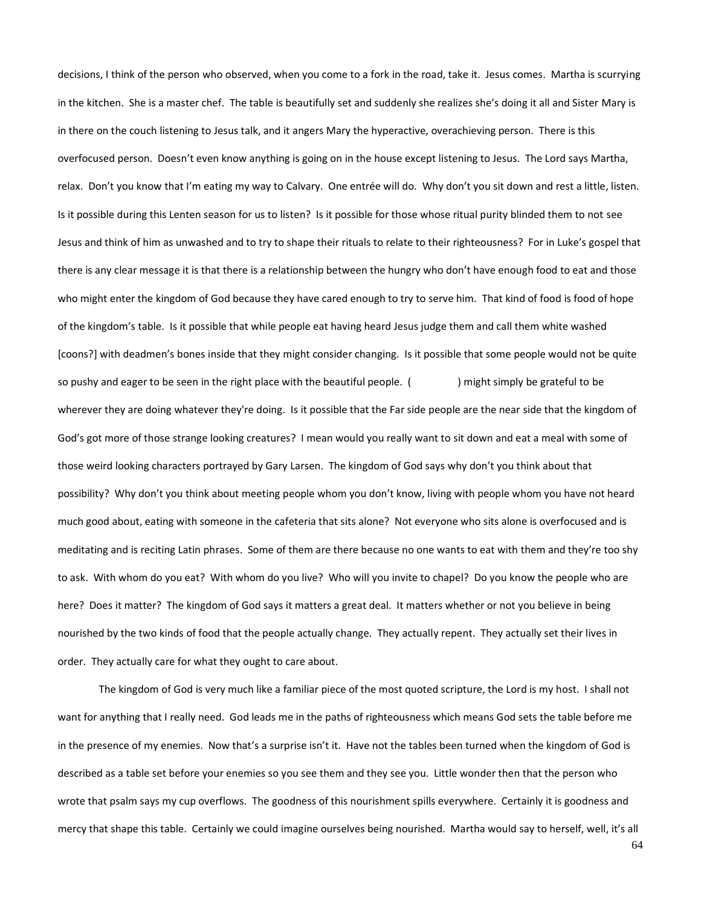decisions, I think of the person who observed, when you come to a fork in the road, take it. Jesus comes. Martha is scurrying in the kitchen. She is a master chef. The table is beautifully set and suddenly she realizes she's doing it all and Sister Mary is in there on the couch listening to Jesus talk, and it angers Mary the hyperactive, overachieving person. There is this overfocused person. Doesn't even know anything is going on in the house except listening to Jesus. The Lord says Martha, relax. Don't you know that I'm eating my way to Calvary. One entrée will do. Why don't you sit down and rest a little, listen. Is it possible during this Lenten season for us to listen? Is it possible for those whose ritual purity blinded them to not see Jesus and think of him as unwashed and to try to shape their rituals to relate to their righteousness? For in Luke's gospel that there is any clear message it is that there is a relationship between the hungry who don't have enough food to eat and those who might enter the kingdom of God because they have cared enough to try to serve him. That kind of food is food of hope of the kingdom's table. Is it possible that while people eat having heard Jesus judge them and call them white washed [coons?] with deadmen's bones inside that they might consider changing. Is it possible that some people would not be quite so pushy and eager to be seen in the right place with the beautiful people. (        ) might simply be grateful to be wherever they are doing whatever they're doing. Is it possible that the Far side people are the near side that the kingdom of God's got more of those strange looking creatures? I mean would you really want to sit down and eat a meal with some of those weird looking characters portrayed by Gary Larsen. The kingdom of God says why don't you think about that possibility? Why don't you think about meeting people whom you don't know, living with people whom you have not heard much good about, eating with someone in the cafeteria that sits alone? Not everyone who sits alone is overfocused and is meditating and is reciting Latin phrases. Some of them are there because no one wants to eat with them and they're too shy to ask. With whom do you eat? With whom do you live? Who will you invite to chapel? Do you know the people who are here? Does it matter? The kingdom of God says it matters a great deal. It matters whether or not you believe in being nourished by the two kinds of food that the people actually change. They actually repent. They actually set their lives in order. They actually care for what they ought to care about.

The kingdom of God is very much like a familiar piece of the most quoted scripture, the Lord is my host. I shall not want for anything that I really need. God leads me in the paths of righteousness which means God sets the table before me in the presence of my enemies. Now that's a surprise isn't it. Have not the tables been turned when the kingdom of God is described as a table set before your enemies so you see them and they see you. Little wonder then that the person who wrote that psalm says my cup overflows. The goodness of this nourishment spills everywhere. Certainly it is goodness and mercy that shape this table. Certainly we could imagine ourselves being nourished. Martha would say to herself, well, it's all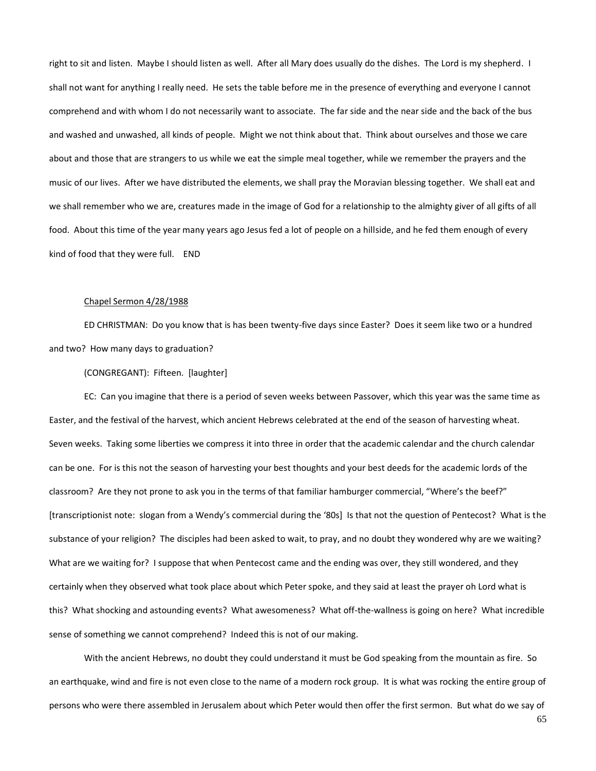right to sit and listen. Maybe I should listen as well. After all Mary does usually do the dishes. The Lord is my shepherd. I shall not want for anything I really need. He sets the table before me in the presence of everything and everyone I cannot comprehend and with whom I do not necessarily want to associate. The far side and the near side and the back of the bus and washed and unwashed, all kinds of people. Might we not think about that. Think about ourselves and those we care about and those that are strangers to us while we eat the simple meal together, while we remember the prayers and the music of our lives. After we have distributed the elements, we shall pray the Moravian blessing together. We shall eat and we shall remember who we are, creatures made in the image of God for a relationship to the almighty giver of all gifts of all food. About this time of the year many years ago Jesus fed a lot of people on a hillside, and he fed them enough of every kind of food that they were full. END

<u>Chapel Sermon 4/28/1988</u>

ED CHRISTMAN: Do you know that is has been twenty-five days since Easter? Does it seem like two or a hundred and two? How many days to graduation?

(CONGREGANT): Fifteen. [laughter]

EC: Can you imagine that there is a period of seven weeks between Passover, which this year was the same time as Easter, and the festival of the harvest, which ancient Hebrews celebrated at the end of the season of harvesting wheat. Seven weeks. Taking some liberties we compress it into three in order that the academic calendar and the church calendar can be one. For is this not the season of harvesting your best thoughts and your best deeds for the academic lords of the classroom? Are they not prone to ask you in the terms of that familiar hamburger commercial, "Where's the beef?" [transcriptionist note: slogan from a Wendy's commercial during the '80s] Is that not the question of Pentecost? What is the substance of your religion? The disciples had been asked to wait, to pray, and no doubt they wondered why are we waiting? What are we waiting for? I suppose that when Pentecost came and the ending was over, they still wondered, and they certainly when they observed what took place about which Peter spoke, and they said at least the prayer oh Lord what is this? What shocking and astounding events? What awesomeness? What off-the-wallness is going on here? What incredible sense of something we cannot comprehend? Indeed this is not of our making.

With the ancient Hebrews, no doubt they could understand it must be God speaking from the mountain as fire. So an earthquake, wind and fire is not even close to the name of a modern rock group. It is what was rocking the entire group of persons who were there assembled in Jerusalem about which Peter would then offer the first sermon. But what do we say of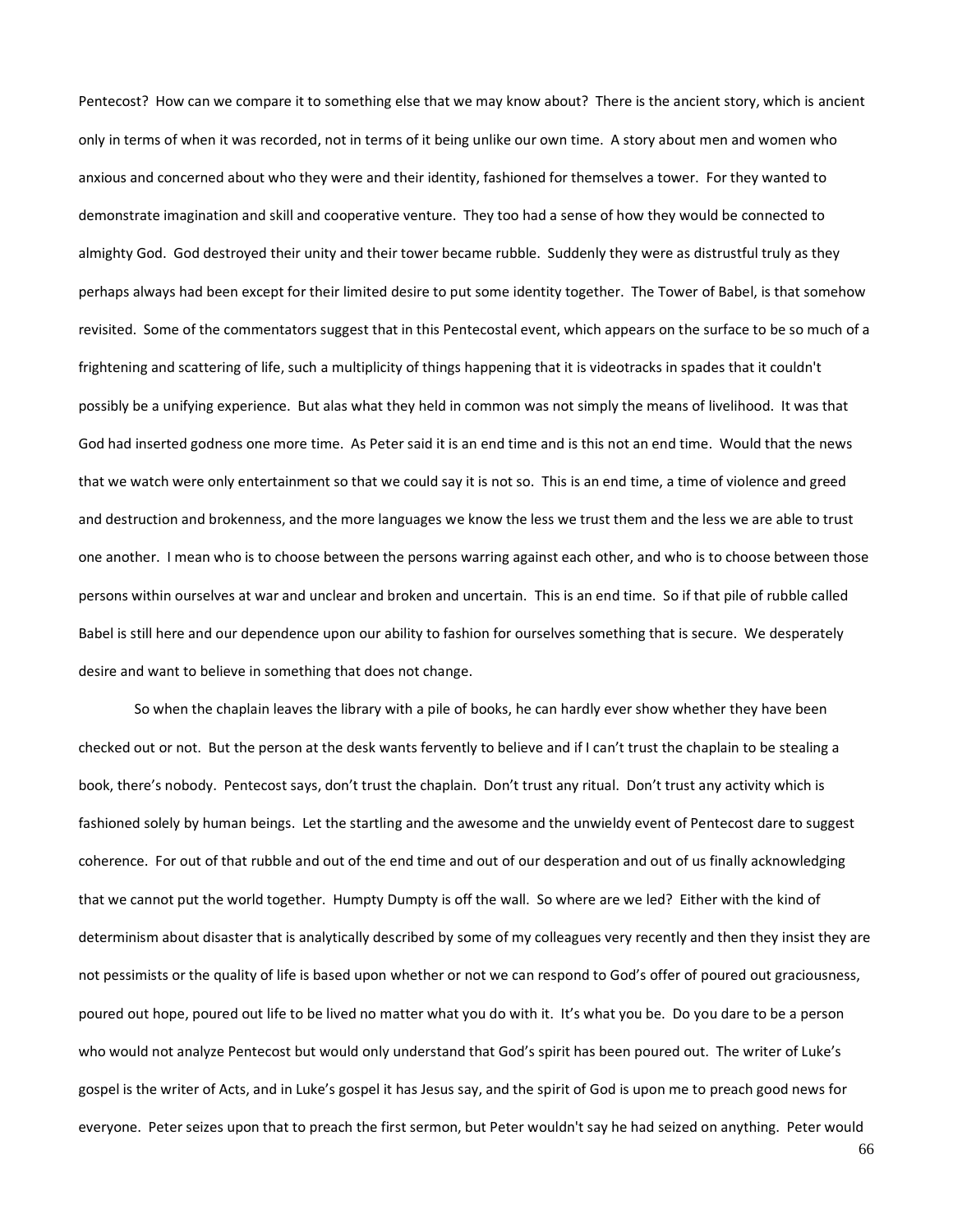Pentecost? How can we compare it to something else that we may know about? There is the ancient story, which is ancient only in terms of when it was recorded, not in terms of it being unlike our own time. A story about men and women who anxious and concerned about who they were and their identity, fashioned for themselves a tower. For they wanted to demonstrate imagination and skill and cooperative venture. They too had a sense of how they would be connected to almighty God. God destroyed their unity and their tower became rubble. Suddenly they were as distrustful truly as they perhaps always had been except for their limited desire to put some identity together. The Tower of Babel, is that somehow revisited. Some of the commentators suggest that in this Pentecostal event, which appears on the surface to be so much of a frightening and scattering of life, such a multiplicity of things happening that it is videotracks in spades that it couldn't possibly be a unifying experience. But alas what they held in common was not simply the means of livelihood. It was that God had inserted godness one more time. As Peter said it is an end time and is this not an end time. Would that the news that we watch were only entertainment so that we could say it is not so. This is an end time, a time of violence and greed and destruction and brokenness, and the more languages we know the less we trust them and the less we are able to trust one another. I mean who is to choose between the persons warring against each other, and who is to choose between those persons within ourselves at war and unclear and broken and uncertain. This is an end time. So if that pile of rubble called Babel is still here and our dependence upon our ability to fashion for ourselves something that is secure. We desperately desire and want to believe in something that does not change.

So when the chaplain leaves the library with a pile of books, he can hardly ever show whether they have been checked out or not. But the person at the desk wants fervently to believe and if I can't trust the chaplain to be stealing a book, there's nobody. Pentecost says, don't trust the chaplain. Don't trust any ritual. Don't trust any activity which is fashioned solely by human beings. Let the startling and the awesome and the unwieldy event of Pentecost dare to suggest coherence. For out of that rubble and out of the end time and out of our desperation and out of us finally acknowledging that we cannot put the world together. Humpty Dumpty is off the wall. So where are we led? Either with the kind of determinism about disaster that is analytically described by some of my colleagues very recently and then they insist they are not pessimists or the quality of life is based upon whether or not we can respond to God's offer of poured out graciousness, poured out hope, poured out life to be lived no matter what you do with it. It's what you be. Do you dare to be a person who would not analyze Pentecost but would only understand that God's spirit has been poured out. The writer of Luke's gospel is the writer of Acts, and in Luke's gospel it has Jesus say, and the spirit of God is upon me to preach good news for everyone. Peter seizes upon that to preach the first sermon, but Peter wouldn't say he had seized on anything. Peter would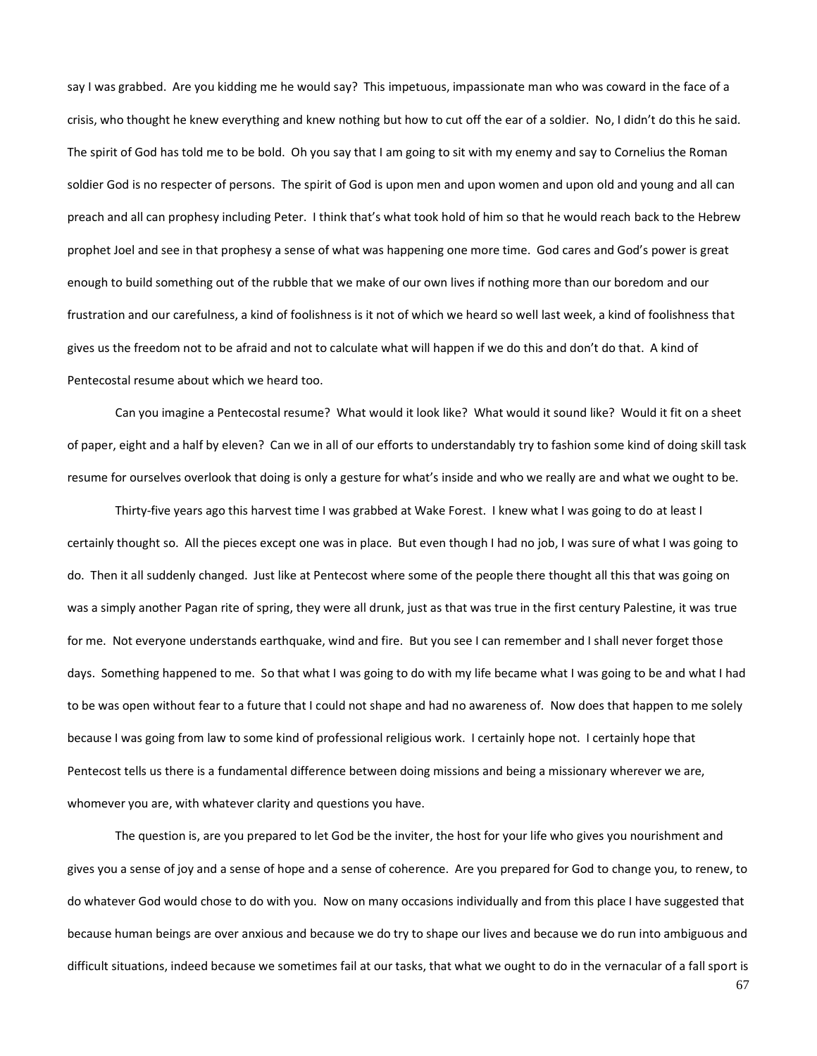say I was grabbed. Are you kidding me he would say? This impetuous, impassionate man who was coward in the face of a crisis, who thought he knew everything and knew nothing but how to cut off the ear of a soldier. No, I didn't do this he said. The spirit of God has told me to be bold. Oh you say that I am going to sit with my enemy and say to Cornelius the Roman soldier God is no respecter of persons. The spirit of God is upon men and upon women and upon old and young and all can preach and all can prophesy including Peter. I think that's what took hold of him so that he would reach back to the Hebrew prophet Joel and see in that prophesy a sense of what was happening one more time. God cares and God's power is great enough to build something out of the rubble that we make of our own lives if nothing more than our boredom and our frustration and our carefulness, a kind of foolishness is it not of which we heard so well last week, a kind of foolishness that gives us the freedom not to be afraid and not to calculate what will happen if we do this and don't do that. A kind of Pentecostal resume about which we heard too.

Can you imagine a Pentecostal resume? What would it look like? What would it sound like? Would it fit on a sheet of paper, eight and a half by eleven? Can we in all of our efforts to understandably try to fashion some kind of doing skill task resume for ourselves overlook that doing is only a gesture for what's inside and who we really are and what we ought to be.

Thirty-five years ago this harvest time I was grabbed at Wake Forest. I knew what I was going to do at least I certainly thought so. All the pieces except one was in place. But even though I had no job, I was sure of what I was going to do. Then it all suddenly changed. Just like at Pentecost where some of the people there thought all this that was going on was a simply another Pagan rite of spring, they were all drunk, just as that was true in the first century Palestine, it was true for me. Not everyone understands earthquake, wind and fire. But you see I can remember and I shall never forget those days. Something happened to me. So that what I was going to do with my life became what I was going to be and what I had to be was open without fear to a future that I could not shape and had no awareness of. Now does that happen to me solely because I was going from law to some kind of professional religious work. I certainly hope not. I certainly hope that Pentecost tells us there is a fundamental difference between doing missions and being a missionary wherever we are, whomever you are, with whatever clarity and questions you have.

The question is, are you prepared to let God be the inviter, the host for your life who gives you nourishment and gives you a sense of joy and a sense of hope and a sense of coherence. Are you prepared for God to change you, to renew, to do whatever God would chose to do with you. Now on many occasions individually and from this place I have suggested that because human beings are over anxious and because we do try to shape our lives and because we do run into ambiguous and difficult situations, indeed because we sometimes fail at our tasks, that what we ought to do in the vernacular of a fall sport is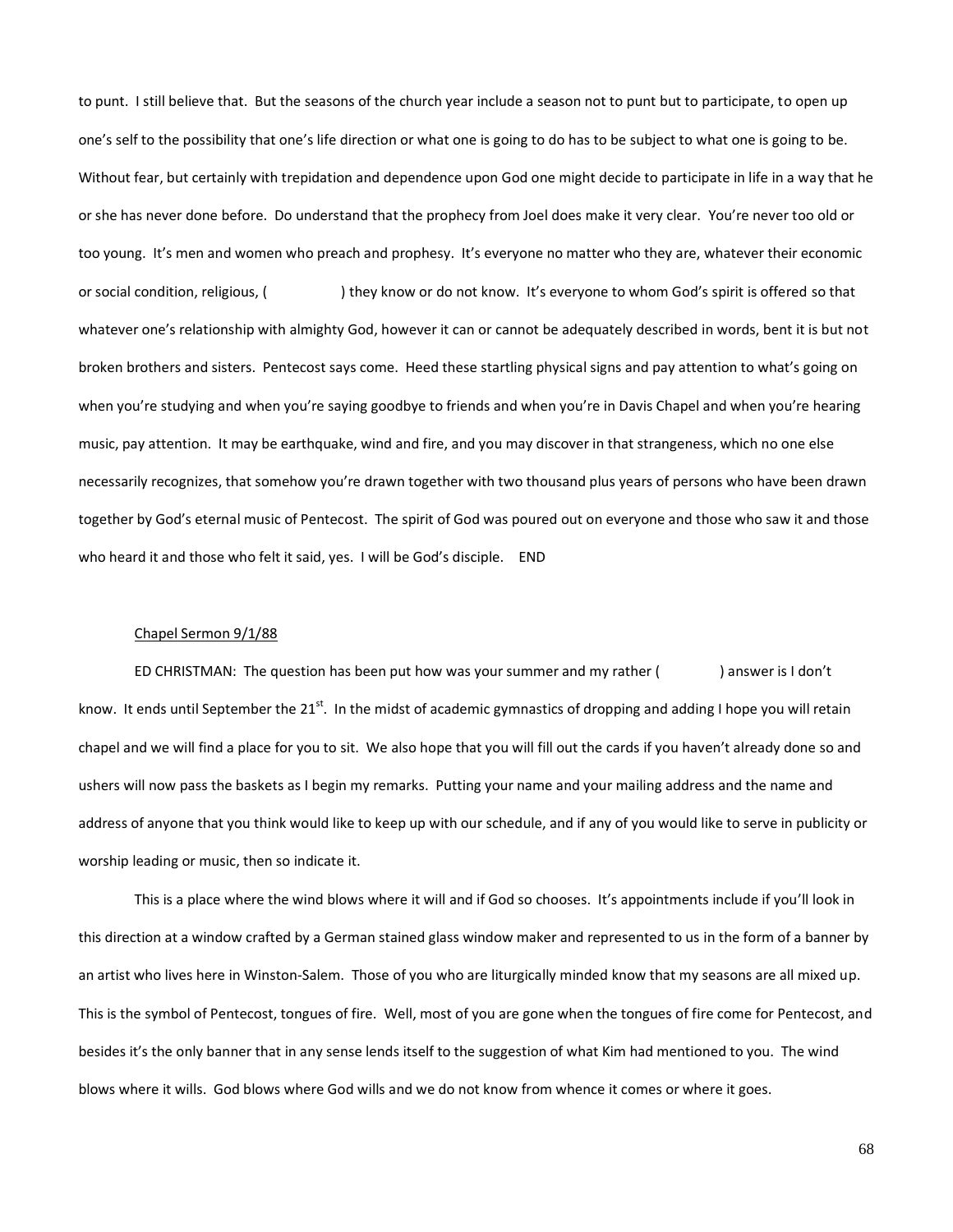to punt. I still believe that. But the seasons of the church year include a season not to punt but to participate, to open up one's self to the possibility that one's life direction or what one is going to do has to be subject to what one is going to be. Without fear, but certainly with trepidation and dependence upon God one might decide to participate in life in a way that he or she has never done before. Do understand that the prophecy from Joel does make it very clear. You're never too old or too young. It's men and women who preach and prophesy. It's everyone no matter who they are, whatever their economic or social condition, religious, (                ) they know or do not know. It's everyone to whom God's spirit is offered so that whatever one's relationship with almighty God, however it can or cannot be adequately described in words, bent it is but not broken brothers and sisters. Pentecost says come. Heed these startling physical signs and pay attention to what's going on when you're studying and when you're saying goodbye to friends and when you're in Davis Chapel and when you're hearing music, pay attention. It may be earthquake, wind and fire, and you may discover in that strangeness, which no one else necessarily recognizes, that somehow you're drawn together with two thousand plus years of persons who have been drawn together by God's eternal music of Pentecost. The spirit of God was poured out on everyone and those who saw it and those who heard it and those who felt it said, yes. I will be God's disciple. END

Chapel Sermon 9/1/88

ED CHRISTMAN: The question has been put how was your summer and my rather (                ) answer is I don't know. It ends until September the 21st. In the midst of academic gymnastics of dropping and adding I hope you will retain chapel and we will find a place for you to sit. We also hope that you will fill out the cards if you haven't already done so and ushers will now pass the baskets as I begin my remarks. Putting your name and your mailing address and the name and address of anyone that you think would like to keep up with our schedule, and if any of you would like to serve in publicity or worship leading or music, then so indicate it.

This is a place where the wind blows where it will and if God so chooses. It's appointments include if you'll look in this direction at a window crafted by a German stained glass window maker and represented to us in the form of a banner by an artist who lives here in Winston-Salem. Those of you who are liturgically minded know that my seasons are all mixed up. This is the symbol of Pentecost, tongues of fire. Well, most of you are gone when the tongues of fire come for Pentecost, and besides it's the only banner that in any sense lends itself to the suggestion of what Kim had mentioned to you. The wind blows where it wills. God blows where God wills and we do not know from whence it comes or where it goes.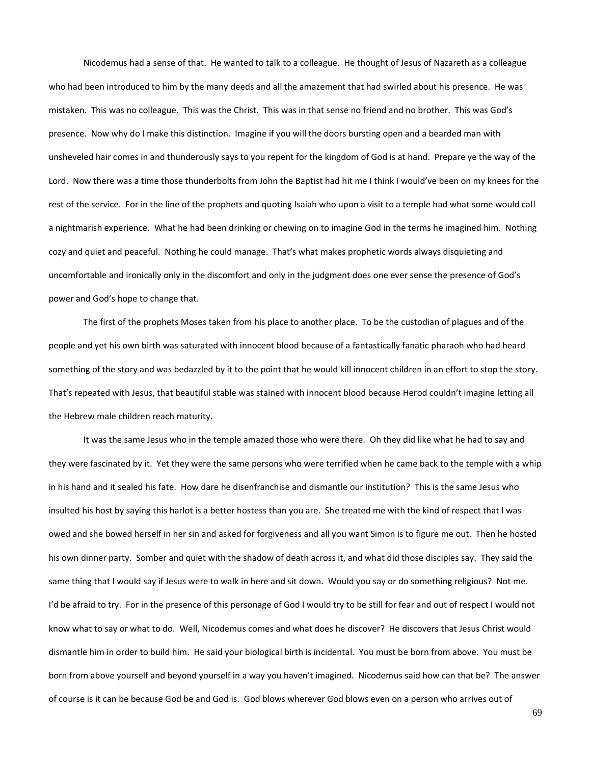Nicodemus had a sense of that. He wanted to talk to a colleague. He thought of Jesus of Nazareth as a colleague who had been introduced to him by the many deeds and all the amazement that had swirled about his presence. He was mistaken. This was no colleague. This was the Christ. This was in that sense no friend and no brother. This was God's presence. Now why do I make this distinction. Imagine if you will the doors bursting open and a bearded man with unsheveled hair comes in and thunderously says to you repent for the kingdom of God is at hand. Prepare ye the way of the Lord. Now there was a time those thunderbolts from John the Baptist had hit me I think I would've been on my knees for the rest of the service. For in the line of the prophets and quoting Isaiah who upon a visit to a temple had what some would call a nightmarish experience. What he had been drinking or chewing on to imagine God in the terms he imagined him. Nothing cozy and quiet and peaceful. Nothing he could manage. That's what makes prophetic words always disquieting and uncomfortable and ironically only in the discomfort and only in the judgment does one ever sense the presence of God's power and God's hope to change that.

The first of the prophets Moses taken from his place to another place. To be the custodian of plagues and of the people and yet his own birth was saturated with innocent blood because of a fantastically fanatic pharaoh who had heard something of the story and was bedazzled by it to the point that he would kill innocent children in an effort to stop the story. That's repeated with Jesus, that beautiful stable was stained with innocent blood because Herod couldn't imagine letting all the Hebrew male children reach maturity.

It was the same Jesus who in the temple amazed those who were there. Oh they did like what he had to say and they were fascinated by it. Yet they were the same persons who were terrified when he came back to the temple with a whip in his hand and it sealed his fate. How dare he disenfranchise and dismantle our institution? This is the same Jesus who insulted his host by saying this harlot is a better hostess than you are. She treated me with the kind of respect that I was owed and she bowed herself in her sin and asked for forgiveness and all you want Simon is to figure me out. Then he hosted his own dinner party. Somber and quiet with the shadow of death across it, and what did those disciples say. They said the same thing that I would say if Jesus were to walk in here and sit down. Would you say or do something religious? Not me. I'd be afraid to try. For in the presence of this personage of God I would try to be still for fear and out of respect I would not know what to say or what to do. Well, Nicodemus comes and what does he discover? He discovers that Jesus Christ would dismantle him in order to build him. He said your biological birth is incidental. You must be born from above. You must be born from above yourself and beyond yourself in a way you haven't imagined. Nicodemus said how can that be? The answer of course is it can be because God be and God is. God blows wherever God blows even on a person who arrives out of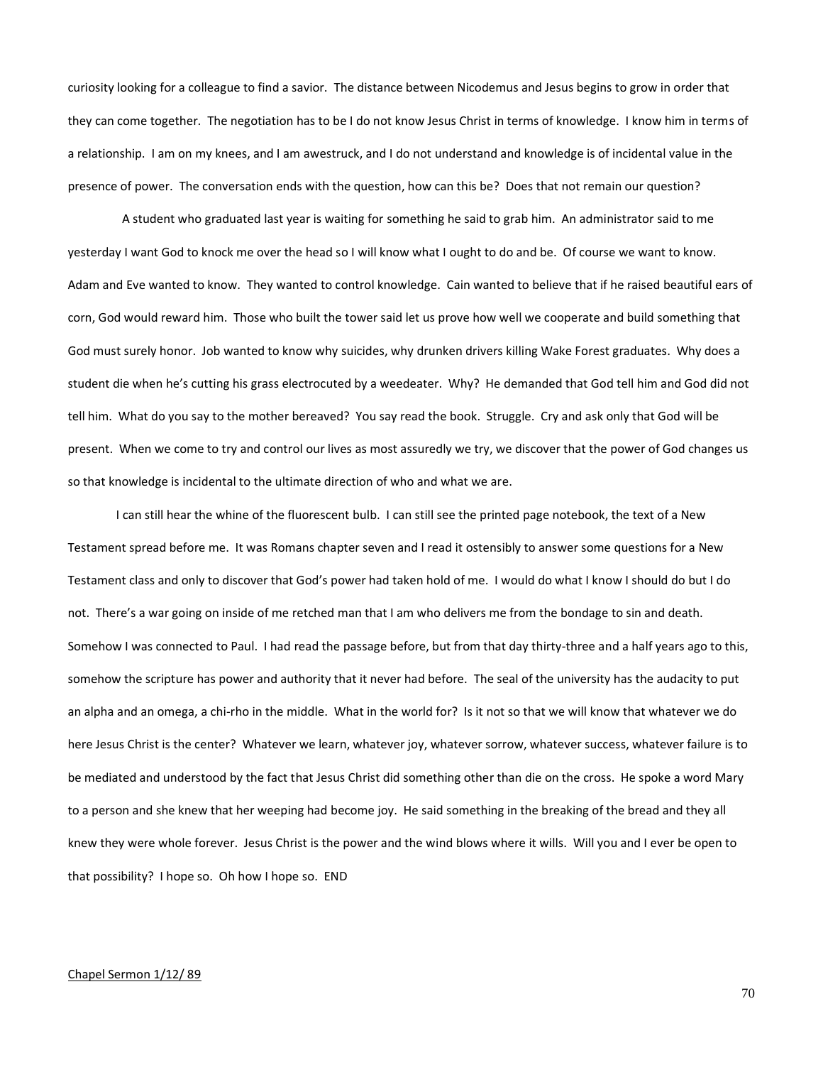curiosity looking for a colleague to find a savior. The distance between Nicodemus and Jesus begins to grow in order that they can come together. The negotiation has to be I do not know Jesus Christ in terms of knowledge. I know him in terms of a relationship. I am on my knees, and I am awestruck, and I do not understand and knowledge is of incidental value in the presence of power. The conversation ends with the question, how can this be? Does that not remain our question?

A student who graduated last year is waiting for something he said to grab him. An administrator said to me yesterday I want God to knock me over the head so I will know what I ought to do and be. Of course we want to know. Adam and Eve wanted to know. They wanted to control knowledge. Cain wanted to believe that if he raised beautiful ears of corn, God would reward him. Those who built the tower said let us prove how well we cooperate and build something that God must surely honor. Job wanted to know why suicides, why drunken drivers killing Wake Forest graduates. Why does a student die when he's cutting his grass electrocuted by a weedeater. Why? He demanded that God tell him and God did not tell him. What do you say to the mother bereaved? You say read the book. Struggle. Cry and ask only that God will be present. When we come to try and control our lives as most assuredly we try, we discover that the power of God changes us so that knowledge is incidental to the ultimate direction of who and what we are.

I can still hear the whine of the fluorescent bulb. I can still see the printed page notebook, the text of a New Testament spread before me. It was Romans chapter seven and I read it ostensibly to answer some questions for a New Testament class and only to discover that God's power had taken hold of me. I would do what I know I should do but I do not. There's a war going on inside of me retched man that I am who delivers me from the bondage to sin and death. Somehow I was connected to Paul. I had read the passage before, but from that day thirty-three and a half years ago to this, somehow the scripture has power and authority that it never had before. The seal of the university has the audacity to put an alpha and an omega, a chi-rho in the middle. What in the world for? Is it not so that we will know that whatever we do here Jesus Christ is the center? Whatever we learn, whatever joy, whatever sorrow, whatever success, whatever failure is to be mediated and understood by the fact that Jesus Christ did something other than die on the cross. He spoke a word Mary to a person and she knew that her weeping had become joy. He said something in the breaking of the bread and they all knew they were whole forever. Jesus Christ is the power and the wind blows where it wills. Will you and I ever be open to that possibility? I hope so. Oh how I hope so. END

<u>Chapel Sermon 1/12/ 89</u>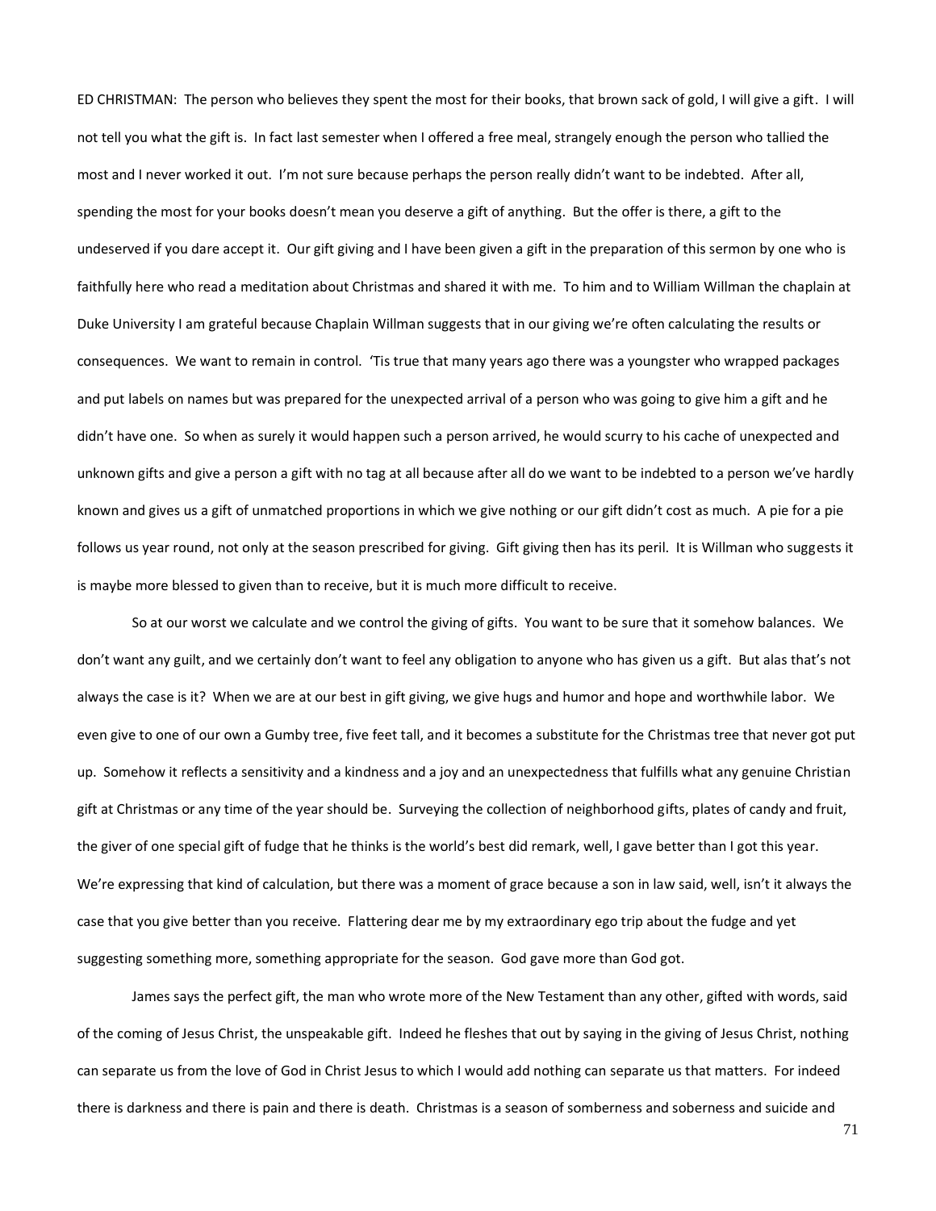ED CHRISTMAN: The person who believes they spent the most for their books, that brown sack of gold, I will give a gift. I will not tell you what the gift is. In fact last semester when I offered a free meal, strangely enough the person who tallied the most and I never worked it out. I'm not sure because perhaps the person really didn't want to be indebted. After all, spending the most for your books doesn't mean you deserve a gift of anything. But the offer is there, a gift to the undeserved if you dare accept it. Our gift giving and I have been given a gift in the preparation of this sermon by one who is faithfully here who read a meditation about Christmas and shared it with me. To him and to William Willman the chaplain at Duke University I am grateful because Chaplain Willman suggests that in our giving we're often calculating the results or consequences. We want to remain in control. 'Tis true that many years ago there was a youngster who wrapped packages and put labels on names but was prepared for the unexpected arrival of a person who was going to give him a gift and he didn't have one. So when as surely it would happen such a person arrived, he would scurry to his cache of unexpected and unknown gifts and give a person a gift with no tag at all because after all do we want to be indebted to a person we've hardly known and gives us a gift of unmatched proportions in which we give nothing or our gift didn't cost as much. A pie for a pie follows us year round, not only at the season prescribed for giving. Gift giving then has its peril. It is Willman who suggests it is maybe more blessed to given than to receive, but it is much more difficult to receive.

So at our worst we calculate and we control the giving of gifts. You want to be sure that it somehow balances. We don't want any guilt, and we certainly don't want to feel any obligation to anyone who has given us a gift. But alas that's not always the case is it? When we are at our best in gift giving, we give hugs and humor and hope and worthwhile labor. We even give to one of our own a Gumby tree, five feet tall, and it becomes a substitute for the Christmas tree that never got put up. Somehow it reflects a sensitivity and a kindness and a joy and an unexpectedness that fulfills what any genuine Christian gift at Christmas or any time of the year should be. Surveying the collection of neighborhood gifts, plates of candy and fruit, the giver of one special gift of fudge that he thinks is the world's best did remark, well, I gave better than I got this year. We're expressing that kind of calculation, but there was a moment of grace because a son in law said, well, isn't it always the case that you give better than you receive. Flattering dear me by my extraordinary ego trip about the fudge and yet suggesting something more, something appropriate for the season. God gave more than God got.

James says the perfect gift, the man who wrote more of the New Testament than any other, gifted with words, said of the coming of Jesus Christ, the unspeakable gift. Indeed he fleshes that out by saying in the giving of Jesus Christ, nothing can separate us from the love of God in Christ Jesus to which I would add nothing can separate us that matters. For indeed there is darkness and there is pain and there is death. Christmas is a season of somberness and soberness and suicide and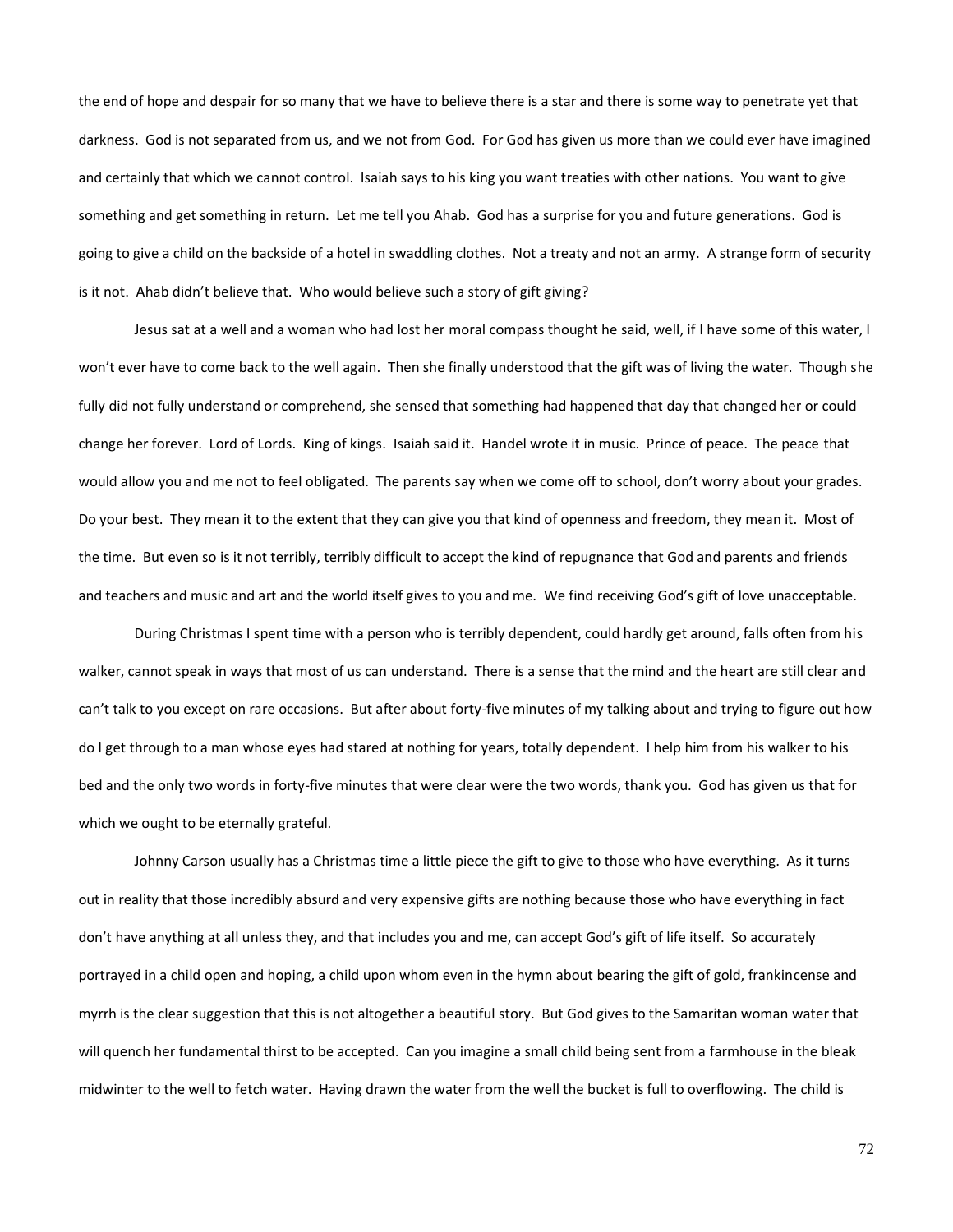the end of hope and despair for so many that we have to believe there is a star and there is some way to penetrate yet that darkness. God is not separated from us, and we not from God. For God has given us more than we could ever have imagined and certainly that which we cannot control. Isaiah says to his king you want treaties with other nations. You want to give something and get something in return. Let me tell you Ahab. God has a surprise for you and future generations. God is going to give a child on the backside of a hotel in swaddling clothes. Not a treaty and not an army. A strange form of security is it not. Ahab didn't believe that. Who would believe such a story of gift giving?

Jesus sat at a well and a woman who had lost her moral compass thought he said, well, if I have some of this water, I won't ever have to come back to the well again. Then she finally understood that the gift was of living the water. Though she fully did not fully understand or comprehend, she sensed that something had happened that day that changed her or could change her forever. Lord of Lords. King of kings. Isaiah said it. Handel wrote it in music. Prince of peace. The peace that would allow you and me not to feel obligated. The parents say when we come off to school, don't worry about your grades. Do your best. They mean it to the extent that they can give you that kind of openness and freedom, they mean it. Most of the time. But even so is it not terribly, terribly difficult to accept the kind of repugnance that God and parents and friends and teachers and music and art and the world itself gives to you and me. We find receiving God's gift of love unacceptable.

During Christmas I spent time with a person who is terribly dependent, could hardly get around, falls often from his walker, cannot speak in ways that most of us can understand. There is a sense that the mind and the heart are still clear and can't talk to you except on rare occasions. But after about forty-five minutes of my talking about and trying to figure out how do I get through to a man whose eyes had stared at nothing for years, totally dependent. I help him from his walker to his bed and the only two words in forty-five minutes that were clear were the two words, thank you. God has given us that for which we ought to be eternally grateful.

Johnny Carson usually has a Christmas time a little piece the gift to give to those who have everything. As it turns out in reality that those incredibly absurd and very expensive gifts are nothing because those who have everything in fact don't have anything at all unless they, and that includes you and me, can accept God's gift of life itself. So accurately portrayed in a child open and hoping, a child upon whom even in the hymn about bearing the gift of gold, frankincense and myrrh is the clear suggestion that this is not altogether a beautiful story. But God gives to the Samaritan woman water that will quench her fundamental thirst to be accepted. Can you imagine a small child being sent from a farmhouse in the bleak midwinter to the well to fetch water. Having drawn the water from the well the bucket is full to overflowing. The child is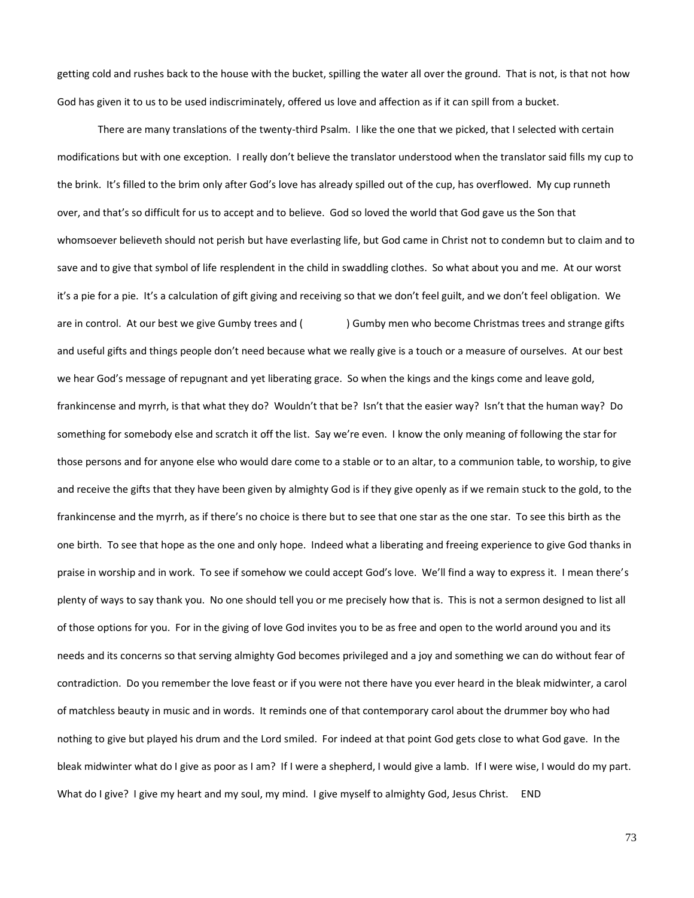getting cold and rushes back to the house with the bucket, spilling the water all over the ground. That is not, is that not how God has given it to us to be used indiscriminately, offered us love and affection as if it can spill from a bucket.

There are many translations of the twenty-third Psalm. I like the one that we picked, that I selected with certain modifications but with one exception. I really don't believe the translator understood when the translator said fills my cup to the brink. It's filled to the brim only after God's love has already spilled out of the cup, has overflowed. My cup runneth over, and that's so difficult for us to accept and to believe. God so loved the world that God gave us the Son that whomsoever believeth should not perish but have everlasting life, but God came in Christ not to condemn but to claim and to save and to give that symbol of life resplendent in the child in swaddling clothes. So what about you and me. At our worst it's a pie for a pie. It's a calculation of gift giving and receiving so that we don't feel guilt, and we don't feel obligation. We are in control. At our best we give Gumby trees and ( ) Gumby men who become Christmas trees and strange gifts and useful gifts and things people don't need because what we really give is a touch or a measure of ourselves. At our best we hear God's message of repugnant and yet liberating grace. So when the kings and the kings come and leave gold, frankincense and myrrh, is that what they do? Wouldn't that be? Isn't that the easier way? Isn't that the human way? Do something for somebody else and scratch it off the list. Say we're even. I know the only meaning of following the star for those persons and for anyone else who would dare come to a stable or to an altar, to a communion table, to worship, to give and receive the gifts that they have been given by almighty God is if they give openly as if we remain stuck to the gold, to the frankincense and the myrrh, as if there's no choice is there but to see that one star as the one star. To see this birth as the one birth. To see that hope as the one and only hope. Indeed what a liberating and freeing experience to give God thanks in praise in worship and in work. To see if somehow we could accept God's love. We'll find a way to express it. I mean there's plenty of ways to say thank you. No one should tell you or me precisely how that is. This is not a sermon designed to list all of those options for you. For in the giving of love God invites you to be as free and open to the world around you and its needs and its concerns so that serving almighty God becomes privileged and a joy and something we can do without fear of contradiction. Do you remember the love feast or if you were not there have you ever heard in the bleak midwinter, a carol of matchless beauty in music and in words. It reminds one of that contemporary carol about the drummer boy who had nothing to give but played his drum and the Lord smiled. For indeed at that point God gets close to what God gave. In the bleak midwinter what do I give as poor as I am? If I were a shepherd, I would give a lamb. If I were wise, I would do my part. What do I give? I give my heart and my soul, my mind. I give myself to almighty God, Jesus Christ. END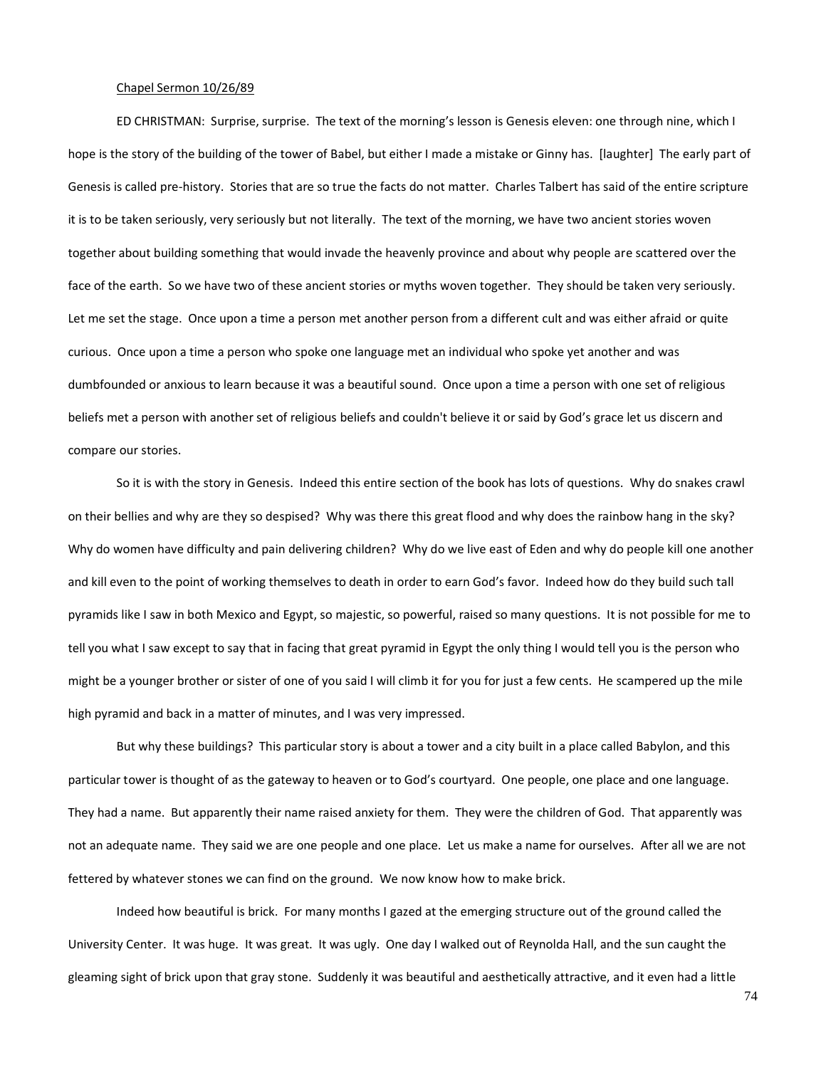Chapel Sermon 10/26/89

ED CHRISTMAN: Surprise, surprise. The text of the morning's lesson is Genesis eleven: one through nine, which I hope is the story of the building of the tower of Babel, but either I made a mistake or Ginny has. [laughter] The early part of Genesis is called pre-history. Stories that are so true the facts do not matter. Charles Talbert has said of the entire scripture it is to be taken seriously, very seriously but not literally. The text of the morning, we have two ancient stories woven together about building something that would invade the heavenly province and about why people are scattered over the face of the earth. So we have two of these ancient stories or myths woven together. They should be taken very seriously. Let me set the stage. Once upon a time a person met another person from a different cult and was either afraid or quite curious. Once upon a time a person who spoke one language met an individual who spoke yet another and was dumbfounded or anxious to learn because it was a beautiful sound. Once upon a time a person with one set of religious beliefs met a person with another set of religious beliefs and couldn't believe it or said by God's grace let us discern and compare our stories.

So it is with the story in Genesis. Indeed this entire section of the book has lots of questions. Why do snakes crawl on their bellies and why are they so despised? Why was there this great flood and why does the rainbow hang in the sky? Why do women have difficulty and pain delivering children? Why do we live east of Eden and why do people kill one another and kill even to the point of working themselves to death in order to earn God's favor. Indeed how do they build such tall pyramids like I saw in both Mexico and Egypt, so majestic, so powerful, raised so many questions. It is not possible for me to tell you what I saw except to say that in facing that great pyramid in Egypt the only thing I would tell you is the person who might be a younger brother or sister of one of you said I will climb it for you for just a few cents. He scampered up the mile high pyramid and back in a matter of minutes, and I was very impressed.

But why these buildings? This particular story is about a tower and a city built in a place called Babylon, and this particular tower is thought of as the gateway to heaven or to God's courtyard. One people, one place and one language. They had a name. But apparently their name raised anxiety for them. They were the children of God. That apparently was not an adequate name. They said we are one people and one place. Let us make a name for ourselves. After all we are not fettered by whatever stones we can find on the ground. We now know how to make brick.

Indeed how beautiful is brick. For many months I gazed at the emerging structure out of the ground called the University Center. It was huge. It was great. It was ugly. One day I walked out of Reynolda Hall, and the sun caught the gleaming sight of brick upon that gray stone. Suddenly it was beautiful and aesthetically attractive, and it even had a little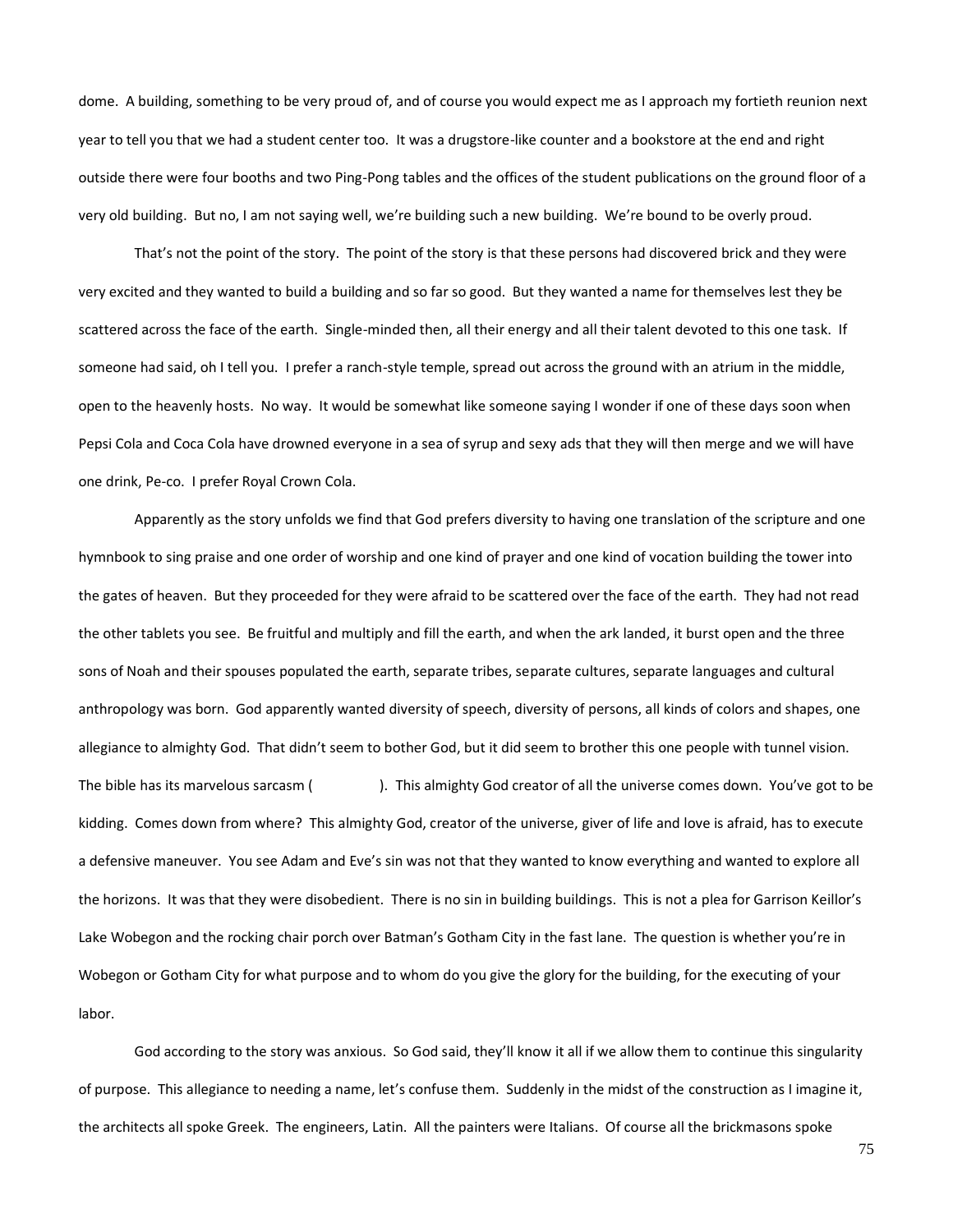dome. A building, something to be very proud of, and of course you would expect me as I approach my fortieth reunion next year to tell you that we had a student center too. It was a drugstore-like counter and a bookstore at the end and right outside there were four booths and two Ping-Pong tables and the offices of the student publications on the ground floor of a very old building. But no, I am not saying well, we're building such a new building. We're bound to be overly proud.

That's not the point of the story. The point of the story is that these persons had discovered brick and they were very excited and they wanted to build a building and so far so good. But they wanted a name for themselves lest they be scattered across the face of the earth. Single-minded then, all their energy and all their talent devoted to this one task. If someone had said, oh I tell you. I prefer a ranch-style temple, spread out across the ground with an atrium in the middle, open to the heavenly hosts. No way. It would be somewhat like someone saying I wonder if one of these days soon when Pepsi Cola and Coca Cola have drowned everyone in a sea of syrup and sexy ads that they will then merge and we will have one drink, Pe-co. I prefer Royal Crown Cola.

Apparently as the story unfolds we find that God prefers diversity to having one translation of the scripture and one hymnbook to sing praise and one order of worship and one kind of prayer and one kind of vocation building the tower into the gates of heaven. But they proceeded for they were afraid to be scattered over the face of the earth. They had not read the other tablets you see. Be fruitful and multiply and fill the earth, and when the ark landed, it burst open and the three sons of Noah and their spouses populated the earth, separate tribes, separate cultures, separate languages and cultural anthropology was born. God apparently wanted diversity of speech, diversity of persons, all kinds of colors and shapes, one allegiance to almighty God. That didn't seem to bother God, but it did seem to brother this one people with tunnel vision. The bible has its marvelous sarcasm ( ). This almighty God creator of all the universe comes down. You've got to be kidding. Comes down from where? This almighty God, creator of the universe, giver of life and love is afraid, has to execute a defensive maneuver. You see Adam and Eve's sin was not that they wanted to know everything and wanted to explore all the horizons. It was that they were disobedient. There is no sin in building buildings. This is not a plea for Garrison Keillor's Lake Wobegon and the rocking chair porch over Batman's Gotham City in the fast lane. The question is whether you're in Wobegon or Gotham City for what purpose and to whom do you give the glory for the building, for the executing of your labor.

God according to the story was anxious. So God said, they'll know it all if we allow them to continue this singularity of purpose. This allegiance to needing a name, let's confuse them. Suddenly in the midst of the construction as I imagine it, the architects all spoke Greek. The engineers, Latin. All the painters were Italians. Of course all the brickmasons spoke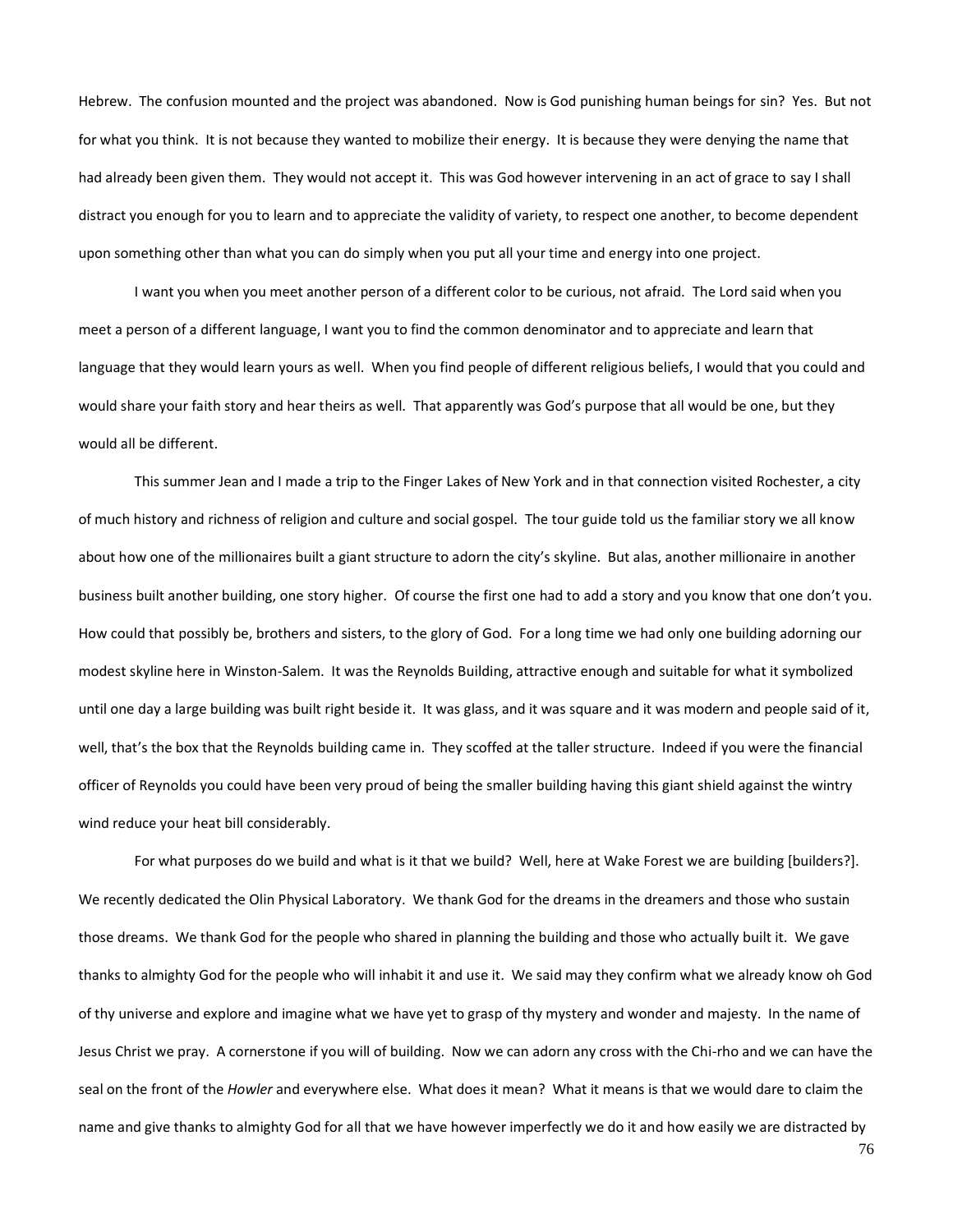Hebrew. The confusion mounted and the project was abandoned. Now is God punishing human beings for sin? Yes. But not for what you think. It is not because they wanted to mobilize their energy. It is because they were denying the name that had already been given them. They would not accept it. This was God however intervening in an act of grace to say I shall distract you enough for you to learn and to appreciate the validity of variety, to respect one another, to become dependent upon something other than what you can do simply when you put all your time and energy into one project.

I want you when you meet another person of a different color to be curious, not afraid. The Lord said when you meet a person of a different language, I want you to find the common denominator and to appreciate and learn that language that they would learn yours as well. When you find people of different religious beliefs, I would that you could and would share your faith story and hear theirs as well. That apparently was God's purpose that all would be one, but they would all be different.

This summer Jean and I made a trip to the Finger Lakes of New York and in that connection visited Rochester, a city of much history and richness of religion and culture and social gospel. The tour guide told us the familiar story we all know about how one of the millionaires built a giant structure to adorn the city's skyline. But alas, another millionaire in another business built another building, one story higher. Of course the first one had to add a story and you know that one don't you. How could that possibly be, brothers and sisters, to the glory of God. For a long time we had only one building adorning our modest skyline here in Winston-Salem. It was the Reynolds Building, attractive enough and suitable for what it symbolized until one day a large building was built right beside it. It was glass, and it was square and it was modern and people said of it, well, that's the box that the Reynolds building came in. They scoffed at the taller structure. Indeed if you were the financial officer of Reynolds you could have been very proud of being the smaller building having this giant shield against the wintry wind reduce your heat bill considerably.

For what purposes do we build and what is it that we build? Well, here at Wake Forest we are building [builders?]. We recently dedicated the Olin Physical Laboratory. We thank God for the dreams in the dreamers and those who sustain those dreams. We thank God for the people who shared in planning the building and those who actually built it. We gave thanks to almighty God for the people who will inhabit it and use it. We said may they confirm what we already know oh God of thy universe and explore and imagine what we have yet to grasp of thy mystery and wonder and majesty. In the name of Jesus Christ we pray. A cornerstone if you will of building. Now we can adorn any cross with the Chi-rho and we can have the seal on the front of the *Howler* and everywhere else. What does it mean? What it means is that we would dare to claim the name and give thanks to almighty God for all that we have however imperfectly we do it and how easily we are distracted by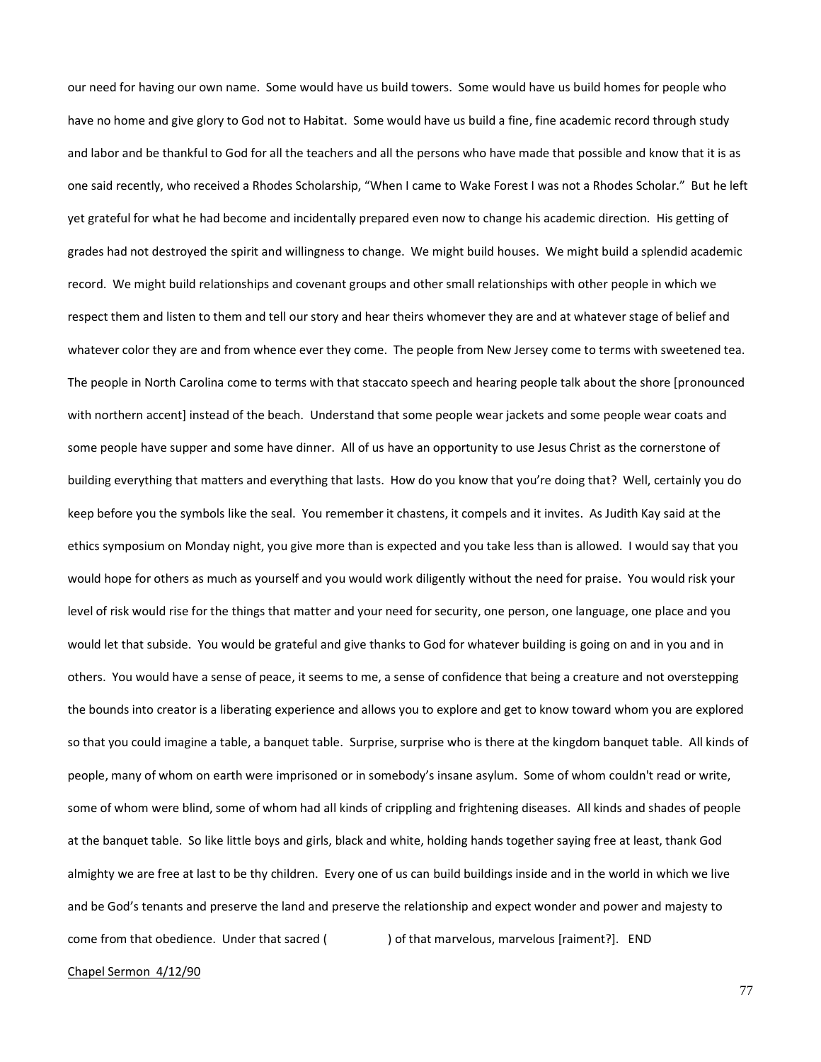our need for having our own name. Some would have us build towers. Some would have us build homes for people who have no home and give glory to God not to Habitat. Some would have us build a fine, fine academic record through study and labor and be thankful to God for all the teachers and all the persons who have made that possible and know that it is as one said recently, who received a Rhodes Scholarship, "When I came to Wake Forest I was not a Rhodes Scholar." But he left yet grateful for what he had become and incidentally prepared even now to change his academic direction. His getting of grades had not destroyed the spirit and willingness to change. We might build houses. We might build a splendid academic record. We might build relationships and covenant groups and other small relationships with other people in which we respect them and listen to them and tell our story and hear theirs whomever they are and at whatever stage of belief and whatever color they are and from whence ever they come. The people from New Jersey come to terms with sweetened tea. The people in North Carolina come to terms with that staccato speech and hearing people talk about the shore [pronounced with northern accent] instead of the beach. Understand that some people wear jackets and some people wear coats and some people have supper and some have dinner. All of us have an opportunity to use Jesus Christ as the cornerstone of building everything that matters and everything that lasts. How do you know that you're doing that? Well, certainly you do keep before you the symbols like the seal. You remember it chastens, it compels and it invites. As Judith Kay said at the ethics symposium on Monday night, you give more than is expected and you take less than is allowed. I would say that you would hope for others as much as yourself and you would work diligently without the need for praise. You would risk your level of risk would rise for the things that matter and your need for security, one person, one language, one place and you would let that subside. You would be grateful and give thanks to God for whatever building is going on and in you and in others. You would have a sense of peace, it seems to me, a sense of confidence that being a creature and not overstepping the bounds into creator is a liberating experience and allows you to explore and get to know toward whom you are explored so that you could imagine a table, a banquet table. Surprise, surprise who is there at the kingdom banquet table. All kinds of people, many of whom on earth were imprisoned or in somebody's insane asylum. Some of whom couldn't read or write, some of whom were blind, some of whom had all kinds of crippling and frightening diseases. All kinds and shades of people at the banquet table. So like little boys and girls, black and white, holding hands together saying free at least, thank God almighty we are free at last to be thy children. Every one of us can build buildings inside and in the world in which we live and be God's tenants and preserve the land and preserve the relationship and expect wonder and power and majesty to come from that obedience. Under that sacred (                ) of that marvelous, marvelous [raiment?]. END

<u>Chapel Sermon 4/12/90</u>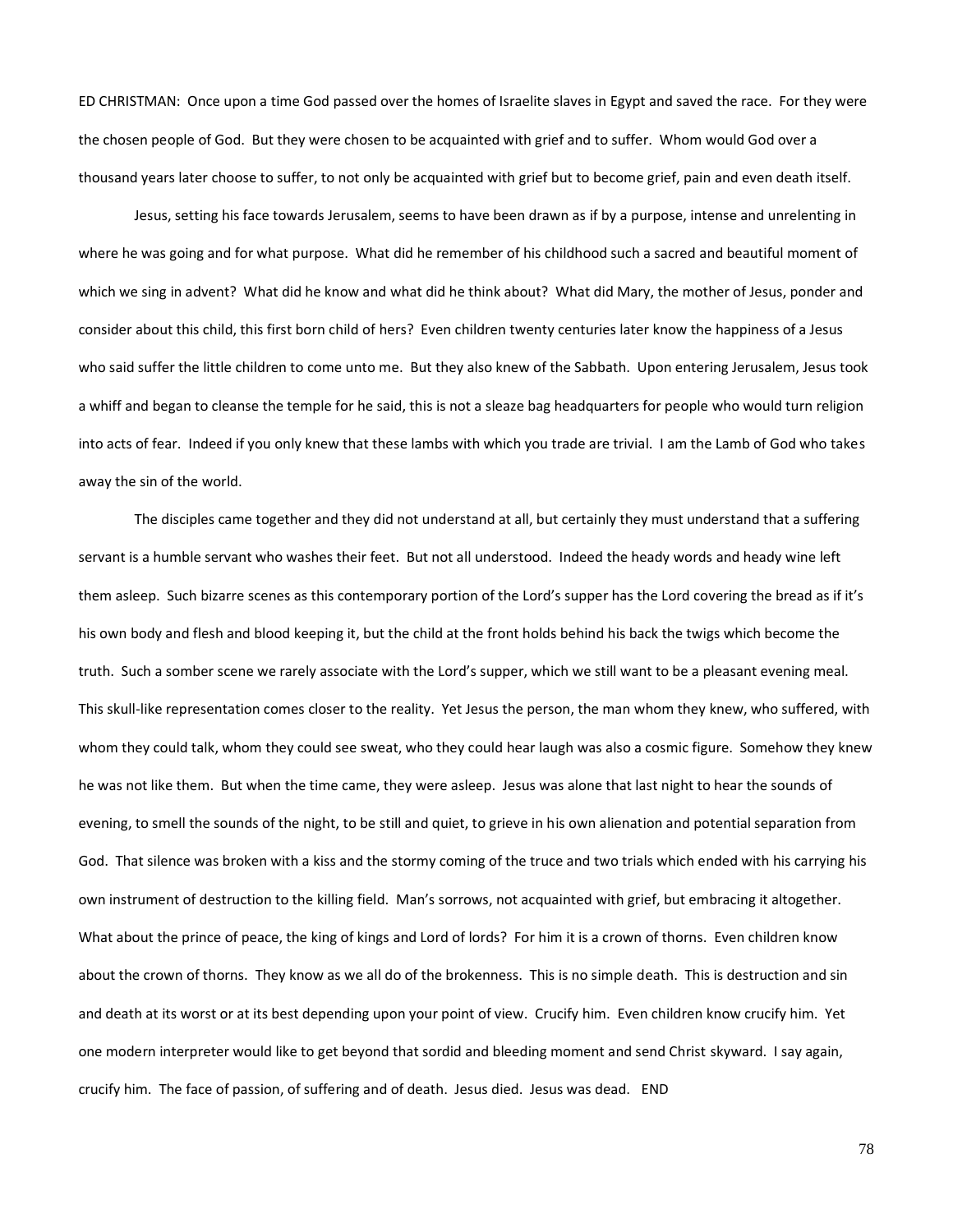ED CHRISTMAN: Once upon a time God passed over the homes of Israelite slaves in Egypt and saved the race. For they were the chosen people of God. But they were chosen to be acquainted with grief and to suffer. Whom would God over a thousand years later choose to suffer, to not only be acquainted with grief but to become grief, pain and even death itself.

Jesus, setting his face towards Jerusalem, seems to have been drawn as if by a purpose, intense and unrelenting in where he was going and for what purpose. What did he remember of his childhood such a sacred and beautiful moment of which we sing in advent? What did he know and what did he think about? What did Mary, the mother of Jesus, ponder and consider about this child, this first born child of hers? Even children twenty centuries later know the happiness of a Jesus who said suffer the little children to come unto me. But they also knew of the Sabbath. Upon entering Jerusalem, Jesus took a whiff and began to cleanse the temple for he said, this is not a sleaze bag headquarters for people who would turn religion into acts of fear. Indeed if you only knew that these lambs with which you trade are trivial. I am the Lamb of God who takes away the sin of the world.

The disciples came together and they did not understand at all, but certainly they must understand that a suffering servant is a humble servant who washes their feet. But not all understood. Indeed the heady words and heady wine left them asleep. Such bizarre scenes as this contemporary portion of the Lord's supper has the Lord covering the bread as if it's his own body and flesh and blood keeping it, but the child at the front holds behind his back the twigs which become the truth. Such a somber scene we rarely associate with the Lord's supper, which we still want to be a pleasant evening meal. This skull-like representation comes closer to the reality. Yet Jesus the person, the man whom they knew, who suffered, with whom they could talk, whom they could see sweat, who they could hear laugh was also a cosmic figure. Somehow they knew he was not like them. But when the time came, they were asleep. Jesus was alone that last night to hear the sounds of evening, to smell the sounds of the night, to be still and quiet, to grieve in his own alienation and potential separation from God. That silence was broken with a kiss and the stormy coming of the truce and two trials which ended with his carrying his own instrument of destruction to the killing field. Man's sorrows, not acquainted with grief, but embracing it altogether. What about the prince of peace, the king of kings and Lord of lords? For him it is a crown of thorns. Even children know about the crown of thorns. They know as we all do of the brokenness. This is no simple death. This is destruction and sin and death at its worst or at its best depending upon your point of view. Crucify him. Even children know crucify him. Yet one modern interpreter would like to get beyond that sordid and bleeding moment and send Christ skyward. I say again, crucify him. The face of passion, of suffering and of death. Jesus died. Jesus was dead. END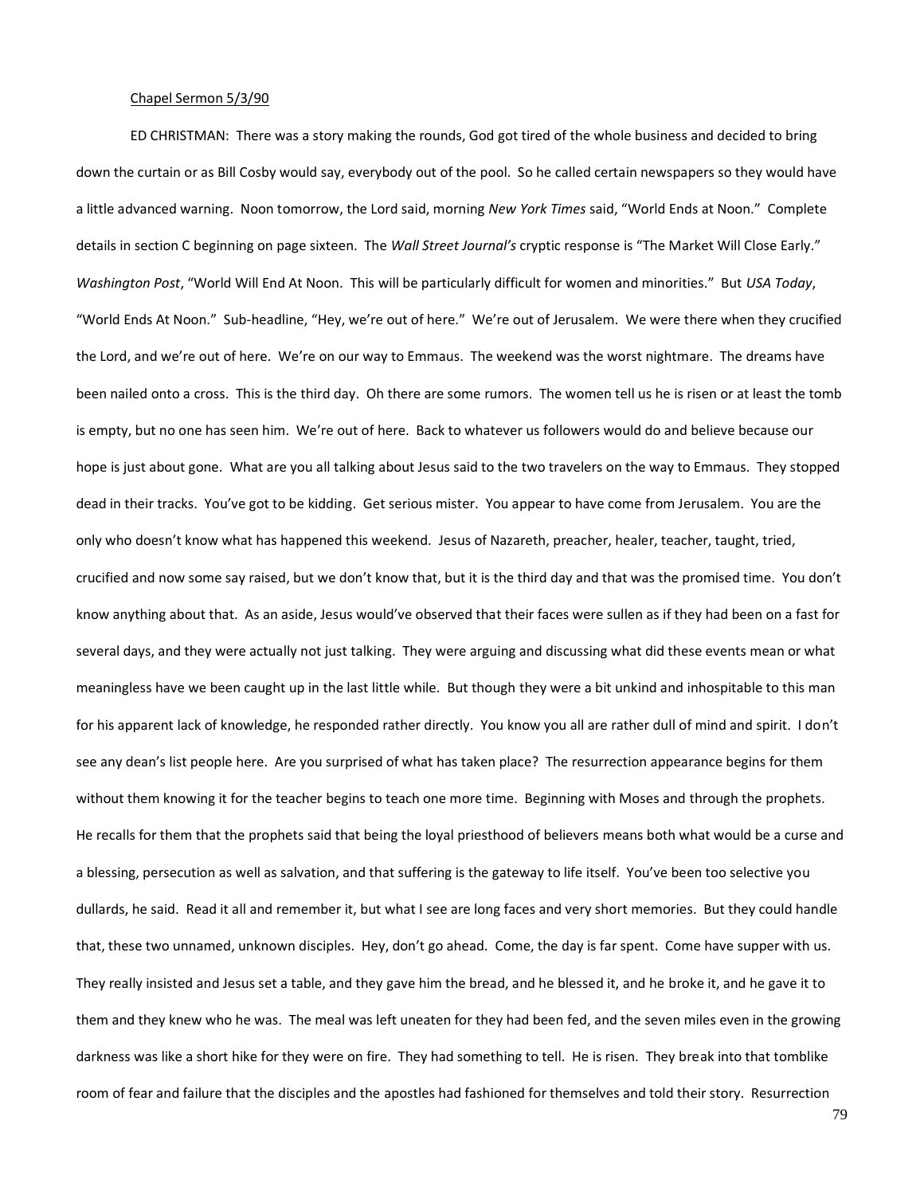Chapel Sermon 5/3/90

ED CHRISTMAN: There was a story making the rounds, God got tired of the whole business and decided to bring down the curtain or as Bill Cosby would say, everybody out of the pool. So he called certain newspapers so they would have a little advanced warning. Noon tomorrow, the Lord said, morning *New York Times* said, "World Ends at Noon." Complete details in section C beginning on page sixteen. The *Wall Street Journal's* cryptic response is "The Market Will Close Early." *Washington Post*, "World Will End At Noon. This will be particularly difficult for women and minorities." But *USA Today*, "World Ends At Noon." Sub-headline, "Hey, we're out of here." We're out of Jerusalem. We were there when they crucified the Lord, and we're out of here. We're on our way to Emmaus. The weekend was the worst nightmare. The dreams have been nailed onto a cross. This is the third day. Oh there are some rumors. The women tell us he is risen or at least the tomb is empty, but no one has seen him. We're out of here. Back to whatever us followers would do and believe because our hope is just about gone. What are you all talking about Jesus said to the two travelers on the way to Emmaus. They stopped dead in their tracks. You've got to be kidding. Get serious mister. You appear to have come from Jerusalem. You are the only who doesn't know what has happened this weekend. Jesus of Nazareth, preacher, healer, teacher, taught, tried, crucified and now some say raised, but we don't know that, but it is the third day and that was the promised time. You don't know anything about that. As an aside, Jesus would've observed that their faces were sullen as if they had been on a fast for several days, and they were actually not just talking. They were arguing and discussing what did these events mean or what meaningless have we been caught up in the last little while. But though they were a bit unkind and inhospitable to this man for his apparent lack of knowledge, he responded rather directly. You know you all are rather dull of mind and spirit. I don't see any dean's list people here. Are you surprised of what has taken place? The resurrection appearance begins for them without them knowing it for the teacher begins to teach one more time. Beginning with Moses and through the prophets. He recalls for them that the prophets said that being the loyal priesthood of believers means both what would be a curse and a blessing, persecution as well as salvation, and that suffering is the gateway to life itself. You've been too selective you dullards, he said. Read it all and remember it, but what I see are long faces and very short memories. But they could handle that, these two unnamed, unknown disciples. Hey, don't go ahead. Come, the day is far spent. Come have supper with us. They really insisted and Jesus set a table, and they gave him the bread, and he blessed it, and he broke it, and he gave it to them and they knew who he was. The meal was left uneaten for they had been fed, and the seven miles even in the growing darkness was like a short hike for they were on fire. They had something to tell. He is risen. They break into that tomblike room of fear and failure that the disciples and the apostles had fashioned for themselves and told their story. Resurrection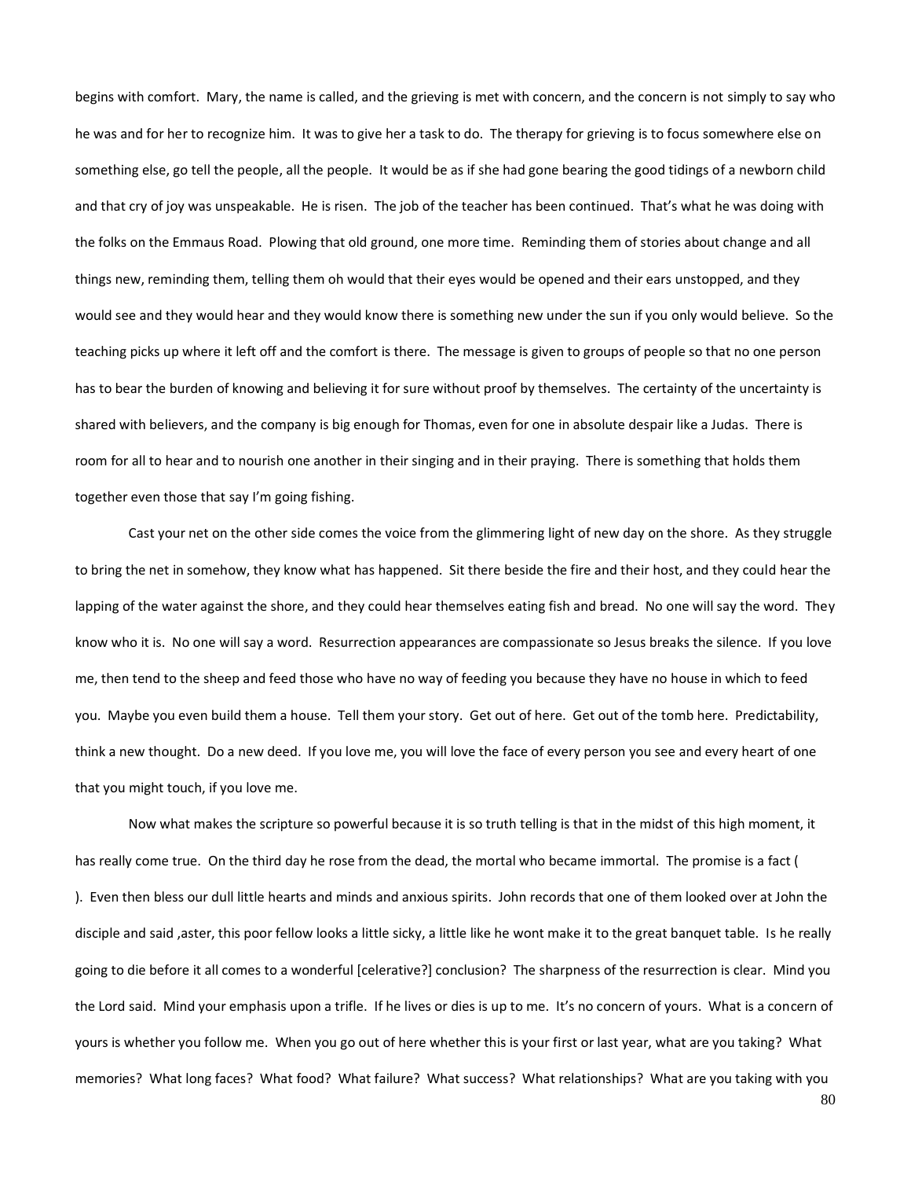begins with comfort. Mary, the name is called, and the grieving is met with concern, and the concern is not simply to say who he was and for her to recognize him. It was to give her a task to do. The therapy for grieving is to focus somewhere else on something else, go tell the people, all the people. It would be as if she had gone bearing the good tidings of a newborn child and that cry of joy was unspeakable. He is risen. The job of the teacher has been continued. That's what he was doing with the folks on the Emmaus Road. Plowing that old ground, one more time. Reminding them of stories about change and all things new, reminding them, telling them oh would that their eyes would be opened and their ears unstopped, and they would see and they would hear and they would know there is something new under the sun if you only would believe. So the teaching picks up where it left off and the comfort is there. The message is given to groups of people so that no one person has to bear the burden of knowing and believing it for sure without proof by themselves. The certainty of the uncertainty is shared with believers, and the company is big enough for Thomas, even for one in absolute despair like a Judas. There is room for all to hear and to nourish one another in their singing and in their praying. There is something that holds them together even those that say I'm going fishing.

Cast your net on the other side comes the voice from the glimmering light of new day on the shore. As they struggle to bring the net in somehow, they know what has happened. Sit there beside the fire and their host, and they could hear the lapping of the water against the shore, and they could hear themselves eating fish and bread. No one will say the word. They know who it is. No one will say a word. Resurrection appearances are compassionate so Jesus breaks the silence. If you love me, then tend to the sheep and feed those who have no way of feeding you because they have no house in which to feed you. Maybe you even build them a house. Tell them your story. Get out of here. Get out of the tomb here. Predictability, think a new thought. Do a new deed. If you love me, you will love the face of every person you see and every heart of one that you might touch, if you love me.

Now what makes the scripture so powerful because it is so truth telling is that in the midst of this high moment, it has really come true. On the third day he rose from the dead, the mortal who became immortal. The promise is a fact ( ). Even then bless our dull little hearts and minds and anxious spirits. John records that one of them looked over at John the disciple and said ,aster, this poor fellow looks a little sicky, a little like he wont make it to the great banquet table. Is he really going to die before it all comes to a wonderful [celerative?] conclusion? The sharpness of the resurrection is clear. Mind you the Lord said. Mind your emphasis upon a trifle. If he lives or dies is up to me. It's no concern of yours. What is a concern of yours is whether you follow me. When you go out of here whether this is your first or last year, what are you taking? What memories? What long faces? What food? What failure? What success? What relationships? What are you taking with you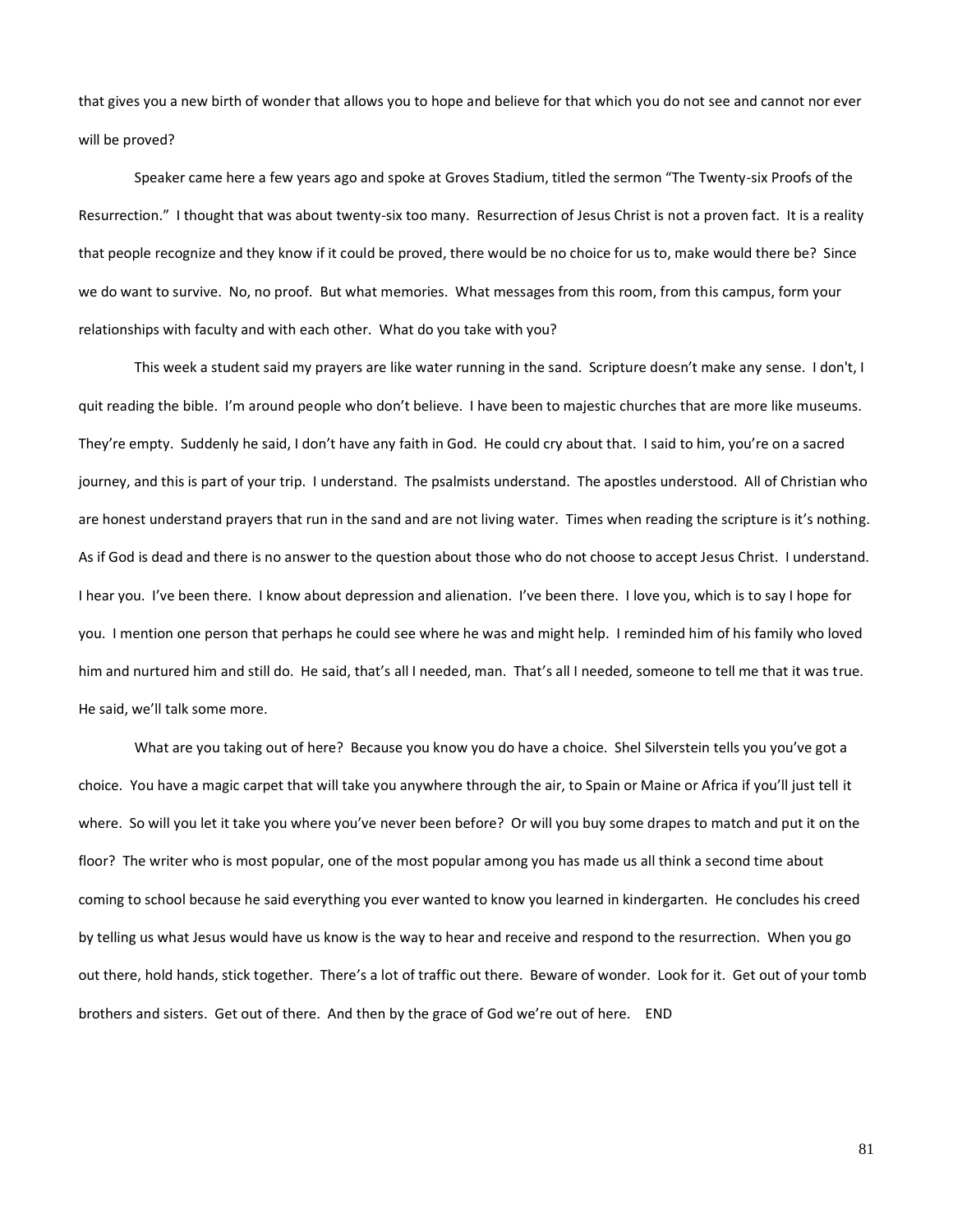that gives you a new birth of wonder that allows you to hope and believe for that which you do not see and cannot nor ever will be proved?

Speaker came here a few years ago and spoke at Groves Stadium, titled the sermon "The Twenty-six Proofs of the Resurrection." I thought that was about twenty-six too many. Resurrection of Jesus Christ is not a proven fact. It is a reality that people recognize and they know if it could be proved, there would be no choice for us to, make would there be? Since we do want to survive. No, no proof. But what memories. What messages from this room, from this campus, form your relationships with faculty and with each other. What do you take with you?

This week a student said my prayers are like water running in the sand. Scripture doesn't make any sense. I don't, I quit reading the bible. I'm around people who don't believe. I have been to majestic churches that are more like museums. They're empty. Suddenly he said, I don't have any faith in God. He could cry about that. I said to him, you're on a sacred journey, and this is part of your trip. I understand. The psalmists understand. The apostles understood. All of Christian who are honest understand prayers that run in the sand and are not living water. Times when reading the scripture is it's nothing. As if God is dead and there is no answer to the question about those who do not choose to accept Jesus Christ. I understand. I hear you. I've been there. I know about depression and alienation. I've been there. I love you, which is to say I hope for you. I mention one person that perhaps he could see where he was and might help. I reminded him of his family who loved him and nurtured him and still do. He said, that's all I needed, man. That's all I needed, someone to tell me that it was true. He said, we'll talk some more.

What are you taking out of here? Because you know you do have a choice. Shel Silverstein tells you you've got a choice. You have a magic carpet that will take you anywhere through the air, to Spain or Maine or Africa if you'll just tell it where. So will you let it take you where you've never been before? Or will you buy some drapes to match and put it on the floor? The writer who is most popular, one of the most popular among you has made us all think a second time about coming to school because he said everything you ever wanted to know you learned in kindergarten. He concludes his creed by telling us what Jesus would have us know is the way to hear and receive and respond to the resurrection. When you go out there, hold hands, stick together. There's a lot of traffic out there. Beware of wonder. Look for it. Get out of your tomb brothers and sisters. Get out of there. And then by the grace of God we're out of here. END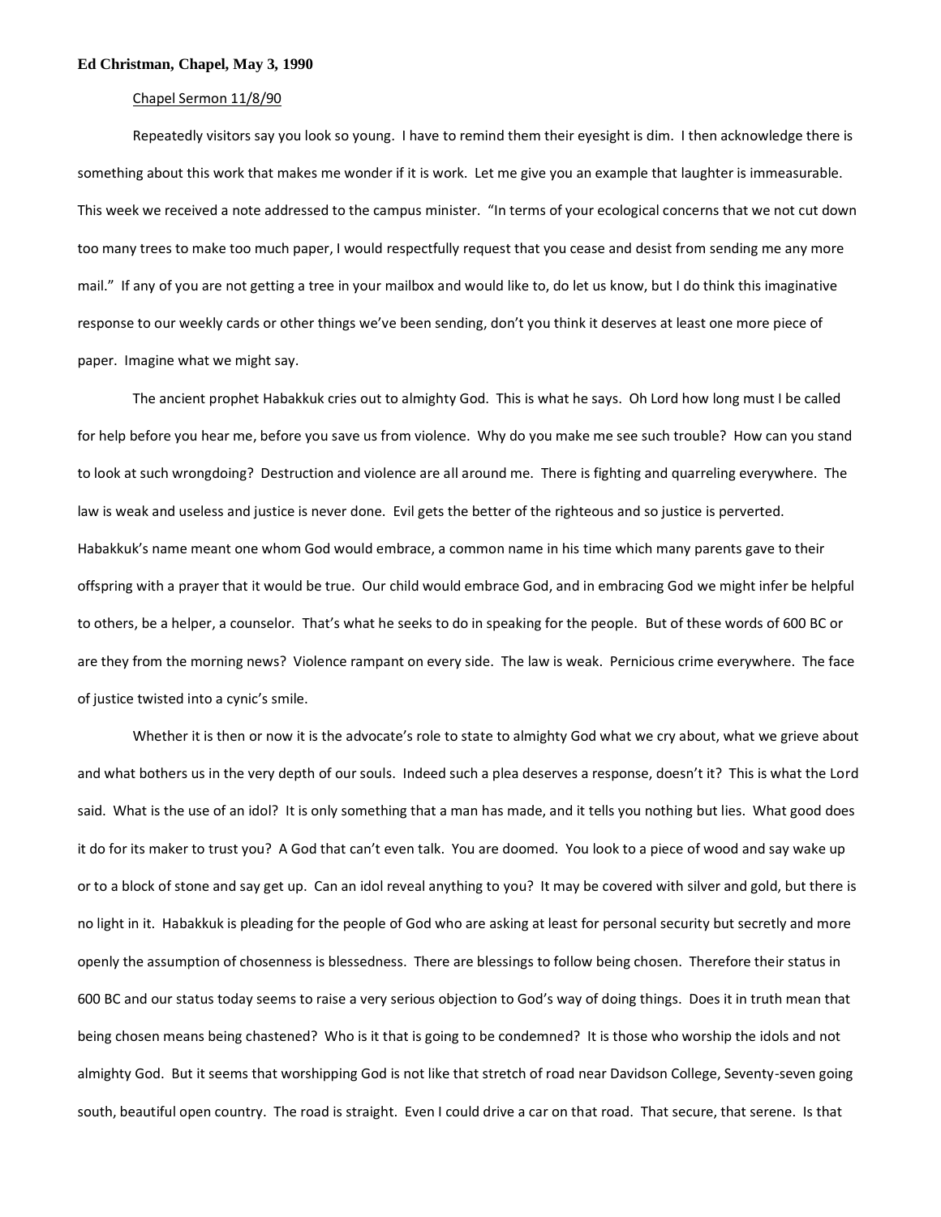**Ed Christman, Chapel, May 3, 1990**

Chapel Sermon 11/8/90

Repeatedly visitors say you look so young. I have to remind them their eyesight is dim. I then acknowledge there is something about this work that makes me wonder if it is work. Let me give you an example that laughter is immeasurable. This week we received a note addressed to the campus minister. "In terms of your ecological concerns that we not cut down too many trees to make too much paper, I would respectfully request that you cease and desist from sending me any more mail." If any of you are not getting a tree in your mailbox and would like to, do let us know, but I do think this imaginative response to our weekly cards or other things we've been sending, don't you think it deserves at least one more piece of paper. Imagine what we might say.

The ancient prophet Habakkuk cries out to almighty God. This is what he says. Oh Lord how long must I be called for help before you hear me, before you save us from violence. Why do you make me see such trouble? How can you stand to look at such wrongdoing? Destruction and violence are all around me. There is fighting and quarreling everywhere. The law is weak and useless and justice is never done. Evil gets the better of the righteous and so justice is perverted. Habakkuk's name meant one whom God would embrace, a common name in his time which many parents gave to their offspring with a prayer that it would be true. Our child would embrace God, and in embracing God we might infer be helpful to others, be a helper, a counselor. That's what he seeks to do in speaking for the people. But of these words of 600 BC or are they from the morning news? Violence rampant on every side. The law is weak. Pernicious crime everywhere. The face of justice twisted into a cynic's smile.

Whether it is then or now it is the advocate's role to state to almighty God what we cry about, what we grieve about and what bothers us in the very depth of our souls. Indeed such a plea deserves a response, doesn't it? This is what the Lord said. What is the use of an idol? It is only something that a man has made, and it tells you nothing but lies. What good does it do for its maker to trust you? A God that can't even talk. You are doomed. You look to a piece of wood and say wake up or to a block of stone and say get up. Can an idol reveal anything to you? It may be covered with silver and gold, but there is no light in it. Habakkuk is pleading for the people of God who are asking at least for personal security but secretly and more openly the assumption of chosenness is blessedness. There are blessings to follow being chosen. Therefore their status in 600 BC and our status today seems to raise a very serious objection to God's way of doing things. Does it in truth mean that being chosen means being chastened? Who is it that is going to be condemned? It is those who worship the idols and not almighty God. But it seems that worshipping God is not like that stretch of road near Davidson College, Seventy-seven going south, beautiful open country. The road is straight. Even I could drive a car on that road. That secure, that serene. Is that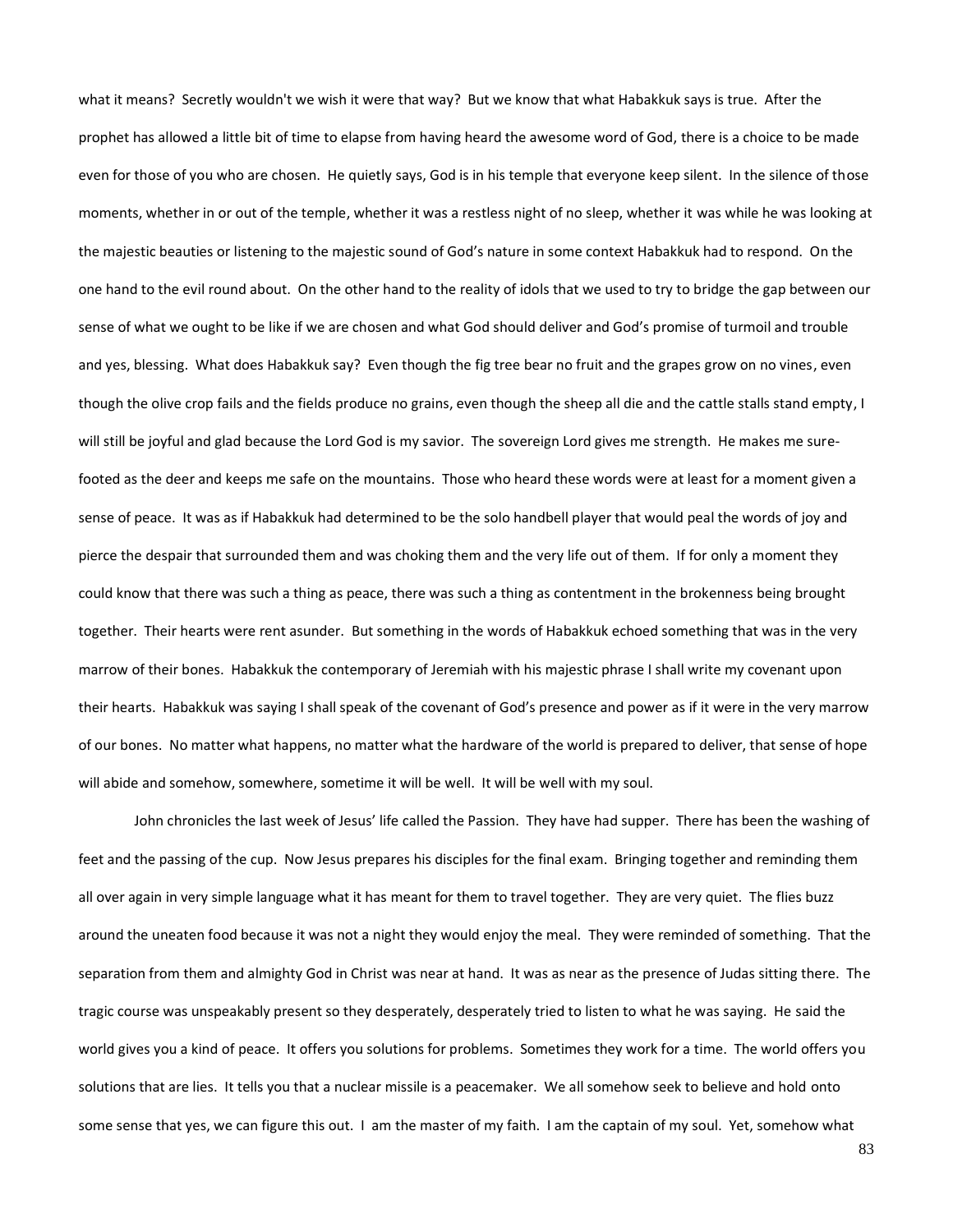what it means? Secretly wouldn't we wish it were that way? But we know that what Habakkuk says is true. After the prophet has allowed a little bit of time to elapse from having heard the awesome word of God, there is a choice to be made even for those of you who are chosen. He quietly says, God is in his temple that everyone keep silent. In the silence of those moments, whether in or out of the temple, whether it was a restless night of no sleep, whether it was while he was looking at the majestic beauties or listening to the majestic sound of God's nature in some context Habakkuk had to respond. On the one hand to the evil round about. On the other hand to the reality of idols that we used to try to bridge the gap between our sense of what we ought to be like if we are chosen and what God should deliver and God's promise of turmoil and trouble and yes, blessing. What does Habakkuk say? Even though the fig tree bear no fruit and the grapes grow on no vines, even though the olive crop fails and the fields produce no grains, even though the sheep all die and the cattle stalls stand empty, I will still be joyful and glad because the Lord God is my savior. The sovereign Lord gives me strength. He makes me sure-footed as the deer and keeps me safe on the mountains. Those who heard these words were at least for a moment given a sense of peace. It was as if Habakkuk had determined to be the solo handbell player that would peal the words of joy and pierce the despair that surrounded them and was choking them and the very life out of them. If for only a moment they could know that there was such a thing as peace, there was such a thing as contentment in the brokenness being brought together. Their hearts were rent asunder. But something in the words of Habakkuk echoed something that was in the very marrow of their bones. Habakkuk the contemporary of Jeremiah with his majestic phrase I shall write my covenant upon their hearts. Habakkuk was saying I shall speak of the covenant of God's presence and power as if it were in the very marrow of our bones. No matter what happens, no matter what the hardware of the world is prepared to deliver, that sense of hope will abide and somehow, somewhere, sometime it will be well. It will be well with my soul.

John chronicles the last week of Jesus' life called the Passion. They have had supper. There has been the washing of feet and the passing of the cup. Now Jesus prepares his disciples for the final exam. Bringing together and reminding them all over again in very simple language what it has meant for them to travel together. They are very quiet. The flies buzz around the uneaten food because it was not a night they would enjoy the meal. They were reminded of something. That the separation from them and almighty God in Christ was near at hand. It was as near as the presence of Judas sitting there. The tragic course was unspeakably present so they desperately, desperately tried to listen to what he was saying. He said the world gives you a kind of peace. It offers you solutions for problems. Sometimes they work for a time. The world offers you solutions that are lies. It tells you that a nuclear missile is a peacemaker. We all somehow seek to believe and hold onto some sense that yes, we can figure this out. I am the master of my faith. I am the captain of my soul. Yet, somehow what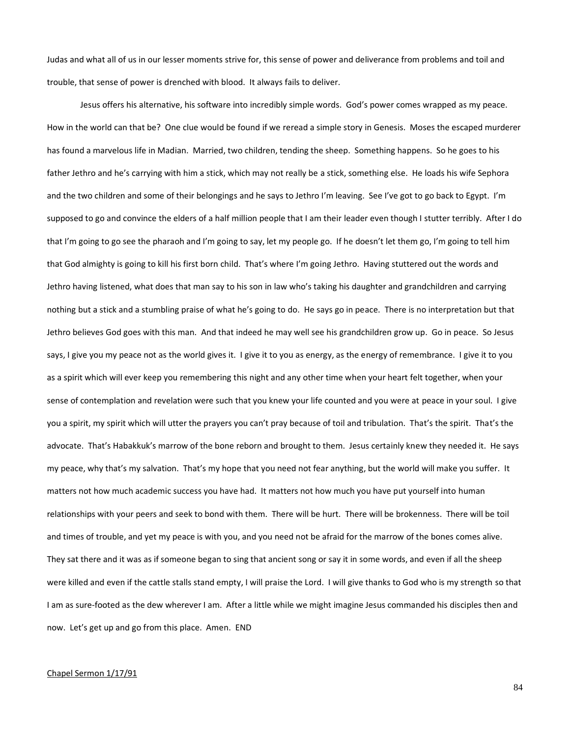Judas and what all of us in our lesser moments strive for, this sense of power and deliverance from problems and toil and trouble, that sense of power is drenched with blood. It always fails to deliver.

Jesus offers his alternative, his software into incredibly simple words. God's power comes wrapped as my peace. How in the world can that be? One clue would be found if we reread a simple story in Genesis. Moses the escaped murderer has found a marvelous life in Madian. Married, two children, tending the sheep. Something happens. So he goes to his father Jethro and he's carrying with him a stick, which may not really be a stick, something else. He loads his wife Sephora and the two children and some of their belongings and he says to Jethro I'm leaving. See I've got to go back to Egypt. I'm supposed to go and convince the elders of a half million people that I am their leader even though I stutter terribly. After I do that I'm going to go see the pharaoh and I'm going to say, let my people go. If he doesn't let them go, I'm going to tell him that God almighty is going to kill his first born child. That's where I'm going Jethro. Having stuttered out the words and Jethro having listened, what does that man say to his son in law who's taking his daughter and grandchildren and carrying nothing but a stick and a stumbling praise of what he's going to do. He says go in peace. There is no interpretation but that Jethro believes God goes with this man. And that indeed he may well see his grandchildren grow up. Go in peace. So Jesus says, I give you my peace not as the world gives it. I give it to you as energy, as the energy of remembrance. I give it to you as a spirit which will ever keep you remembering this night and any other time when your heart felt together, when your sense of contemplation and revelation were such that you knew your life counted and you were at peace in your soul. I give you a spirit, my spirit which will utter the prayers you can't pray because of toil and tribulation. That's the spirit. That's the advocate. That's Habakkuk's marrow of the bone reborn and brought to them. Jesus certainly knew they needed it. He says my peace, why that's my salvation. That's my hope that you need not fear anything, but the world will make you suffer. It matters not how much academic success you have had. It matters not how much you have put yourself into human relationships with your peers and seek to bond with them. There will be hurt. There will be brokenness. There will be toil and times of trouble, and yet my peace is with you, and you need not be afraid for the marrow of the bones comes alive. They sat there and it was as if someone began to sing that ancient song or say it in some words, and even if all the sheep were killed and even if the cattle stalls stand empty, I will praise the Lord. I will give thanks to God who is my strength so that I am as sure-footed as the dew wherever I am. After a little while we might imagine Jesus commanded his disciples then and now. Let's get up and go from this place. Amen. END

<u>Chapel Sermon 1/17/91</u>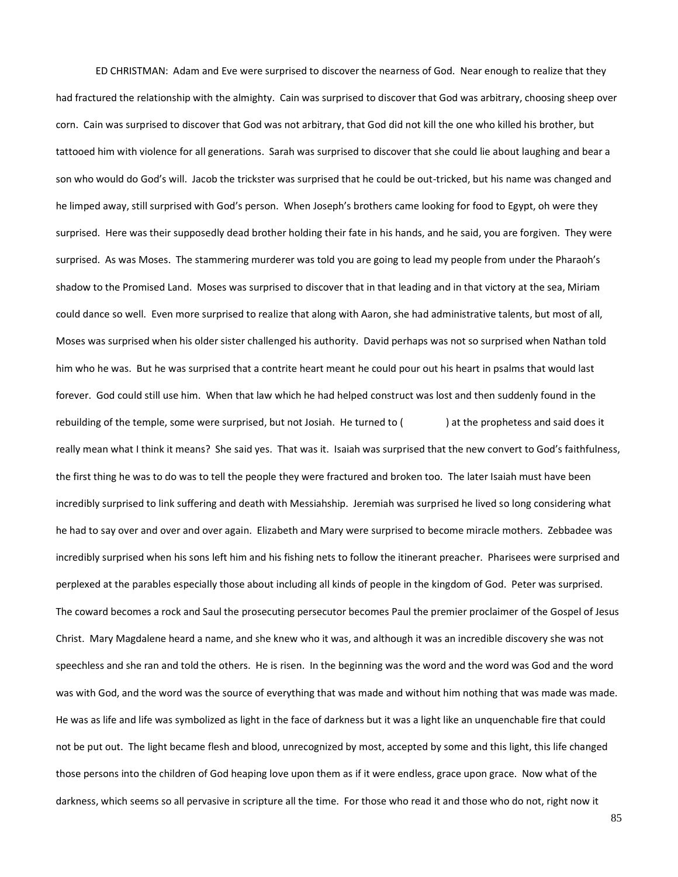ED CHRISTMAN: Adam and Eve were surprised to discover the nearness of God. Near enough to realize that they had fractured the relationship with the almighty. Cain was surprised to discover that God was arbitrary, choosing sheep over corn. Cain was surprised to discover that God was not arbitrary, that God did not kill the one who killed his brother, but tattooed him with violence for all generations. Sarah was surprised to discover that she could lie about laughing and bear a son who would do God's will. Jacob the trickster was surprised that he could be out-tricked, but his name was changed and he limped away, still surprised with God's person. When Joseph's brothers came looking for food to Egypt, oh were they surprised. Here was their supposedly dead brother holding their fate in his hands, and he said, you are forgiven. They were surprised. As was Moses. The stammering murderer was told you are going to lead my people from under the Pharaoh's shadow to the Promised Land. Moses was surprised to discover that in that leading and in that victory at the sea, Miriam could dance so well. Even more surprised to realize that along with Aaron, she had administrative talents, but most of all, Moses was surprised when his older sister challenged his authority. David perhaps was not so surprised when Nathan told him who he was. But he was surprised that a contrite heart meant he could pour out his heart in psalms that would last forever. God could still use him. When that law which he had helped construct was lost and then suddenly found in the rebuilding of the temple, some were surprised, but not Josiah. He turned to (             ) at the prophetess and said does it really mean what I think it means? She said yes. That was it. Isaiah was surprised that the new convert to God's faithfulness, the first thing he was to do was to tell the people they were fractured and broken too. The later Isaiah must have been incredibly surprised to link suffering and death with Messiahship. Jeremiah was surprised he lived so long considering what he had to say over and over and over again. Elizabeth and Mary were surprised to become miracle mothers. Zebbadee was incredibly surprised when his sons left him and his fishing nets to follow the itinerant preacher. Pharisees were surprised and perplexed at the parables especially those about including all kinds of people in the kingdom of God. Peter was surprised. The coward becomes a rock and Saul the prosecuting persecutor becomes Paul the premier proclaimer of the Gospel of Jesus Christ. Mary Magdalene heard a name, and she knew who it was, and although it was an incredible discovery she was not speechless and she ran and told the others. He is risen. In the beginning was the word and the word was God and the word was with God, and the word was the source of everything that was made and without him nothing that was made was made. He was as life and life was symbolized as light in the face of darkness but it was a light like an unquenchable fire that could not be put out. The light became flesh and blood, unrecognized by most, accepted by some and this light, this life changed those persons into the children of God heaping love upon them as if it were endless, grace upon grace. Now what of the darkness, which seems so all pervasive in scripture all the time. For those who read it and those who do not, right now it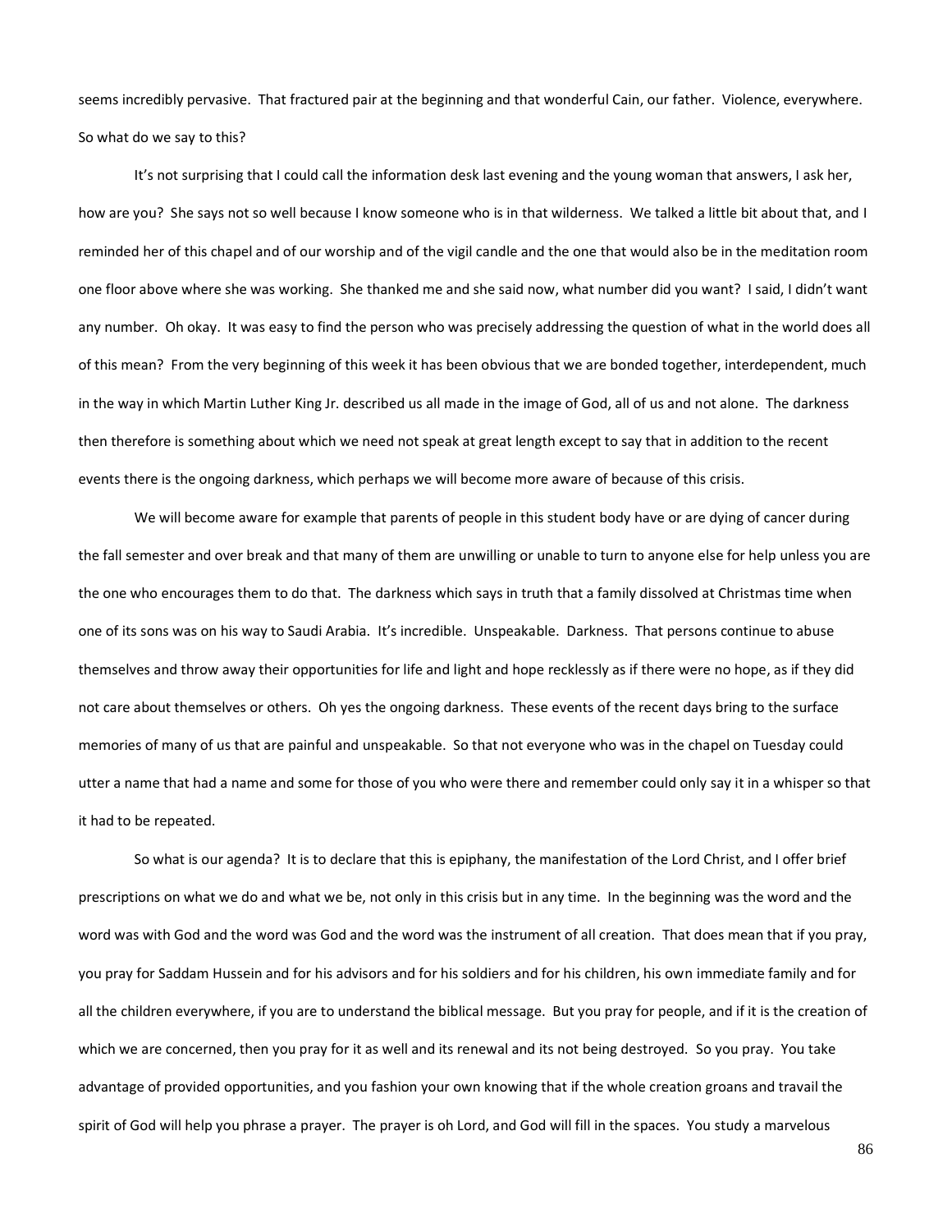seems incredibly pervasive. That fractured pair at the beginning and that wonderful Cain, our father. Violence, everywhere. So what do we say to this?

It's not surprising that I could call the information desk last evening and the young woman that answers, I ask her, how are you? She says not so well because I know someone who is in that wilderness. We talked a little bit about that, and I reminded her of this chapel and of our worship and of the vigil candle and the one that would also be in the meditation room one floor above where she was working. She thanked me and she said now, what number did you want? I said, I didn't want any number. Oh okay. It was easy to find the person who was precisely addressing the question of what in the world does all of this mean? From the very beginning of this week it has been obvious that we are bonded together, interdependent, much in the way in which Martin Luther King Jr. described us all made in the image of God, all of us and not alone. The darkness then therefore is something about which we need not speak at great length except to say that in addition to the recent events there is the ongoing darkness, which perhaps we will become more aware of because of this crisis.

We will become aware for example that parents of people in this student body have or are dying of cancer during the fall semester and over break and that many of them are unwilling or unable to turn to anyone else for help unless you are the one who encourages them to do that. The darkness which says in truth that a family dissolved at Christmas time when one of its sons was on his way to Saudi Arabia. It's incredible. Unspeakable. Darkness. That persons continue to abuse themselves and throw away their opportunities for life and light and hope recklessly as if there were no hope, as if they did not care about themselves or others. Oh yes the ongoing darkness. These events of the recent days bring to the surface memories of many of us that are painful and unspeakable. So that not everyone who was in the chapel on Tuesday could utter a name that had a name and some for those of you who were there and remember could only say it in a whisper so that it had to be repeated.

So what is our agenda? It is to declare that this is epiphany, the manifestation of the Lord Christ, and I offer brief prescriptions on what we do and what we be, not only in this crisis but in any time. In the beginning was the word and the word was with God and the word was God and the word was the instrument of all creation. That does mean that if you pray, you pray for Saddam Hussein and for his advisors and for his soldiers and for his children, his own immediate family and for all the children everywhere, if you are to understand the biblical message. But you pray for people, and if it is the creation of which we are concerned, then you pray for it as well and its renewal and its not being destroyed. So you pray. You take advantage of provided opportunities, and you fashion your own knowing that if the whole creation groans and travail the spirit of God will help you phrase a prayer. The prayer is oh Lord, and God will fill in the spaces. You study a marvelous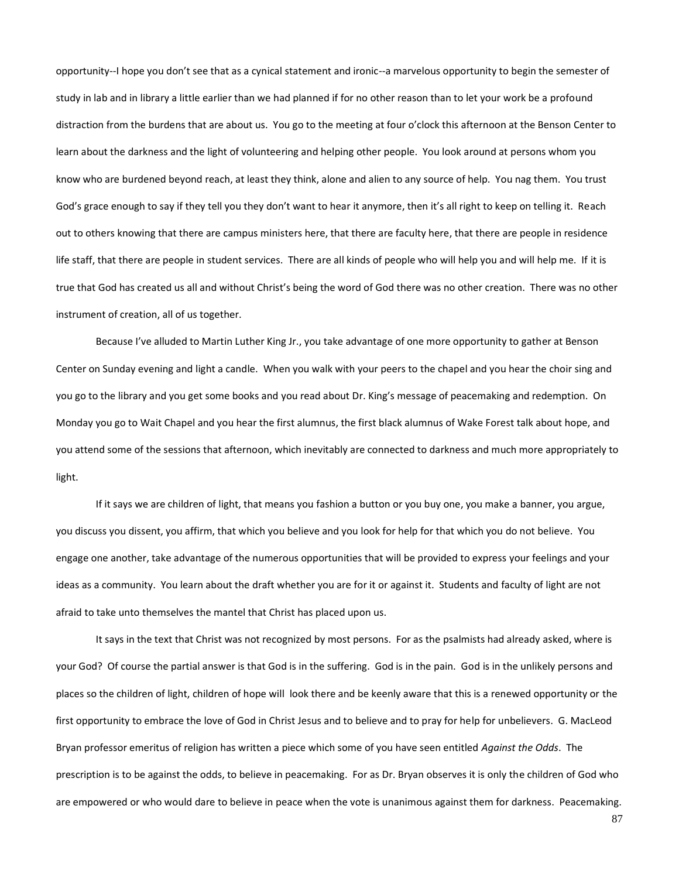opportunity--I hope you don't see that as a cynical statement and ironic--a marvelous opportunity to begin the semester of study in lab and in library a little earlier than we had planned if for no other reason than to let your work be a profound distraction from the burdens that are about us. You go to the meeting at four o'clock this afternoon at the Benson Center to learn about the darkness and the light of volunteering and helping other people. You look around at persons whom you know who are burdened beyond reach, at least they think, alone and alien to any source of help. You nag them. You trust God's grace enough to say if they tell you they don't want to hear it anymore, then it's all right to keep on telling it. Reach out to others knowing that there are campus ministers here, that there are faculty here, that there are people in residence life staff, that there are people in student services. There are all kinds of people who will help you and will help me. If it is true that God has created us all and without Christ's being the word of God there was no other creation. There was no other instrument of creation, all of us together.

Because I've alluded to Martin Luther King Jr., you take advantage of one more opportunity to gather at Benson Center on Sunday evening and light a candle. When you walk with your peers to the chapel and you hear the choir sing and you go to the library and you get some books and you read about Dr. King's message of peacemaking and redemption. On Monday you go to Wait Chapel and you hear the first alumnus, the first black alumnus of Wake Forest talk about hope, and you attend some of the sessions that afternoon, which inevitably are connected to darkness and much more appropriately to light.

If it says we are children of light, that means you fashion a button or you buy one, you make a banner, you argue, you discuss you dissent, you affirm, that which you believe and you look for help for that which you do not believe. You engage one another, take advantage of the numerous opportunities that will be provided to express your feelings and your ideas as a community. You learn about the draft whether you are for it or against it. Students and faculty of light are not afraid to take unto themselves the mantel that Christ has placed upon us.

It says in the text that Christ was not recognized by most persons. For as the psalmists had already asked, where is your God? Of course the partial answer is that God is in the suffering. God is in the pain. God is in the unlikely persons and places so the children of light, children of hope will look there and be keenly aware that this is a renewed opportunity or the first opportunity to embrace the love of God in Christ Jesus and to believe and to pray for help for unbelievers. G. MacLeod Bryan professor emeritus of religion has written a piece which some of you have seen entitled *Against the Odds*. The prescription is to be against the odds, to believe in peacemaking. For as Dr. Bryan observes it is only the children of God who are empowered or who would dare to believe in peace when the vote is unanimous against them for darkness. Peacemaking.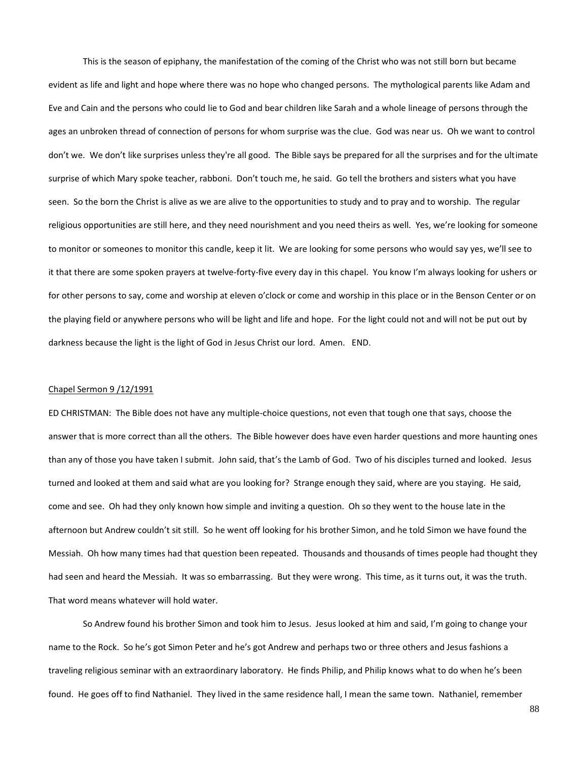This is the season of epiphany, the manifestation of the coming of the Christ who was not still born but became evident as life and light and hope where there was no hope who changed persons. The mythological parents like Adam and Eve and Cain and the persons who could lie to God and bear children like Sarah and a whole lineage of persons through the ages an unbroken thread of connection of persons for whom surprise was the clue. God was near us. Oh we want to control don't we. We don't like surprises unless they're all good. The Bible says be prepared for all the surprises and for the ultimate surprise of which Mary spoke teacher, rabboni. Don't touch me, he said. Go tell the brothers and sisters what you have seen. So the born the Christ is alive as we are alive to the opportunities to study and to pray and to worship. The regular religious opportunities are still here, and they need nourishment and you need theirs as well. Yes, we're looking for someone to monitor or someones to monitor this candle, keep it lit. We are looking for some persons who would say yes, we'll see to it that there are some spoken prayers at twelve-forty-five every day in this chapel. You know I'm always looking for ushers or for other persons to say, come and worship at eleven o'clock or come and worship in this place or in the Benson Center or on the playing field or anywhere persons who will be light and life and hope. For the light could not and will not be put out by darkness because the light is the light of God in Jesus Christ our lord. Amen. END.

<u>Chapel Sermon 9 /12/1991</u>

ED CHRISTMAN: The Bible does not have any multiple-choice questions, not even that tough one that says, choose the answer that is more correct than all the others. The Bible however does have even harder questions and more haunting ones than any of those you have taken I submit. John said, that's the Lamb of God. Two of his disciples turned and looked. Jesus turned and looked at them and said what are you looking for? Strange enough they said, where are you staying. He said, come and see. Oh had they only known how simple and inviting a question. Oh so they went to the house late in the afternoon but Andrew couldn't sit still. So he went off looking for his brother Simon, and he told Simon we have found the Messiah. Oh how many times had that question been repeated. Thousands and thousands of times people had thought they had seen and heard the Messiah. It was so embarrassing. But they were wrong. This time, as it turns out, it was the truth. That word means whatever will hold water.

So Andrew found his brother Simon and took him to Jesus. Jesus looked at him and said, I'm going to change your name to the Rock. So he's got Simon Peter and he's got Andrew and perhaps two or three others and Jesus fashions a traveling religious seminar with an extraordinary laboratory. He finds Philip, and Philip knows what to do when he's been found. He goes off to find Nathaniel. They lived in the same residence hall, I mean the same town. Nathaniel, remember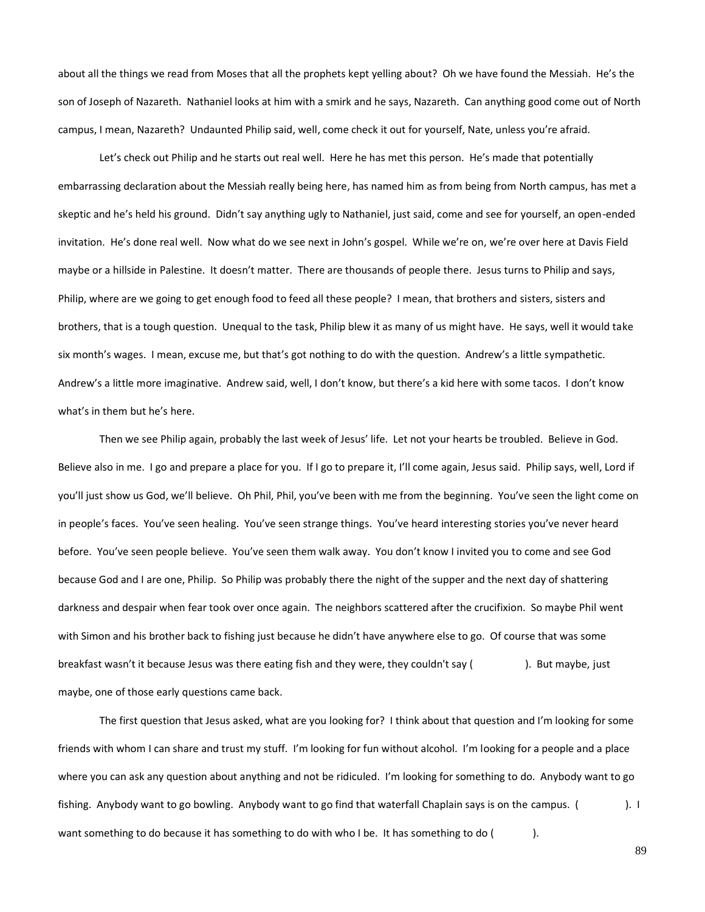about all the things we read from Moses that all the prophets kept yelling about? Oh we have found the Messiah. He's the son of Joseph of Nazareth. Nathaniel looks at him with a smirk and he says, Nazareth. Can anything good come out of North campus, I mean, Nazareth? Undaunted Philip said, well, come check it out for yourself, Nate, unless you're afraid.

Let's check out Philip and he starts out real well. Here he has met this person. He's made that potentially embarrassing declaration about the Messiah really being here, has named him as from being from North campus, has met a skeptic and he's held his ground. Didn't say anything ugly to Nathaniel, just said, come and see for yourself, an open-ended invitation. He's done real well. Now what do we see next in John's gospel. While we're on, we're over here at Davis Field maybe or a hillside in Palestine. It doesn't matter. There are thousands of people there. Jesus turns to Philip and says, Philip, where are we going to get enough food to feed all these people? I mean, that brothers and sisters, sisters and brothers, that is a tough question. Unequal to the task, Philip blew it as many of us might have. He says, well it would take six month's wages. I mean, excuse me, but that's got nothing to do with the question. Andrew's a little sympathetic. Andrew's a little more imaginative. Andrew said, well, I don't know, but there's a kid here with some tacos. I don't know what's in them but he's here.

Then we see Philip again, probably the last week of Jesus' life. Let not your hearts be troubled. Believe in God. Believe also in me. I go and prepare a place for you. If I go to prepare it, I'll come again, Jesus said. Philip says, well, Lord if you'll just show us God, we'll believe. Oh Phil, Phil, you've been with me from the beginning. You've seen the light come on in people's faces. You've seen healing. You've seen strange things. You've heard interesting stories you've never heard before. You've seen people believe. You've seen them walk away. You don't know I invited you to come and see God because God and I are one, Philip. So Philip was probably there the night of the supper and the next day of shattering darkness and despair when fear took over once again. The neighbors scattered after the crucifixion. So maybe Phil went with Simon and his brother back to fishing just because he didn't have anywhere else to go. Of course that was some breakfast wasn't it because Jesus was there eating fish and they were, they couldn't say ( ). But maybe, just maybe, one of those early questions came back.

The first question that Jesus asked, what are you looking for? I think about that question and I'm looking for some friends with whom I can share and trust my stuff. I'm looking for fun without alcohol. I'm looking for a people and a place where you can ask any question about anything and not be ridiculed. I'm looking for something to do. Anybody want to go fishing. Anybody want to go bowling. Anybody want to go find that waterfall Chaplain says is on the campus. ( ). I want something to do because it has something to do with who I be. It has something to do ( ).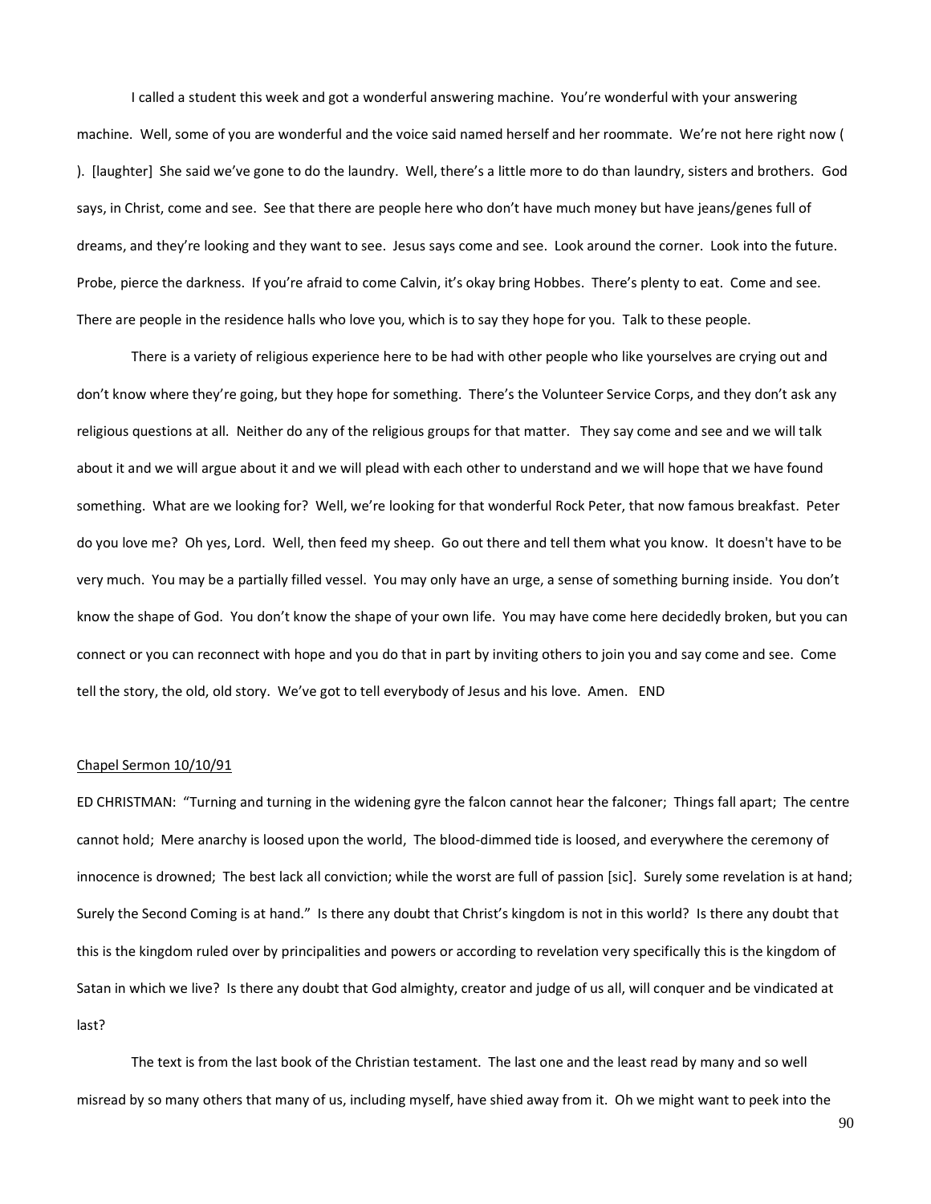I called a student this week and got a wonderful answering machine. You're wonderful with your answering machine. Well, some of you are wonderful and the voice said named herself and her roommate. We're not here right now ( ). [laughter] She said we've gone to do the laundry. Well, there's a little more to do than laundry, sisters and brothers. God says, in Christ, come and see. See that there are people here who don't have much money but have jeans/genes full of dreams, and they're looking and they want to see. Jesus says come and see. Look around the corner. Look into the future. Probe, pierce the darkness. If you're afraid to come Calvin, it's okay bring Hobbes. There's plenty to eat. Come and see. There are people in the residence halls who love you, which is to say they hope for you. Talk to these people.

There is a variety of religious experience here to be had with other people who like yourselves are crying out and don't know where they're going, but they hope for something. There's the Volunteer Service Corps, and they don't ask any religious questions at all. Neither do any of the religious groups for that matter. They say come and see and we will talk about it and we will argue about it and we will plead with each other to understand and we will hope that we have found something. What are we looking for? Well, we're looking for that wonderful Rock Peter, that now famous breakfast. Peter do you love me? Oh yes, Lord. Well, then feed my sheep. Go out there and tell them what you know. It doesn't have to be very much. You may be a partially filled vessel. You may only have an urge, a sense of something burning inside. You don't know the shape of God. You don't know the shape of your own life. You may have come here decidedly broken, but you can connect or you can reconnect with hope and you do that in part by inviting others to join you and say come and see. Come tell the story, the old, old story. We've got to tell everybody of Jesus and his love. Amen. END

<u>Chapel Sermon 10/10/91</u>

ED CHRISTMAN: "Turning and turning in the widening gyre the falcon cannot hear the falconer; Things fall apart; The centre cannot hold; Mere anarchy is loosed upon the world, The blood-dimmed tide is loosed, and everywhere the ceremony of innocence is drowned; The best lack all conviction; while the worst are full of passion [sic]. Surely some revelation is at hand; Surely the Second Coming is at hand." Is there any doubt that Christ's kingdom is not in this world? Is there any doubt that this is the kingdom ruled over by principalities and powers or according to revelation very specifically this is the kingdom of Satan in which we live? Is there any doubt that God almighty, creator and judge of us all, will conquer and be vindicated at last?

The text is from the last book of the Christian testament. The last one and the least read by many and so well misread by so many others that many of us, including myself, have shied away from it. Oh we might want to peek into the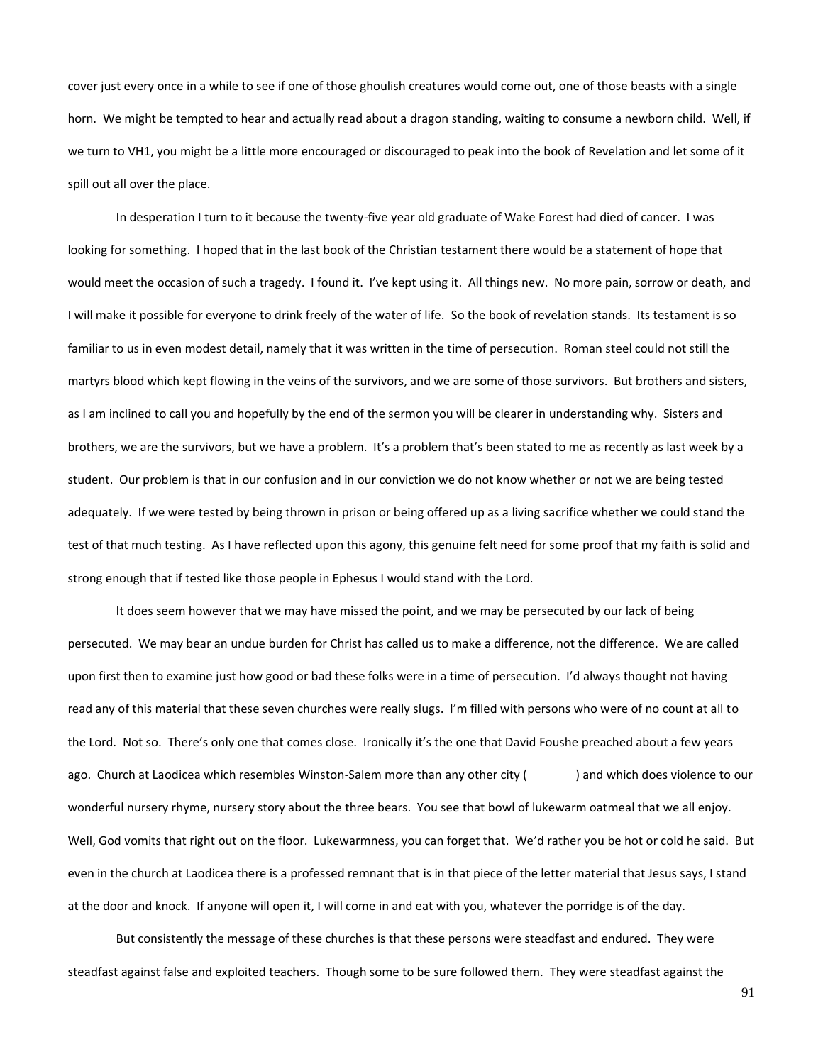cover just every once in a while to see if one of those ghoulish creatures would come out, one of those beasts with a single horn. We might be tempted to hear and actually read about a dragon standing, waiting to consume a newborn child. Well, if we turn to VH1, you might be a little more encouraged or discouraged to peak into the book of Revelation and let some of it spill out all over the place.

In desperation I turn to it because the twenty-five year old graduate of Wake Forest had died of cancer. I was looking for something. I hoped that in the last book of the Christian testament there would be a statement of hope that would meet the occasion of such a tragedy. I found it. I've kept using it. All things new. No more pain, sorrow or death, and I will make it possible for everyone to drink freely of the water of life. So the book of revelation stands. Its testament is so familiar to us in even modest detail, namely that it was written in the time of persecution. Roman steel could not still the martyrs blood which kept flowing in the veins of the survivors, and we are some of those survivors. But brothers and sisters, as I am inclined to call you and hopefully by the end of the sermon you will be clearer in understanding why. Sisters and brothers, we are the survivors, but we have a problem. It's a problem that's been stated to me as recently as last week by a student. Our problem is that in our confusion and in our conviction we do not know whether or not we are being tested adequately. If we were tested by being thrown in prison or being offered up as a living sacrifice whether we could stand the test of that much testing. As I have reflected upon this agony, this genuine felt need for some proof that my faith is solid and strong enough that if tested like those people in Ephesus I would stand with the Lord.

It does seem however that we may have missed the point, and we may be persecuted by our lack of being persecuted. We may bear an undue burden for Christ has called us to make a difference, not the difference. We are called upon first then to examine just how good or bad these folks were in a time of persecution. I'd always thought not having read any of this material that these seven churches were really slugs. I'm filled with persons who were of no count at all to the Lord. Not so. There's only one that comes close. Ironically it's the one that David Foushe preached about a few years ago. Church at Laodicea which resembles Winston-Salem more than any other city (            ) and which does violence to our wonderful nursery rhyme, nursery story about the three bears. You see that bowl of lukewarm oatmeal that we all enjoy. Well, God vomits that right out on the floor. Lukewarmness, you can forget that. We'd rather you be hot or cold he said. But even in the church at Laodicea there is a professed remnant that is in that piece of the letter material that Jesus says, I stand at the door and knock. If anyone will open it, I will come in and eat with you, whatever the porridge is of the day.

But consistently the message of these churches is that these persons were steadfast and endured. They were steadfast against false and exploited teachers. Though some to be sure followed them. They were steadfast against the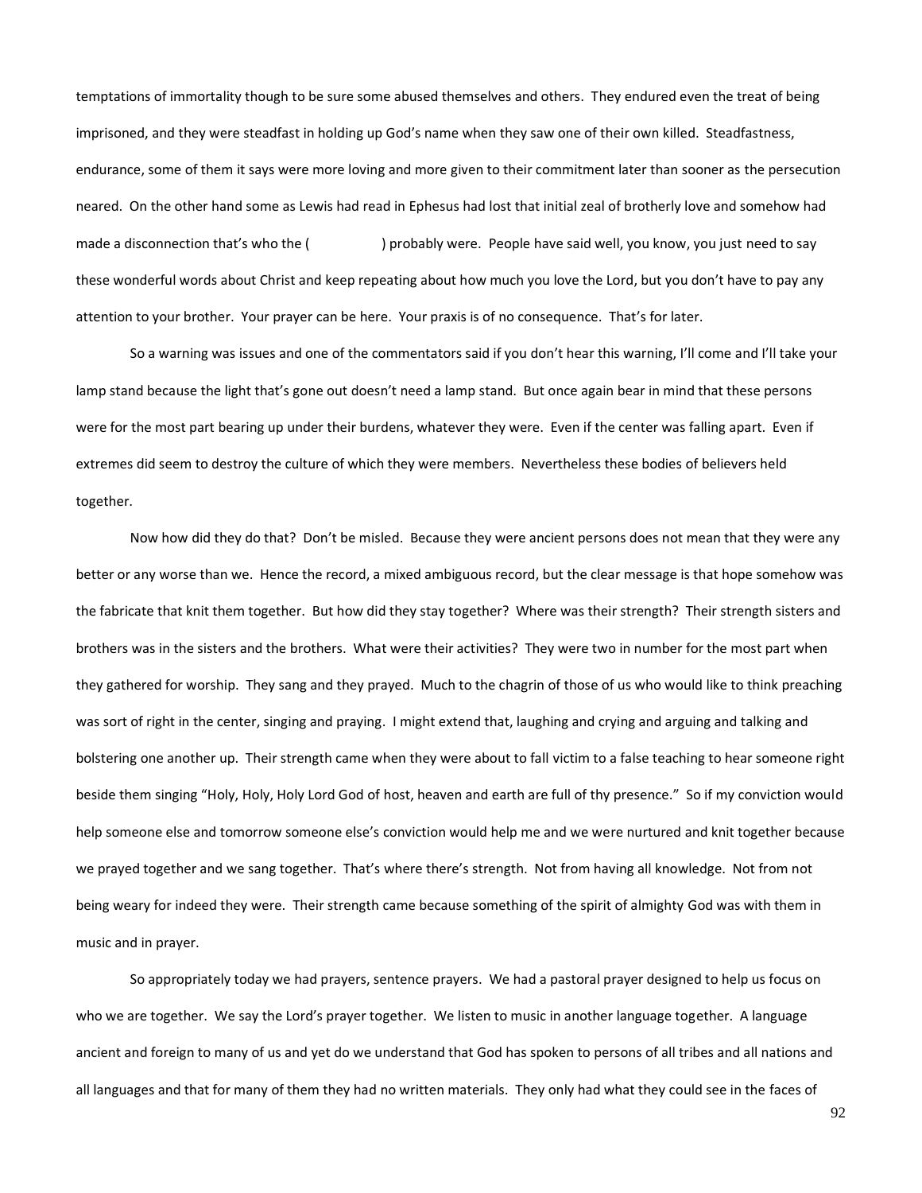temptations of immortality though to be sure some abused themselves and others. They endured even the treat of being imprisoned, and they were steadfast in holding up God's name when they saw one of their own killed. Steadfastness, endurance, some of them it says were more loving and more given to their commitment later than sooner as the persecution neared. On the other hand some as Lewis had read in Ephesus had lost that initial zeal of brotherly love and somehow had made a disconnection that's who the (                ) probably were. People have said well, you know, you just need to say these wonderful words about Christ and keep repeating about how much you love the Lord, but you don't have to pay any attention to your brother. Your prayer can be here. Your praxis is of no consequence. That's for later.

So a warning was issues and one of the commentators said if you don't hear this warning, I'll come and I'll take your lamp stand because the light that's gone out doesn't need a lamp stand. But once again bear in mind that these persons were for the most part bearing up under their burdens, whatever they were. Even if the center was falling apart. Even if extremes did seem to destroy the culture of which they were members. Nevertheless these bodies of believers held together.

Now how did they do that? Don't be misled. Because they were ancient persons does not mean that they were any better or any worse than we. Hence the record, a mixed ambiguous record, but the clear message is that hope somehow was the fabricate that knit them together. But how did they stay together? Where was their strength? Their strength sisters and brothers was in the sisters and the brothers. What were their activities? They were two in number for the most part when they gathered for worship. They sang and they prayed. Much to the chagrin of those of us who would like to think preaching was sort of right in the center, singing and praying. I might extend that, laughing and crying and arguing and talking and bolstering one another up. Their strength came when they were about to fall victim to a false teaching to hear someone right beside them singing "Holy, Holy, Holy Lord God of host, heaven and earth are full of thy presence." So if my conviction would help someone else and tomorrow someone else's conviction would help me and we were nurtured and knit together because we prayed together and we sang together. That's where there's strength. Not from having all knowledge. Not from not being weary for indeed they were. Their strength came because something of the spirit of almighty God was with them in music and in prayer.

So appropriately today we had prayers, sentence prayers. We had a pastoral prayer designed to help us focus on who we are together. We say the Lord's prayer together. We listen to music in another language together. A language ancient and foreign to many of us and yet do we understand that God has spoken to persons of all tribes and all nations and all languages and that for many of them they had no written materials. They only had what they could see in the faces of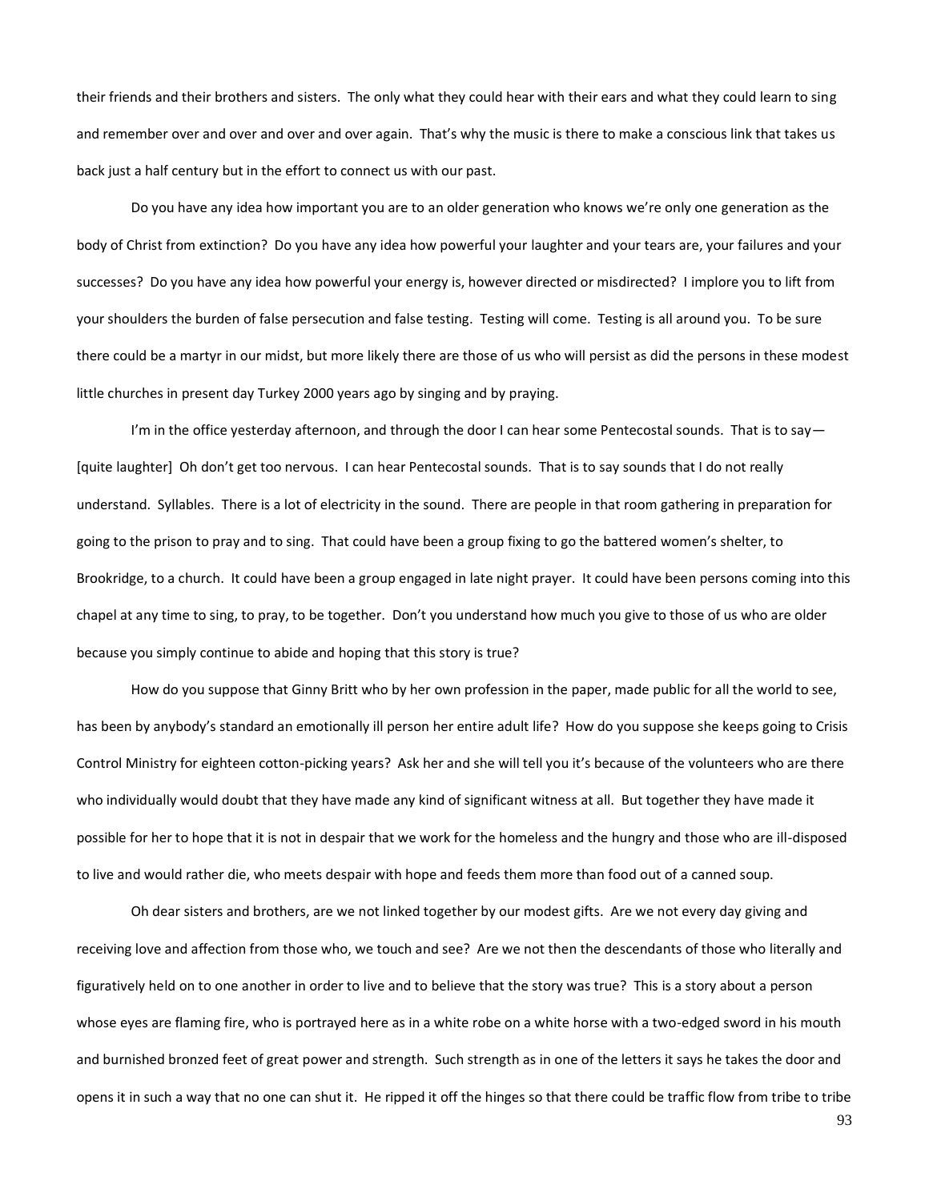their friends and their brothers and sisters. The only what they could hear with their ears and what they could learn to sing and remember over and over and over and over again. That's why the music is there to make a conscious link that takes us back just a half century but in the effort to connect us with our past.

Do you have any idea how important you are to an older generation who knows we're only one generation as the body of Christ from extinction? Do you have any idea how powerful your laughter and your tears are, your failures and your successes? Do you have any idea how powerful your energy is, however directed or misdirected? I implore you to lift from your shoulders the burden of false persecution and false testing. Testing will come. Testing is all around you. To be sure there could be a martyr in our midst, but more likely there are those of us who will persist as did the persons in these modest little churches in present day Turkey 2000 years ago by singing and by praying.

I'm in the office yesterday afternoon, and through the door I can hear some Pentecostal sounds. That is to say—[quite laughter] Oh don't get too nervous. I can hear Pentecostal sounds. That is to say sounds that I do not really understand. Syllables. There is a lot of electricity in the sound. There are people in that room gathering in preparation for going to the prison to pray and to sing. That could have been a group fixing to go the battered women's shelter, to Brookridge, to a church. It could have been a group engaged in late night prayer. It could have been persons coming into this chapel at any time to sing, to pray, to be together. Don't you understand how much you give to those of us who are older because you simply continue to abide and hoping that this story is true?

How do you suppose that Ginny Britt who by her own profession in the paper, made public for all the world to see, has been by anybody's standard an emotionally ill person her entire adult life? How do you suppose she keeps going to Crisis Control Ministry for eighteen cotton-picking years? Ask her and she will tell you it's because of the volunteers who are there who individually would doubt that they have made any kind of significant witness at all. But together they have made it possible for her to hope that it is not in despair that we work for the homeless and the hungry and those who are ill-disposed to live and would rather die, who meets despair with hope and feeds them more than food out of a canned soup.

Oh dear sisters and brothers, are we not linked together by our modest gifts. Are we not every day giving and receiving love and affection from those who, we touch and see? Are we not then the descendants of those who literally and figuratively held on to one another in order to live and to believe that the story was true? This is a story about a person whose eyes are flaming fire, who is portrayed here as in a white robe on a white horse with a two-edged sword in his mouth and burnished bronzed feet of great power and strength. Such strength as in one of the letters it says he takes the door and opens it in such a way that no one can shut it. He ripped it off the hinges so that there could be traffic flow from tribe to tribe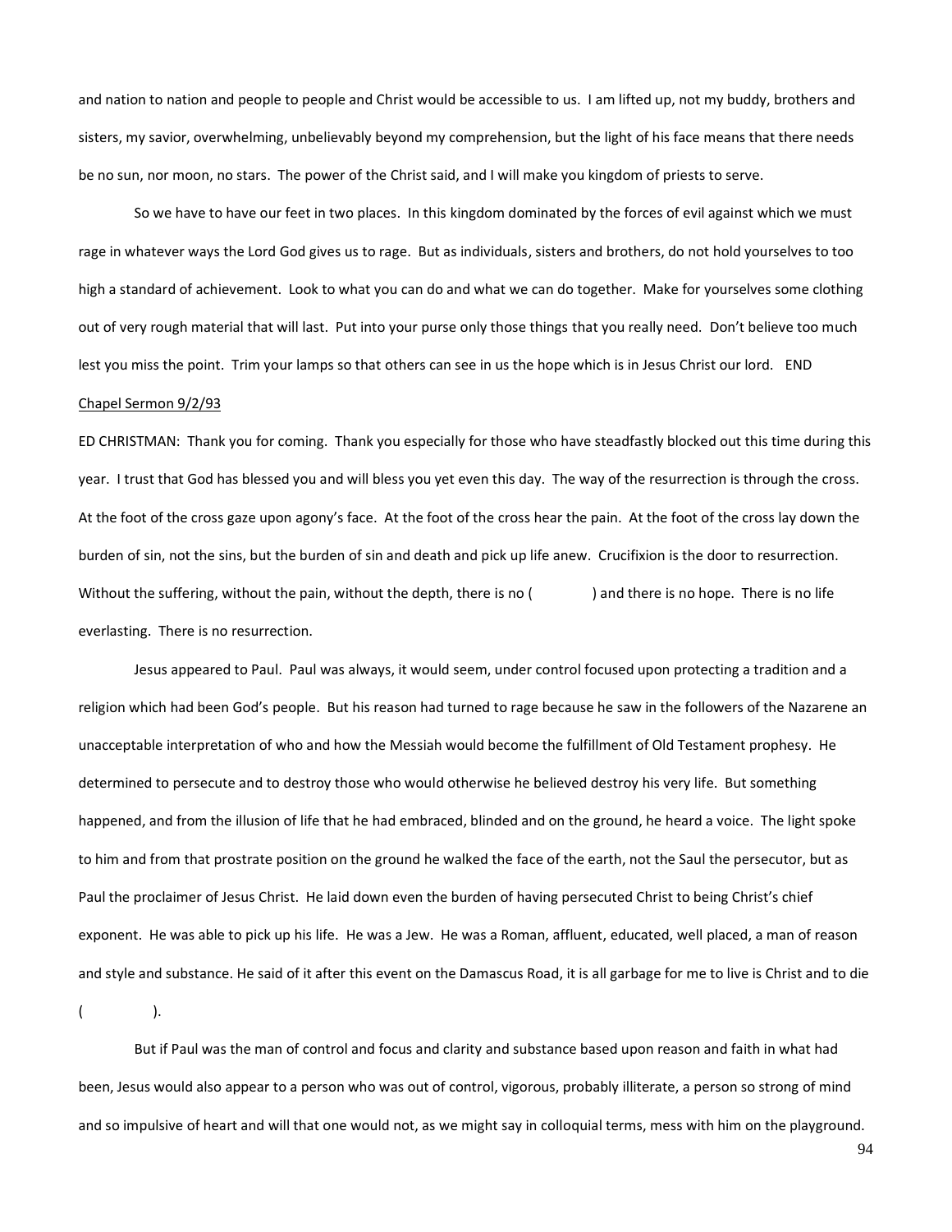and nation to nation and people to people and Christ would be accessible to us. I am lifted up, not my buddy, brothers and sisters, my savior, overwhelming, unbelievably beyond my comprehension, but the light of his face means that there needs be no sun, nor moon, no stars. The power of the Christ said, and I will make you kingdom of priests to serve.

So we have to have our feet in two places. In this kingdom dominated by the forces of evil against which we must rage in whatever ways the Lord God gives us to rage. But as individuals, sisters and brothers, do not hold yourselves to too high a standard of achievement. Look to what you can do and what we can do together. Make for yourselves some clothing out of very rough material that will last. Put into your purse only those things that you really need. Don't believe too much lest you miss the point. Trim your lamps so that others can see in us the hope which is in Jesus Christ our lord. END

Chapel Sermon 9/2/93

ED CHRISTMAN: Thank you for coming. Thank you especially for those who have steadfastly blocked out this time during this year. I trust that God has blessed you and will bless you yet even this day. The way of the resurrection is through the cross. At the foot of the cross gaze upon agony's face. At the foot of the cross hear the pain. At the foot of the cross lay down the burden of sin, not the sins, but the burden of sin and death and pick up life anew. Crucifixion is the door to resurrection. Without the suffering, without the pain, without the depth, there is no (            ) and there is no hope. There is no life everlasting. There is no resurrection.

Jesus appeared to Paul. Paul was always, it would seem, under control focused upon protecting a tradition and a religion which had been God's people. But his reason had turned to rage because he saw in the followers of the Nazarene an unacceptable interpretation of who and how the Messiah would become the fulfillment of Old Testament prophesy. He determined to persecute and to destroy those who would otherwise he believed destroy his very life. But something happened, and from the illusion of life that he had embraced, blinded and on the ground, he heard a voice. The light spoke to him and from that prostrate position on the ground he walked the face of the earth, not the Saul the persecutor, but as Paul the proclaimer of Jesus Christ. He laid down even the burden of having persecuted Christ to being Christ's chief exponent. He was able to pick up his life. He was a Jew. He was a Roman, affluent, educated, well placed, a man of reason and style and substance. He said of it after this event on the Damascus Road, it is all garbage for me to live is Christ and to die (            ).

But if Paul was the man of control and focus and clarity and substance based upon reason and faith in what had been, Jesus would also appear to a person who was out of control, vigorous, probably illiterate, a person so strong of mind and so impulsive of heart and will that one would not, as we might say in colloquial terms, mess with him on the playground.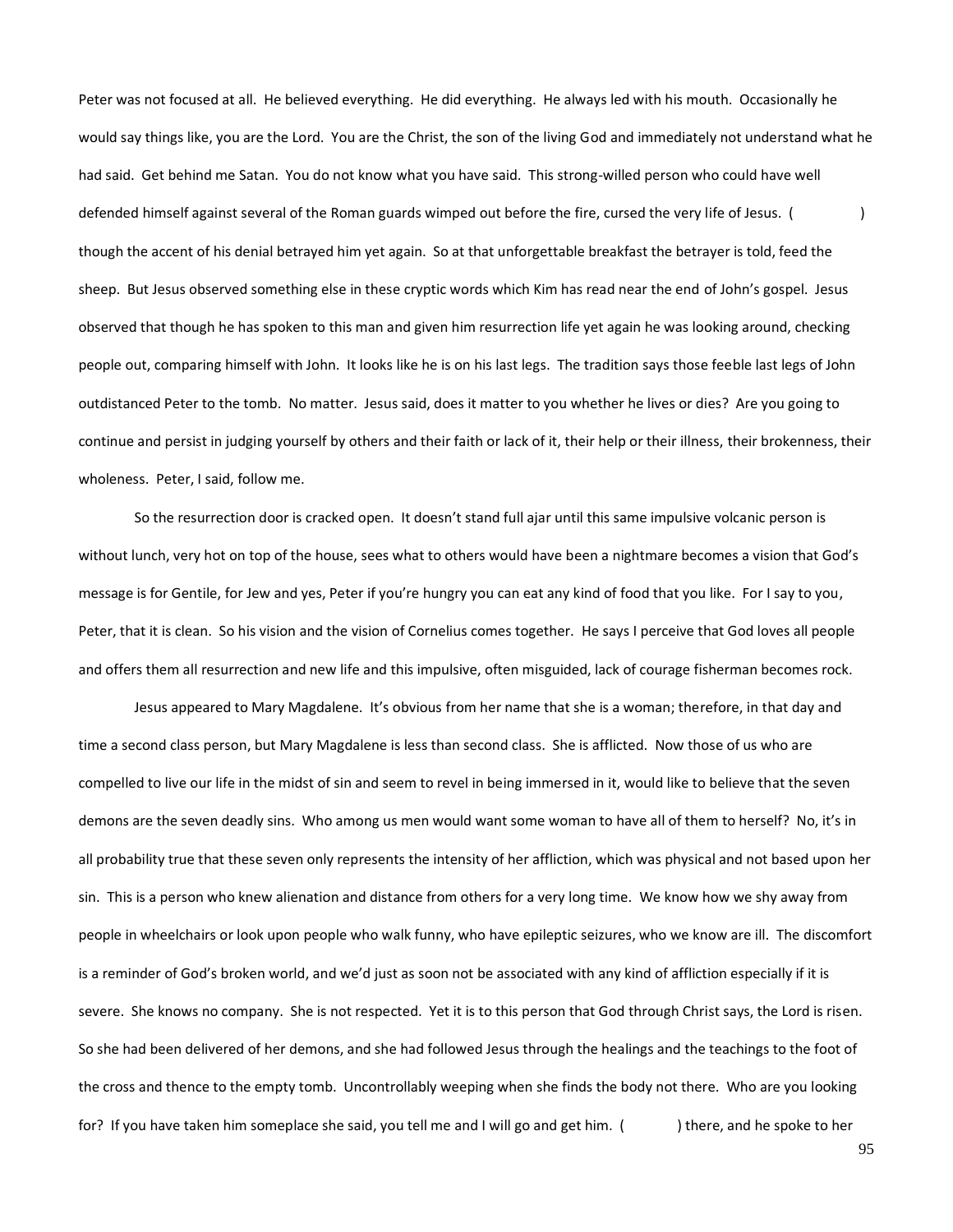Peter was not focused at all. He believed everything. He did everything. He always led with his mouth. Occasionally he would say things like, you are the Lord. You are the Christ, the son of the living God and immediately not understand what he had said. Get behind me Satan. You do not know what you have said. This strong-willed person who could have well defended himself against several of the Roman guards wimped out before the fire, cursed the very life of Jesus. ( ) though the accent of his denial betrayed him yet again. So at that unforgettable breakfast the betrayer is told, feed the sheep. But Jesus observed something else in these cryptic words which Kim has read near the end of John's gospel. Jesus observed that though he has spoken to this man and given him resurrection life yet again he was looking around, checking people out, comparing himself with John. It looks like he is on his last legs. The tradition says those feeble last legs of John outdistanced Peter to the tomb. No matter. Jesus said, does it matter to you whether he lives or dies? Are you going to continue and persist in judging yourself by others and their faith or lack of it, their help or their illness, their brokenness, their wholeness. Peter, I said, follow me.

So the resurrection door is cracked open. It doesn't stand full ajar until this same impulsive volcanic person is without lunch, very hot on top of the house, sees what to others would have been a nightmare becomes a vision that God's message is for Gentile, for Jew and yes, Peter if you're hungry you can eat any kind of food that you like. For I say to you, Peter, that it is clean. So his vision and the vision of Cornelius comes together. He says I perceive that God loves all people and offers them all resurrection and new life and this impulsive, often misguided, lack of courage fisherman becomes rock.

Jesus appeared to Mary Magdalene. It's obvious from her name that she is a woman; therefore, in that day and time a second class person, but Mary Magdalene is less than second class. She is afflicted. Now those of us who are compelled to live our life in the midst of sin and seem to revel in being immersed in it, would like to believe that the seven demons are the seven deadly sins. Who among us men would want some woman to have all of them to herself? No, it's in all probability true that these seven only represents the intensity of her affliction, which was physical and not based upon her sin. This is a person who knew alienation and distance from others for a very long time. We know how we shy away from people in wheelchairs or look upon people who walk funny, who have epileptic seizures, who we know are ill. The discomfort is a reminder of God's broken world, and we'd just as soon not be associated with any kind of affliction especially if it is severe. She knows no company. She is not respected. Yet it is to this person that God through Christ says, the Lord is risen. So she had been delivered of her demons, and she had followed Jesus through the healings and the teachings to the foot of the cross and thence to the empty tomb. Uncontrollably weeping when she finds the body not there. Who are you looking for? If you have taken him someplace she said, you tell me and I will go and get him. ( ) there, and he spoke to her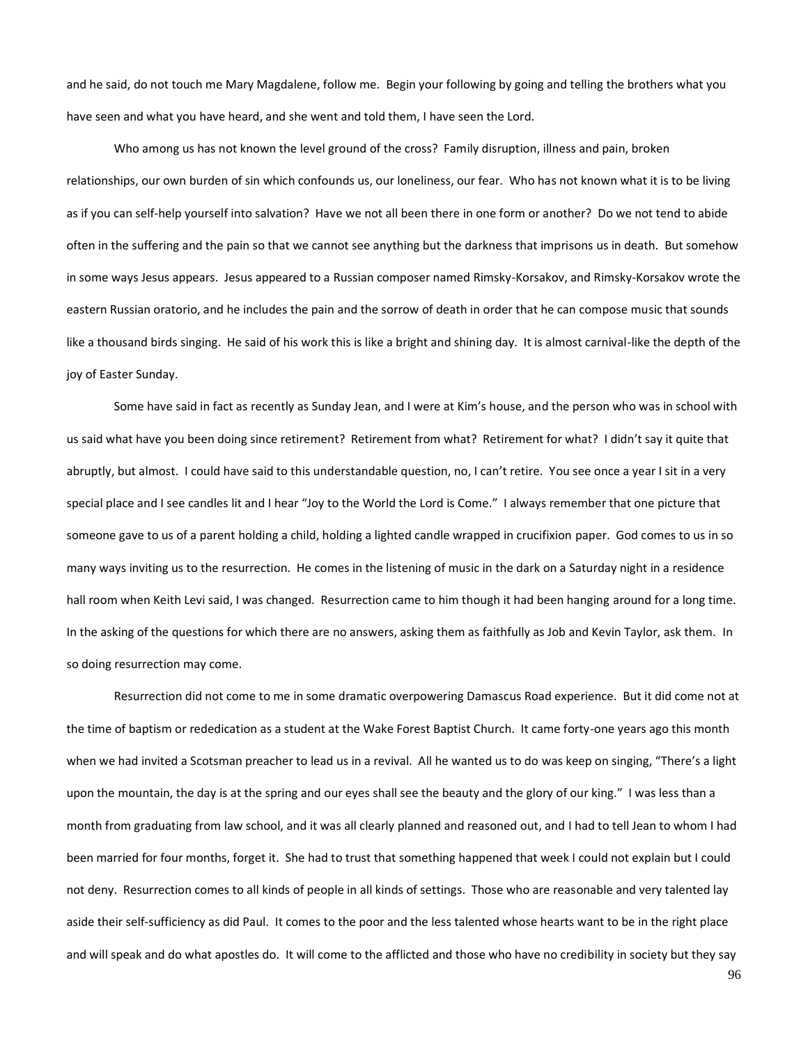and he said, do not touch me Mary Magdalene, follow me. Begin your following by going and telling the brothers what you have seen and what you have heard, and she went and told them, I have seen the Lord.

Who among us has not known the level ground of the cross? Family disruption, illness and pain, broken relationships, our own burden of sin which confounds us, our loneliness, our fear. Who has not known what it is to be living as if you can self-help yourself into salvation? Have we not all been there in one form or another? Do we not tend to abide often in the suffering and the pain so that we cannot see anything but the darkness that imprisons us in death. But somehow in some ways Jesus appears. Jesus appeared to a Russian composer named Rimsky-Korsakov, and Rimsky-Korsakov wrote the eastern Russian oratorio, and he includes the pain and the sorrow of death in order that he can compose music that sounds like a thousand birds singing. He said of his work this is like a bright and shining day. It is almost carnival-like the depth of the joy of Easter Sunday.

Some have said in fact as recently as Sunday Jean, and I were at Kim's house, and the person who was in school with us said what have you been doing since retirement? Retirement from what? Retirement for what? I didn't say it quite that abruptly, but almost. I could have said to this understandable question, no, I can't retire. You see once a year I sit in a very special place and I see candles lit and I hear "Joy to the World the Lord is Come." I always remember that one picture that someone gave to us of a parent holding a child, holding a lighted candle wrapped in crucifixion paper. God comes to us in so many ways inviting us to the resurrection. He comes in the listening of music in the dark on a Saturday night in a residence hall room when Keith Levi said, I was changed. Resurrection came to him though it had been hanging around for a long time. In the asking of the questions for which there are no answers, asking them as faithfully as Job and Kevin Taylor, ask them. In so doing resurrection may come.

Resurrection did not come to me in some dramatic overpowering Damascus Road experience. But it did come not at the time of baptism or rededication as a student at the Wake Forest Baptist Church. It came forty-one years ago this month when we had invited a Scotsman preacher to lead us in a revival. All he wanted us to do was keep on singing, "There's a light upon the mountain, the day is at the spring and our eyes shall see the beauty and the glory of our king." I was less than a month from graduating from law school, and it was all clearly planned and reasoned out, and I had to tell Jean to whom I had been married for four months, forget it. She had to trust that something happened that week I could not explain but I could not deny. Resurrection comes to all kinds of people in all kinds of settings. Those who are reasonable and very talented lay aside their self-sufficiency as did Paul. It comes to the poor and the less talented whose hearts want to be in the right place and will speak and do what apostles do. It will come to the afflicted and those who have no credibility in society but they say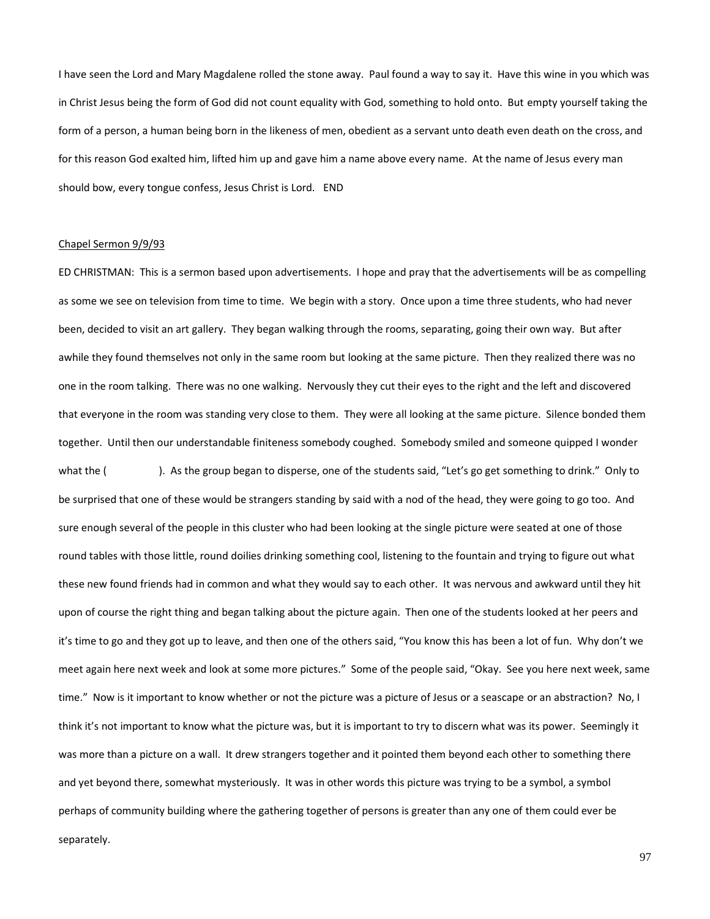I have seen the Lord and Mary Magdalene rolled the stone away. Paul found a way to say it. Have this wine in you which was in Christ Jesus being the form of God did not count equality with God, something to hold onto. But empty yourself taking the form of a person, a human being born in the likeness of men, obedient as a servant unto death even death on the cross, and for this reason God exalted him, lifted him up and gave him a name above every name. At the name of Jesus every man should bow, every tongue confess, Jesus Christ is Lord. END

<u>Chapel Sermon 9/9/93</u>

ED CHRISTMAN: This is a sermon based upon advertisements. I hope and pray that the advertisements will be as compelling as some we see on television from time to time. We begin with a story. Once upon a time three students, who had never been, decided to visit an art gallery. They began walking through the rooms, separating, going their own way. But after awhile they found themselves not only in the same room but looking at the same picture. Then they realized there was no one in the room talking. There was no one walking. Nervously they cut their eyes to the right and the left and discovered that everyone in the room was standing very close to them. They were all looking at the same picture. Silence bonded them together. Until then our understandable finiteness somebody coughed. Somebody smiled and someone quipped I wonder what the ( ). As the group began to disperse, one of the students said, "Let's go get something to drink." Only to be surprised that one of these would be strangers standing by said with a nod of the head, they were going to go too. And sure enough several of the people in this cluster who had been looking at the single picture were seated at one of those round tables with those little, round doilies drinking something cool, listening to the fountain and trying to figure out what these new found friends had in common and what they would say to each other. It was nervous and awkward until they hit upon of course the right thing and began talking about the picture again. Then one of the students looked at her peers and it's time to go and they got up to leave, and then one of the others said, "You know this has been a lot of fun. Why don't we meet again here next week and look at some more pictures." Some of the people said, "Okay. See you here next week, same time." Now is it important to know whether or not the picture was a picture of Jesus or a seascape or an abstraction? No, I think it's not important to know what the picture was, but it is important to try to discern what was its power. Seemingly it was more than a picture on a wall. It drew strangers together and it pointed them beyond each other to something there and yet beyond there, somewhat mysteriously. It was in other words this picture was trying to be a symbol, a symbol perhaps of community building where the gathering together of persons is greater than any one of them could ever be separately.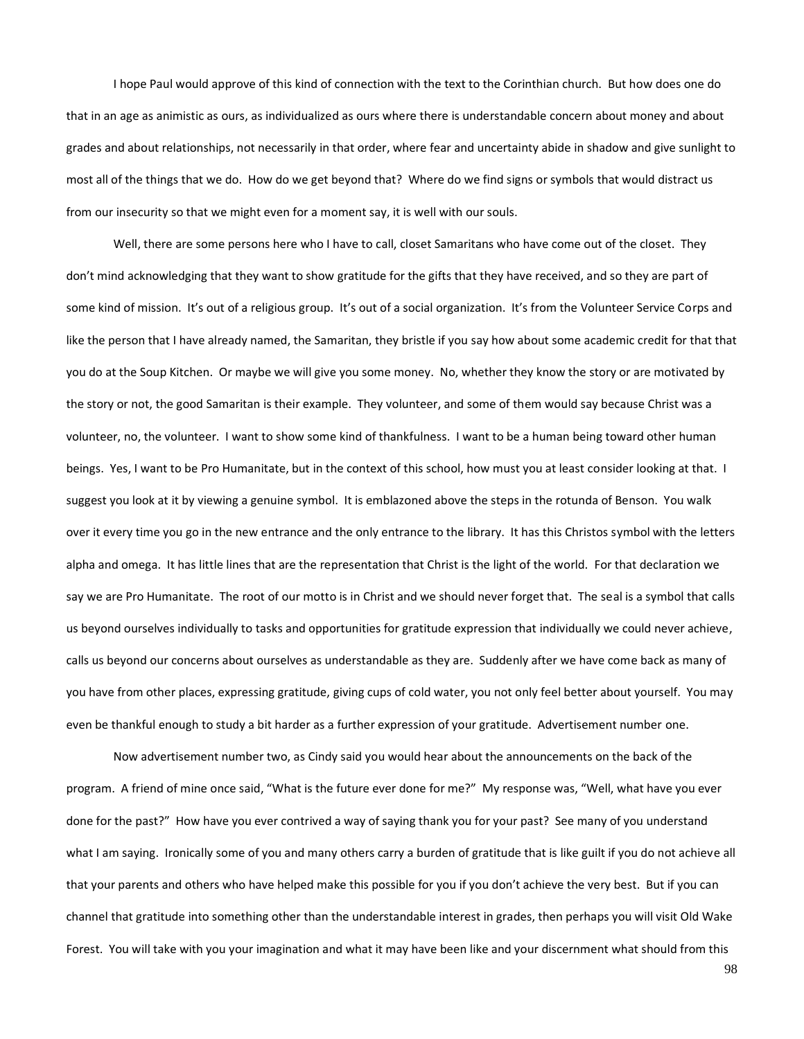I hope Paul would approve of this kind of connection with the text to the Corinthian church. But how does one do that in an age as animistic as ours, as individualized as ours where there is understandable concern about money and about grades and about relationships, not necessarily in that order, where fear and uncertainty abide in shadow and give sunlight to most all of the things that we do. How do we get beyond that? Where do we find signs or symbols that would distract us from our insecurity so that we might even for a moment say, it is well with our souls.

Well, there are some persons here who I have to call, closet Samaritans who have come out of the closet. They don't mind acknowledging that they want to show gratitude for the gifts that they have received, and so they are part of some kind of mission. It's out of a religious group. It's out of a social organization. It's from the Volunteer Service Corps and like the person that I have already named, the Samaritan, they bristle if you say how about some academic credit for that that you do at the Soup Kitchen. Or maybe we will give you some money. No, whether they know the story or are motivated by the story or not, the good Samaritan is their example. They volunteer, and some of them would say because Christ was a volunteer, no, the volunteer. I want to show some kind of thankfulness. I want to be a human being toward other human beings. Yes, I want to be Pro Humanitate, but in the context of this school, how must you at least consider looking at that. I suggest you look at it by viewing a genuine symbol. It is emblazoned above the steps in the rotunda of Benson. You walk over it every time you go in the new entrance and the only entrance to the library. It has this Christos symbol with the letters alpha and omega. It has little lines that are the representation that Christ is the light of the world. For that declaration we say we are Pro Humanitate. The root of our motto is in Christ and we should never forget that. The seal is a symbol that calls us beyond ourselves individually to tasks and opportunities for gratitude expression that individually we could never achieve, calls us beyond our concerns about ourselves as understandable as they are. Suddenly after we have come back as many of you have from other places, expressing gratitude, giving cups of cold water, you not only feel better about yourself. You may even be thankful enough to study a bit harder as a further expression of your gratitude. Advertisement number one.

Now advertisement number two, as Cindy said you would hear about the announcements on the back of the program. A friend of mine once said, "What is the future ever done for me?" My response was, "Well, what have you ever done for the past?" How have you ever contrived a way of saying thank you for your past? See many of you understand what I am saying. Ironically some of you and many others carry a burden of gratitude that is like guilt if you do not achieve all that your parents and others who have helped make this possible for you if you don't achieve the very best. But if you can channel that gratitude into something other than the understandable interest in grades, then perhaps you will visit Old Wake Forest. You will take with you your imagination and what it may have been like and your discernment what should from this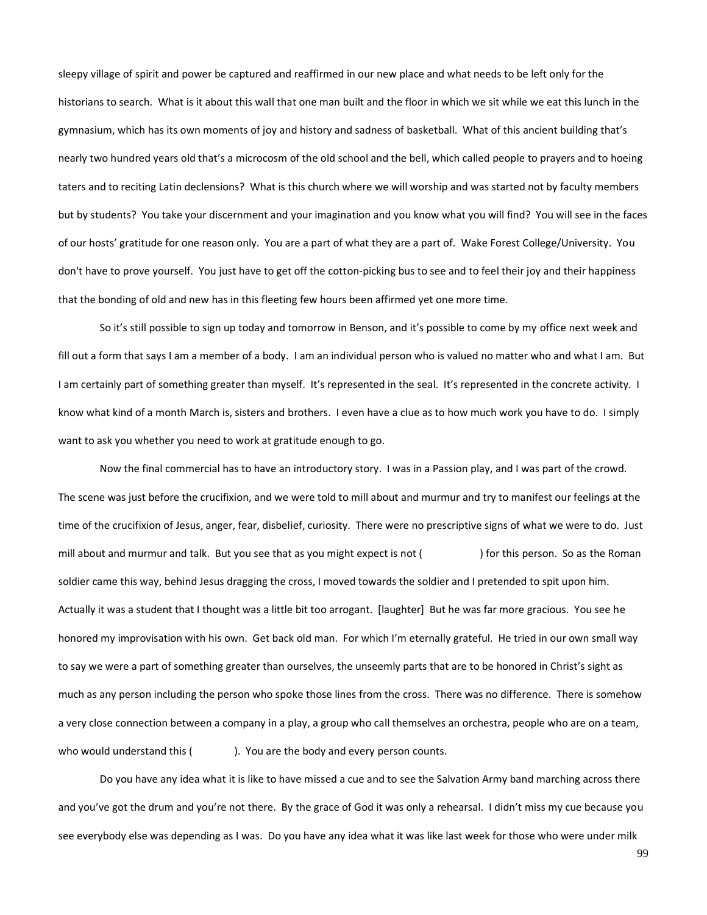sleepy village of spirit and power be captured and reaffirmed in our new place and what needs to be left only for the historians to search. What is it about this wall that one man built and the floor in which we sit while we eat this lunch in the gymnasium, which has its own moments of joy and history and sadness of basketball. What of this ancient building that's nearly two hundred years old that's a microcosm of the old school and the bell, which called people to prayers and to hoeing taters and to reciting Latin declensions? What is this church where we will worship and was started not by faculty members but by students? You take your discernment and your imagination and you know what you will find? You will see in the faces of our hosts' gratitude for one reason only. You are a part of what they are a part of. Wake Forest College/University. You don't have to prove yourself. You just have to get off the cotton-picking bus to see and to feel their joy and their happiness that the bonding of old and new has in this fleeting few hours been affirmed yet one more time.

So it's still possible to sign up today and tomorrow in Benson, and it's possible to come by my office next week and fill out a form that says I am a member of a body. I am an individual person who is valued no matter who and what I am. But I am certainly part of something greater than myself. It's represented in the seal. It's represented in the concrete activity. I know what kind of a month March is, sisters and brothers. I even have a clue as to how much work you have to do. I simply want to ask you whether you need to work at gratitude enough to go.

Now the final commercial has to have an introductory story. I was in a Passion play, and I was part of the crowd. The scene was just before the crucifixion, and we were told to mill about and murmur and try to manifest our feelings at the time of the crucifixion of Jesus, anger, fear, disbelief, curiosity. There were no prescriptive signs of what we were to do. Just mill about and murmur and talk. But you see that as you might expect is not (                ) for this person. So as the Roman soldier came this way, behind Jesus dragging the cross, I moved towards the soldier and I pretended to spit upon him. Actually it was a student that I thought was a little bit too arrogant. [laughter] But he was far more gracious. You see he honored my improvisation with his own. Get back old man. For which I'm eternally grateful. He tried in our own small way to say we were a part of something greater than ourselves, the unseemly parts that are to be honored in Christ's sight as much as any person including the person who spoke those lines from the cross. There was no difference. There is somehow a very close connection between a company in a play, a group who call themselves an orchestra, people who are on a team, who would understand this (            ). You are the body and every person counts.

Do you have any idea what it is like to have missed a cue and to see the Salvation Army band marching across there and you've got the drum and you're not there. By the grace of God it was only a rehearsal. I didn't miss my cue because you see everybody else was depending as I was. Do you have any idea what it was like last week for those who were under milk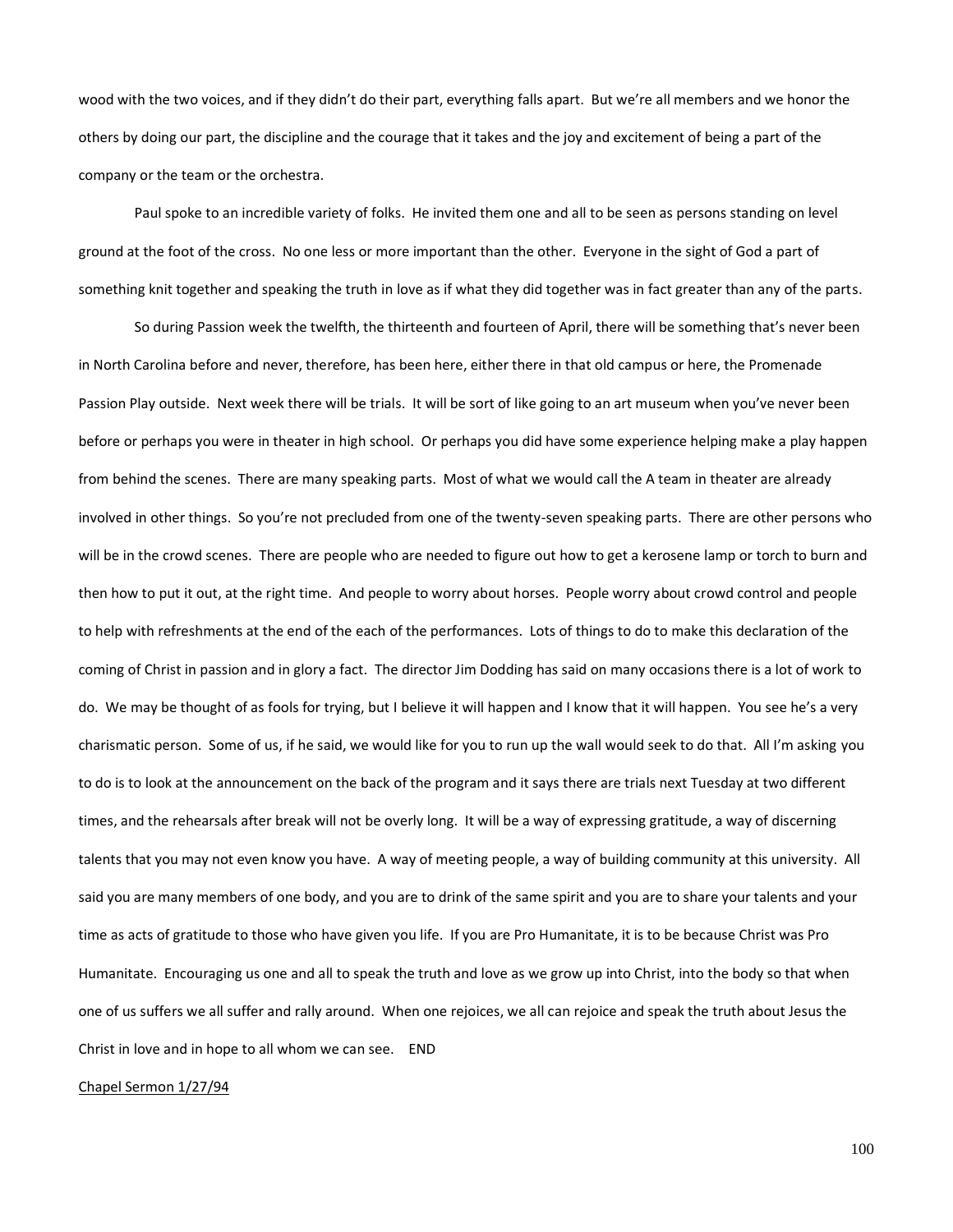wood with the two voices, and if they didn't do their part, everything falls apart. But we're all members and we honor the others by doing our part, the discipline and the courage that it takes and the joy and excitement of being a part of the company or the team or the orchestra.

Paul spoke to an incredible variety of folks. He invited them one and all to be seen as persons standing on level ground at the foot of the cross. No one less or more important than the other. Everyone in the sight of God a part of something knit together and speaking the truth in love as if what they did together was in fact greater than any of the parts.

So during Passion week the twelfth, the thirteenth and fourteen of April, there will be something that's never been in North Carolina before and never, therefore, has been here, either there in that old campus or here, the Promenade Passion Play outside. Next week there will be trials. It will be sort of like going to an art museum when you've never been before or perhaps you were in theater in high school. Or perhaps you did have some experience helping make a play happen from behind the scenes. There are many speaking parts. Most of what we would call the A team in theater are already involved in other things. So you're not precluded from one of the twenty-seven speaking parts. There are other persons who will be in the crowd scenes. There are people who are needed to figure out how to get a kerosene lamp or torch to burn and then how to put it out, at the right time. And people to worry about horses. People worry about crowd control and people to help with refreshments at the end of the each of the performances. Lots of things to do to make this declaration of the coming of Christ in passion and in glory a fact. The director Jim Dodding has said on many occasions there is a lot of work to do. We may be thought of as fools for trying, but I believe it will happen and I know that it will happen. You see he's a very charismatic person. Some of us, if he said, we would like for you to run up the wall would seek to do that. All I'm asking you to do is to look at the announcement on the back of the program and it says there are trials next Tuesday at two different times, and the rehearsals after break will not be overly long. It will be a way of expressing gratitude, a way of discerning talents that you may not even know you have. A way of meeting people, a way of building community at this university. All said you are many members of one body, and you are to drink of the same spirit and you are to share your talents and your time as acts of gratitude to those who have given you life. If you are Pro Humanitate, it is to be because Christ was Pro Humanitate. Encouraging us one and all to speak the truth and love as we grow up into Christ, into the body so that when one of us suffers we all suffer and rally around. When one rejoices, we all can rejoice and speak the truth about Jesus the Christ in love and in hope to all whom we can see. END

Chapel Sermon 1/27/94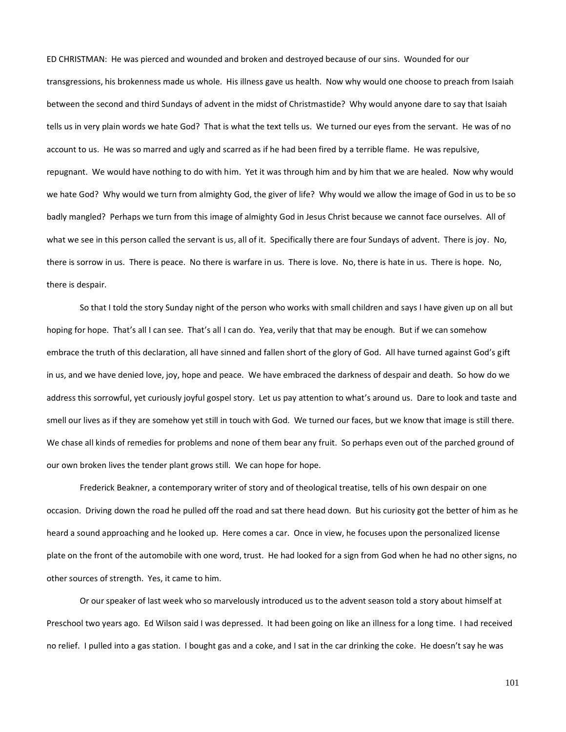ED CHRISTMAN: He was pierced and wounded and broken and destroyed because of our sins. Wounded for our transgressions, his brokenness made us whole. His illness gave us health. Now why would one choose to preach from Isaiah between the second and third Sundays of advent in the midst of Christmastide? Why would anyone dare to say that Isaiah tells us in very plain words we hate God? That is what the text tells us. We turned our eyes from the servant. He was of no account to us. He was so marred and ugly and scarred as if he had been fired by a terrible flame. He was repulsive, repugnant. We would have nothing to do with him. Yet it was through him and by him that we are healed. Now why would we hate God? Why would we turn from almighty God, the giver of life? Why would we allow the image of God in us to be so badly mangled? Perhaps we turn from this image of almighty God in Jesus Christ because we cannot face ourselves. All of what we see in this person called the servant is us, all of it. Specifically there are four Sundays of advent. There is joy. No, there is sorrow in us. There is peace. No there is warfare in us. There is love. No, there is hate in us. There is hope. No, there is despair.

So that I told the story Sunday night of the person who works with small children and says I have given up on all but hoping for hope. That's all I can see. That's all I can do. Yea, verily that that may be enough. But if we can somehow embrace the truth of this declaration, all have sinned and fallen short of the glory of God. All have turned against God's gift in us, and we have denied love, joy, hope and peace. We have embraced the darkness of despair and death. So how do we address this sorrowful, yet curiously joyful gospel story. Let us pay attention to what's around us. Dare to look and taste and smell our lives as if they are somehow yet still in touch with God. We turned our faces, but we know that image is still there. We chase all kinds of remedies for problems and none of them bear any fruit. So perhaps even out of the parched ground of our own broken lives the tender plant grows still. We can hope for hope.

Frederick Beakner, a contemporary writer of story and of theological treatise, tells of his own despair on one occasion. Driving down the road he pulled off the road and sat there head down. But his curiosity got the better of him as he heard a sound approaching and he looked up. Here comes a car. Once in view, he focuses upon the personalized license plate on the front of the automobile with one word, trust. He had looked for a sign from God when he had no other signs, no other sources of strength. Yes, it came to him.

Or our speaker of last week who so marvelously introduced us to the advent season told a story about himself at Preschool two years ago. Ed Wilson said I was depressed. It had been going on like an illness for a long time. I had received no relief. I pulled into a gas station. I bought gas and a coke, and I sat in the car drinking the coke. He doesn't say he was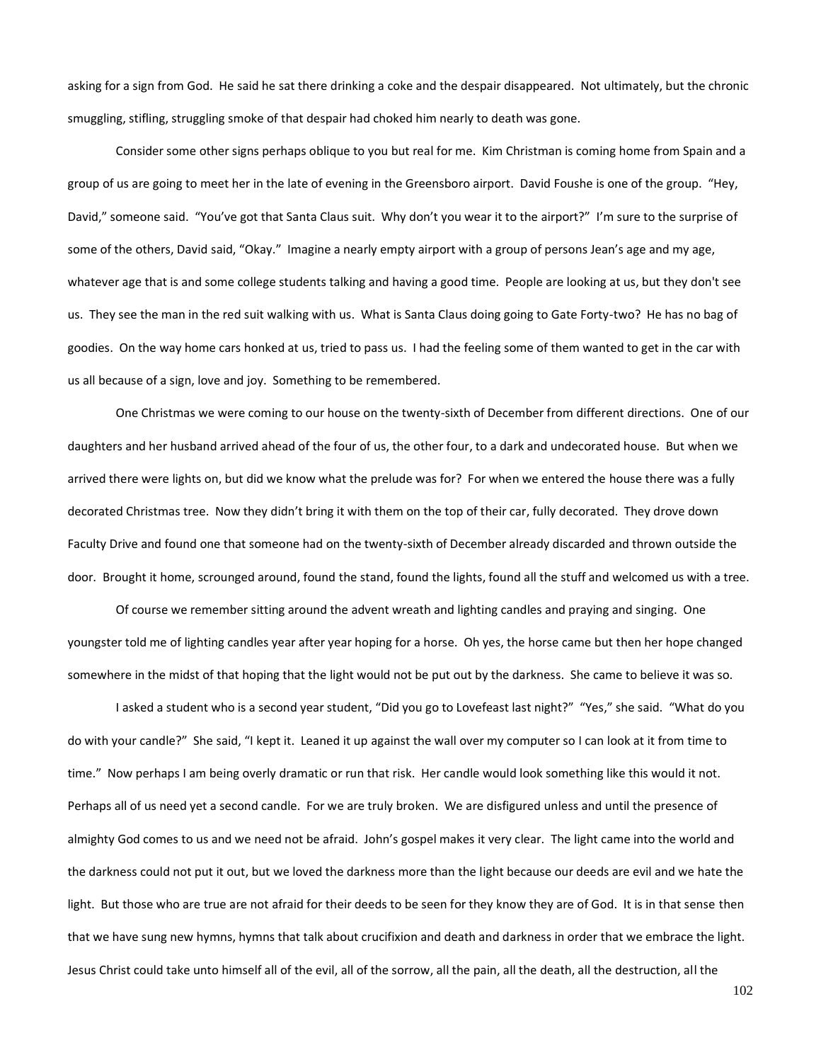asking for a sign from God. He said he sat there drinking a coke and the despair disappeared. Not ultimately, but the chronic smuggling, stifling, struggling smoke of that despair had choked him nearly to death was gone.

Consider some other signs perhaps oblique to you but real for me. Kim Christman is coming home from Spain and a group of us are going to meet her in the late of evening in the Greensboro airport. David Foushe is one of the group. "Hey, David," someone said. "You've got that Santa Claus suit. Why don't you wear it to the airport?" I'm sure to the surprise of some of the others, David said, "Okay." Imagine a nearly empty airport with a group of persons Jean's age and my age, whatever age that is and some college students talking and having a good time. People are looking at us, but they don't see us. They see the man in the red suit walking with us. What is Santa Claus doing going to Gate Forty-two? He has no bag of goodies. On the way home cars honked at us, tried to pass us. I had the feeling some of them wanted to get in the car with us all because of a sign, love and joy. Something to be remembered.

One Christmas we were coming to our house on the twenty-sixth of December from different directions. One of our daughters and her husband arrived ahead of the four of us, the other four, to a dark and undecorated house. But when we arrived there were lights on, but did we know what the prelude was for? For when we entered the house there was a fully decorated Christmas tree. Now they didn't bring it with them on the top of their car, fully decorated. They drove down Faculty Drive and found one that someone had on the twenty-sixth of December already discarded and thrown outside the door. Brought it home, scrounged around, found the stand, found the lights, found all the stuff and welcomed us with a tree.

Of course we remember sitting around the advent wreath and lighting candles and praying and singing. One youngster told me of lighting candles year after year hoping for a horse. Oh yes, the horse came but then her hope changed somewhere in the midst of that hoping that the light would not be put out by the darkness. She came to believe it was so.

I asked a student who is a second year student, "Did you go to Lovefeast last night?" "Yes," she said. "What do you do with your candle?" She said, "I kept it. Leaned it up against the wall over my computer so I can look at it from time to time." Now perhaps I am being overly dramatic or run that risk. Her candle would look something like this would it not. Perhaps all of us need yet a second candle. For we are truly broken. We are disfigured unless and until the presence of almighty God comes to us and we need not be afraid. John's gospel makes it very clear. The light came into the world and the darkness could not put it out, but we loved the darkness more than the light because our deeds are evil and we hate the light. But those who are true are not afraid for their deeds to be seen for they know they are of God. It is in that sense then that we have sung new hymns, hymns that talk about crucifixion and death and darkness in order that we embrace the light. Jesus Christ could take unto himself all of the evil, all of the sorrow, all the pain, all the death, all the destruction, all the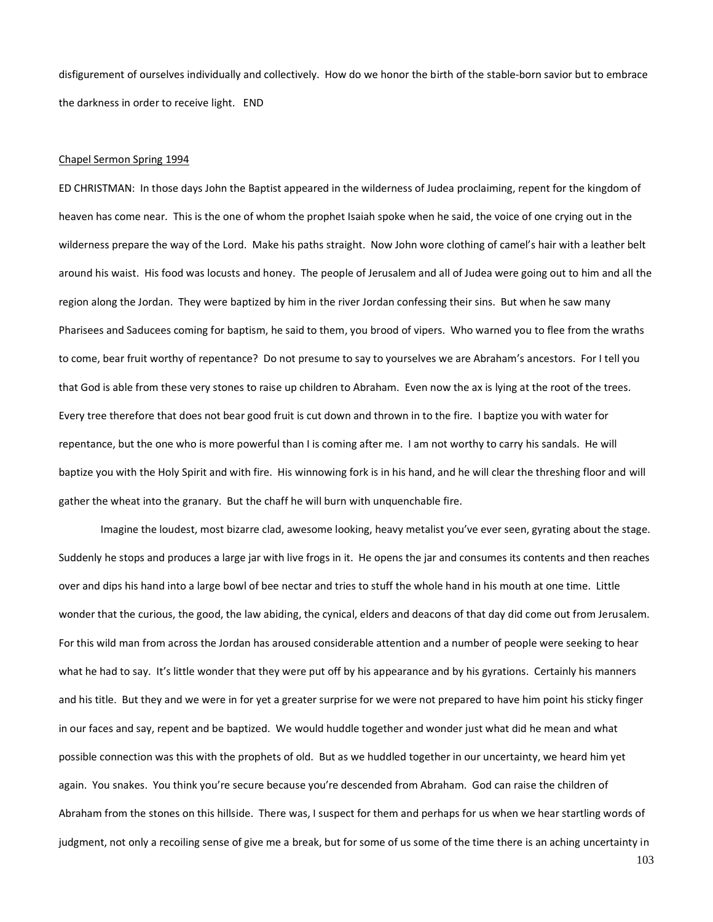disfigurement of ourselves individually and collectively. How do we honor the birth of the stable-born savior but to embrace the darkness in order to receive light. END

<u>Chapel Sermon Spring 1994</u>

ED CHRISTMAN: In those days John the Baptist appeared in the wilderness of Judea proclaiming, repent for the kingdom of heaven has come near. This is the one of whom the prophet Isaiah spoke when he said, the voice of one crying out in the wilderness prepare the way of the Lord. Make his paths straight. Now John wore clothing of camel's hair with a leather belt around his waist. His food was locusts and honey. The people of Jerusalem and all of Judea were going out to him and all the region along the Jordan. They were baptized by him in the river Jordan confessing their sins. But when he saw many Pharisees and Saducees coming for baptism, he said to them, you brood of vipers. Who warned you to flee from the wraths to come, bear fruit worthy of repentance? Do not presume to say to yourselves we are Abraham's ancestors. For I tell you that God is able from these very stones to raise up children to Abraham. Even now the ax is lying at the root of the trees. Every tree therefore that does not bear good fruit is cut down and thrown in to the fire. I baptize you with water for repentance, but the one who is more powerful than I is coming after me. I am not worthy to carry his sandals. He will baptize you with the Holy Spirit and with fire. His winnowing fork is in his hand, and he will clear the threshing floor and will gather the wheat into the granary. But the chaff he will burn with unquenchable fire.

Imagine the loudest, most bizarre clad, awesome looking, heavy metalist you've ever seen, gyrating about the stage. Suddenly he stops and produces a large jar with live frogs in it. He opens the jar and consumes its contents and then reaches over and dips his hand into a large bowl of bee nectar and tries to stuff the whole hand in his mouth at one time. Little wonder that the curious, the good, the law abiding, the cynical, elders and deacons of that day did come out from Jerusalem. For this wild man from across the Jordan has aroused considerable attention and a number of people were seeking to hear what he had to say. It's little wonder that they were put off by his appearance and by his gyrations. Certainly his manners and his title. But they and we were in for yet a greater surprise for we were not prepared to have him point his sticky finger in our faces and say, repent and be baptized. We would huddle together and wonder just what did he mean and what possible connection was this with the prophets of old. But as we huddled together in our uncertainty, we heard him yet again. You snakes. You think you're secure because you're descended from Abraham. God can raise the children of Abraham from the stones on this hillside. There was, I suspect for them and perhaps for us when we hear startling words of judgment, not only a recoiling sense of give me a break, but for some of us some of the time there is an aching uncertainty in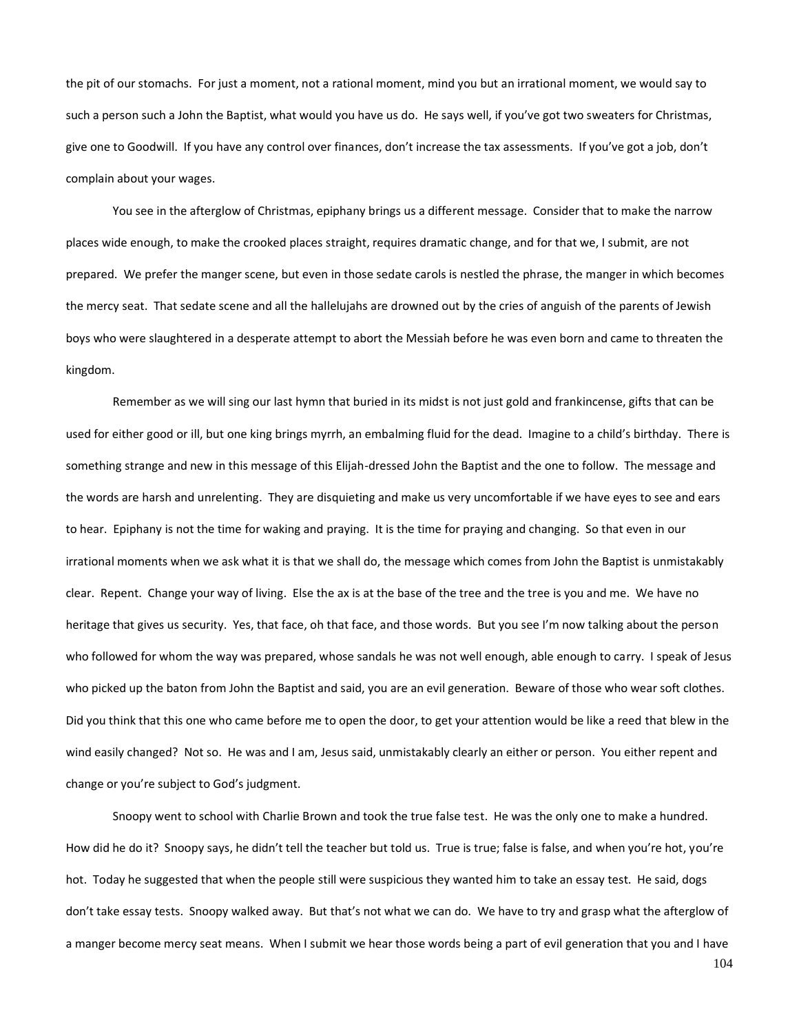the pit of our stomachs. For just a moment, not a rational moment, mind you but an irrational moment, we would say to such a person such a John the Baptist, what would you have us do. He says well, if you've got two sweaters for Christmas, give one to Goodwill. If you have any control over finances, don't increase the tax assessments. If you've got a job, don't complain about your wages.

You see in the afterglow of Christmas, epiphany brings us a different message. Consider that to make the narrow places wide enough, to make the crooked places straight, requires dramatic change, and for that we, I submit, are not prepared. We prefer the manger scene, but even in those sedate carols is nestled the phrase, the manger in which becomes the mercy seat. That sedate scene and all the hallelujahs are drowned out by the cries of anguish of the parents of Jewish boys who were slaughtered in a desperate attempt to abort the Messiah before he was even born and came to threaten the kingdom.

Remember as we will sing our last hymn that buried in its midst is not just gold and frankincense, gifts that can be used for either good or ill, but one king brings myrrh, an embalming fluid for the dead. Imagine to a child's birthday. There is something strange and new in this message of this Elijah-dressed John the Baptist and the one to follow. The message and the words are harsh and unrelenting. They are disquieting and make us very uncomfortable if we have eyes to see and ears to hear. Epiphany is not the time for waking and praying. It is the time for praying and changing. So that even in our irrational moments when we ask what it is that we shall do, the message which comes from John the Baptist is unmistakably clear. Repent. Change your way of living. Else the ax is at the base of the tree and the tree is you and me. We have no heritage that gives us security. Yes, that face, oh that face, and those words. But you see I'm now talking about the person who followed for whom the way was prepared, whose sandals he was not well enough, able enough to carry. I speak of Jesus who picked up the baton from John the Baptist and said, you are an evil generation. Beware of those who wear soft clothes. Did you think that this one who came before me to open the door, to get your attention would be like a reed that blew in the wind easily changed? Not so. He was and I am, Jesus said, unmistakably clearly an either or person. You either repent and change or you're subject to God's judgment.

Snoopy went to school with Charlie Brown and took the true false test. He was the only one to make a hundred. How did he do it? Snoopy says, he didn't tell the teacher but told us. True is true; false is false, and when you're hot, you're hot. Today he suggested that when the people still were suspicious they wanted him to take an essay test. He said, dogs don't take essay tests. Snoopy walked away. But that's not what we can do. We have to try and grasp what the afterglow of a manger become mercy seat means. When I submit we hear those words being a part of evil generation that you and I have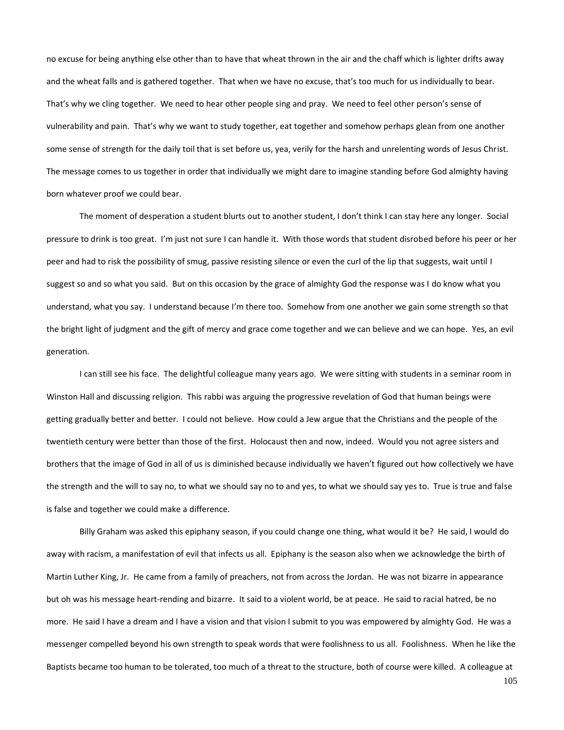no excuse for being anything else other than to have that wheat thrown in the air and the chaff which is lighter drifts away and the wheat falls and is gathered together. That when we have no excuse, that's too much for us individually to bear. That's why we cling together. We need to hear other people sing and pray. We need to feel other person's sense of vulnerability and pain. That's why we want to study together, eat together and somehow perhaps glean from one another some sense of strength for the daily toil that is set before us, yea, verily for the harsh and unrelenting words of Jesus Christ. The message comes to us together in order that individually we might dare to imagine standing before God almighty having born whatever proof we could bear.

The moment of desperation a student blurts out to another student, I don't think I can stay here any longer. Social pressure to drink is too great. I'm just not sure I can handle it. With those words that student disrobed before his peer or her peer and had to risk the possibility of smug, passive resisting silence or even the curl of the lip that suggests, wait until I suggest so and so what you said. But on this occasion by the grace of almighty God the response was I do know what you understand, what you say. I understand because I'm there too. Somehow from one another we gain some strength so that the bright light of judgment and the gift of mercy and grace come together and we can believe and we can hope. Yes, an evil generation.

I can still see his face. The delightful colleague many years ago. We were sitting with students in a seminar room in Winston Hall and discussing religion. This rabbi was arguing the progressive revelation of God that human beings were getting gradually better and better. I could not believe. How could a Jew argue that the Christians and the people of the twentieth century were better than those of the first. Holocaust then and now, indeed. Would you not agree sisters and brothers that the image of God in all of us is diminished because individually we haven't figured out how collectively we have the strength and the will to say no, to what we should say no to and yes, to what we should say yes to. True is true and false is false and together we could make a difference.

Billy Graham was asked this epiphany season, if you could change one thing, what would it be? He said, I would do away with racism, a manifestation of evil that infects us all. Epiphany is the season also when we acknowledge the birth of Martin Luther King, Jr. He came from a family of preachers, not from across the Jordan. He was not bizarre in appearance but oh was his message heart-rending and bizarre. It said to a violent world, be at peace. He said to racial hatred, be no more. He said I have a dream and I have a vision and that vision I submit to you was empowered by almighty God. He was a messenger compelled beyond his own strength to speak words that were foolishness to us all. Foolishness. When he like the Baptists became too human to be tolerated, too much of a threat to the structure, both of course were killed. A colleague at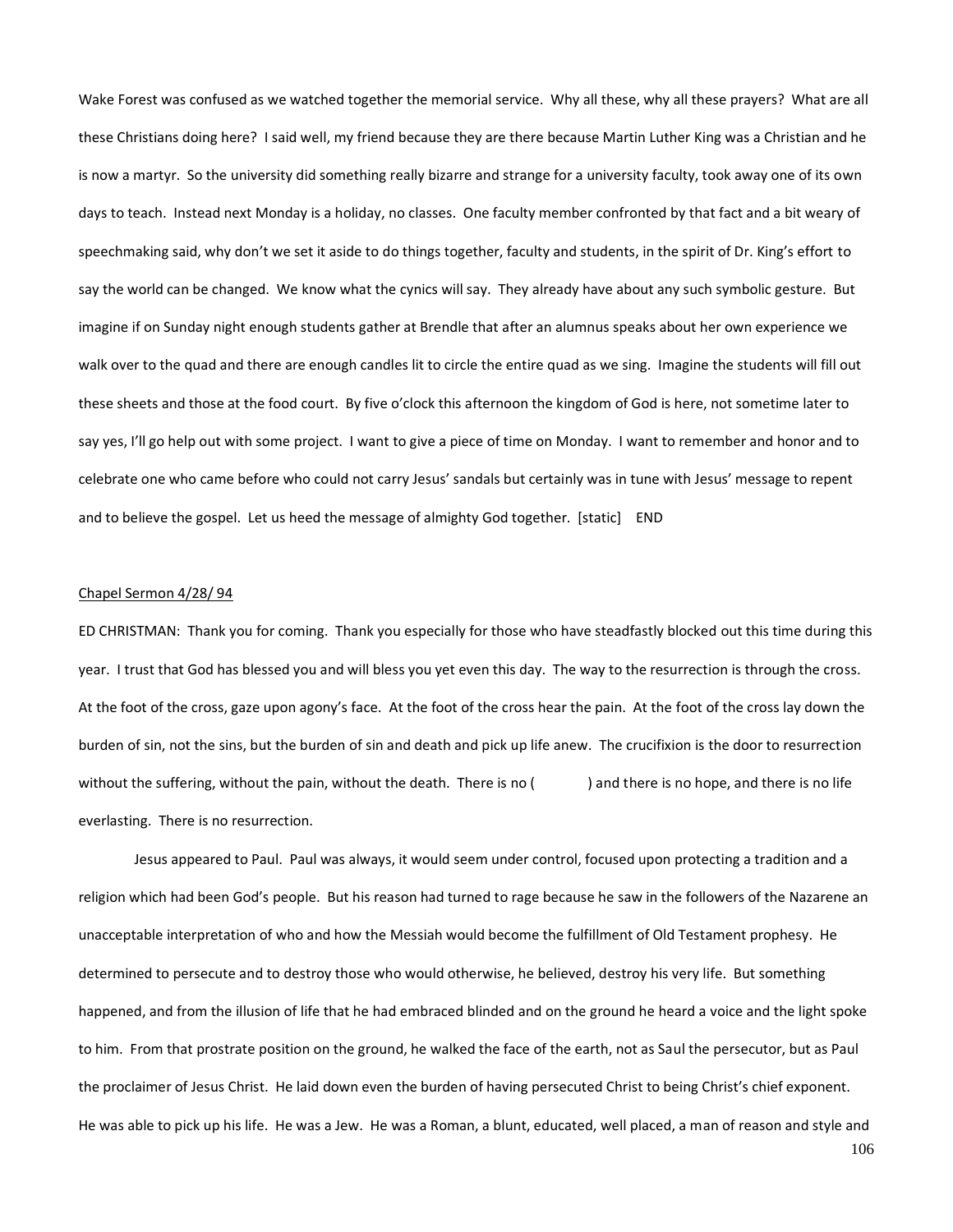Wake Forest was confused as we watched together the memorial service. Why all these, why all these prayers? What are all these Christians doing here? I said well, my friend because they are there because Martin Luther King was a Christian and he is now a martyr. So the university did something really bizarre and strange for a university faculty, took away one of its own days to teach. Instead next Monday is a holiday, no classes. One faculty member confronted by that fact and a bit weary of speechmaking said, why don't we set it aside to do things together, faculty and students, in the spirit of Dr. King's effort to say the world can be changed. We know what the cynics will say. They already have about any such symbolic gesture. But imagine if on Sunday night enough students gather at Brendle that after an alumnus speaks about her own experience we walk over to the quad and there are enough candles lit to circle the entire quad as we sing. Imagine the students will fill out these sheets and those at the food court. By five o'clock this afternoon the kingdom of God is here, not sometime later to say yes, I'll go help out with some project. I want to give a piece of time on Monday. I want to remember and honor and to celebrate one who came before who could not carry Jesus' sandals but certainly was in tune with Jesus' message to repent and to believe the gospel. Let us heed the message of almighty God together. [static] END

Chapel Sermon 4/28/ 94

ED CHRISTMAN: Thank you for coming. Thank you especially for those who have steadfastly blocked out this time during this year. I trust that God has blessed you and will bless you yet even this day. The way to the resurrection is through the cross. At the foot of the cross, gaze upon agony's face. At the foot of the cross hear the pain. At the foot of the cross lay down the burden of sin, not the sins, but the burden of sin and death and pick up life anew. The crucifixion is the door to resurrection without the suffering, without the pain, without the death. There is no (            ) and there is no hope, and there is no life everlasting. There is no resurrection.

Jesus appeared to Paul. Paul was always, it would seem under control, focused upon protecting a tradition and a religion which had been God's people. But his reason had turned to rage because he saw in the followers of the Nazarene an unacceptable interpretation of who and how the Messiah would become the fulfillment of Old Testament prophesy. He determined to persecute and to destroy those who would otherwise, he believed, destroy his very life. But something happened, and from the illusion of life that he had embraced blinded and on the ground he heard a voice and the light spoke to him. From that prostrate position on the ground, he walked the face of the earth, not as Saul the persecutor, but as Paul the proclaimer of Jesus Christ. He laid down even the burden of having persecuted Christ to being Christ's chief exponent. He was able to pick up his life. He was a Jew. He was a Roman, a blunt, educated, well placed, a man of reason and style and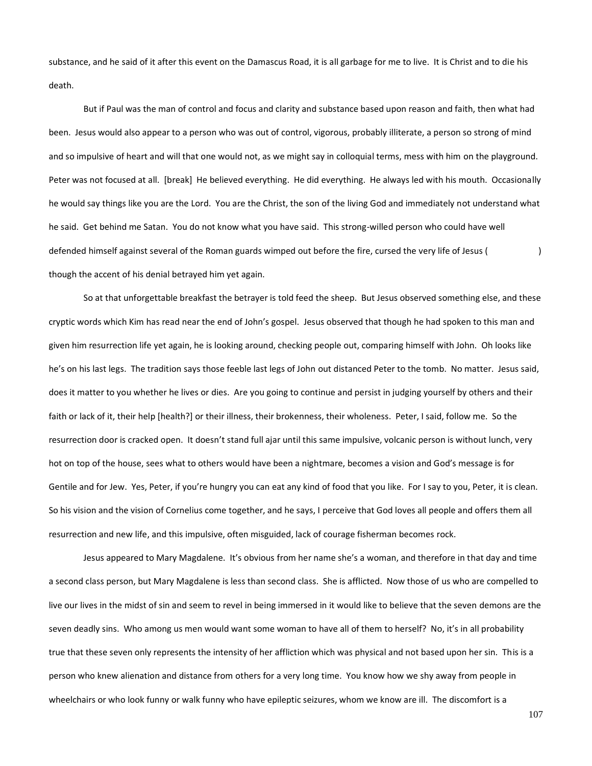substance, and he said of it after this event on the Damascus Road, it is all garbage for me to live. It is Christ and to die his death.

But if Paul was the man of control and focus and clarity and substance based upon reason and faith, then what had been. Jesus would also appear to a person who was out of control, vigorous, probably illiterate, a person so strong of mind and so impulsive of heart and will that one would not, as we might say in colloquial terms, mess with him on the playground. Peter was not focused at all. [break] He believed everything. He did everything. He always led with his mouth. Occasionally he would say things like you are the Lord. You are the Christ, the son of the living God and immediately not understand what he said. Get behind me Satan. You do not know what you have said. This strong-willed person who could have well defended himself against several of the Roman guards wimped out before the fire, cursed the very life of Jesus (                    ) though the accent of his denial betrayed him yet again.

So at that unforgettable breakfast the betrayer is told feed the sheep. But Jesus observed something else, and these cryptic words which Kim has read near the end of John's gospel. Jesus observed that though he had spoken to this man and given him resurrection life yet again, he is looking around, checking people out, comparing himself with John. Oh looks like he's on his last legs. The tradition says those feeble last legs of John out distanced Peter to the tomb. No matter. Jesus said, does it matter to you whether he lives or dies. Are you going to continue and persist in judging yourself by others and their faith or lack of it, their help [health?] or their illness, their brokenness, their wholeness. Peter, I said, follow me. So the resurrection door is cracked open. It doesn't stand full ajar until this same impulsive, volcanic person is without lunch, very hot on top of the house, sees what to others would have been a nightmare, becomes a vision and God's message is for Gentile and for Jew. Yes, Peter, if you're hungry you can eat any kind of food that you like. For I say to you, Peter, it is clean. So his vision and the vision of Cornelius come together, and he says, I perceive that God loves all people and offers them all resurrection and new life, and this impulsive, often misguided, lack of courage fisherman becomes rock.

Jesus appeared to Mary Magdalene. It's obvious from her name she's a woman, and therefore in that day and time a second class person, but Mary Magdalene is less than second class. She is afflicted. Now those of us who are compelled to live our lives in the midst of sin and seem to revel in being immersed in it would like to believe that the seven demons are the seven deadly sins. Who among us men would want some woman to have all of them to herself? No, it's in all probability true that these seven only represents the intensity of her affliction which was physical and not based upon her sin. This is a person who knew alienation and distance from others for a very long time. You know how we shy away from people in wheelchairs or who look funny or walk funny who have epileptic seizures, whom we know are ill. The discomfort is a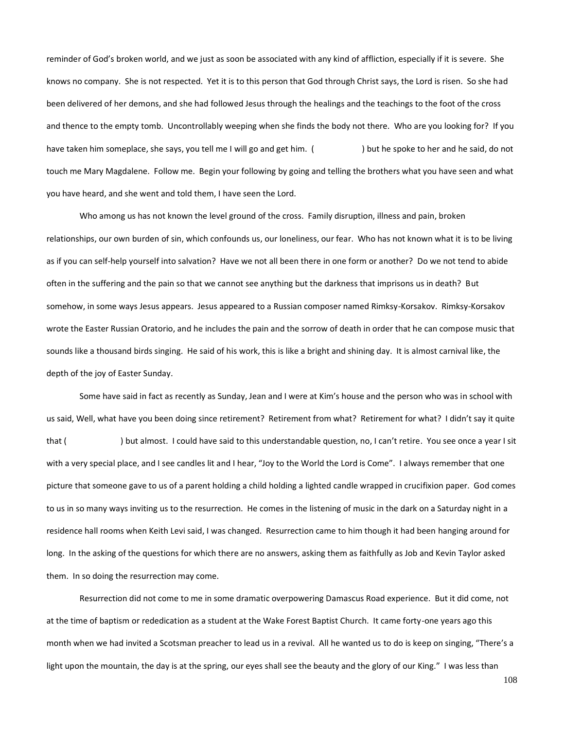reminder of God's broken world, and we just as soon be associated with any kind of affliction, especially if it is severe. She knows no company. She is not respected. Yet it is to this person that God through Christ says, the Lord is risen. So she had been delivered of her demons, and she had followed Jesus through the healings and the teachings to the foot of the cross and thence to the empty tomb. Uncontrollably weeping when she finds the body not there. Who are you looking for? If you have taken him someplace, she says, you tell me I will go and get him. (                ) but he spoke to her and he said, do not touch me Mary Magdalene. Follow me. Begin your following by going and telling the brothers what you have seen and what you have heard, and she went and told them, I have seen the Lord.

Who among us has not known the level ground of the cross. Family disruption, illness and pain, broken relationships, our own burden of sin, which confounds us, our loneliness, our fear. Who has not known what it is to be living as if you can self-help yourself into salvation? Have we not all been there in one form or another? Do we not tend to abide often in the suffering and the pain so that we cannot see anything but the darkness that imprisons us in death? But somehow, in some ways Jesus appears. Jesus appeared to a Russian composer named Rimksy-Korsakov. Rimksy-Korsakov wrote the Easter Russian Oratorio, and he includes the pain and the sorrow of death in order that he can compose music that sounds like a thousand birds singing. He said of his work, this is like a bright and shining day. It is almost carnival like, the depth of the joy of Easter Sunday.

Some have said in fact as recently as Sunday, Jean and I were at Kim's house and the person who was in school with us said, Well, what have you been doing since retirement? Retirement from what? Retirement for what? I didn't say it quite that (                ) but almost. I could have said to this understandable question, no, I can't retire. You see once a year I sit with a very special place, and I see candles lit and I hear, "Joy to the World the Lord is Come". I always remember that one picture that someone gave to us of a parent holding a child holding a lighted candle wrapped in crucifixion paper. God comes to us in so many ways inviting us to the resurrection. He comes in the listening of music in the dark on a Saturday night in a residence hall rooms when Keith Levi said, I was changed. Resurrection came to him though it had been hanging around for long. In the asking of the questions for which there are no answers, asking them as faithfully as Job and Kevin Taylor asked them. In so doing the resurrection may come.

Resurrection did not come to me in some dramatic overpowering Damascus Road experience. But it did come, not at the time of baptism or rededication as a student at the Wake Forest Baptist Church. It came forty-one years ago this month when we had invited a Scotsman preacher to lead us in a revival. All he wanted us to do is keep on singing, "There's a light upon the mountain, the day is at the spring, our eyes shall see the beauty and the glory of our King." I was less than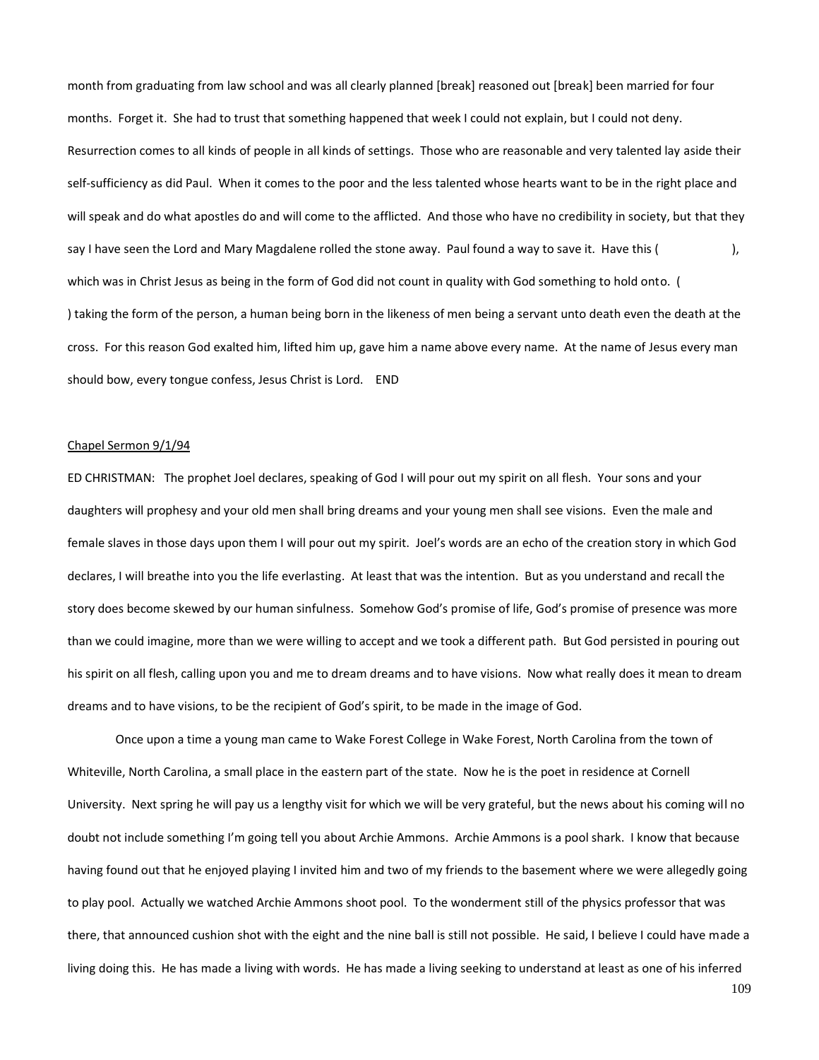month from graduating from law school and was all clearly planned [break] reasoned out [break] been married for four months. Forget it. She had to trust that something happened that week I could not explain, but I could not deny. Resurrection comes to all kinds of people in all kinds of settings. Those who are reasonable and very talented lay aside their self-sufficiency as did Paul. When it comes to the poor and the less talented whose hearts want to be in the right place and will speak and do what apostles do and will come to the afflicted. And those who have no credibility in society, but that they say I have seen the Lord and Mary Magdalene rolled the stone away. Paul found a way to save it. Have this ( ), which was in Christ Jesus as being in the form of God did not count in quality with God something to hold onto. ( ) taking the form of the person, a human being born in the likeness of men being a servant unto death even the death at the cross. For this reason God exalted him, lifted him up, gave him a name above every name. At the name of Jesus every man should bow, every tongue confess, Jesus Christ is Lord. END

<u>Chapel Sermon 9/1/94</u>

ED CHRISTMAN: The prophet Joel declares, speaking of God I will pour out my spirit on all flesh. Your sons and your daughters will prophesy and your old men shall bring dreams and your young men shall see visions. Even the male and female slaves in those days upon them I will pour out my spirit. Joel's words are an echo of the creation story in which God declares, I will breathe into you the life everlasting. At least that was the intention. But as you understand and recall the story does become skewed by our human sinfulness. Somehow God's promise of life, God's promise of presence was more than we could imagine, more than we were willing to accept and we took a different path. But God persisted in pouring out his spirit on all flesh, calling upon you and me to dream dreams and to have visions. Now what really does it mean to dream dreams and to have visions, to be the recipient of God's spirit, to be made in the image of God.

Once upon a time a young man came to Wake Forest College in Wake Forest, North Carolina from the town of Whiteville, North Carolina, a small place in the eastern part of the state. Now he is the poet in residence at Cornell University. Next spring he will pay us a lengthy visit for which we will be very grateful, but the news about his coming will no doubt not include something I'm going tell you about Archie Ammons. Archie Ammons is a pool shark. I know that because having found out that he enjoyed playing I invited him and two of my friends to the basement where we were allegedly going to play pool. Actually we watched Archie Ammons shoot pool. To the wonderment still of the physics professor that was there, that announced cushion shot with the eight and the nine ball is still not possible. He said, I believe I could have made a living doing this. He has made a living with words. He has made a living seeking to understand at least as one of his inferred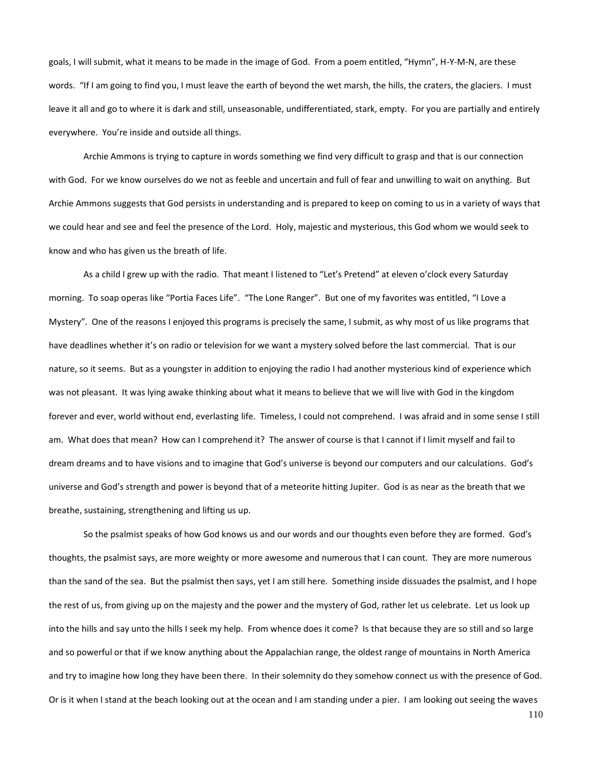goals, I will submit, what it means to be made in the image of God. From a poem entitled, "Hymn", H-Y-M-N, are these words. "If I am going to find you, I must leave the earth of beyond the wet marsh, the hills, the craters, the glaciers. I must leave it all and go to where it is dark and still, unseasonable, undifferentiated, stark, empty. For you are partially and entirely everywhere. You're inside and outside all things.

Archie Ammons is trying to capture in words something we find very difficult to grasp and that is our connection with God. For we know ourselves do we not as feeble and uncertain and full of fear and unwilling to wait on anything. But Archie Ammons suggests that God persists in understanding and is prepared to keep on coming to us in a variety of ways that we could hear and see and feel the presence of the Lord. Holy, majestic and mysterious, this God whom we would seek to know and who has given us the breath of life.

As a child I grew up with the radio. That meant I listened to "Let's Pretend" at eleven o'clock every Saturday morning. To soap operas like "Portia Faces Life". "The Lone Ranger". But one of my favorites was entitled, "I Love a Mystery". One of the reasons I enjoyed this programs is precisely the same, I submit, as why most of us like programs that have deadlines whether it's on radio or television for we want a mystery solved before the last commercial. That is our nature, so it seems. But as a youngster in addition to enjoying the radio I had another mysterious kind of experience which was not pleasant. It was lying awake thinking about what it means to believe that we will live with God in the kingdom forever and ever, world without end, everlasting life. Timeless, I could not comprehend. I was afraid and in some sense I still am. What does that mean? How can I comprehend it? The answer of course is that I cannot if I limit myself and fail to dream dreams and to have visions and to imagine that God's universe is beyond our computers and our calculations. God's universe and God's strength and power is beyond that of a meteorite hitting Jupiter. God is as near as the breath that we breathe, sustaining, strengthening and lifting us up.

So the psalmist speaks of how God knows us and our words and our thoughts even before they are formed. God's thoughts, the psalmist says, are more weighty or more awesome and numerous that I can count. They are more numerous than the sand of the sea. But the psalmist then says, yet I am still here. Something inside dissuades the psalmist, and I hope the rest of us, from giving up on the majesty and the power and the mystery of God, rather let us celebrate. Let us look up into the hills and say unto the hills I seek my help. From whence does it come? Is that because they are so still and so large and so powerful or that if we know anything about the Appalachian range, the oldest range of mountains in North America and try to imagine how long they have been there. In their solemnity do they somehow connect us with the presence of God. Or is it when I stand at the beach looking out at the ocean and I am standing under a pier. I am looking out seeing the waves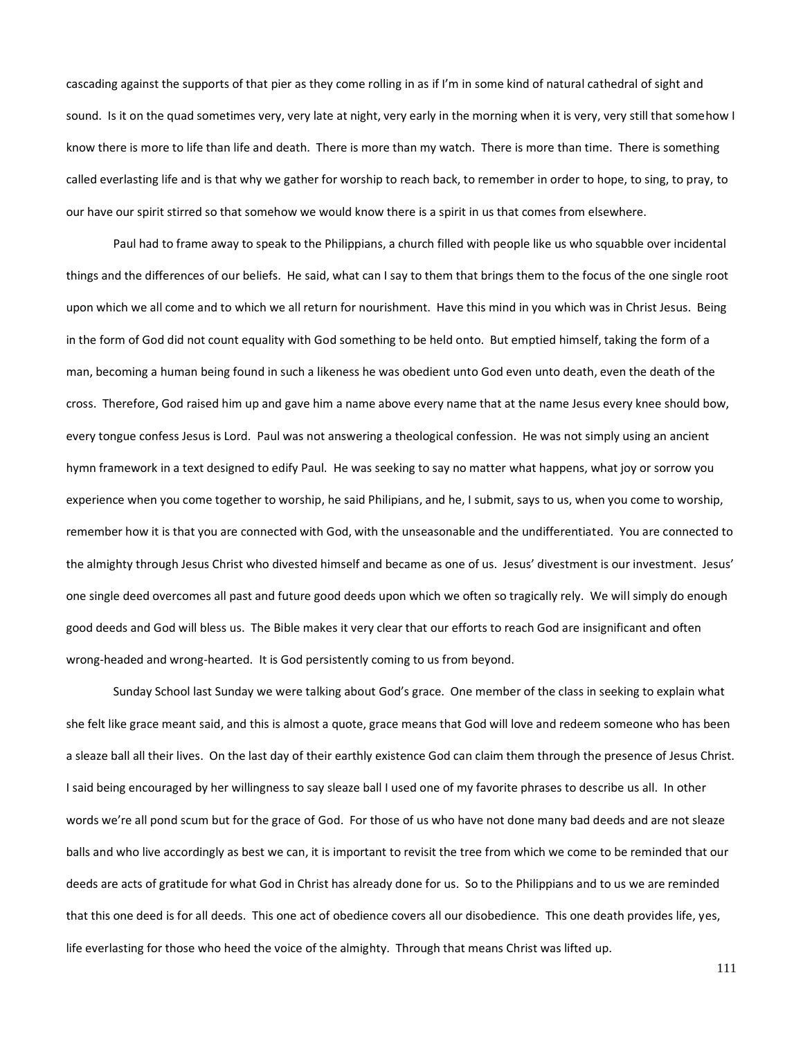cascading against the supports of that pier as they come rolling in as if I'm in some kind of natural cathedral of sight and sound. Is it on the quad sometimes very, very late at night, very early in the morning when it is very, very still that somehow I know there is more to life than life and death. There is more than my watch. There is more than time. There is something called everlasting life and is that why we gather for worship to reach back, to remember in order to hope, to sing, to pray, to our have our spirit stirred so that somehow we would know there is a spirit in us that comes from elsewhere.

Paul had to frame away to speak to the Philippians, a church filled with people like us who squabble over incidental things and the differences of our beliefs. He said, what can I say to them that brings them to the focus of the one single root upon which we all come and to which we all return for nourishment. Have this mind in you which was in Christ Jesus. Being in the form of God did not count equality with God something to be held onto. But emptied himself, taking the form of a man, becoming a human being found in such a likeness he was obedient unto God even unto death, even the death of the cross. Therefore, God raised him up and gave him a name above every name that at the name Jesus every knee should bow, every tongue confess Jesus is Lord. Paul was not answering a theological confession. He was not simply using an ancient hymn framework in a text designed to edify Paul. He was seeking to say no matter what happens, what joy or sorrow you experience when you come together to worship, he said Philipians, and he, I submit, says to us, when you come to worship, remember how it is that you are connected with God, with the unseasonable and the undifferentiated. You are connected to the almighty through Jesus Christ who divested himself and became as one of us. Jesus' divestment is our investment. Jesus' one single deed overcomes all past and future good deeds upon which we often so tragically rely. We will simply do enough good deeds and God will bless us. The Bible makes it very clear that our efforts to reach God are insignificant and often wrong-headed and wrong-hearted. It is God persistently coming to us from beyond.

Sunday School last Sunday we were talking about God's grace. One member of the class in seeking to explain what she felt like grace meant said, and this is almost a quote, grace means that God will love and redeem someone who has been a sleaze ball all their lives. On the last day of their earthly existence God can claim them through the presence of Jesus Christ. I said being encouraged by her willingness to say sleaze ball I used one of my favorite phrases to describe us all. In other words we're all pond scum but for the grace of God. For those of us who have not done many bad deeds and are not sleaze balls and who live accordingly as best we can, it is important to revisit the tree from which we come to be reminded that our deeds are acts of gratitude for what God in Christ has already done for us. So to the Philippians and to us we are reminded that this one deed is for all deeds. This one act of obedience covers all our disobedience. This one death provides life, yes, life everlasting for those who heed the voice of the almighty. Through that means Christ was lifted up.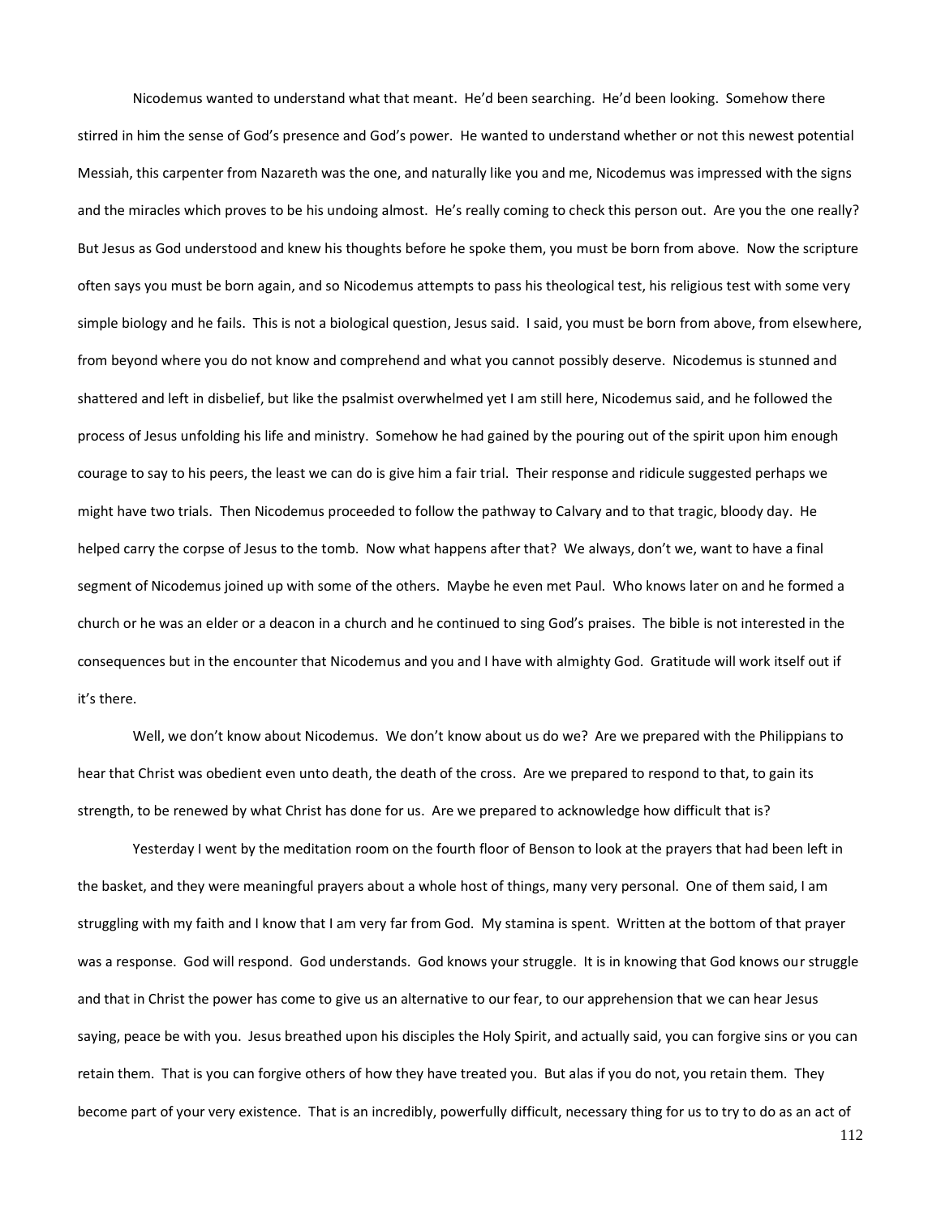Nicodemus wanted to understand what that meant. He'd been searching. He'd been looking. Somehow there stirred in him the sense of God's presence and God's power. He wanted to understand whether or not this newest potential Messiah, this carpenter from Nazareth was the one, and naturally like you and me, Nicodemus was impressed with the signs and the miracles which proves to be his undoing almost. He's really coming to check this person out. Are you the one really? But Jesus as God understood and knew his thoughts before he spoke them, you must be born from above. Now the scripture often says you must be born again, and so Nicodemus attempts to pass his theological test, his religious test with some very simple biology and he fails. This is not a biological question, Jesus said. I said, you must be born from above, from elsewhere, from beyond where you do not know and comprehend and what you cannot possibly deserve. Nicodemus is stunned and shattered and left in disbelief, but like the psalmist overwhelmed yet I am still here, Nicodemus said, and he followed the process of Jesus unfolding his life and ministry. Somehow he had gained by the pouring out of the spirit upon him enough courage to say to his peers, the least we can do is give him a fair trial. Their response and ridicule suggested perhaps we might have two trials. Then Nicodemus proceeded to follow the pathway to Calvary and to that tragic, bloody day. He helped carry the corpse of Jesus to the tomb. Now what happens after that? We always, don't we, want to have a final segment of Nicodemus joined up with some of the others. Maybe he even met Paul. Who knows later on and he formed a church or he was an elder or a deacon in a church and he continued to sing God's praises. The bible is not interested in the consequences but in the encounter that Nicodemus and you and I have with almighty God. Gratitude will work itself out if it's there.

Well, we don't know about Nicodemus. We don't know about us do we? Are we prepared with the Philippians to hear that Christ was obedient even unto death, the death of the cross. Are we prepared to respond to that, to gain its strength, to be renewed by what Christ has done for us. Are we prepared to acknowledge how difficult that is?

Yesterday I went by the meditation room on the fourth floor of Benson to look at the prayers that had been left in the basket, and they were meaningful prayers about a whole host of things, many very personal. One of them said, I am struggling with my faith and I know that I am very far from God. My stamina is spent. Written at the bottom of that prayer was a response. God will respond. God understands. God knows your struggle. It is in knowing that God knows our struggle and that in Christ the power has come to give us an alternative to our fear, to our apprehension that we can hear Jesus saying, peace be with you. Jesus breathed upon his disciples the Holy Spirit, and actually said, you can forgive sins or you can retain them. That is you can forgive others of how they have treated you. But alas if you do not, you retain them. They become part of your very existence. That is an incredibly, powerfully difficult, necessary thing for us to try to do as an act of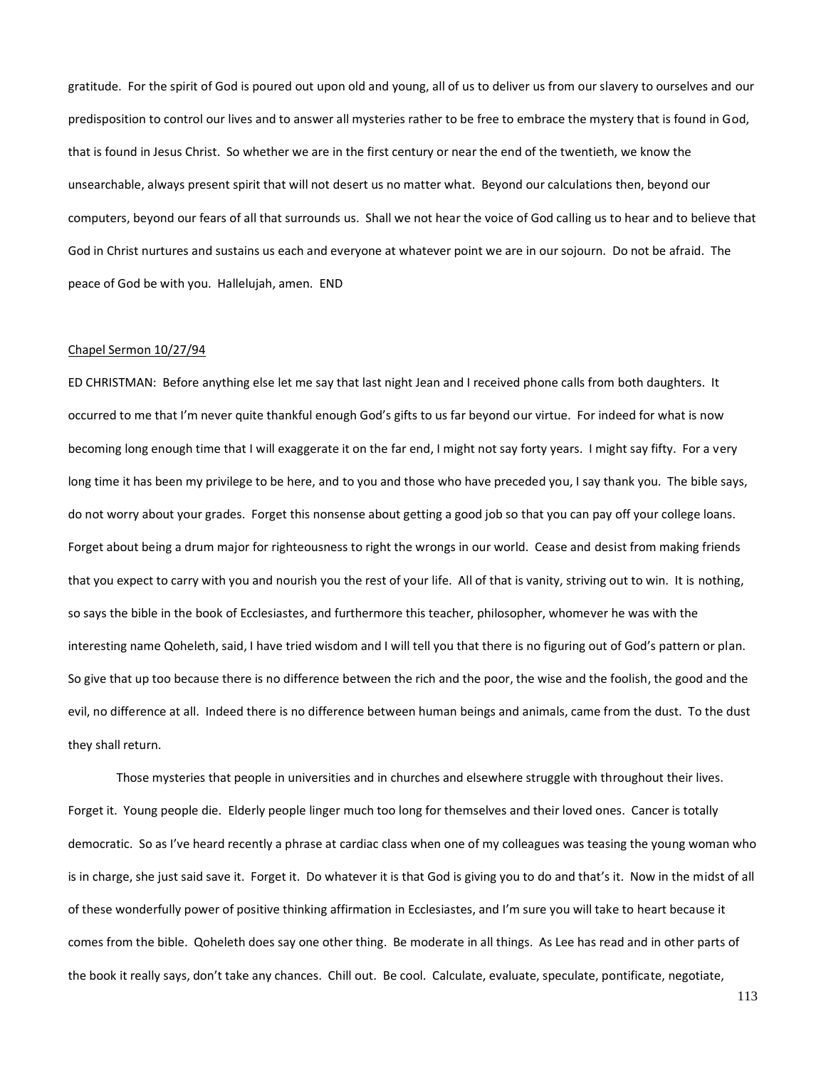gratitude. For the spirit of God is poured out upon old and young, all of us to deliver us from our slavery to ourselves and our predisposition to control our lives and to answer all mysteries rather to be free to embrace the mystery that is found in God, that is found in Jesus Christ. So whether we are in the first century or near the end of the twentieth, we know the unsearchable, always present spirit that will not desert us no matter what. Beyond our calculations then, beyond our computers, beyond our fears of all that surrounds us. Shall we not hear the voice of God calling us to hear and to believe that God in Christ nurtures and sustains us each and everyone at whatever point we are in our sojourn. Do not be afraid. The peace of God be with you. Hallelujah, amen. END

<u>Chapel Sermon 10/27/94</u>

ED CHRISTMAN: Before anything else let me say that last night Jean and I received phone calls from both daughters. It occurred to me that I'm never quite thankful enough God's gifts to us far beyond our virtue. For indeed for what is now becoming long enough time that I will exaggerate it on the far end, I might not say forty years. I might say fifty. For a very long time it has been my privilege to be here, and to you and those who have preceded you, I say thank you. The bible says, do not worry about your grades. Forget this nonsense about getting a good job so that you can pay off your college loans. Forget about being a drum major for righteousness to right the wrongs in our world. Cease and desist from making friends that you expect to carry with you and nourish you the rest of your life. All of that is vanity, striving out to win. It is nothing, so says the bible in the book of Ecclesiastes, and furthermore this teacher, philosopher, whomever he was with the interesting name Qoheleth, said, I have tried wisdom and I will tell you that there is no figuring out of God's pattern or plan. So give that up too because there is no difference between the rich and the poor, the wise and the foolish, the good and the evil, no difference at all. Indeed there is no difference between human beings and animals, came from the dust. To the dust they shall return.

Those mysteries that people in universities and in churches and elsewhere struggle with throughout their lives. Forget it. Young people die. Elderly people linger much too long for themselves and their loved ones. Cancer is totally democratic. So as I've heard recently a phrase at cardiac class when one of my colleagues was teasing the young woman who is in charge, she just said save it. Forget it. Do whatever it is that God is giving you to do and that's it. Now in the midst of all of these wonderfully power of positive thinking affirmation in Ecclesiastes, and I'm sure you will take to heart because it comes from the bible. Qoheleth does say one other thing. Be moderate in all things. As Lee has read and in other parts of the book it really says, don't take any chances. Chill out. Be cool. Calculate, evaluate, speculate, pontificate, negotiate,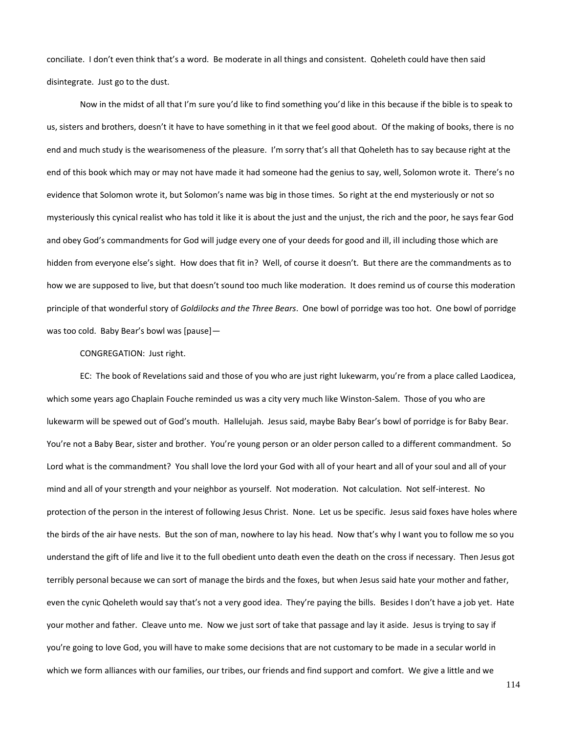conciliate. I don't even think that's a word. Be moderate in all things and consistent. Qoheleth could have then said disintegrate. Just go to the dust.

Now in the midst of all that I'm sure you'd like to find something you'd like in this because if the bible is to speak to us, sisters and brothers, doesn't it have to have something in it that we feel good about. Of the making of books, there is no end and much study is the wearisomeness of the pleasure. I'm sorry that's all that Qoheleth has to say because right at the end of this book which may or may not have made it had someone had the genius to say, well, Solomon wrote it. There's no evidence that Solomon wrote it, but Solomon's name was big in those times. So right at the end mysteriously or not so mysteriously this cynical realist who has told it like it is about the just and the unjust, the rich and the poor, he says fear God and obey God's commandments for God will judge every one of your deeds for good and ill, ill including those which are hidden from everyone else's sight. How does that fit in? Well, of course it doesn't. But there are the commandments as to how we are supposed to live, but that doesn't sound too much like moderation. It does remind us of course this moderation principle of that wonderful story of *Goldilocks and the Three Bears*. One bowl of porridge was too hot. One bowl of porridge was too cold. Baby Bear's bowl was [pause]—

CONGREGATION: Just right.

EC: The book of Revelations said and those of you who are just right lukewarm, you're from a place called Laodicea, which some years ago Chaplain Fouche reminded us was a city very much like Winston-Salem. Those of you who are lukewarm will be spewed out of God's mouth. Hallelujah. Jesus said, maybe Baby Bear's bowl of porridge is for Baby Bear. You're not a Baby Bear, sister and brother. You're young person or an older person called to a different commandment. So Lord what is the commandment? You shall love the lord your God with all of your heart and all of your soul and all of your mind and all of your strength and your neighbor as yourself. Not moderation. Not calculation. Not self-interest. No protection of the person in the interest of following Jesus Christ. None. Let us be specific. Jesus said foxes have holes where the birds of the air have nests. But the son of man, nowhere to lay his head. Now that's why I want you to follow me so you understand the gift of life and live it to the full obedient unto death even the death on the cross if necessary. Then Jesus got terribly personal because we can sort of manage the birds and the foxes, but when Jesus said hate your mother and father, even the cynic Qoheleth would say that's not a very good idea. They're paying the bills. Besides I don't have a job yet. Hate your mother and father. Cleave unto me. Now we just sort of take that passage and lay it aside. Jesus is trying to say if you're going to love God, you will have to make some decisions that are not customary to be made in a secular world in which we form alliances with our families, our tribes, our friends and find support and comfort. We give a little and we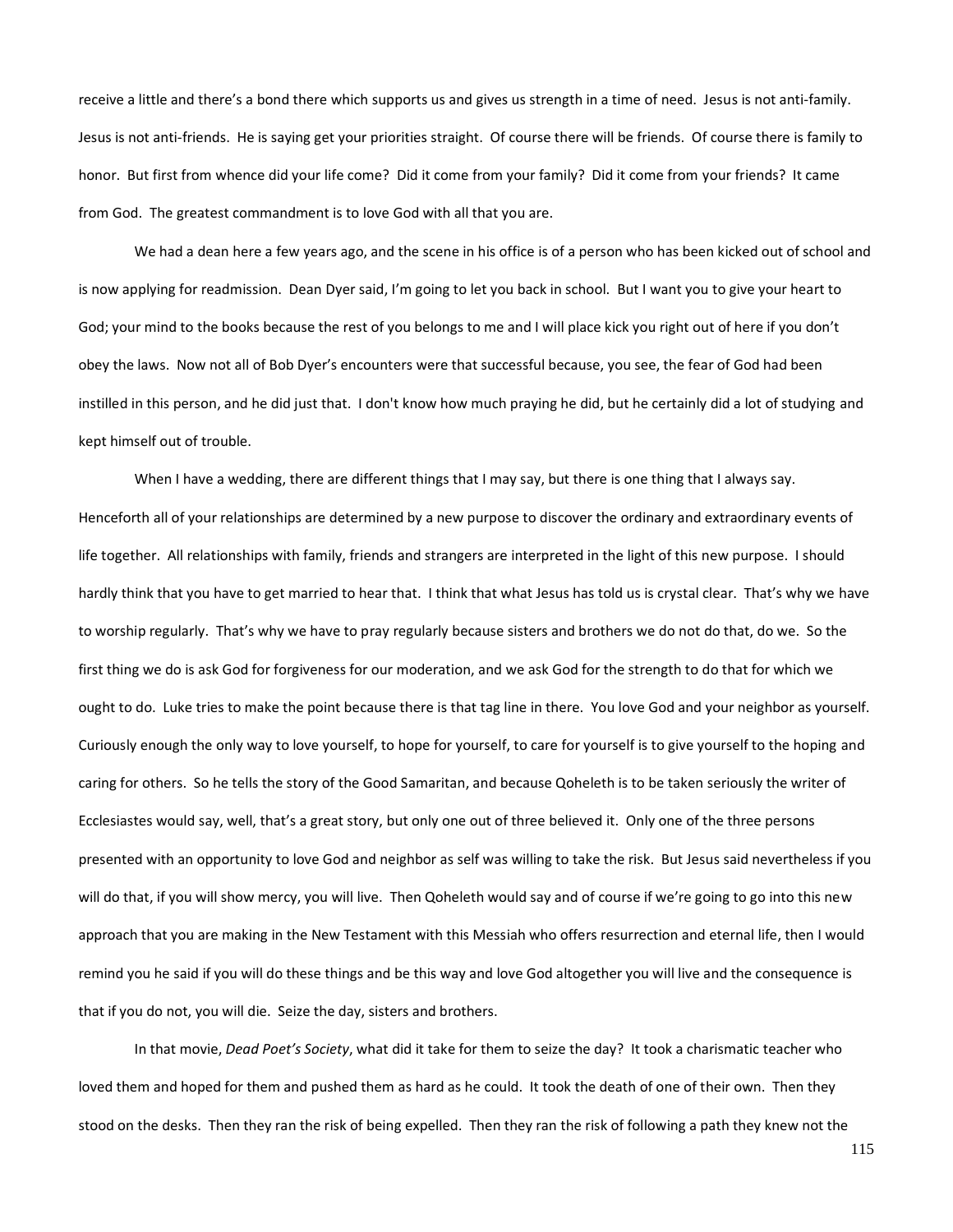receive a little and there's a bond there which supports us and gives us strength in a time of need. Jesus is not anti-family. Jesus is not anti-friends. He is saying get your priorities straight. Of course there will be friends. Of course there is family to honor. But first from whence did your life come? Did it come from your family? Did it come from your friends? It came from God. The greatest commandment is to love God with all that you are.

We had a dean here a few years ago, and the scene in his office is of a person who has been kicked out of school and is now applying for readmission. Dean Dyer said, I'm going to let you back in school. But I want you to give your heart to God; your mind to the books because the rest of you belongs to me and I will place kick you right out of here if you don't obey the laws. Now not all of Bob Dyer's encounters were that successful because, you see, the fear of God had been instilled in this person, and he did just that. I don't know how much praying he did, but he certainly did a lot of studying and kept himself out of trouble.

When I have a wedding, there are different things that I may say, but there is one thing that I always say. Henceforth all of your relationships are determined by a new purpose to discover the ordinary and extraordinary events of life together. All relationships with family, friends and strangers are interpreted in the light of this new purpose. I should hardly think that you have to get married to hear that. I think that what Jesus has told us is crystal clear. That's why we have to worship regularly. That's why we have to pray regularly because sisters and brothers we do not do that, do we. So the first thing we do is ask God for forgiveness for our moderation, and we ask God for the strength to do that for which we ought to do. Luke tries to make the point because there is that tag line in there. You love God and your neighbor as yourself. Curiously enough the only way to love yourself, to hope for yourself, to care for yourself is to give yourself to the hoping and caring for others. So he tells the story of the Good Samaritan, and because Qoheleth is to be taken seriously the writer of Ecclesiastes would say, well, that's a great story, but only one out of three believed it. Only one of the three persons presented with an opportunity to love God and neighbor as self was willing to take the risk. But Jesus said nevertheless if you will do that, if you will show mercy, you will live. Then Qoheleth would say and of course if we're going to go into this new approach that you are making in the New Testament with this Messiah who offers resurrection and eternal life, then I would remind you he said if you will do these things and be this way and love God altogether you will live and the consequence is that if you do not, you will die. Seize the day, sisters and brothers.

In that movie, *Dead Poet's Society*, what did it take for them to seize the day? It took a charismatic teacher who loved them and hoped for them and pushed them as hard as he could. It took the death of one of their own. Then they stood on the desks. Then they ran the risk of being expelled. Then they ran the risk of following a path they knew not the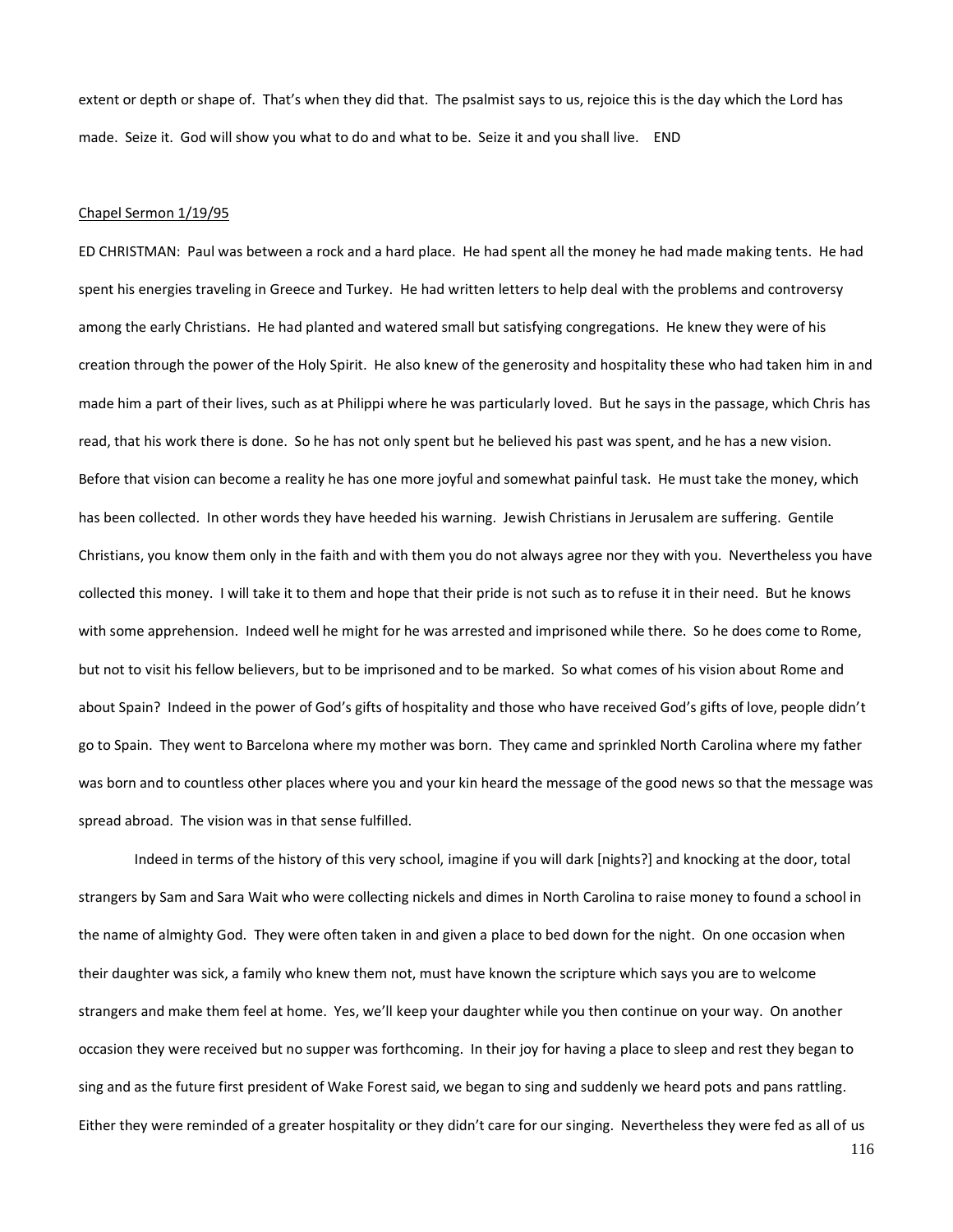extent or depth or shape of. That's when they did that. The psalmist says to us, rejoice this is the day which the Lord has made. Seize it. God will show you what to do and what to be. Seize it and you shall live. END

Chapel Sermon 1/19/95

ED CHRISTMAN: Paul was between a rock and a hard place. He had spent all the money he had made making tents. He had spent his energies traveling in Greece and Turkey. He had written letters to help deal with the problems and controversy among the early Christians. He had planted and watered small but satisfying congregations. He knew they were of his creation through the power of the Holy Spirit. He also knew of the generosity and hospitality these who had taken him in and made him a part of their lives, such as at Philippi where he was particularly loved. But he says in the passage, which Chris has read, that his work there is done. So he has not only spent but he believed his past was spent, and he has a new vision. Before that vision can become a reality he has one more joyful and somewhat painful task. He must take the money, which has been collected. In other words they have heeded his warning. Jewish Christians in Jerusalem are suffering. Gentile Christians, you know them only in the faith and with them you do not always agree nor they with you. Nevertheless you have collected this money. I will take it to them and hope that their pride is not such as to refuse it in their need. But he knows with some apprehension. Indeed well he might for he was arrested and imprisoned while there. So he does come to Rome, but not to visit his fellow believers, but to be imprisoned and to be marked. So what comes of his vision about Rome and about Spain? Indeed in the power of God's gifts of hospitality and those who have received God's gifts of love, people didn't go to Spain. They went to Barcelona where my mother was born. They came and sprinkled North Carolina where my father was born and to countless other places where you and your kin heard the message of the good news so that the message was spread abroad. The vision was in that sense fulfilled.

Indeed in terms of the history of this very school, imagine if you will dark [nights?] and knocking at the door, total strangers by Sam and Sara Wait who were collecting nickels and dimes in North Carolina to raise money to found a school in the name of almighty God. They were often taken in and given a place to bed down for the night. On one occasion when their daughter was sick, a family who knew them not, must have known the scripture which says you are to welcome strangers and make them feel at home. Yes, we'll keep your daughter while you then continue on your way. On another occasion they were received but no supper was forthcoming. In their joy for having a place to sleep and rest they began to sing and as the future first president of Wake Forest said, we began to sing and suddenly we heard pots and pans rattling. Either they were reminded of a greater hospitality or they didn't care for our singing. Nevertheless they were fed as all of us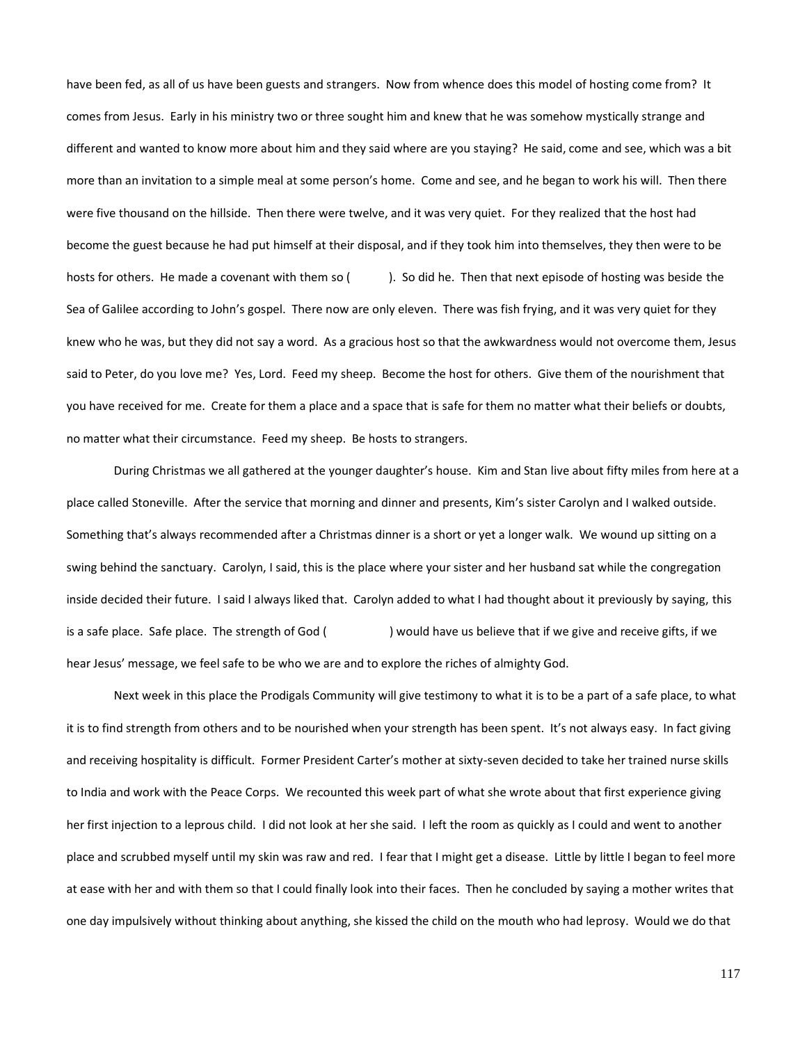have been fed, as all of us have been guests and strangers. Now from whence does this model of hosting come from? It comes from Jesus. Early in his ministry two or three sought him and knew that he was somehow mystically strange and different and wanted to know more about him and they said where are you staying? He said, come and see, which was a bit more than an invitation to a simple meal at some person's home. Come and see, and he began to work his will. Then there were five thousand on the hillside. Then there were twelve, and it was very quiet. For they realized that the host had become the guest because he had put himself at their disposal, and if they took him into themselves, they then were to be hosts for others. He made a covenant with them so ( ). So did he. Then that next episode of hosting was beside the Sea of Galilee according to John's gospel. There now are only eleven. There was fish frying, and it was very quiet for they knew who he was, but they did not say a word. As a gracious host so that the awkwardness would not overcome them, Jesus said to Peter, do you love me? Yes, Lord. Feed my sheep. Become the host for others. Give them of the nourishment that you have received for me. Create for them a place and a space that is safe for them no matter what their beliefs or doubts, no matter what their circumstance. Feed my sheep. Be hosts to strangers.

During Christmas we all gathered at the younger daughter's house. Kim and Stan live about fifty miles from here at a place called Stoneville. After the service that morning and dinner and presents, Kim's sister Carolyn and I walked outside. Something that's always recommended after a Christmas dinner is a short or yet a longer walk. We wound up sitting on a swing behind the sanctuary. Carolyn, I said, this is the place where your sister and her husband sat while the congregation inside decided their future. I said I always liked that. Carolyn added to what I had thought about it previously by saying, this is a safe place. Safe place. The strength of God ( ) would have us believe that if we give and receive gifts, if we hear Jesus' message, we feel safe to be who we are and to explore the riches of almighty God.

Next week in this place the Prodigals Community will give testimony to what it is to be a part of a safe place, to what it is to find strength from others and to be nourished when your strength has been spent. It's not always easy. In fact giving and receiving hospitality is difficult. Former President Carter's mother at sixty-seven decided to take her trained nurse skills to India and work with the Peace Corps. We recounted this week part of what she wrote about that first experience giving her first injection to a leprous child. I did not look at her she said. I left the room as quickly as I could and went to another place and scrubbed myself until my skin was raw and red. I fear that I might get a disease. Little by little I began to feel more at ease with her and with them so that I could finally look into their faces. Then he concluded by saying a mother writes that one day impulsively without thinking about anything, she kissed the child on the mouth who had leprosy. Would we do that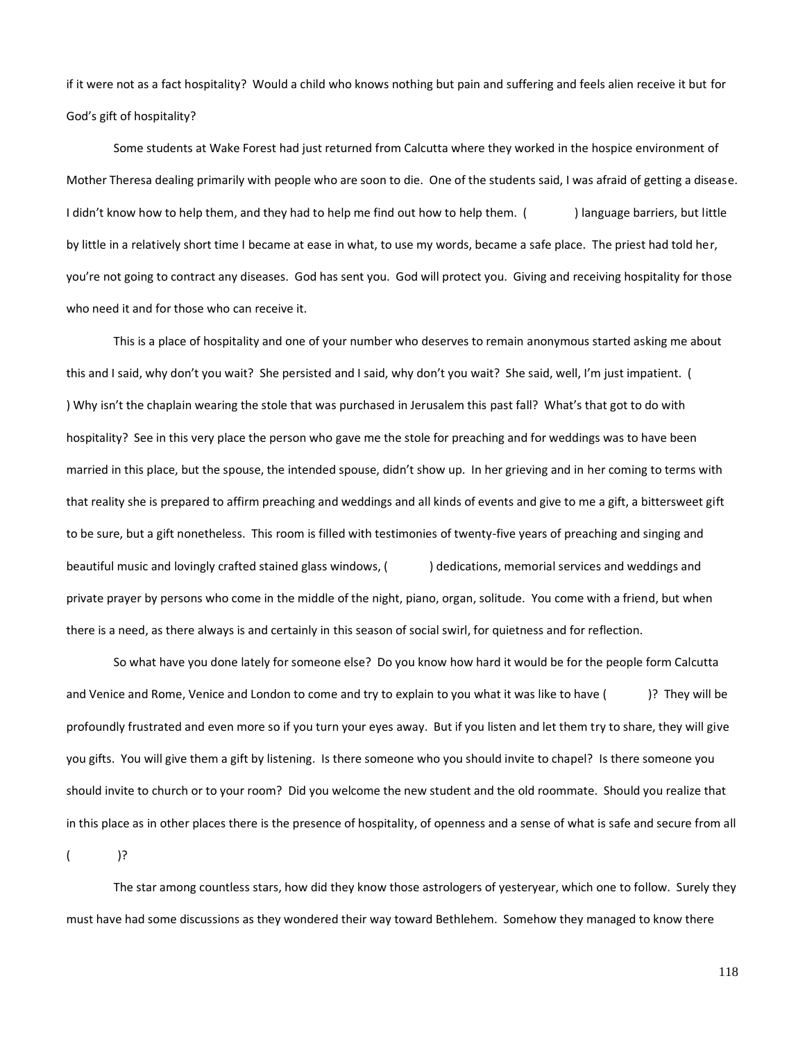if it were not as a fact hospitality? Would a child who knows nothing but pain and suffering and feels alien receive it but for God's gift of hospitality?

Some students at Wake Forest had just returned from Calcutta where they worked in the hospice environment of Mother Theresa dealing primarily with people who are soon to die. One of the students said, I was afraid of getting a disease. I didn't know how to help them, and they had to help me find out how to help them. (          ) language barriers, but little by little in a relatively short time I became at ease in what, to use my words, became a safe place. The priest had told her, you're not going to contract any diseases. God has sent you. God will protect you. Giving and receiving hospitality for those who need it and for those who can receive it.

This is a place of hospitality and one of your number who deserves to remain anonymous started asking me about this and I said, why don't you wait? She persisted and I said, why don't you wait? She said, well, I'm just impatient. (          ) Why isn't the chaplain wearing the stole that was purchased in Jerusalem this past fall? What's that got to do with hospitality? See in this very place the person who gave me the stole for preaching and for weddings was to have been married in this place, but the spouse, the intended spouse, didn't show up. In her grieving and in her coming to terms with that reality she is prepared to affirm preaching and weddings and all kinds of events and give to me a gift, a bittersweet gift to be sure, but a gift nonetheless. This room is filled with testimonies of twenty-five years of preaching and singing and beautiful music and lovingly crafted stained glass windows, (          ) dedications, memorial services and weddings and private prayer by persons who come in the middle of the night, piano, organ, solitude. You come with a friend, but when there is a need, as there always is and certainly in this season of social swirl, for quietness and for reflection.

So what have you done lately for someone else? Do you know how hard it would be for the people form Calcutta and Venice and Rome, Venice and London to come and try to explain to you what it was like to have (          )? They will be profoundly frustrated and even more so if you turn your eyes away. But if you listen and let them try to share, they will give you gifts. You will give them a gift by listening. Is there someone who you should invite to chapel? Is there someone you should invite to church or to your room? Did you welcome the new student and the old roommate. Should you realize that in this place as in other places there is the presence of hospitality, of openness and a sense of what is safe and secure from all (          )?

The star among countless stars, how did they know those astrologers of yesteryear, which one to follow. Surely they must have had some discussions as they wondered their way toward Bethlehem. Somehow they managed to know there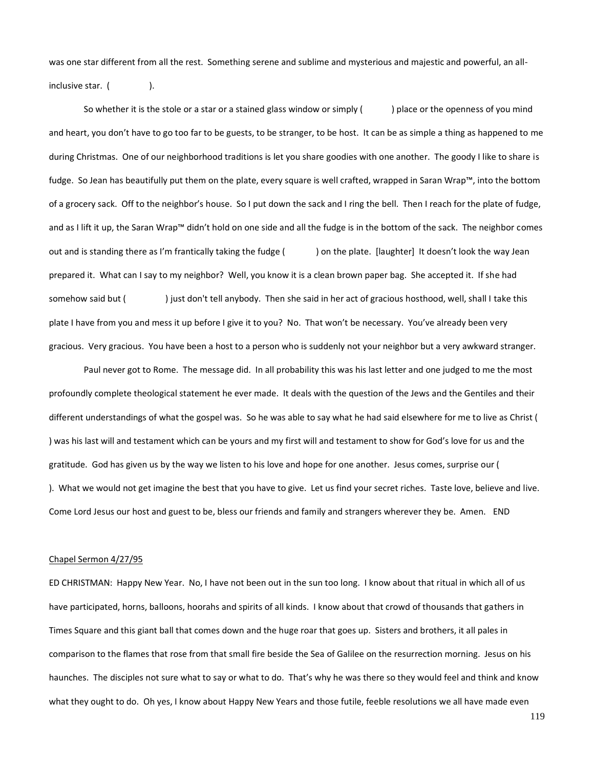was one star different from all the rest. Something serene and sublime and mysterious and majestic and powerful, an all-inclusive star. ( ).

So whether it is the stole or a star or a stained glass window or simply ( ) place or the openness of you mind and heart, you don't have to go too far to be guests, to be stranger, to be host. It can be as simple a thing as happened to me during Christmas. One of our neighborhood traditions is let you share goodies with one another. The goody I like to share is fudge. So Jean has beautifully put them on the plate, every square is well crafted, wrapped in Saran Wrap™, into the bottom of a grocery sack. Off to the neighbor's house. So I put down the sack and I ring the bell. Then I reach for the plate of fudge, and as I lift it up, the Saran Wrap™ didn't hold on one side and all the fudge is in the bottom of the sack. The neighbor comes out and is standing there as I'm frantically taking the fudge ( ) on the plate. [laughter] It doesn't look the way Jean prepared it. What can I say to my neighbor? Well, you know it is a clean brown paper bag. She accepted it. If she had somehow said but ( ) just don't tell anybody. Then she said in her act of gracious hosthood, well, shall I take this plate I have from you and mess it up before I give it to you? No. That won't be necessary. You've already been very gracious. Very gracious. You have been a host to a person who is suddenly not your neighbor but a very awkward stranger.

Paul never got to Rome. The message did. In all probability this was his last letter and one judged to me the most profoundly complete theological statement he ever made. It deals with the question of the Jews and the Gentiles and their different understandings of what the gospel was. So he was able to say what he had said elsewhere for me to live as Christ ( ) was his last will and testament which can be yours and my first will and testament to show for God's love for us and the gratitude. God has given us by the way we listen to his love and hope for one another. Jesus comes, surprise our ( ). What we would not get imagine the best that you have to give. Let us find your secret riches. Taste love, believe and live. Come Lord Jesus our host and guest to be, bless our friends and family and strangers wherever they be. Amen. END

Chapel Sermon 4/27/95

ED CHRISTMAN: Happy New Year. No, I have not been out in the sun too long. I know about that ritual in which all of us have participated, horns, balloons, hoorahs and spirits of all kinds. I know about that crowd of thousands that gathers in Times Square and this giant ball that comes down and the huge roar that goes up. Sisters and brothers, it all pales in comparison to the flames that rose from that small fire beside the Sea of Galilee on the resurrection morning. Jesus on his haunches. The disciples not sure what to say or what to do. That's why he was there so they would feel and think and know what they ought to do. Oh yes, I know about Happy New Years and those futile, feeble resolutions we all have made even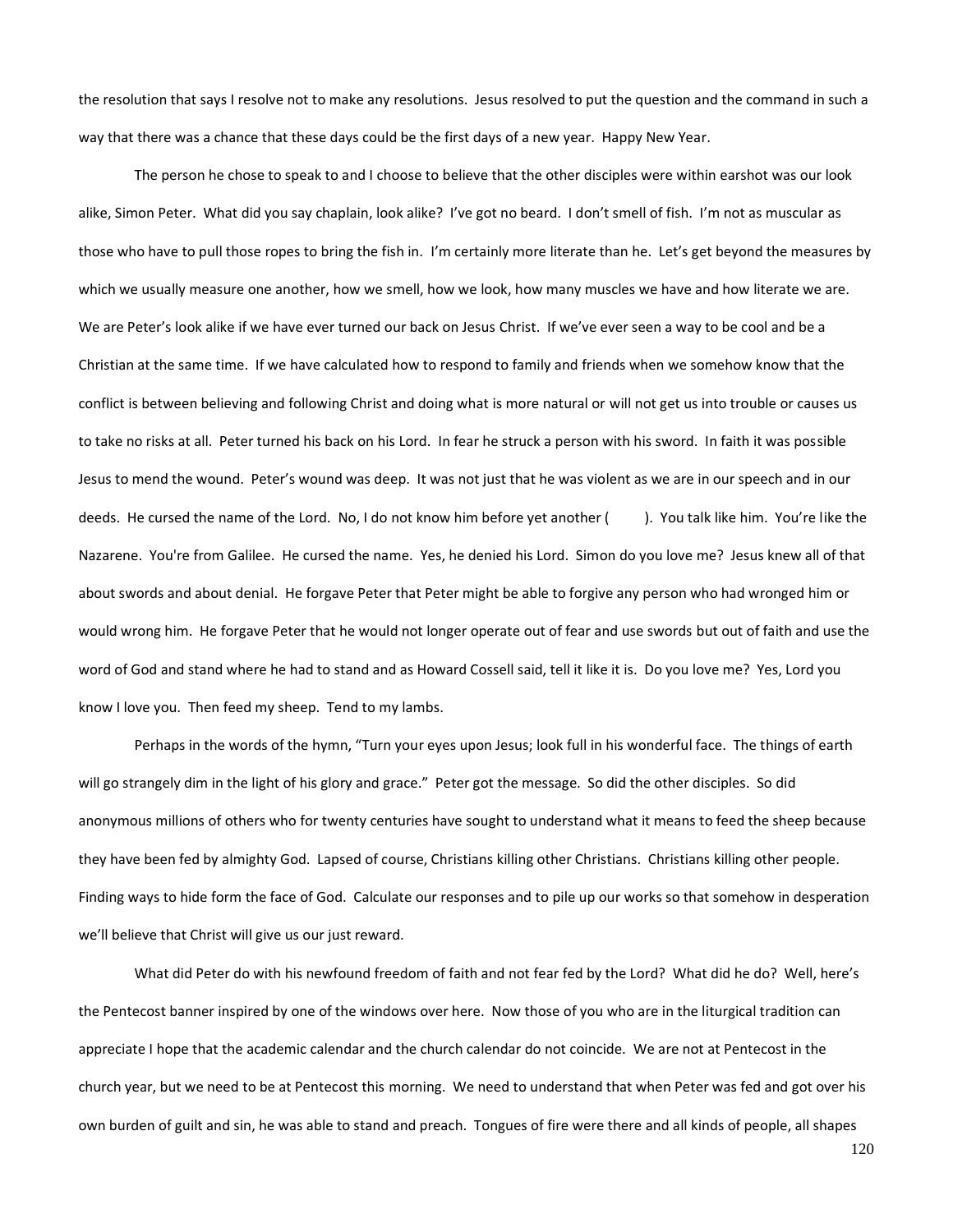the resolution that says I resolve not to make any resolutions. Jesus resolved to put the question and the command in such a way that there was a chance that these days could be the first days of a new year. Happy New Year.

The person he chose to speak to and I choose to believe that the other disciples were within earshot was our look alike, Simon Peter. What did you say chaplain, look alike? I've got no beard. I don't smell of fish. I'm not as muscular as those who have to pull those ropes to bring the fish in. I'm certainly more literate than he. Let's get beyond the measures by which we usually measure one another, how we smell, how we look, how many muscles we have and how literate we are. We are Peter's look alike if we have ever turned our back on Jesus Christ. If we've ever seen a way to be cool and be a Christian at the same time. If we have calculated how to respond to family and friends when we somehow know that the conflict is between believing and following Christ and doing what is more natural or will not get us into trouble or causes us to take no risks at all. Peter turned his back on his Lord. In fear he struck a person with his sword. In faith it was possible Jesus to mend the wound. Peter's wound was deep. It was not just that he was violent as we are in our speech and in our deeds. He cursed the name of the Lord. No, I do not know him before yet another ( ). You talk like him. You're like the Nazarene. You're from Galilee. He cursed the name. Yes, he denied his Lord. Simon do you love me? Jesus knew all of that about swords and about denial. He forgave Peter that Peter might be able to forgive any person who had wronged him or would wrong him. He forgave Peter that he would not longer operate out of fear and use swords but out of faith and use the word of God and stand where he had to stand and as Howard Cossell said, tell it like it is. Do you love me? Yes, Lord you know I love you. Then feed my sheep. Tend to my lambs.

Perhaps in the words of the hymn, "Turn your eyes upon Jesus; look full in his wonderful face. The things of earth will go strangely dim in the light of his glory and grace." Peter got the message. So did the other disciples. So did anonymous millions of others who for twenty centuries have sought to understand what it means to feed the sheep because they have been fed by almighty God. Lapsed of course, Christians killing other Christians. Christians killing other people. Finding ways to hide form the face of God. Calculate our responses and to pile up our works so that somehow in desperation we'll believe that Christ will give us our just reward.

What did Peter do with his newfound freedom of faith and not fear fed by the Lord? What did he do? Well, here's the Pentecost banner inspired by one of the windows over here. Now those of you who are in the liturgical tradition can appreciate I hope that the academic calendar and the church calendar do not coincide. We are not at Pentecost in the church year, but we need to be at Pentecost this morning. We need to understand that when Peter was fed and got over his own burden of guilt and sin, he was able to stand and preach. Tongues of fire were there and all kinds of people, all shapes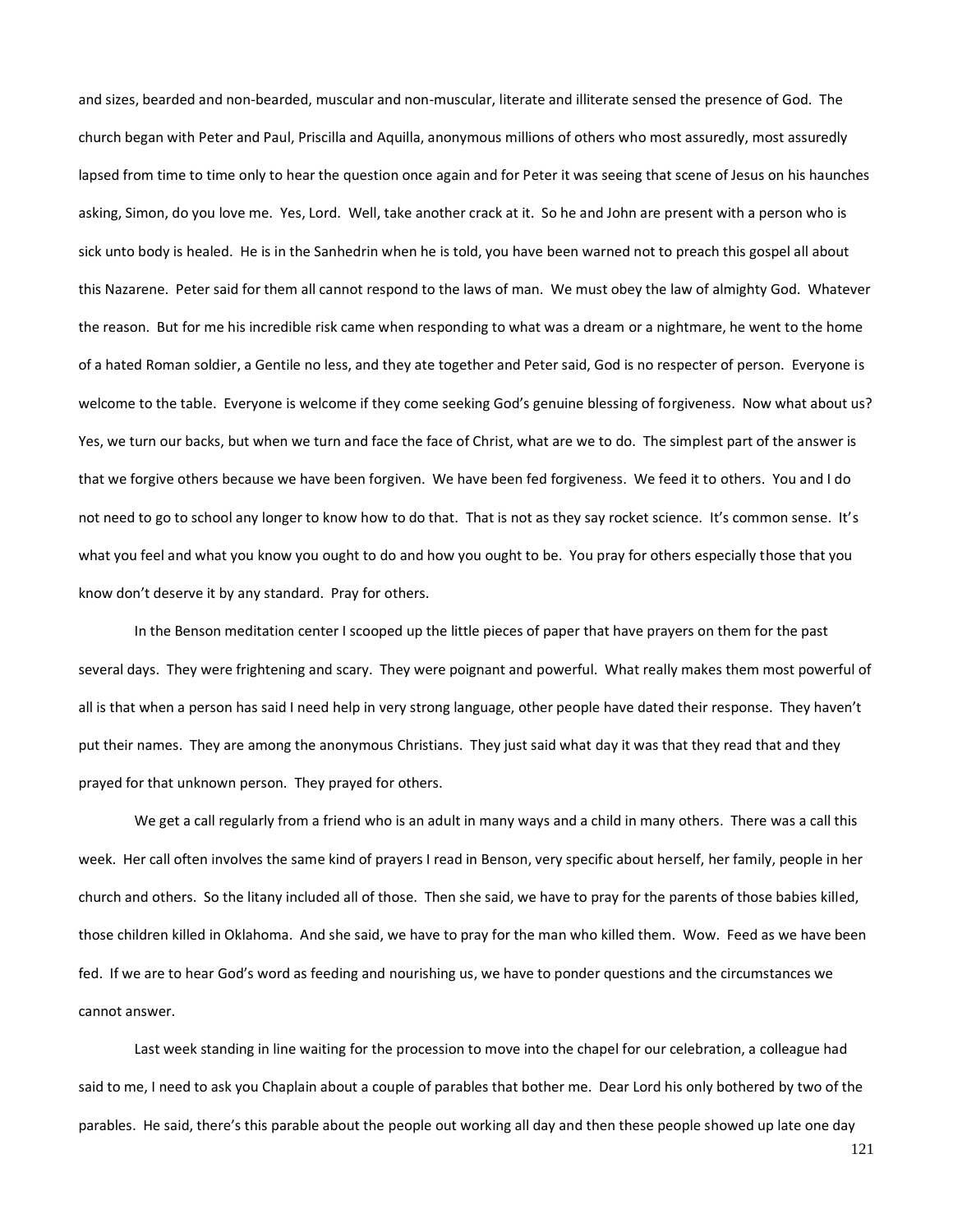and sizes, bearded and non-bearded, muscular and non-muscular, literate and illiterate sensed the presence of God. The church began with Peter and Paul, Priscilla and Aquilla, anonymous millions of others who most assuredly, most assuredly lapsed from time to time only to hear the question once again and for Peter it was seeing that scene of Jesus on his haunches asking, Simon, do you love me. Yes, Lord. Well, take another crack at it. So he and John are present with a person who is sick unto body is healed. He is in the Sanhedrin when he is told, you have been warned not to preach this gospel all about this Nazarene. Peter said for them all cannot respond to the laws of man. We must obey the law of almighty God. Whatever the reason. But for me his incredible risk came when responding to what was a dream or a nightmare, he went to the home of a hated Roman soldier, a Gentile no less, and they ate together and Peter said, God is no respecter of person. Everyone is welcome to the table. Everyone is welcome if they come seeking God's genuine blessing of forgiveness. Now what about us? Yes, we turn our backs, but when we turn and face the face of Christ, what are we to do. The simplest part of the answer is that we forgive others because we have been forgiven. We have been fed forgiveness. We feed it to others. You and I do not need to go to school any longer to know how to do that. That is not as they say rocket science. It's common sense. It's what you feel and what you know you ought to do and how you ought to be. You pray for others especially those that you know don't deserve it by any standard. Pray for others.

In the Benson meditation center I scooped up the little pieces of paper that have prayers on them for the past several days. They were frightening and scary. They were poignant and powerful. What really makes them most powerful of all is that when a person has said I need help in very strong language, other people have dated their response. They haven't put their names. They are among the anonymous Christians. They just said what day it was that they read that and they prayed for that unknown person. They prayed for others.

We get a call regularly from a friend who is an adult in many ways and a child in many others. There was a call this week. Her call often involves the same kind of prayers I read in Benson, very specific about herself, her family, people in her church and others. So the litany included all of those. Then she said, we have to pray for the parents of those babies killed, those children killed in Oklahoma. And she said, we have to pray for the man who killed them. Wow. Feed as we have been fed. If we are to hear God's word as feeding and nourishing us, we have to ponder questions and the circumstances we cannot answer.

Last week standing in line waiting for the procession to move into the chapel for our celebration, a colleague had said to me, I need to ask you Chaplain about a couple of parables that bother me. Dear Lord his only bothered by two of the parables. He said, there's this parable about the people out working all day and then these people showed up late one day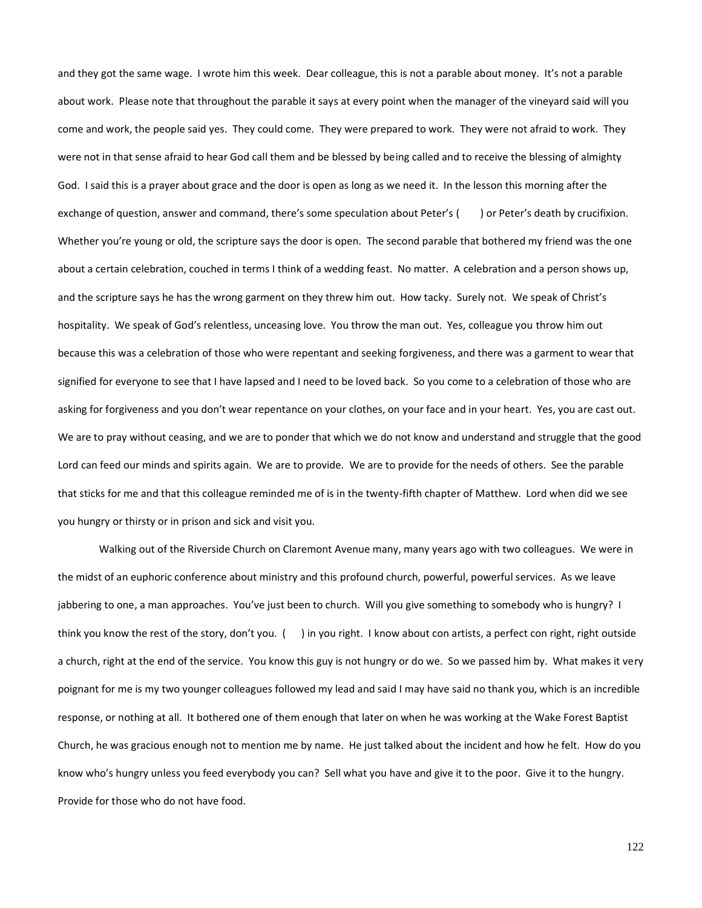and they got the same wage. I wrote him this week. Dear colleague, this is not a parable about money. It's not a parable about work. Please note that throughout the parable it says at every point when the manager of the vineyard said will you come and work, the people said yes. They could come. They were prepared to work. They were not afraid to work. They were not in that sense afraid to hear God call them and be blessed by being called and to receive the blessing of almighty God. I said this is a prayer about grace and the door is open as long as we need it. In the lesson this morning after the exchange of question, answer and command, there's some speculation about Peter's (      ) or Peter's death by crucifixion. Whether you're young or old, the scripture says the door is open. The second parable that bothered my friend was the one about a certain celebration, couched in terms I think of a wedding feast. No matter. A celebration and a person shows up, and the scripture says he has the wrong garment on they threw him out. How tacky. Surely not. We speak of Christ's hospitality. We speak of God's relentless, unceasing love. You throw the man out. Yes, colleague you throw him out because this was a celebration of those who were repentant and seeking forgiveness, and there was a garment to wear that signified for everyone to see that I have lapsed and I need to be loved back. So you come to a celebration of those who are asking for forgiveness and you don't wear repentance on your clothes, on your face and in your heart. Yes, you are cast out. We are to pray without ceasing, and we are to ponder that which we do not know and understand and struggle that the good Lord can feed our minds and spirits again. We are to provide. We are to provide for the needs of others. See the parable that sticks for me and that this colleague reminded me of is in the twenty-fifth chapter of Matthew. Lord when did we see you hungry or thirsty or in prison and sick and visit you.

Walking out of the Riverside Church on Claremont Avenue many, many years ago with two colleagues. We were in the midst of an euphoric conference about ministry and this profound church, powerful, powerful services. As we leave jabbering to one, a man approaches. You've just been to church. Will you give something to somebody who is hungry? I think you know the rest of the story, don't you. (      ) in you right. I know about con artists, a perfect con right, right outside a church, right at the end of the service. You know this guy is not hungry or do we. So we passed him by. What makes it very poignant for me is my two younger colleagues followed my lead and said I may have said no thank you, which is an incredible response, or nothing at all. It bothered one of them enough that later on when he was working at the Wake Forest Baptist Church, he was gracious enough not to mention me by name. He just talked about the incident and how he felt. How do you know who's hungry unless you feed everybody you can? Sell what you have and give it to the poor. Give it to the hungry. Provide for those who do not have food.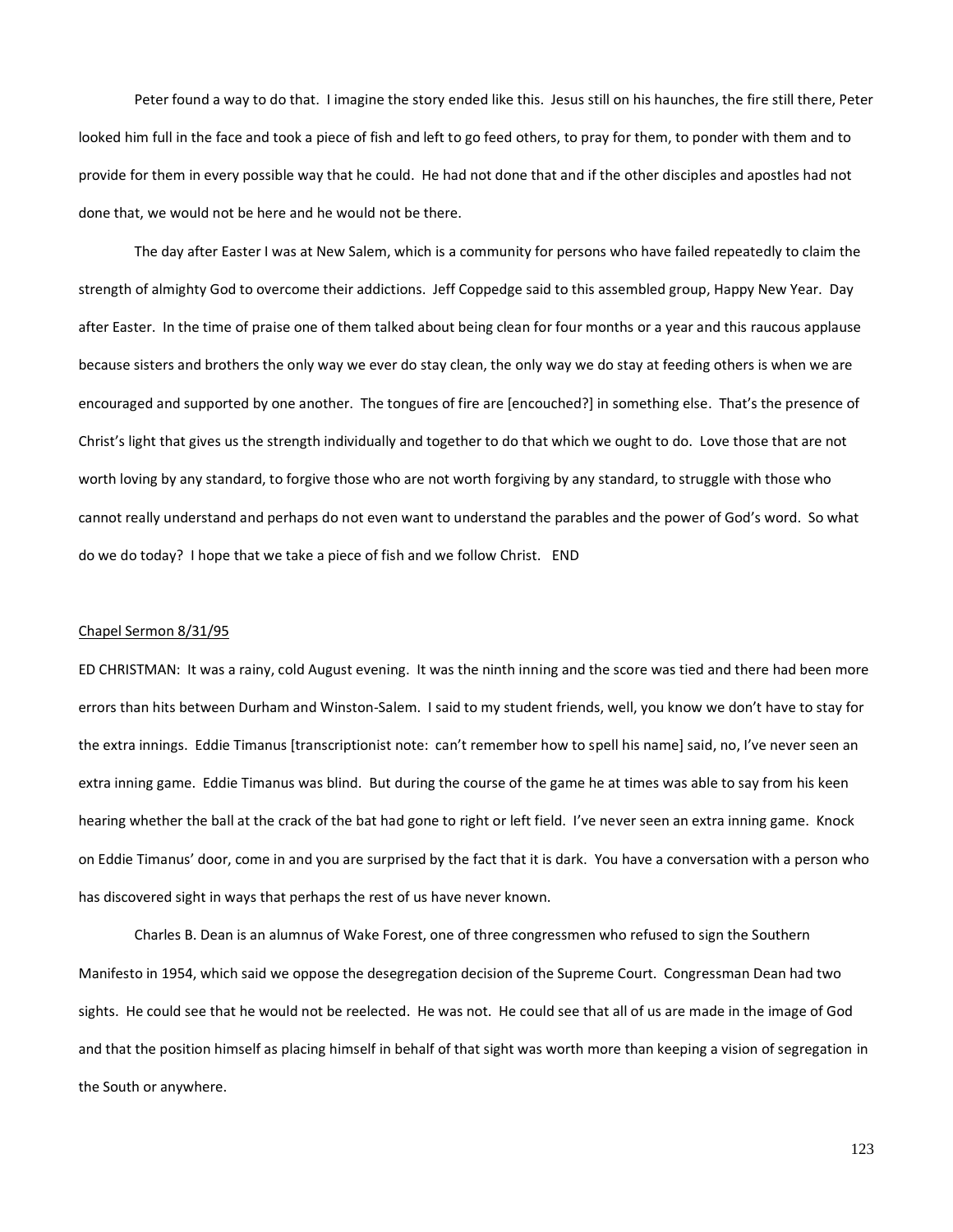Peter found a way to do that. I imagine the story ended like this. Jesus still on his haunches, the fire still there, Peter looked him full in the face and took a piece of fish and left to go feed others, to pray for them, to ponder with them and to provide for them in every possible way that he could. He had not done that and if the other disciples and apostles had not done that, we would not be here and he would not be there.

The day after Easter I was at New Salem, which is a community for persons who have failed repeatedly to claim the strength of almighty God to overcome their addictions. Jeff Coppedge said to this assembled group, Happy New Year. Day after Easter. In the time of praise one of them talked about being clean for four months or a year and this raucous applause because sisters and brothers the only way we ever do stay clean, the only way we do stay at feeding others is when we are encouraged and supported by one another. The tongues of fire are [encouched?] in something else. That's the presence of Christ's light that gives us the strength individually and together to do that which we ought to do. Love those that are not worth loving by any standard, to forgive those who are not worth forgiving by any standard, to struggle with those who cannot really understand and perhaps do not even want to understand the parables and the power of God's word. So what do we do today? I hope that we take a piece of fish and we follow Christ. END

<u>Chapel Sermon 8/31/95</u>

ED CHRISTMAN: It was a rainy, cold August evening. It was the ninth inning and the score was tied and there had been more errors than hits between Durham and Winston-Salem. I said to my student friends, well, you know we don't have to stay for the extra innings. Eddie Timanus [transcriptionist note: can't remember how to spell his name] said, no, I've never seen an extra inning game. Eddie Timanus was blind. But during the course of the game he at times was able to say from his keen hearing whether the ball at the crack of the bat had gone to right or left field. I've never seen an extra inning game. Knock on Eddie Timanus' door, come in and you are surprised by the fact that it is dark. You have a conversation with a person who has discovered sight in ways that perhaps the rest of us have never known.

Charles B. Dean is an alumnus of Wake Forest, one of three congressmen who refused to sign the Southern Manifesto in 1954, which said we oppose the desegregation decision of the Supreme Court. Congressman Dean had two sights. He could see that he would not be reelected. He was not. He could see that all of us are made in the image of God and that the position himself as placing himself in behalf of that sight was worth more than keeping a vision of segregation in the South or anywhere.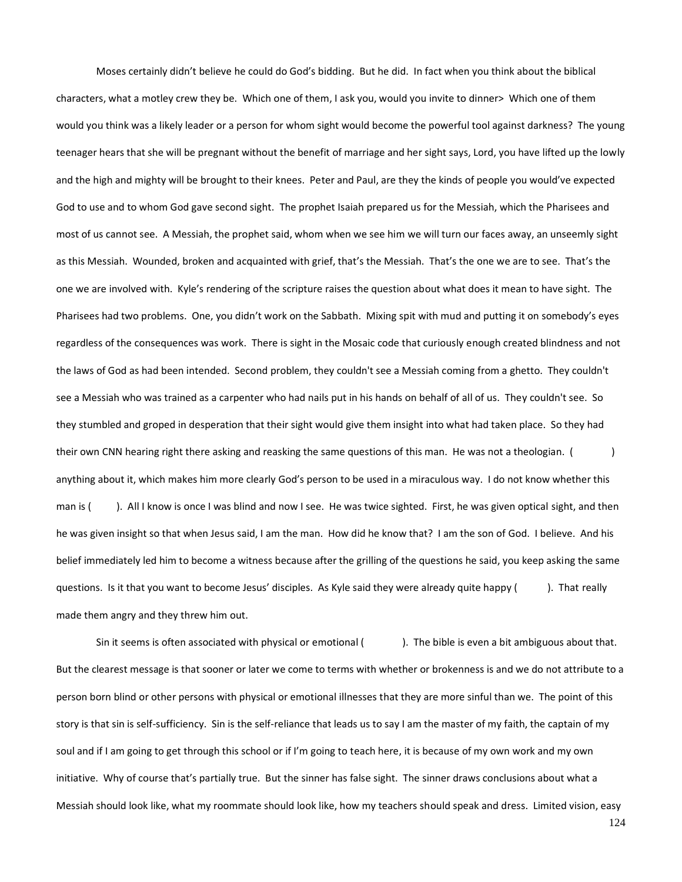Moses certainly didn't believe he could do God's bidding. But he did. In fact when you think about the biblical characters, what a motley crew they be. Which one of them, I ask you, would you invite to dinner> Which one of them would you think was a likely leader or a person for whom sight would become the powerful tool against darkness? The young teenager hears that she will be pregnant without the benefit of marriage and her sight says, Lord, you have lifted up the lowly and the high and mighty will be brought to their knees. Peter and Paul, are they the kinds of people you would've expected God to use and to whom God gave second sight. The prophet Isaiah prepared us for the Messiah, which the Pharisees and most of us cannot see. A Messiah, the prophet said, whom when we see him we will turn our faces away, an unseemly sight as this Messiah. Wounded, broken and acquainted with grief, that's the Messiah. That's the one we are to see. That's the one we are involved with. Kyle's rendering of the scripture raises the question about what does it mean to have sight. The Pharisees had two problems. One, you didn't work on the Sabbath. Mixing spit with mud and putting it on somebody's eyes regardless of the consequences was work. There is sight in the Mosaic code that curiously enough created blindness and not the laws of God as had been intended. Second problem, they couldn't see a Messiah coming from a ghetto. They couldn't see a Messiah who was trained as a carpenter who had nails put in his hands on behalf of all of us. They couldn't see. So they stumbled and groped in desperation that their sight would give them insight into what had taken place. So they had their own CNN hearing right there asking and reasking the same questions of this man. He was not a theologian. (          ) anything about it, which makes him more clearly God's person to be used in a miraculous way. I do not know whether this man is (          ). All I know is once I was blind and now I see. He was twice sighted. First, he was given optical sight, and then he was given insight so that when Jesus said, I am the man. How did he know that? I am the son of God. I believe. And his belief immediately led him to become a witness because after the grilling of the questions he said, you keep asking the same questions. Is it that you want to become Jesus' disciples. As Kyle said they were already quite happy (          ). That really made them angry and they threw him out.

Sin it seems is often associated with physical or emotional (          ). The bible is even a bit ambiguous about that. But the clearest message is that sooner or later we come to terms with whether or brokenness is and we do not attribute to a person born blind or other persons with physical or emotional illnesses that they are more sinful than we. The point of this story is that sin is self-sufficiency. Sin is the self-reliance that leads us to say I am the master of my faith, the captain of my soul and if I am going to get through this school or if I'm going to teach here, it is because of my own work and my own initiative. Why of course that's partially true. But the sinner has false sight. The sinner draws conclusions about what a Messiah should look like, what my roommate should look like, how my teachers should speak and dress. Limited vision, easy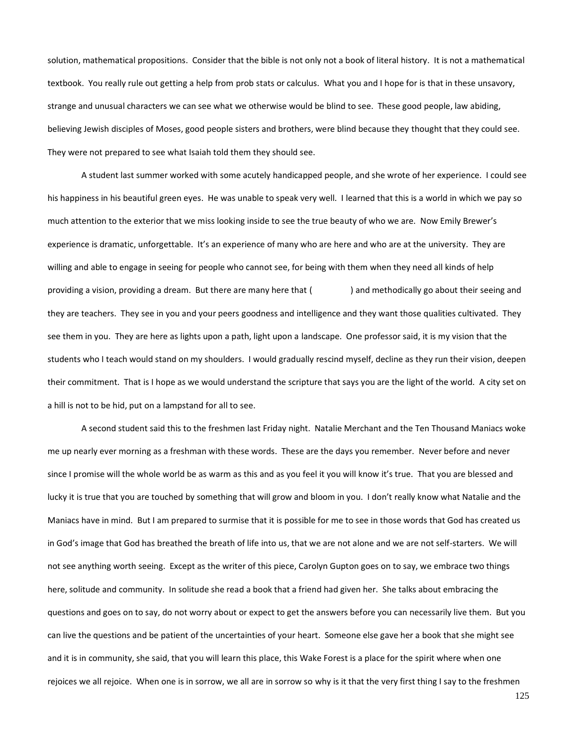solution, mathematical propositions. Consider that the bible is not only not a book of literal history. It is not a mathematical textbook. You really rule out getting a help from prob stats or calculus. What you and I hope for is that in these unsavory, strange and unusual characters we can see what we otherwise would be blind to see. These good people, law abiding, believing Jewish disciples of Moses, good people sisters and brothers, were blind because they thought that they could see. They were not prepared to see what Isaiah told them they should see.

A student last summer worked with some acutely handicapped people, and she wrote of her experience. I could see his happiness in his beautiful green eyes. He was unable to speak very well. I learned that this is a world in which we pay so much attention to the exterior that we miss looking inside to see the true beauty of who we are. Now Emily Brewer's experience is dramatic, unforgettable. It's an experience of many who are here and who are at the university. They are willing and able to engage in seeing for people who cannot see, for being with them when they need all kinds of help providing a vision, providing a dream. But there are many here that (          ) and methodically go about their seeing and they are teachers. They see in you and your peers goodness and intelligence and they want those qualities cultivated. They see them in you. They are here as lights upon a path, light upon a landscape. One professor said, it is my vision that the students who I teach would stand on my shoulders. I would gradually rescind myself, decline as they run their vision, deepen their commitment. That is I hope as we would understand the scripture that says you are the light of the world. A city set on a hill is not to be hid, put on a lampstand for all to see.

A second student said this to the freshmen last Friday night. Natalie Merchant and the Ten Thousand Maniacs woke me up nearly ever morning as a freshman with these words. These are the days you remember. Never before and never since I promise will the whole world be as warm as this and as you feel it you will know it's true. That you are blessed and lucky it is true that you are touched by something that will grow and bloom in you. I don't really know what Natalie and the Maniacs have in mind. But I am prepared to surmise that it is possible for me to see in those words that God has created us in God's image that God has breathed the breath of life into us, that we are not alone and we are not self-starters. We will not see anything worth seeing. Except as the writer of this piece, Carolyn Gupton goes on to say, we embrace two things here, solitude and community. In solitude she read a book that a friend had given her. She talks about embracing the questions and goes on to say, do not worry about or expect to get the answers before you can necessarily live them. But you can live the questions and be patient of the uncertainties of your heart. Someone else gave her a book that she might see and it is in community, she said, that you will learn this place, this Wake Forest is a place for the spirit where when one rejoices we all rejoice. When one is in sorrow, we all are in sorrow so why is it that the very first thing I say to the freshmen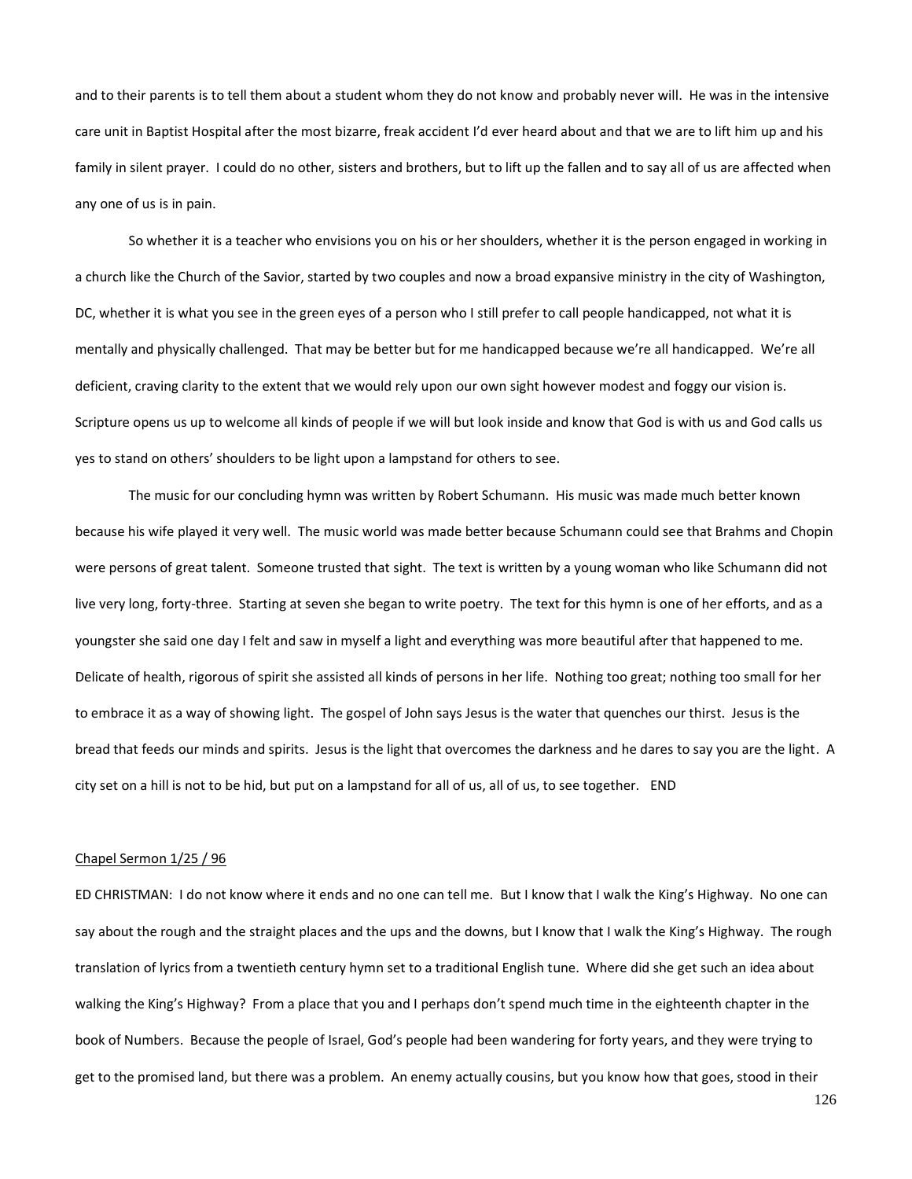and to their parents is to tell them about a student whom they do not know and probably never will. He was in the intensive care unit in Baptist Hospital after the most bizarre, freak accident I'd ever heard about and that we are to lift him up and his family in silent prayer. I could do no other, sisters and brothers, but to lift up the fallen and to say all of us are affected when any one of us is in pain.

So whether it is a teacher who envisions you on his or her shoulders, whether it is the person engaged in working in a church like the Church of the Savior, started by two couples and now a broad expansive ministry in the city of Washington, DC, whether it is what you see in the green eyes of a person who I still prefer to call people handicapped, not what it is mentally and physically challenged. That may be better but for me handicapped because we're all handicapped. We're all deficient, craving clarity to the extent that we would rely upon our own sight however modest and foggy our vision is. Scripture opens us up to welcome all kinds of people if we will but look inside and know that God is with us and God calls us yes to stand on others' shoulders to be light upon a lampstand for others to see.

The music for our concluding hymn was written by Robert Schumann. His music was made much better known because his wife played it very well. The music world was made better because Schumann could see that Brahms and Chopin were persons of great talent. Someone trusted that sight. The text is written by a young woman who like Schumann did not live very long, forty-three. Starting at seven she began to write poetry. The text for this hymn is one of her efforts, and as a youngster she said one day I felt and saw in myself a light and everything was more beautiful after that happened to me. Delicate of health, rigorous of spirit she assisted all kinds of persons in her life. Nothing too great; nothing too small for her to embrace it as a way of showing light. The gospel of John says Jesus is the water that quenches our thirst. Jesus is the bread that feeds our minds and spirits. Jesus is the light that overcomes the darkness and he dares to say you are the light. A city set on a hill is not to be hid, but put on a lampstand for all of us, all of us, to see together. END

<u>Chapel Sermon 1/25 / 96</u>

ED CHRISTMAN: I do not know where it ends and no one can tell me. But I know that I walk the King's Highway. No one can say about the rough and the straight places and the ups and the downs, but I know that I walk the King's Highway. The rough translation of lyrics from a twentieth century hymn set to a traditional English tune. Where did she get such an idea about walking the King's Highway? From a place that you and I perhaps don't spend much time in the eighteenth chapter in the book of Numbers. Because the people of Israel, God's people had been wandering for forty years, and they were trying to get to the promised land, but there was a problem. An enemy actually cousins, but you know how that goes, stood in their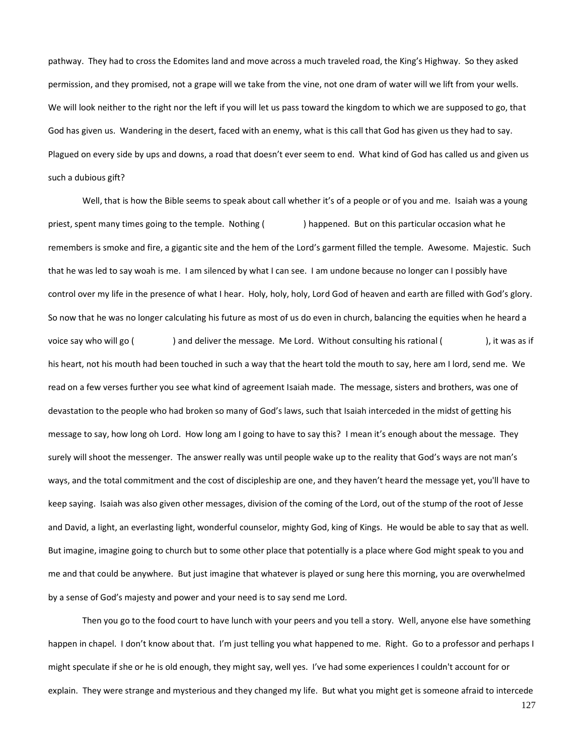pathway. They had to cross the Edomites land and move across a much traveled road, the King's Highway. So they asked permission, and they promised, not a grape will we take from the vine, not one dram of water will we lift from your wells. We will look neither to the right nor the left if you will let us pass toward the kingdom to which we are supposed to go, that God has given us. Wandering in the desert, faced with an enemy, what is this call that God has given us they had to say. Plagued on every side by ups and downs, a road that doesn't ever seem to end. What kind of God has called us and given us such a dubious gift?

Well, that is how the Bible seems to speak about call whether it's of a people or of you and me. Isaiah was a young priest, spent many times going to the temple. Nothing (            ) happened. But on this particular occasion what he remembers is smoke and fire, a gigantic site and the hem of the Lord's garment filled the temple. Awesome. Majestic. Such that he was led to say woah is me. I am silenced by what I can see. I am undone because no longer can I possibly have control over my life in the presence of what I hear. Holy, holy, holy, Lord God of heaven and earth are filled with God's glory. So now that he was no longer calculating his future as most of us do even in church, balancing the equities when he heard a voice say who will go (            ) and deliver the message. Me Lord. Without consulting his rational (            ), it was as if his heart, not his mouth had been touched in such a way that the heart told the mouth to say, here am I lord, send me. We read on a few verses further you see what kind of agreement Isaiah made. The message, sisters and brothers, was one of devastation to the people who had broken so many of God's laws, such that Isaiah interceded in the midst of getting his message to say, how long oh Lord. How long am I going to have to say this? I mean it's enough about the message. They surely will shoot the messenger. The answer really was until people wake up to the reality that God's ways are not man's ways, and the total commitment and the cost of discipleship are one, and they haven't heard the message yet, you'll have to keep saying. Isaiah was also given other messages, division of the coming of the Lord, out of the stump of the root of Jesse and David, a light, an everlasting light, wonderful counselor, mighty God, king of Kings. He would be able to say that as well. But imagine, imagine going to church but to some other place that potentially is a place where God might speak to you and me and that could be anywhere. But just imagine that whatever is played or sung here this morning, you are overwhelmed by a sense of God's majesty and power and your need is to say send me Lord.

Then you go to the food court to have lunch with your peers and you tell a story. Well, anyone else have something happen in chapel. I don't know about that. I'm just telling you what happened to me. Right. Go to a professor and perhaps I might speculate if she or he is old enough, they might say, well yes. I've had some experiences I couldn't account for or explain. They were strange and mysterious and they changed my life. But what you might get is someone afraid to intercede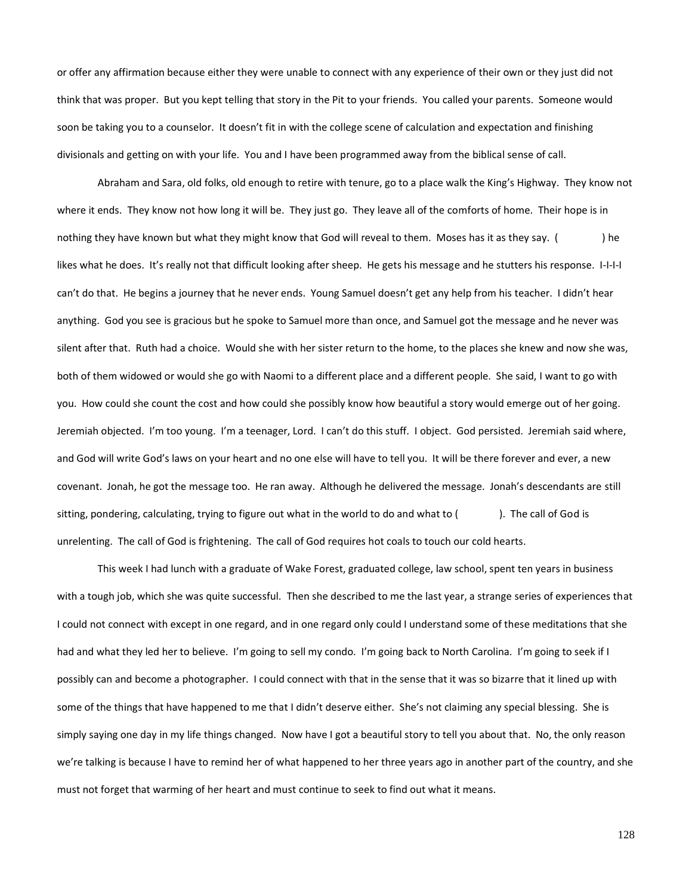or offer any affirmation because either they were unable to connect with any experience of their own or they just did not think that was proper. But you kept telling that story in the Pit to your friends. You called your parents. Someone would soon be taking you to a counselor. It doesn't fit in with the college scene of calculation and expectation and finishing divisionals and getting on with your life. You and I have been programmed away from the biblical sense of call.

Abraham and Sara, old folks, old enough to retire with tenure, go to a place walk the King's Highway. They know not where it ends. They know not how long it will be. They just go. They leave all of the comforts of home. Their hope is in nothing they have known but what they might know that God will reveal to them. Moses has it as they say. (          ) he likes what he does. It's really not that difficult looking after sheep. He gets his message and he stutters his response. I-I-I-I can't do that. He begins a journey that he never ends. Young Samuel doesn't get any help from his teacher. I didn't hear anything. God you see is gracious but he spoke to Samuel more than once, and Samuel got the message and he never was silent after that. Ruth had a choice. Would she with her sister return to the home, to the places she knew and now she was, both of them widowed or would she go with Naomi to a different place and a different people. She said, I want to go with you. How could she count the cost and how could she possibly know how beautiful a story would emerge out of her going. Jeremiah objected. I'm too young. I'm a teenager, Lord. I can't do this stuff. I object. God persisted. Jeremiah said where, and God will write God's laws on your heart and no one else will have to tell you. It will be there forever and ever, a new covenant. Jonah, he got the message too. He ran away. Although he delivered the message. Jonah's descendants are still sitting, pondering, calculating, trying to figure out what in the world to do and what to (          ). The call of God is unrelenting. The call of God is frightening. The call of God requires hot coals to touch our cold hearts.

This week I had lunch with a graduate of Wake Forest, graduated college, law school, spent ten years in business with a tough job, which she was quite successful. Then she described to me the last year, a strange series of experiences that I could not connect with except in one regard, and in one regard only could I understand some of these meditations that she had and what they led her to believe. I'm going to sell my condo. I'm going back to North Carolina. I'm going to seek if I possibly can and become a photographer. I could connect with that in the sense that it was so bizarre that it lined up with some of the things that have happened to me that I didn't deserve either. She's not claiming any special blessing. She is simply saying one day in my life things changed. Now have I got a beautiful story to tell you about that. No, the only reason we're talking is because I have to remind her of what happened to her three years ago in another part of the country, and she must not forget that warming of her heart and must continue to seek to find out what it means.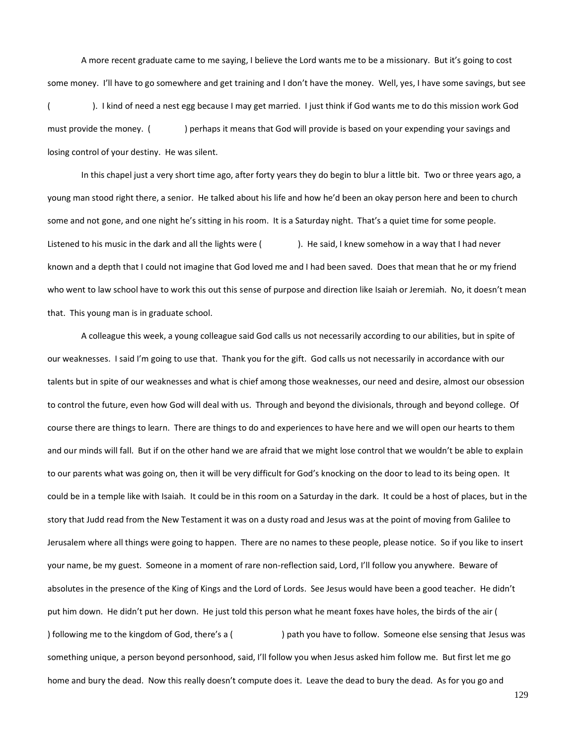A more recent graduate came to me saying, I believe the Lord wants me to be a missionary. But it's going to cost some money. I'll have to go somewhere and get training and I don't have the money. Well, yes, I have some savings, but see ( ). I kind of need a nest egg because I may get married. I just think if God wants me to do this mission work God must provide the money. ( ) perhaps it means that God will provide is based on your expending your savings and losing control of your destiny. He was silent.

In this chapel just a very short time ago, after forty years they do begin to blur a little bit. Two or three years ago, a young man stood right there, a senior. He talked about his life and how he'd been an okay person here and been to church some and not gone, and one night he's sitting in his room. It is a Saturday night. That's a quiet time for some people. Listened to his music in the dark and all the lights were ( ). He said, I knew somehow in a way that I had never known and a depth that I could not imagine that God loved me and I had been saved. Does that mean that he or my friend who went to law school have to work this out this sense of purpose and direction like Isaiah or Jeremiah. No, it doesn't mean that. This young man is in graduate school.

A colleague this week, a young colleague said God calls us not necessarily according to our abilities, but in spite of our weaknesses. I said I'm going to use that. Thank you for the gift. God calls us not necessarily in accordance with our talents but in spite of our weaknesses and what is chief among those weaknesses, our need and desire, almost our obsession to control the future, even how God will deal with us. Through and beyond the divisionals, through and beyond college. Of course there are things to learn. There are things to do and experiences to have here and we will open our hearts to them and our minds will fall. But if on the other hand we are afraid that we might lose control that we wouldn't be able to explain to our parents what was going on, then it will be very difficult for God's knocking on the door to lead to its being open. It could be in a temple like with Isaiah. It could be in this room on a Saturday in the dark. It could be a host of places, but in the story that Judd read from the New Testament it was on a dusty road and Jesus was at the point of moving from Galilee to Jerusalem where all things were going to happen. There are no names to these people, please notice. So if you like to insert your name, be my guest. Someone in a moment of rare non-reflection said, Lord, I'll follow you anywhere. Beware of absolutes in the presence of the King of Kings and the Lord of Lords. See Jesus would have been a good teacher. He didn't put him down. He didn't put her down. He just told this person what he meant foxes have holes, the birds of the air ( ) following me to the kingdom of God, there's a ( ) path you have to follow. Someone else sensing that Jesus was something unique, a person beyond personhood, said, I'll follow you when Jesus asked him follow me. But first let me go home and bury the dead. Now this really doesn't compute does it. Leave the dead to bury the dead. As for you go and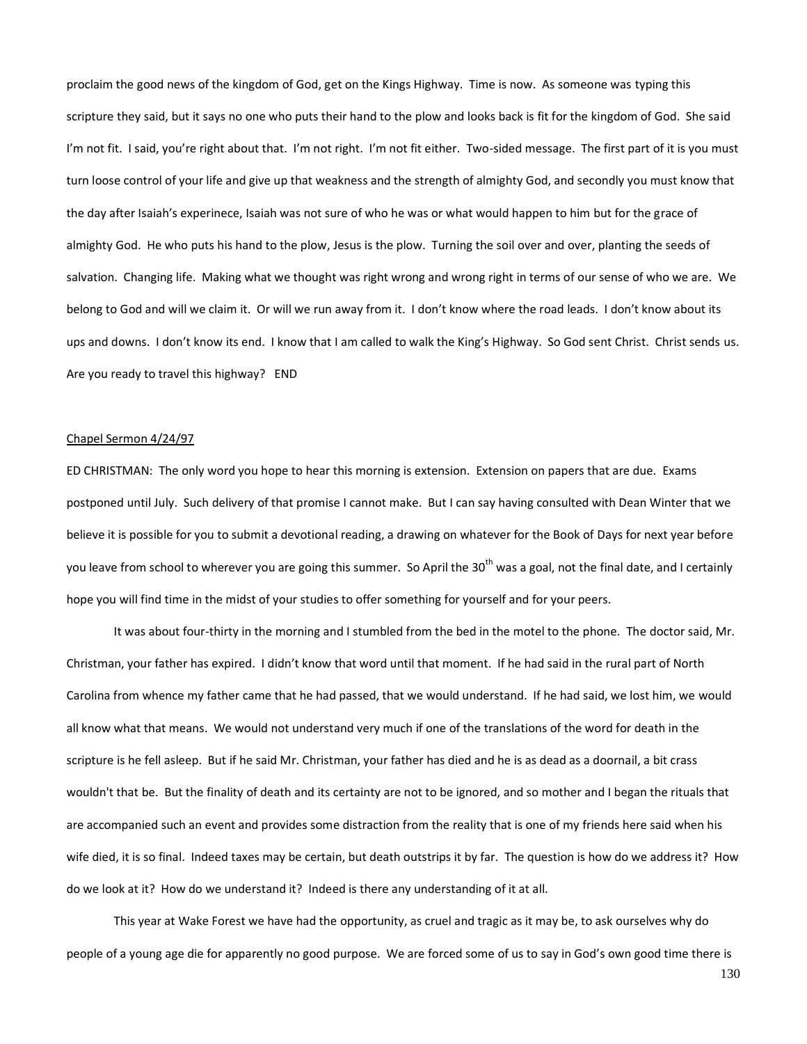proclaim the good news of the kingdom of God, get on the Kings Highway. Time is now. As someone was typing this scripture they said, but it says no one who puts their hand to the plow and looks back is fit for the kingdom of God. She said I'm not fit. I said, you're right about that. I'm not right. I'm not fit either. Two-sided message. The first part of it is you must turn loose control of your life and give up that weakness and the strength of almighty God, and secondly you must know that the day after Isaiah's experinece, Isaiah was not sure of who he was or what would happen to him but for the grace of almighty God. He who puts his hand to the plow, Jesus is the plow. Turning the soil over and over, planting the seeds of salvation. Changing life. Making what we thought was right wrong and wrong right in terms of our sense of who we are. We belong to God and will we claim it. Or will we run away from it. I don't know where the road leads. I don't know about its ups and downs. I don't know its end. I know that I am called to walk the King's Highway. So God sent Christ. Christ sends us. Are you ready to travel this highway? END

Chapel Sermon 4/24/97

ED CHRISTMAN: The only word you hope to hear this morning is extension. Extension on papers that are due. Exams postponed until July. Such delivery of that promise I cannot make. But I can say having consulted with Dean Winter that we believe it is possible for you to submit a devotional reading, a drawing on whatever for the Book of Days for next year before you leave from school to wherever you are going this summer. So April the 30th was a goal, not the final date, and I certainly hope you will find time in the midst of your studies to offer something for yourself and for your peers.

It was about four-thirty in the morning and I stumbled from the bed in the motel to the phone. The doctor said, Mr. Christman, your father has expired. I didn't know that word until that moment. If he had said in the rural part of North Carolina from whence my father came that he had passed, that we would understand. If he had said, we lost him, we would all know what that means. We would not understand very much if one of the translations of the word for death in the scripture is he fell asleep. But if he said Mr. Christman, your father has died and he is as dead as a doornail, a bit crass wouldn't that be. But the finality of death and its certainty are not to be ignored, and so mother and I began the rituals that are accompanied such an event and provides some distraction from the reality that is one of my friends here said when his wife died, it is so final. Indeed taxes may be certain, but death outstrips it by far. The question is how do we address it? How do we look at it? How do we understand it? Indeed is there any understanding of it at all.

This year at Wake Forest we have had the opportunity, as cruel and tragic as it may be, to ask ourselves why do people of a young age die for apparently no good purpose. We are forced some of us to say in God's own good time there is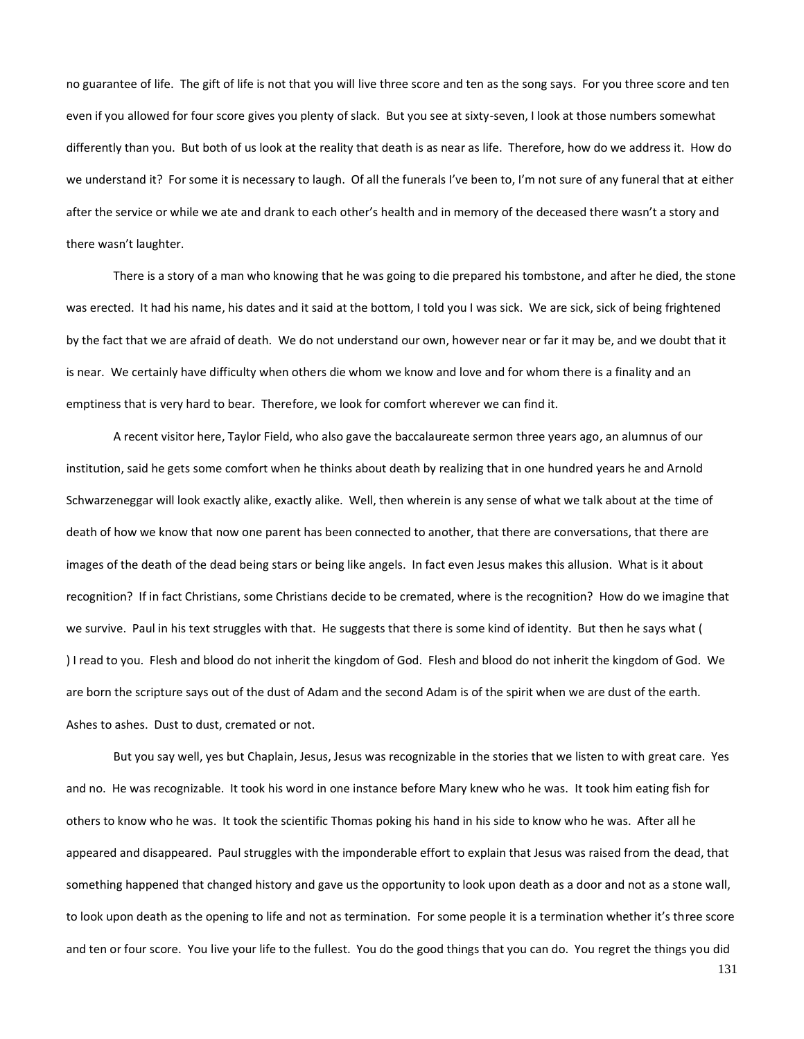no guarantee of life. The gift of life is not that you will live three score and ten as the song says. For you three score and ten even if you allowed for four score gives you plenty of slack. But you see at sixty-seven, I look at those numbers somewhat differently than you. But both of us look at the reality that death is as near as life. Therefore, how do we address it. How do we understand it? For some it is necessary to laugh. Of all the funerals I've been to, I'm not sure of any funeral that at either after the service or while we ate and drank to each other's health and in memory of the deceased there wasn't a story and there wasn't laughter.

There is a story of a man who knowing that he was going to die prepared his tombstone, and after he died, the stone was erected. It had his name, his dates and it said at the bottom, I told you I was sick. We are sick, sick of being frightened by the fact that we are afraid of death. We do not understand our own, however near or far it may be, and we doubt that it is near. We certainly have difficulty when others die whom we know and love and for whom there is a finality and an emptiness that is very hard to bear. Therefore, we look for comfort wherever we can find it.

A recent visitor here, Taylor Field, who also gave the baccalaureate sermon three years ago, an alumnus of our institution, said he gets some comfort when he thinks about death by realizing that in one hundred years he and Arnold Schwarzeneggar will look exactly alike, exactly alike. Well, then wherein is any sense of what we talk about at the time of death of how we know that now one parent has been connected to another, that there are conversations, that there are images of the death of the dead being stars or being like angels. In fact even Jesus makes this allusion. What is it about recognition? If in fact Christians, some Christians decide to be cremated, where is the recognition? How do we imagine that we survive. Paul in his text struggles with that. He suggests that there is some kind of identity. But then he says what ( ) I read to you. Flesh and blood do not inherit the kingdom of God. Flesh and blood do not inherit the kingdom of God. We are born the scripture says out of the dust of Adam and the second Adam is of the spirit when we are dust of the earth. Ashes to ashes. Dust to dust, cremated or not.

But you say well, yes but Chaplain, Jesus, Jesus was recognizable in the stories that we listen to with great care. Yes and no. He was recognizable. It took his word in one instance before Mary knew who he was. It took him eating fish for others to know who he was. It took the scientific Thomas poking his hand in his side to know who he was. After all he appeared and disappeared. Paul struggles with the imponderable effort to explain that Jesus was raised from the dead, that something happened that changed history and gave us the opportunity to look upon death as a door and not as a stone wall, to look upon death as the opening to life and not as termination. For some people it is a termination whether it's three score and ten or four score. You live your life to the fullest. You do the good things that you can do. You regret the things you did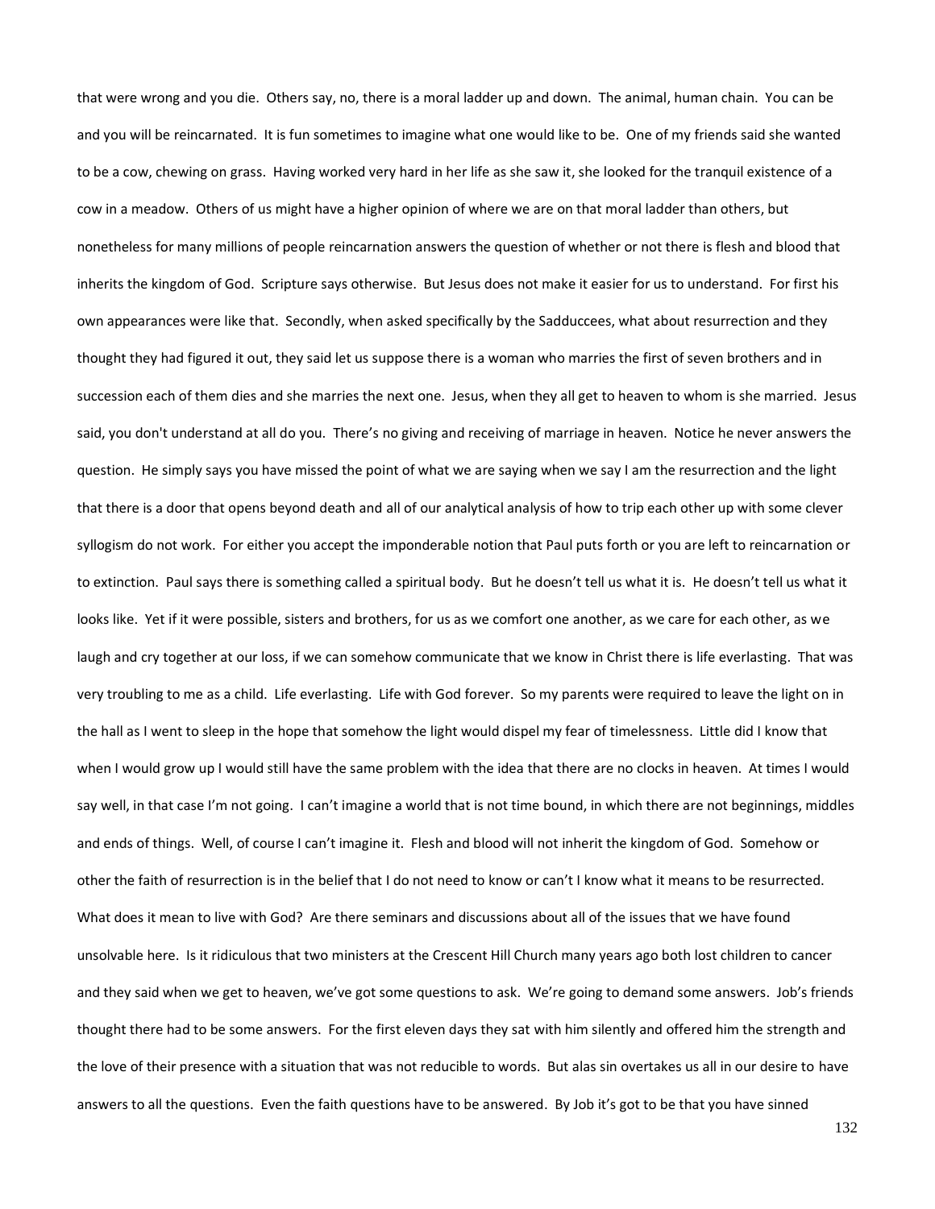that were wrong and you die. Others say, no, there is a moral ladder up and down. The animal, human chain. You can be and you will be reincarnated. It is fun sometimes to imagine what one would like to be. One of my friends said she wanted to be a cow, chewing on grass. Having worked very hard in her life as she saw it, she looked for the tranquil existence of a cow in a meadow. Others of us might have a higher opinion of where we are on that moral ladder than others, but nonetheless for many millions of people reincarnation answers the question of whether or not there is flesh and blood that inherits the kingdom of God. Scripture says otherwise. But Jesus does not make it easier for us to understand. For first his own appearances were like that. Secondly, when asked specifically by the Sadducees, what about resurrection and they thought they had figured it out, they said let us suppose there is a woman who marries the first of seven brothers and in succession each of them dies and she marries the next one. Jesus, when they all get to heaven to whom is she married. Jesus said, you don't understand at all do you. There's no giving and receiving of marriage in heaven. Notice he never answers the question. He simply says you have missed the point of what we are saying when we say I am the resurrection and the light that there is a door that opens beyond death and all of our analytical analysis of how to trip each other up with some clever syllogism do not work. For either you accept the imponderable notion that Paul puts forth or you are left to reincarnation or to extinction. Paul says there is something called a spiritual body. But he doesn't tell us what it is. He doesn't tell us what it looks like. Yet if it were possible, sisters and brothers, for us as we comfort one another, as we care for each other, as we laugh and cry together at our loss, if we can somehow communicate that we know in Christ there is life everlasting. That was very troubling to me as a child. Life everlasting. Life with God forever. So my parents were required to leave the light on in the hall as I went to sleep in the hope that somehow the light would dispel my fear of timelessness. Little did I know that when I would grow up I would still have the same problem with the idea that there are no clocks in heaven. At times I would say well, in that case I'm not going. I can't imagine a world that is not time bound, in which there are not beginnings, middles and ends of things. Well, of course I can't imagine it. Flesh and blood will not inherit the kingdom of God. Somehow or other the faith of resurrection is in the belief that I do not need to know or can't I know what it means to be resurrected. What does it mean to live with God? Are there seminars and discussions about all of the issues that we have found unsolvable here. Is it ridiculous that two ministers at the Crescent Hill Church many years ago both lost children to cancer and they said when we get to heaven, we've got some questions to ask. We're going to demand some answers. Job's friends thought there had to be some answers. For the first eleven days they sat with him silently and offered him the strength and the love of their presence with a situation that was not reducible to words. But alas sin overtakes us all in our desire to have answers to all the questions. Even the faith questions have to be answered. By Job it's got to be that you have sinned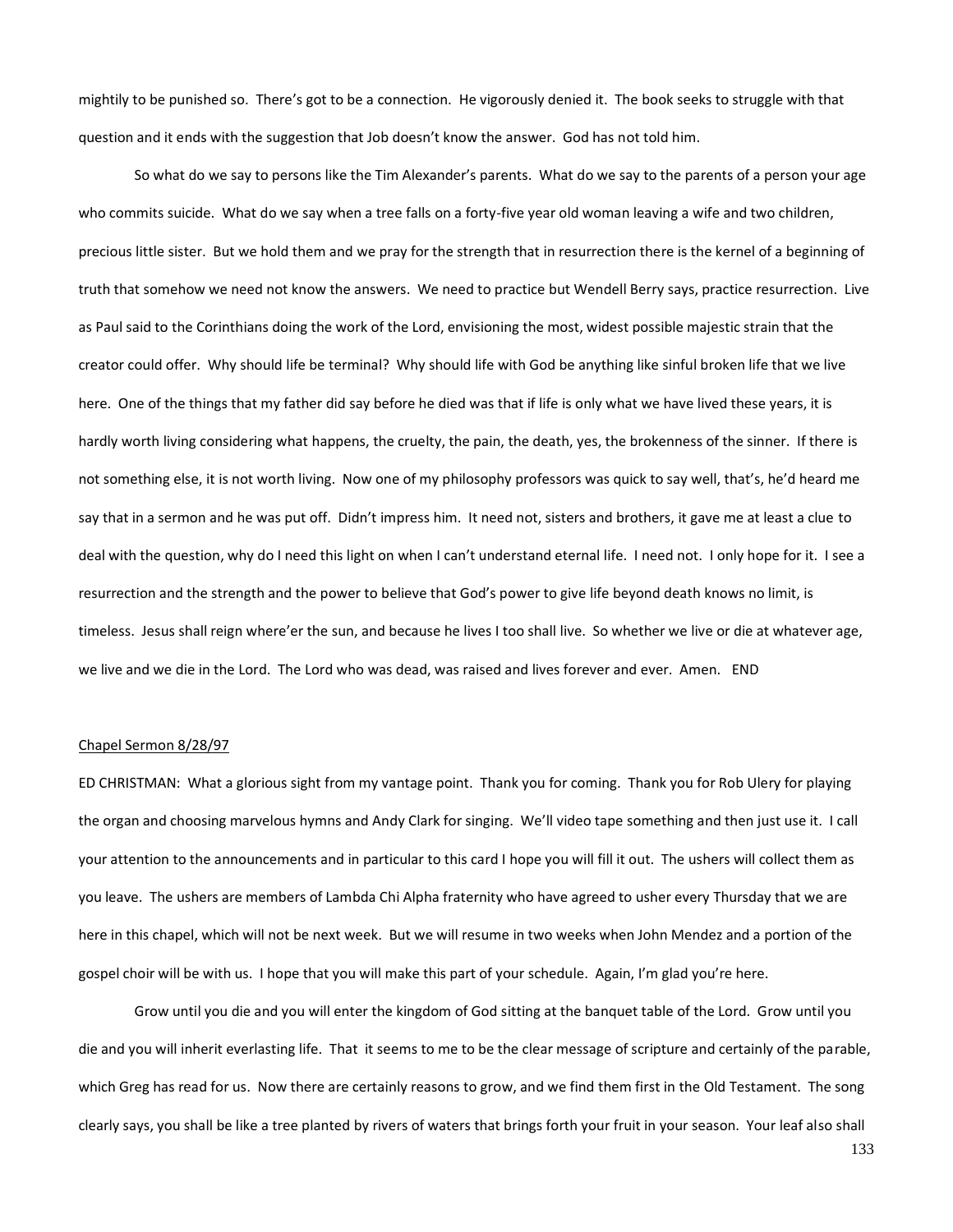mightily to be punished so. There's got to be a connection. He vigorously denied it. The book seeks to struggle with that question and it ends with the suggestion that Job doesn't know the answer. God has not told him.

So what do we say to persons like the Tim Alexander's parents. What do we say to the parents of a person your age who commits suicide. What do we say when a tree falls on a forty-five year old woman leaving a wife and two children, precious little sister. But we hold them and we pray for the strength that in resurrection there is the kernel of a beginning of truth that somehow we need not know the answers. We need to practice but Wendell Berry says, practice resurrection. Live as Paul said to the Corinthians doing the work of the Lord, envisioning the most, widest possible majestic strain that the creator could offer. Why should life be terminal? Why should life with God be anything like sinful broken life that we live here. One of the things that my father did say before he died was that if life is only what we have lived these years, it is hardly worth living considering what happens, the cruelty, the pain, the death, yes, the brokenness of the sinner. If there is not something else, it is not worth living. Now one of my philosophy professors was quick to say well, that's, he'd heard me say that in a sermon and he was put off. Didn't impress him. It need not, sisters and brothers, it gave me at least a clue to deal with the question, why do I need this light on when I can't understand eternal life. I need not. I only hope for it. I see a resurrection and the strength and the power to believe that God's power to give life beyond death knows no limit, is timeless. Jesus shall reign where'er the sun, and because he lives I too shall live. So whether we live or die at whatever age, we live and we die in the Lord. The Lord who was dead, was raised and lives forever and ever. Amen. END

## Chapel Sermon 8/28/97

ED CHRISTMAN: What a glorious sight from my vantage point. Thank you for coming. Thank you for Rob Ulery for playing the organ and choosing marvelous hymns and Andy Clark for singing. We'll video tape something and then just use it. I call your attention to the announcements and in particular to this card I hope you will fill it out. The ushers will collect them as you leave. The ushers are members of Lambda Chi Alpha fraternity who have agreed to usher every Thursday that we are here in this chapel, which will not be next week. But we will resume in two weeks when John Mendez and a portion of the gospel choir will be with us. I hope that you will make this part of your schedule. Again, I'm glad you're here.

Grow until you die and you will enter the kingdom of God sitting at the banquet table of the Lord. Grow until you die and you will inherit everlasting life. That it seems to me to be the clear message of scripture and certainly of the parable, which Greg has read for us. Now there are certainly reasons to grow, and we find them first in the Old Testament. The song clearly says, you shall be like a tree planted by rivers of waters that brings forth your fruit in your season. Your leaf also shall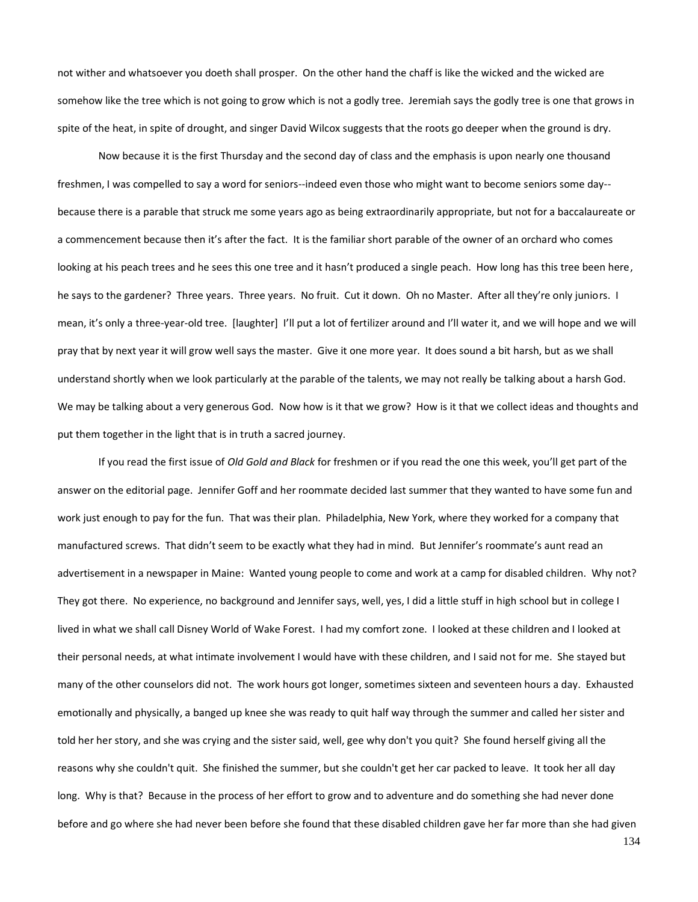not wither and whatsoever you doeth shall prosper. On the other hand the chaff is like the wicked and the wicked are somehow like the tree which is not going to grow which is not a godly tree. Jeremiah says the godly tree is one that grows in spite of the heat, in spite of drought, and singer David Wilcox suggests that the roots go deeper when the ground is dry.

Now because it is the first Thursday and the second day of class and the emphasis is upon nearly one thousand freshmen, I was compelled to say a word for seniors--indeed even those who might want to become seniors some day--because there is a parable that struck me some years ago as being extraordinarily appropriate, but not for a baccalaureate or a commencement because then it's after the fact. It is the familiar short parable of the owner of an orchard who comes looking at his peach trees and he sees this one tree and it hasn't produced a single peach. How long has this tree been here, he says to the gardener? Three years. Three years. No fruit. Cut it down. Oh no Master. After all they're only juniors. I mean, it's only a three-year-old tree. [laughter] I'll put a lot of fertilizer around and I'll water it, and we will hope and we will pray that by next year it will grow well says the master. Give it one more year. It does sound a bit harsh, but as we shall understand shortly when we look particularly at the parable of the talents, we may not really be talking about a harsh God. We may be talking about a very generous God. Now how is it that we grow? How is it that we collect ideas and thoughts and put them together in the light that is in truth a sacred journey.

If you read the first issue of *Old Gold and Black* for freshmen or if you read the one this week, you'll get part of the answer on the editorial page. Jennifer Goff and her roommate decided last summer that they wanted to have some fun and work just enough to pay for the fun. That was their plan. Philadelphia, New York, where they worked for a company that manufactured screws. That didn't seem to be exactly what they had in mind. But Jennifer's roommate's aunt read an advertisement in a newspaper in Maine: Wanted young people to come and work at a camp for disabled children. Why not? They got there. No experience, no background and Jennifer says, well, yes, I did a little stuff in high school but in college I lived in what we shall call Disney World of Wake Forest. I had my comfort zone. I looked at these children and I looked at their personal needs, at what intimate involvement I would have with these children, and I said not for me. She stayed but many of the other counselors did not. The work hours got longer, sometimes sixteen and seventeen hours a day. Exhausted emotionally and physically, a banged up knee she was ready to quit half way through the summer and called her sister and told her her story, and she was crying and the sister said, well, gee why don't you quit? She found herself giving all the reasons why she couldn't quit. She finished the summer, but she couldn't get her car packed to leave. It took her all day long. Why is that? Because in the process of her effort to grow and to adventure and do something she had never done before and go where she had never been before she found that these disabled children gave her far more than she had given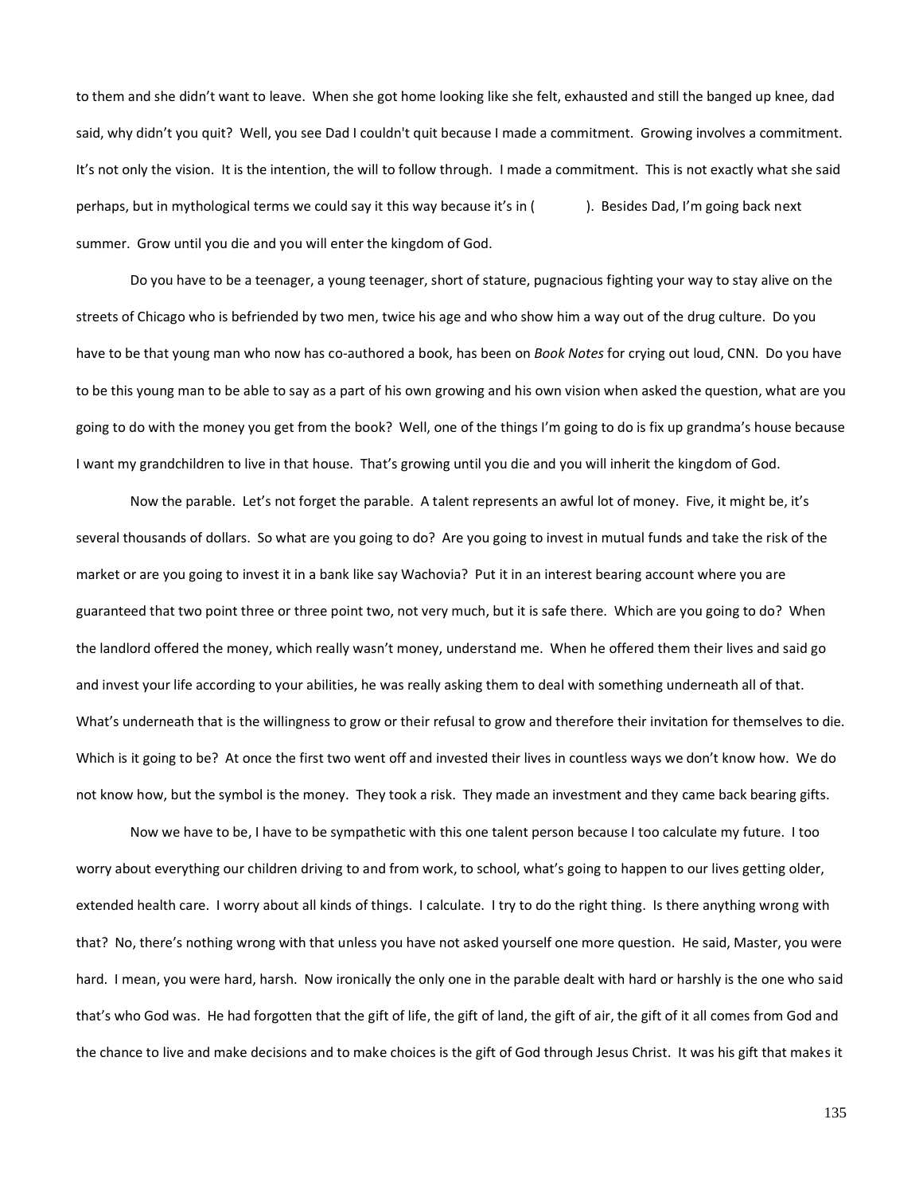to them and she didn't want to leave. When she got home looking like she felt, exhausted and still the banged up knee, dad said, why didn't you quit? Well, you see Dad I couldn't quit because I made a commitment. Growing involves a commitment. It's not only the vision. It is the intention, the will to follow through. I made a commitment. This is not exactly what she said perhaps, but in mythological terms we could say it this way because it's in ( ). Besides Dad, I'm going back next summer. Grow until you die and you will enter the kingdom of God.

Do you have to be a teenager, a young teenager, short of stature, pugnacious fighting your way to stay alive on the streets of Chicago who is befriended by two men, twice his age and who show him a way out of the drug culture. Do you have to be that young man who now has co-authored a book, has been on *Book Notes* for crying out loud, CNN. Do you have to be this young man to be able to say as a part of his own growing and his own vision when asked the question, what are you going to do with the money you get from the book? Well, one of the things I'm going to do is fix up grandma's house because I want my grandchildren to live in that house. That's growing until you die and you will inherit the kingdom of God.

Now the parable. Let's not forget the parable. A talent represents an awful lot of money. Five, it might be, it's several thousands of dollars. So what are you going to do? Are you going to invest in mutual funds and take the risk of the market or are you going to invest it in a bank like say Wachovia? Put it in an interest bearing account where you are guaranteed that two point three or three point two, not very much, but it is safe there. Which are you going to do? When the landlord offered the money, which really wasn't money, understand me. When he offered them their lives and said go and invest your life according to your abilities, he was really asking them to deal with something underneath all of that. What's underneath that is the willingness to grow or their refusal to grow and therefore their invitation for themselves to die. Which is it going to be? At once the first two went off and invested their lives in countless ways we don't know how. We do not know how, but the symbol is the money. They took a risk. They made an investment and they came back bearing gifts.

Now we have to be, I have to be sympathetic with this one talent person because I too calculate my future. I too worry about everything our children driving to and from work, to school, what's going to happen to our lives getting older, extended health care. I worry about all kinds of things. I calculate. I try to do the right thing. Is there anything wrong with that? No, there's nothing wrong with that unless you have not asked yourself one more question. He said, Master, you were hard. I mean, you were hard, harsh. Now ironically the only one in the parable dealt with hard or harshly is the one who said that's who God was. He had forgotten that the gift of life, the gift of land, the gift of air, the gift of it all comes from God and the chance to live and make decisions and to make choices is the gift of God through Jesus Christ. It was his gift that makes it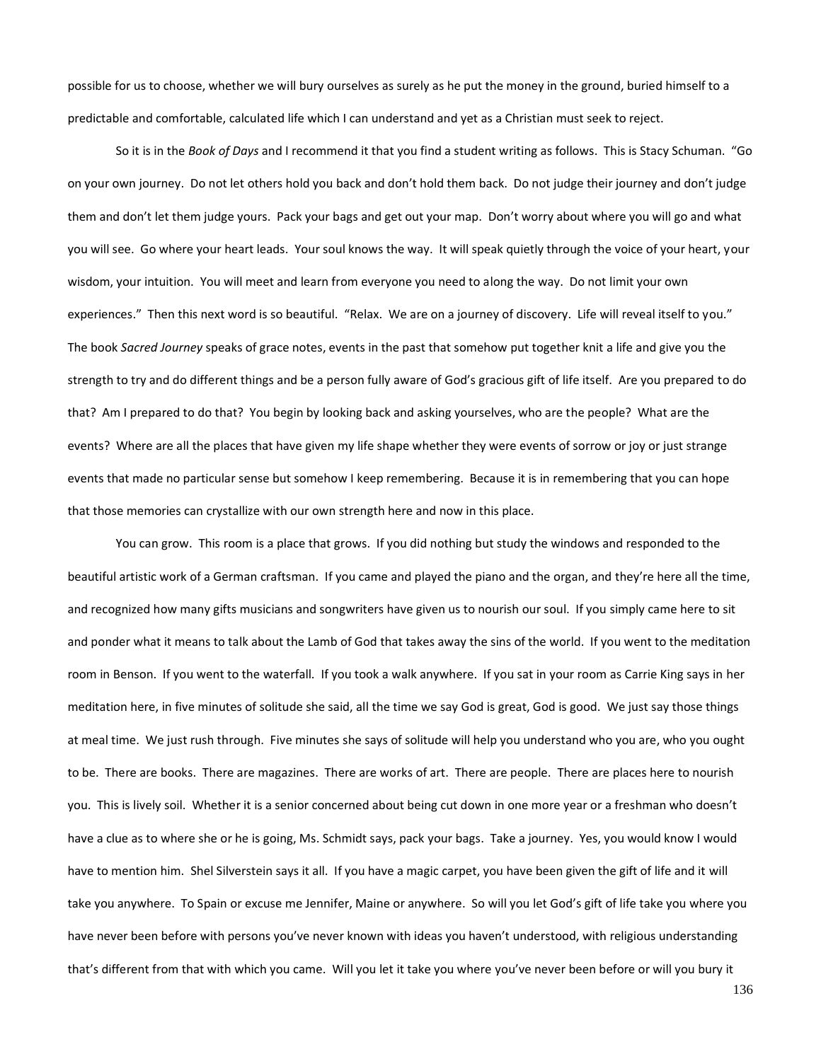possible for us to choose, whether we will bury ourselves as surely as he put the money in the ground, buried himself to a predictable and comfortable, calculated life which I can understand and yet as a Christian must seek to reject.

So it is in the *Book of Days* and I recommend it that you find a student writing as follows. This is Stacy Schuman. "Go on your own journey. Do not let others hold you back and don't hold them back. Do not judge their journey and don't judge them and don't let them judge yours. Pack your bags and get out your map. Don't worry about where you will go and what you will see. Go where your heart leads. Your soul knows the way. It will speak quietly through the voice of your heart, your wisdom, your intuition. You will meet and learn from everyone you need to along the way. Do not limit your own experiences." Then this next word is so beautiful. "Relax. We are on a journey of discovery. Life will reveal itself to you." The book *Sacred Journey* speaks of grace notes, events in the past that somehow put together knit a life and give you the strength to try and do different things and be a person fully aware of God's gracious gift of life itself. Are you prepared to do that? Am I prepared to do that? You begin by looking back and asking yourselves, who are the people? What are the events? Where are all the places that have given my life shape whether they were events of sorrow or joy or just strange events that made no particular sense but somehow I keep remembering. Because it is in remembering that you can hope that those memories can crystallize with our own strength here and now in this place.

You can grow. This room is a place that grows. If you did nothing but study the windows and responded to the beautiful artistic work of a German craftsman. If you came and played the piano and the organ, and they're here all the time, and recognized how many gifts musicians and songwriters have given us to nourish our soul. If you simply came here to sit and ponder what it means to talk about the Lamb of God that takes away the sins of the world. If you went to the meditation room in Benson. If you went to the waterfall. If you took a walk anywhere. If you sat in your room as Carrie King says in her meditation here, in five minutes of solitude she said, all the time we say God is great, God is good. We just say those things at meal time. We just rush through. Five minutes she says of solitude will help you understand who you are, who you ought to be. There are books. There are magazines. There are works of art. There are people. There are places here to nourish you. This is lively soil. Whether it is a senior concerned about being cut down in one more year or a freshman who doesn't have a clue as to where she or he is going, Ms. Schmidt says, pack your bags. Take a journey. Yes, you would know I would have to mention him. Shel Silverstein says it all. If you have a magic carpet, you have been given the gift of life and it will take you anywhere. To Spain or excuse me Jennifer, Maine or anywhere. So will you let God's gift of life take you where you have never been before with persons you've never known with ideas you haven't understood, with religious understanding that's different from that with which you came. Will you let it take you where you've never been before or will you bury it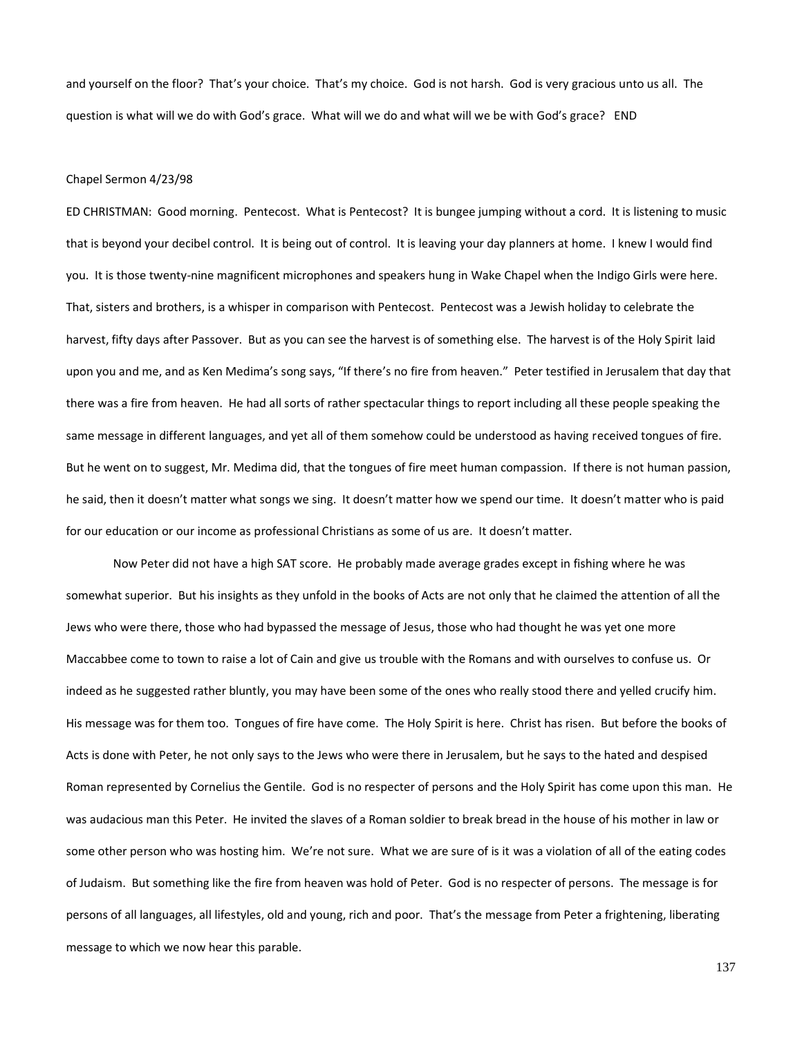and yourself on the floor? That's your choice. That's my choice. God is not harsh. God is very gracious unto us all. The question is what will we do with God's grace. What will we do and what will we be with God's grace? END

Chapel Sermon 4/23/98

ED CHRISTMAN: Good morning. Pentecost. What is Pentecost? It is bungee jumping without a cord. It is listening to music that is beyond your decibel control. It is being out of control. It is leaving your day planners at home. I knew I would find you. It is those twenty-nine magnificent microphones and speakers hung in Wake Chapel when the Indigo Girls were here. That, sisters and brothers, is a whisper in comparison with Pentecost. Pentecost was a Jewish holiday to celebrate the harvest, fifty days after Passover. But as you can see the harvest is of something else. The harvest is of the Holy Spirit laid upon you and me, and as Ken Medima's song says, "If there's no fire from heaven." Peter testified in Jerusalem that day that there was a fire from heaven. He had all sorts of rather spectacular things to report including all these people speaking the same message in different languages, and yet all of them somehow could be understood as having received tongues of fire. But he went on to suggest, Mr. Medima did, that the tongues of fire meet human compassion. If there is not human passion, he said, then it doesn't matter what songs we sing. It doesn't matter how we spend our time. It doesn't matter who is paid for our education or our income as professional Christians as some of us are. It doesn't matter.

Now Peter did not have a high SAT score. He probably made average grades except in fishing where he was somewhat superior. But his insights as they unfold in the books of Acts are not only that he claimed the attention of all the Jews who were there, those who had bypassed the message of Jesus, those who had thought he was yet one more Maccabbee come to town to raise a lot of Cain and give us trouble with the Romans and with ourselves to confuse us. Or indeed as he suggested rather bluntly, you may have been some of the ones who really stood there and yelled crucify him. His message was for them too. Tongues of fire have come. The Holy Spirit is here. Christ has risen. But before the books of Acts is done with Peter, he not only says to the Jews who were there in Jerusalem, but he says to the hated and despised Roman represented by Cornelius the Gentile. God is no respecter of persons and the Holy Spirit has come upon this man. He was audacious man this Peter. He invited the slaves of a Roman soldier to break bread in the house of his mother in law or some other person who was hosting him. We're not sure. What we are sure of is it was a violation of all of the eating codes of Judaism. But something like the fire from heaven was hold of Peter. God is no respecter of persons. The message is for persons of all languages, all lifestyles, old and young, rich and poor. That's the message from Peter a frightening, liberating message to which we now hear this parable.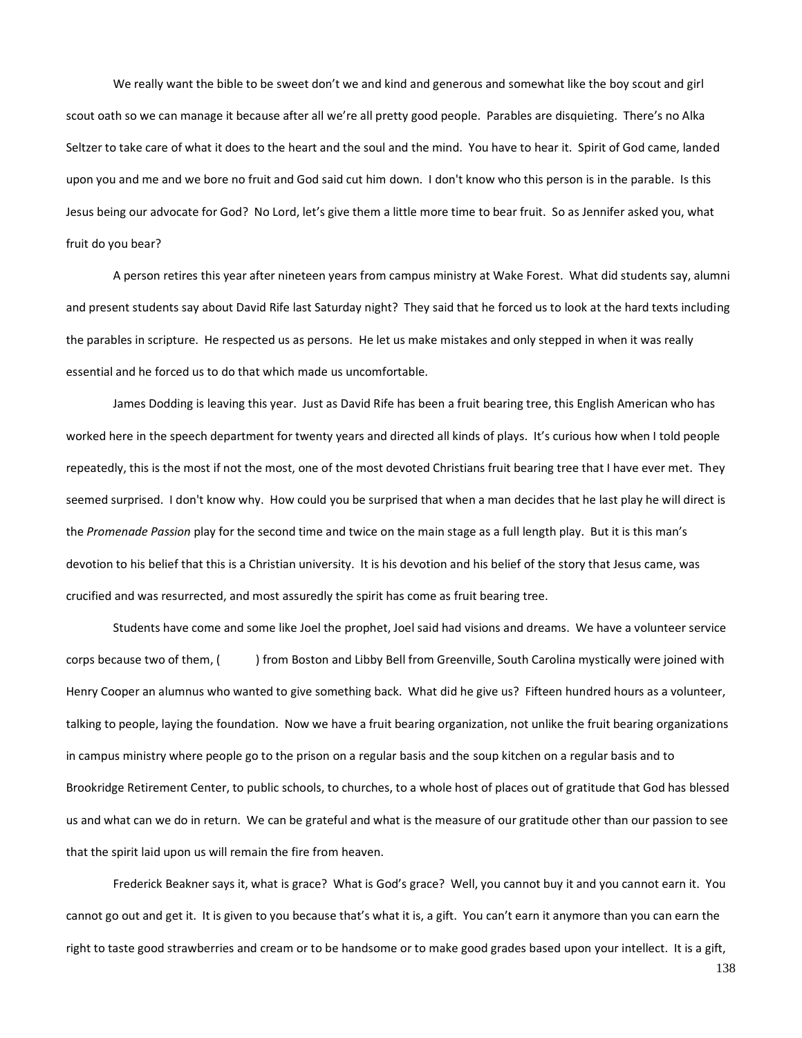We really want the bible to be sweet don't we and kind and generous and somewhat like the boy scout and girl scout oath so we can manage it because after all we're all pretty good people. Parables are disquieting. There's no Alka Seltzer to take care of what it does to the heart and the soul and the mind. You have to hear it. Spirit of God came, landed upon you and me and we bore no fruit and God said cut him down. I don't know who this person is in the parable. Is this Jesus being our advocate for God? No Lord, let's give them a little more time to bear fruit. So as Jennifer asked you, what fruit do you bear?

A person retires this year after nineteen years from campus ministry at Wake Forest. What did students say, alumni and present students say about David Rife last Saturday night? They said that he forced us to look at the hard texts including the parables in scripture. He respected us as persons. He let us make mistakes and only stepped in when it was really essential and he forced us to do that which made us uncomfortable.

James Dodding is leaving this year. Just as David Rife has been a fruit bearing tree, this English American who has worked here in the speech department for twenty years and directed all kinds of plays. It's curious how when I told people repeatedly, this is the most if not the most, one of the most devoted Christians fruit bearing tree that I have ever met. They seemed surprised. I don't know why. How could you be surprised that when a man decides that he last play he will direct is the *Promenade Passion* play for the second time and twice on the main stage as a full length play. But it is this man's devotion to his belief that this is a Christian university. It is his devotion and his belief of the story that Jesus came, was crucified and was resurrected, and most assuredly the spirit has come as fruit bearing tree.

Students have come and some like Joel the prophet, Joel said had visions and dreams. We have a volunteer service corps because two of them, (          ) from Boston and Libby Bell from Greenville, South Carolina mystically were joined with Henry Cooper an alumnus who wanted to give something back. What did he give us? Fifteen hundred hours as a volunteer, talking to people, laying the foundation. Now we have a fruit bearing organization, not unlike the fruit bearing organizations in campus ministry where people go to the prison on a regular basis and the soup kitchen on a regular basis and to Brookridge Retirement Center, to public schools, to churches, to a whole host of places out of gratitude that God has blessed us and what can we do in return. We can be grateful and what is the measure of our gratitude other than our passion to see that the spirit laid upon us will remain the fire from heaven.

Frederick Beakner says it, what is grace? What is God's grace? Well, you cannot buy it and you cannot earn it. You cannot go out and get it. It is given to you because that's what it is, a gift. You can't earn it anymore than you can earn the right to taste good strawberries and cream or to be handsome or to make good grades based upon your intellect. It is a gift,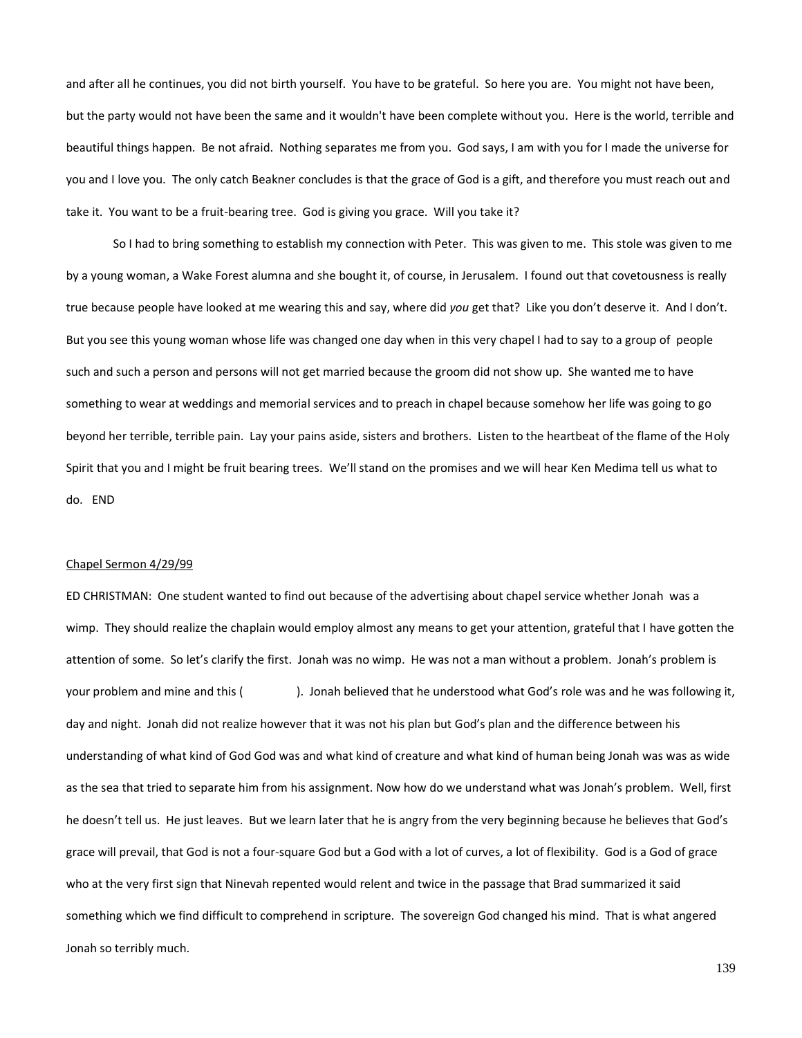and after all he continues, you did not birth yourself. You have to be grateful. So here you are. You might not have been, but the party would not have been the same and it wouldn't have been complete without you. Here is the world, terrible and beautiful things happen. Be not afraid. Nothing separates me from you. God says, I am with you for I made the universe for you and I love you. The only catch Beakner concludes is that the grace of God is a gift, and therefore you must reach out and take it. You want to be a fruit-bearing tree. God is giving you grace. Will you take it?

So I had to bring something to establish my connection with Peter. This was given to me. This stole was given to me by a young woman, a Wake Forest alumna and she bought it, of course, in Jerusalem. I found out that covetousness is really true because people have looked at me wearing this and say, where did *you* get that? Like you don't deserve it. And I don't. But you see this young woman whose life was changed one day when in this very chapel I had to say to a group of people such and such a person and persons will not get married because the groom did not show up. She wanted me to have something to wear at weddings and memorial services and to preach in chapel because somehow her life was going to go beyond her terrible, terrible pain. Lay your pains aside, sisters and brothers. Listen to the heartbeat of the flame of the Holy Spirit that you and I might be fruit bearing trees. We'll stand on the promises and we will hear Ken Medima tell us what to do. END

<u>Chapel Sermon 4/29/99</u>

ED CHRISTMAN: One student wanted to find out because of the advertising about chapel service whether Jonah was a wimp. They should realize the chaplain would employ almost any means to get your attention, grateful that I have gotten the attention of some. So let's clarify the first. Jonah was no wimp. He was not a man without a problem. Jonah's problem is your problem and mine and this ( ). Jonah believed that he understood what God's role was and he was following it, day and night. Jonah did not realize however that it was not his plan but God's plan and the difference between his understanding of what kind of God God was and what kind of creature and what kind of human being Jonah was was as wide as the sea that tried to separate him from his assignment. Now how do we understand what was Jonah's problem. Well, first he doesn't tell us. He just leaves. But we learn later that he is angry from the very beginning because he believes that God's grace will prevail, that God is not a four-square God but a God with a lot of curves, a lot of flexibility. God is a God of grace who at the very first sign that Ninevah repented would relent and twice in the passage that Brad summarized it said something which we find difficult to comprehend in scripture. The sovereign God changed his mind. That is what angered Jonah so terribly much.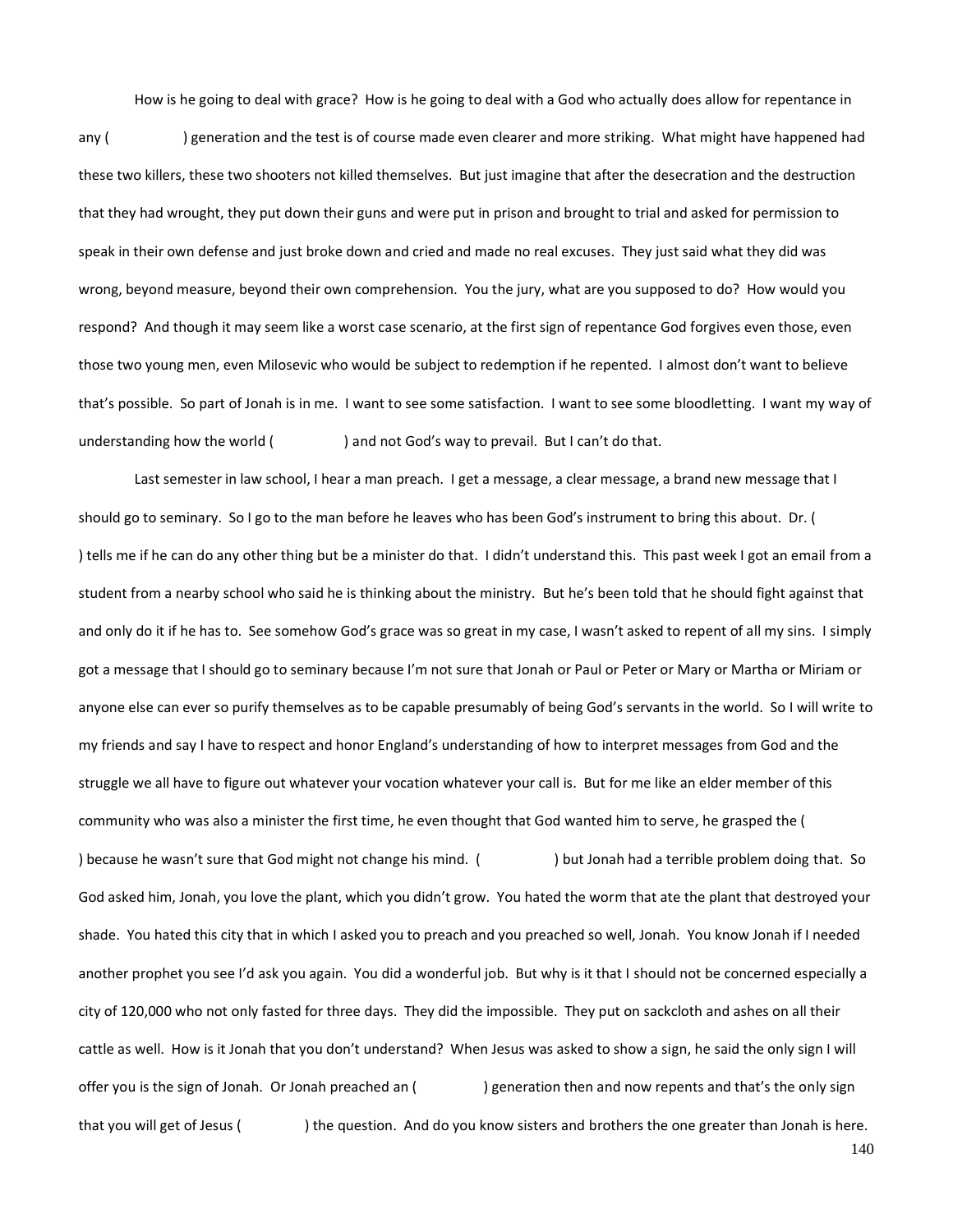How is he going to deal with grace? How is he going to deal with a God who actually does allow for repentance in any ( ) generation and the test is of course made even clearer and more striking. What might have happened had these two killers, these two shooters not killed themselves. But just imagine that after the desecration and the destruction that they had wrought, they put down their guns and were put in prison and brought to trial and asked for permission to speak in their own defense and just broke down and cried and made no real excuses. They just said what they did was wrong, beyond measure, beyond their own comprehension. You the jury, what are you supposed to do? How would you respond? And though it may seem like a worst case scenario, at the first sign of repentance God forgives even those, even those two young men, even Milosevic who would be subject to redemption if he repented. I almost don't want to believe that's possible. So part of Jonah is in me. I want to see some satisfaction. I want to see some bloodletting. I want my way of understanding how the world ( ) and not God's way to prevail. But I can't do that.

Last semester in law school, I hear a man preach. I get a message, a clear message, a brand new message that I should go to seminary. So I go to the man before he leaves who has been God's instrument to bring this about. Dr. ( ) tells me if he can do any other thing but be a minister do that. I didn't understand this. This past week I got an email from a student from a nearby school who said he is thinking about the ministry. But he's been told that he should fight against that and only do it if he has to. See somehow God's grace was so great in my case, I wasn't asked to repent of all my sins. I simply got a message that I should go to seminary because I'm not sure that Jonah or Paul or Peter or Mary or Martha or Miriam or anyone else can ever so purify themselves as to be capable presumably of being God's servants in the world. So I will write to my friends and say I have to respect and honor England's understanding of how to interpret messages from God and the struggle we all have to figure out whatever your vocation whatever your call is. But for me like an elder member of this community who was also a minister the first time, he even thought that God wanted him to serve, he grasped the ( ) because he wasn't sure that God might not change his mind. ( ) but Jonah had a terrible problem doing that. So God asked him, Jonah, you love the plant, which you didn't grow. You hated the worm that ate the plant that destroyed your shade. You hated this city that in which I asked you to preach and you preached so well, Jonah. You know Jonah if I needed another prophet you see I'd ask you again. You did a wonderful job. But why is it that I should not be concerned especially a city of 120,000 who not only fasted for three days. They did the impossible. They put on sackcloth and ashes on all their cattle as well. How is it Jonah that you don't understand? When Jesus was asked to show a sign, he said the only sign I will offer you is the sign of Jonah. Or Jonah preached an ( ) generation then and now repents and that's the only sign that you will get of Jesus ( ) the question. And do you know sisters and brothers the one greater than Jonah is here.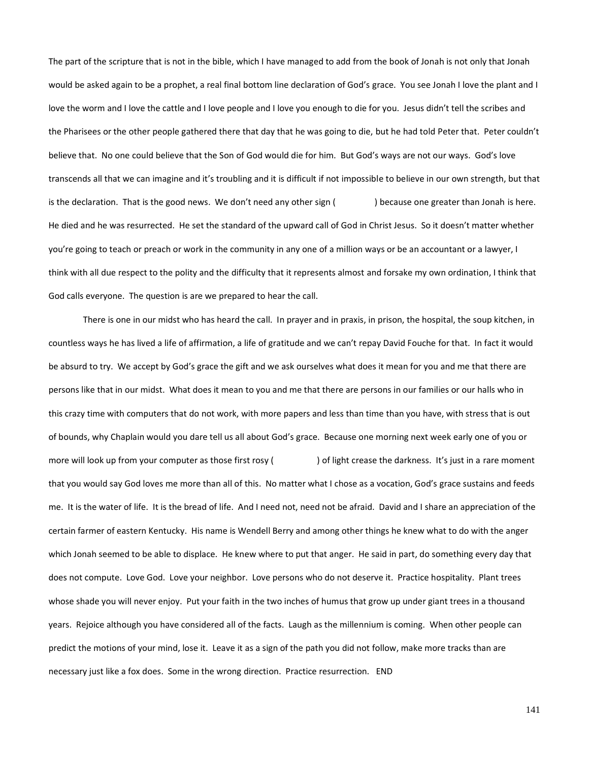The part of the scripture that is not in the bible, which I have managed to add from the book of Jonah is not only that Jonah would be asked again to be a prophet, a real final bottom line declaration of God's grace. You see Jonah I love the plant and I love the worm and I love the cattle and I love people and I love you enough to die for you. Jesus didn't tell the scribes and the Pharisees or the other people gathered there that day that he was going to die, but he had told Peter that. Peter couldn't believe that. No one could believe that the Son of God would die for him. But God's ways are not our ways. God's love transcends all that we can imagine and it's troubling and it is difficult if not impossible to believe in our own strength, but that is the declaration. That is the good news. We don't need any other sign (            ) because one greater than Jonah is here. He died and he was resurrected. He set the standard of the upward call of God in Christ Jesus. So it doesn't matter whether you're going to teach or preach or work in the community in any one of a million ways or be an accountant or a lawyer, I think with all due respect to the polity and the difficulty that it represents almost and forsake my own ordination, I think that God calls everyone. The question is are we prepared to hear the call.

There is one in our midst who has heard the call. In prayer and in praxis, in prison, the hospital, the soup kitchen, in countless ways he has lived a life of affirmation, a life of gratitude and we can't repay David Fouche for that. In fact it would be absurd to try. We accept by God's grace the gift and we ask ourselves what does it mean for you and me that there are persons like that in our midst. What does it mean to you and me that there are persons in our families or our halls who in this crazy time with computers that do not work, with more papers and less than time than you have, with stress that is out of bounds, why Chaplain would you dare tell us all about God's grace. Because one morning next week early one of you or more will look up from your computer as those first rosy (             ) of light crease the darkness. It's just in a rare moment that you would say God loves me more than all of this. No matter what I chose as a vocation, God's grace sustains and feeds me. It is the water of life. It is the bread of life. And I need not, need not be afraid. David and I share an appreciation of the certain farmer of eastern Kentucky. His name is Wendell Berry and among other things he knew what to do with the anger which Jonah seemed to be able to displace. He knew where to put that anger. He said in part, do something every day that does not compute. Love God. Love your neighbor. Love persons who do not deserve it. Practice hospitality. Plant trees whose shade you will never enjoy. Put your faith in the two inches of humus that grow up under giant trees in a thousand years. Rejoice although you have considered all of the facts. Laugh as the millennium is coming. When other people can predict the motions of your mind, lose it. Leave it as a sign of the path you did not follow, make more tracks than are necessary just like a fox does. Some in the wrong direction. Practice resurrection. END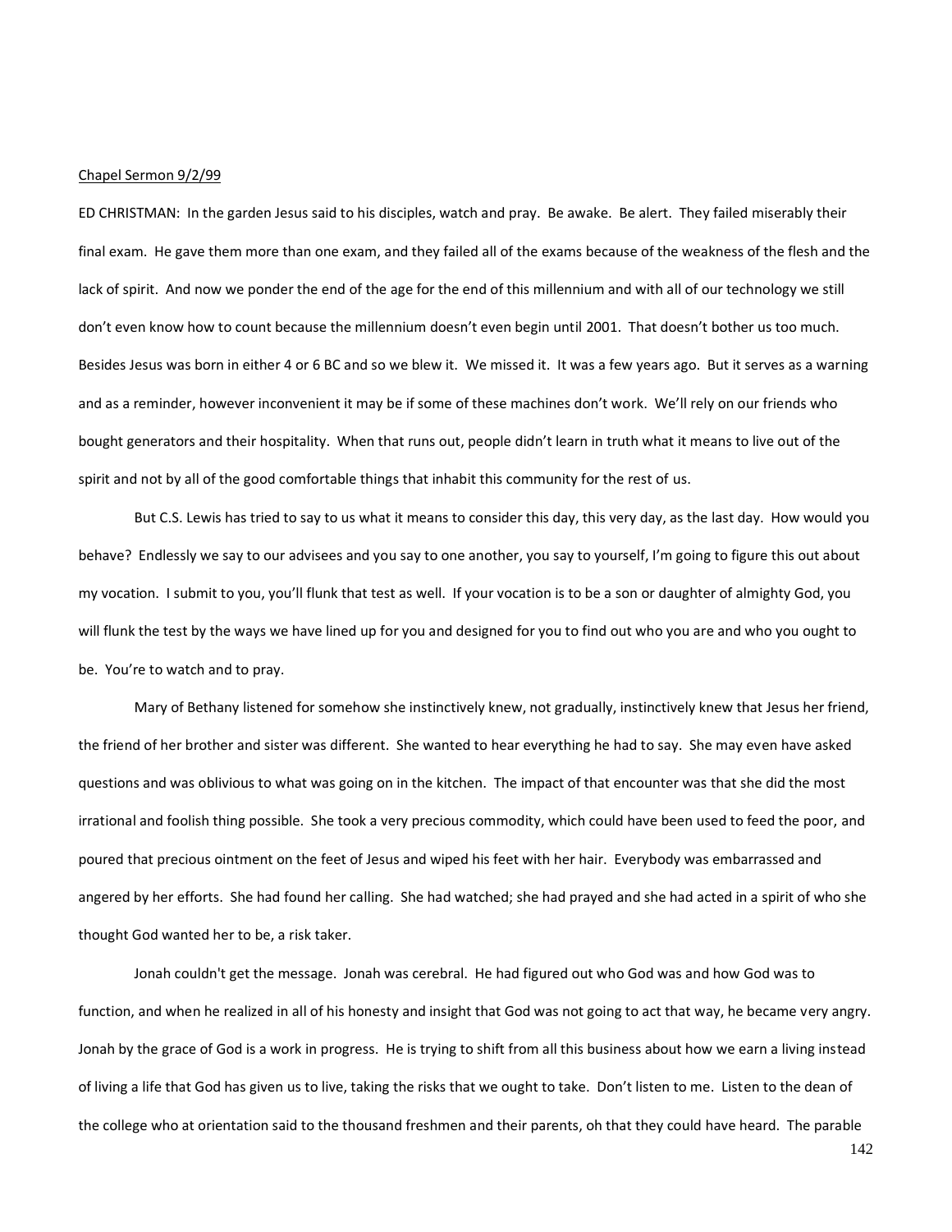Chapel Sermon 9/2/99

ED CHRISTMAN: In the garden Jesus said to his disciples, watch and pray. Be awake. Be alert. They failed miserably their final exam. He gave them more than one exam, and they failed all of the exams because of the weakness of the flesh and the lack of spirit. And now we ponder the end of the age for the end of this millennium and with all of our technology we still don't even know how to count because the millennium doesn't even begin until 2001. That doesn't bother us too much. Besides Jesus was born in either 4 or 6 BC and so we blew it. We missed it. It was a few years ago. But it serves as a warning and as a reminder, however inconvenient it may be if some of these machines don't work. We'll rely on our friends who bought generators and their hospitality. When that runs out, people didn't learn in truth what it means to live out of the spirit and not by all of the good comfortable things that inhabit this community for the rest of us.

But C.S. Lewis has tried to say to us what it means to consider this day, this very day, as the last day. How would you behave? Endlessly we say to our advisees and you say to one another, you say to yourself, I'm going to figure this out about my vocation. I submit to you, you'll flunk that test as well. If your vocation is to be a son or daughter of almighty God, you will flunk the test by the ways we have lined up for you and designed for you to find out who you are and who you ought to be. You're to watch and to pray.

Mary of Bethany listened for somehow she instinctively knew, not gradually, instinctively knew that Jesus her friend, the friend of her brother and sister was different. She wanted to hear everything he had to say. She may even have asked questions and was oblivious to what was going on in the kitchen. The impact of that encounter was that she did the most irrational and foolish thing possible. She took a very precious commodity, which could have been used to feed the poor, and poured that precious ointment on the feet of Jesus and wiped his feet with her hair. Everybody was embarrassed and angered by her efforts. She had found her calling. She had watched; she had prayed and she had acted in a spirit of who she thought God wanted her to be, a risk taker.

Jonah couldn't get the message. Jonah was cerebral. He had figured out who God was and how God was to function, and when he realized in all of his honesty and insight that God was not going to act that way, he became very angry. Jonah by the grace of God is a work in progress. He is trying to shift from all this business about how we earn a living instead of living a life that God has given us to live, taking the risks that we ought to take. Don't listen to me. Listen to the dean of the college who at orientation said to the thousand freshmen and their parents, oh that they could have heard. The parable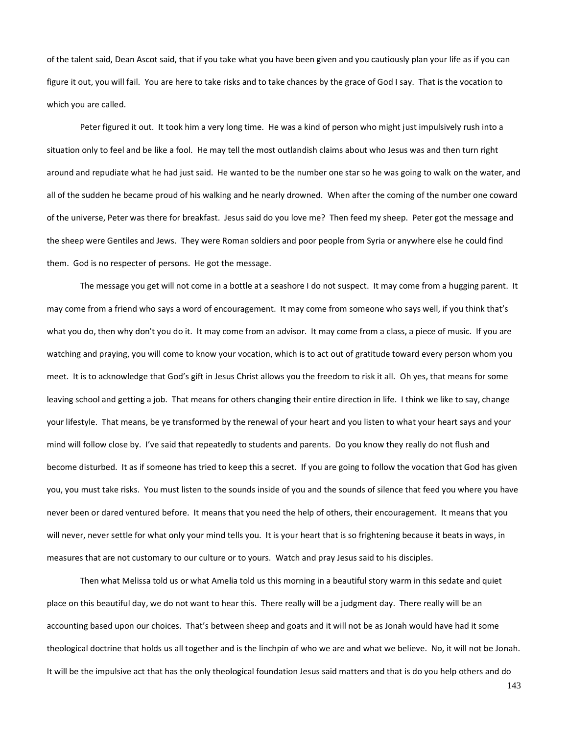of the talent said, Dean Ascot said, that if you take what you have been given and you cautiously plan your life as if you can figure it out, you will fail. You are here to take risks and to take chances by the grace of God I say. That is the vocation to which you are called.

Peter figured it out. It took him a very long time. He was a kind of person who might just impulsively rush into a situation only to feel and be like a fool. He may tell the most outlandish claims about who Jesus was and then turn right around and repudiate what he had just said. He wanted to be the number one star so he was going to walk on the water, and all of the sudden he became proud of his walking and he nearly drowned. When after the coming of the number one coward of the universe, Peter was there for breakfast. Jesus said do you love me? Then feed my sheep. Peter got the message and the sheep were Gentiles and Jews. They were Roman soldiers and poor people from Syria or anywhere else he could find them. God is no respecter of persons. He got the message.

The message you get will not come in a bottle at a seashore I do not suspect. It may come from a hugging parent. It may come from a friend who says a word of encouragement. It may come from someone who says well, if you think that's what you do, then why don't you do it. It may come from an advisor. It may come from a class, a piece of music. If you are watching and praying, you will come to know your vocation, which is to act out of gratitude toward every person whom you meet. It is to acknowledge that God's gift in Jesus Christ allows you the freedom to risk it all. Oh yes, that means for some leaving school and getting a job. That means for others changing their entire direction in life. I think we like to say, change your lifestyle. That means, be ye transformed by the renewal of your heart and you listen to what your heart says and your mind will follow close by. I've said that repeatedly to students and parents. Do you know they really do not flush and become disturbed. It as if someone has tried to keep this a secret. If you are going to follow the vocation that God has given you, you must take risks. You must listen to the sounds inside of you and the sounds of silence that feed you where you have never been or dared ventured before. It means that you need the help of others, their encouragement. It means that you will never, never settle for what only your mind tells you. It is your heart that is so frightening because it beats in ways, in measures that are not customary to our culture or to yours. Watch and pray Jesus said to his disciples.

Then what Melissa told us or what Amelia told us this morning in a beautiful story warm in this sedate and quiet place on this beautiful day, we do not want to hear this. There really will be a judgment day. There really will be an accounting based upon our choices. That's between sheep and goats and it will not be as Jonah would have had it some theological doctrine that holds us all together and is the linchpin of who we are and what we believe. No, it will not be Jonah. It will be the impulsive act that has the only theological foundation Jesus said matters and that is do you help others and do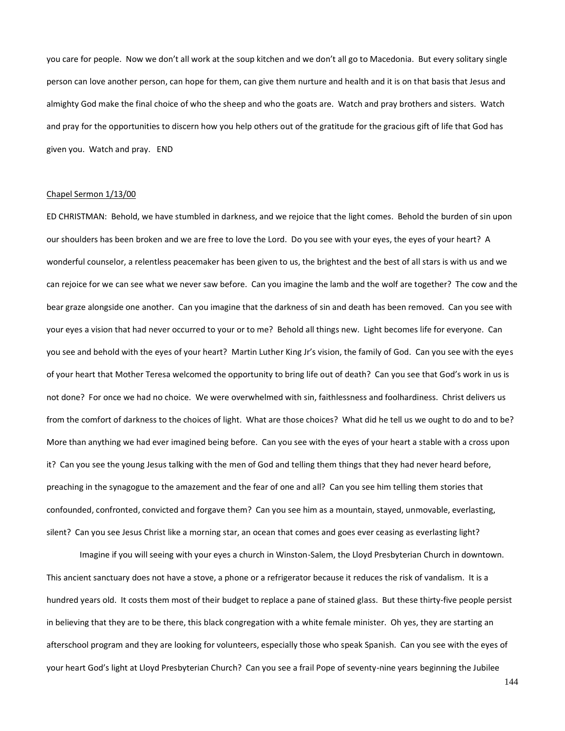you care for people. Now we don't all work at the soup kitchen and we don't all go to Macedonia. But every solitary single person can love another person, can hope for them, can give them nurture and health and it is on that basis that Jesus and almighty God make the final choice of who the sheep and who the goats are. Watch and pray brothers and sisters. Watch and pray for the opportunities to discern how you help others out of the gratitude for the gracious gift of life that God has given you. Watch and pray. END

Chapel Sermon 1/13/00

ED CHRISTMAN: Behold, we have stumbled in darkness, and we rejoice that the light comes. Behold the burden of sin upon our shoulders has been broken and we are free to love the Lord. Do you see with your eyes, the eyes of your heart? A wonderful counselor, a relentless peacemaker has been given to us, the brightest and the best of all stars is with us and we can rejoice for we can see what we never saw before. Can you imagine the lamb and the wolf are together? The cow and the bear graze alongside one another. Can you imagine that the darkness of sin and death has been removed. Can you see with your eyes a vision that had never occurred to your or to me? Behold all things new. Light becomes life for everyone. Can you see and behold with the eyes of your heart? Martin Luther King Jr's vision, the family of God. Can you see with the eyes of your heart that Mother Teresa welcomed the opportunity to bring life out of death? Can you see that God's work in us is not done? For once we had no choice. We were overwhelmed with sin, faithlessness and foolhardiness. Christ delivers us from the comfort of darkness to the choices of light. What are those choices? What did he tell us we ought to do and to be? More than anything we had ever imagined being before. Can you see with the eyes of your heart a stable with a cross upon it? Can you see the young Jesus talking with the men of God and telling them things that they had never heard before, preaching in the synagogue to the amazement and the fear of one and all? Can you see him telling them stories that confounded, confronted, convicted and forgave them? Can you see him as a mountain, stayed, unmovable, everlasting, silent? Can you see Jesus Christ like a morning star, an ocean that comes and goes ever ceasing as everlasting light?

Imagine if you will seeing with your eyes a church in Winston-Salem, the Lloyd Presbyterian Church in downtown. This ancient sanctuary does not have a stove, a phone or a refrigerator because it reduces the risk of vandalism. It is a hundred years old. It costs them most of their budget to replace a pane of stained glass. But these thirty-five people persist in believing that they are to be there, this black congregation with a white female minister. Oh yes, they are starting an afterschool program and they are looking for volunteers, especially those who speak Spanish. Can you see with the eyes of your heart God's light at Lloyd Presbyterian Church? Can you see a frail Pope of seventy-nine years beginning the Jubilee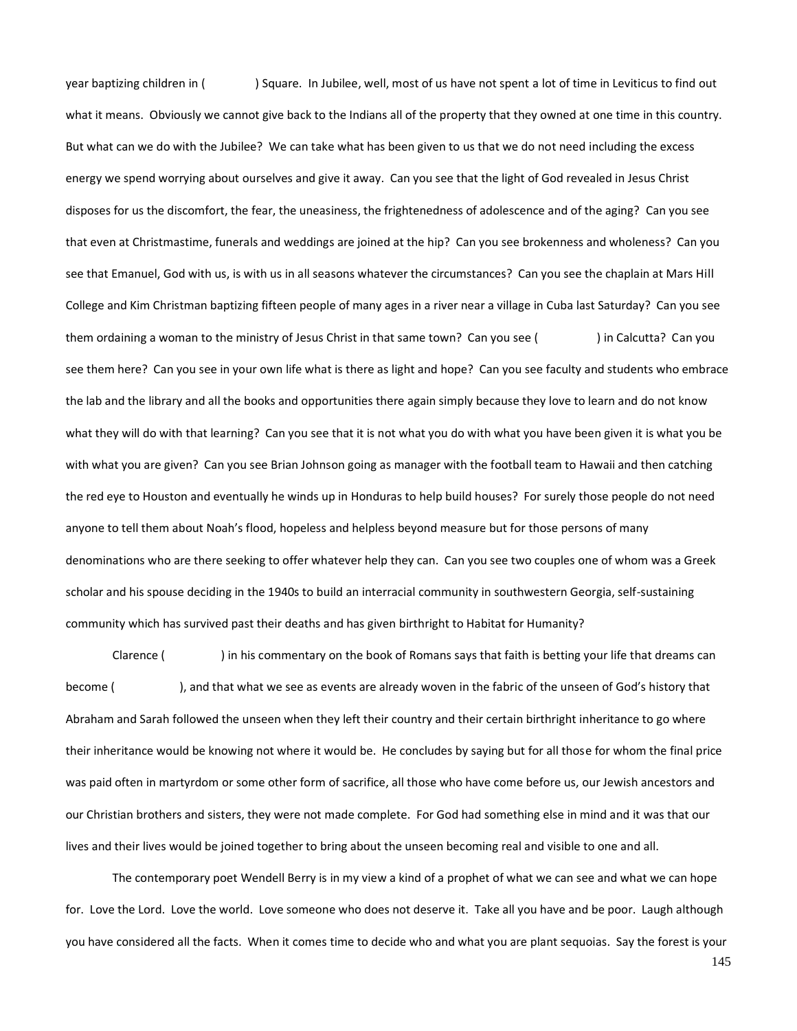year baptizing children in (            ) Square. In Jubilee, well, most of us have not spent a lot of time in Leviticus to find out what it means. Obviously we cannot give back to the Indians all of the property that they owned at one time in this country. But what can we do with the Jubilee? We can take what has been given to us that we do not need including the excess energy we spend worrying about ourselves and give it away. Can you see that the light of God revealed in Jesus Christ disposes for us the discomfort, the fear, the uneasiness, the frightenedness of adolescence and of the aging? Can you see that even at Christmastime, funerals and weddings are joined at the hip? Can you see brokenness and wholeness? Can you see that Emanuel, God with us, is with us in all seasons whatever the circumstances? Can you see the chaplain at Mars Hill College and Kim Christman baptizing fifteen people of many ages in a river near a village in Cuba last Saturday? Can you see them ordaining a woman to the ministry of Jesus Christ in that same town? Can you see (            ) in Calcutta? Can you see them here? Can you see in your own life what is there as light and hope? Can you see faculty and students who embrace the lab and the library and all the books and opportunities there again simply because they love to learn and do not know what they will do with that learning? Can you see that it is not what you do with what you have been given it is what you be with what you are given? Can you see Brian Johnson going as manager with the football team to Hawaii and then catching the red eye to Houston and eventually he winds up in Honduras to help build houses? For surely those people do not need anyone to tell them about Noah's flood, hopeless and helpless beyond measure but for those persons of many denominations who are there seeking to offer whatever help they can. Can you see two couples one of whom was a Greek scholar and his spouse deciding in the 1940s to build an interracial community in southwestern Georgia, self-sustaining community which has survived past their deaths and has given birthright to Habitat for Humanity?

Clarence (            ) in his commentary on the book of Romans says that faith is betting your life that dreams can become (            ), and that what we see as events are already woven in the fabric of the unseen of God's history that Abraham and Sarah followed the unseen when they left their country and their certain birthright inheritance to go where their inheritance would be knowing not where it would be. He concludes by saying but for all those for whom the final price was paid often in martyrdom or some other form of sacrifice, all those who have come before us, our Jewish ancestors and our Christian brothers and sisters, they were not made complete. For God had something else in mind and it was that our lives and their lives would be joined together to bring about the unseen becoming real and visible to one and all.

The contemporary poet Wendell Berry is in my view a kind of a prophet of what we can see and what we can hope for. Love the Lord. Love the world. Love someone who does not deserve it. Take all you have and be poor. Laugh although you have considered all the facts. When it comes time to decide who and what you are plant sequoias. Say the forest is your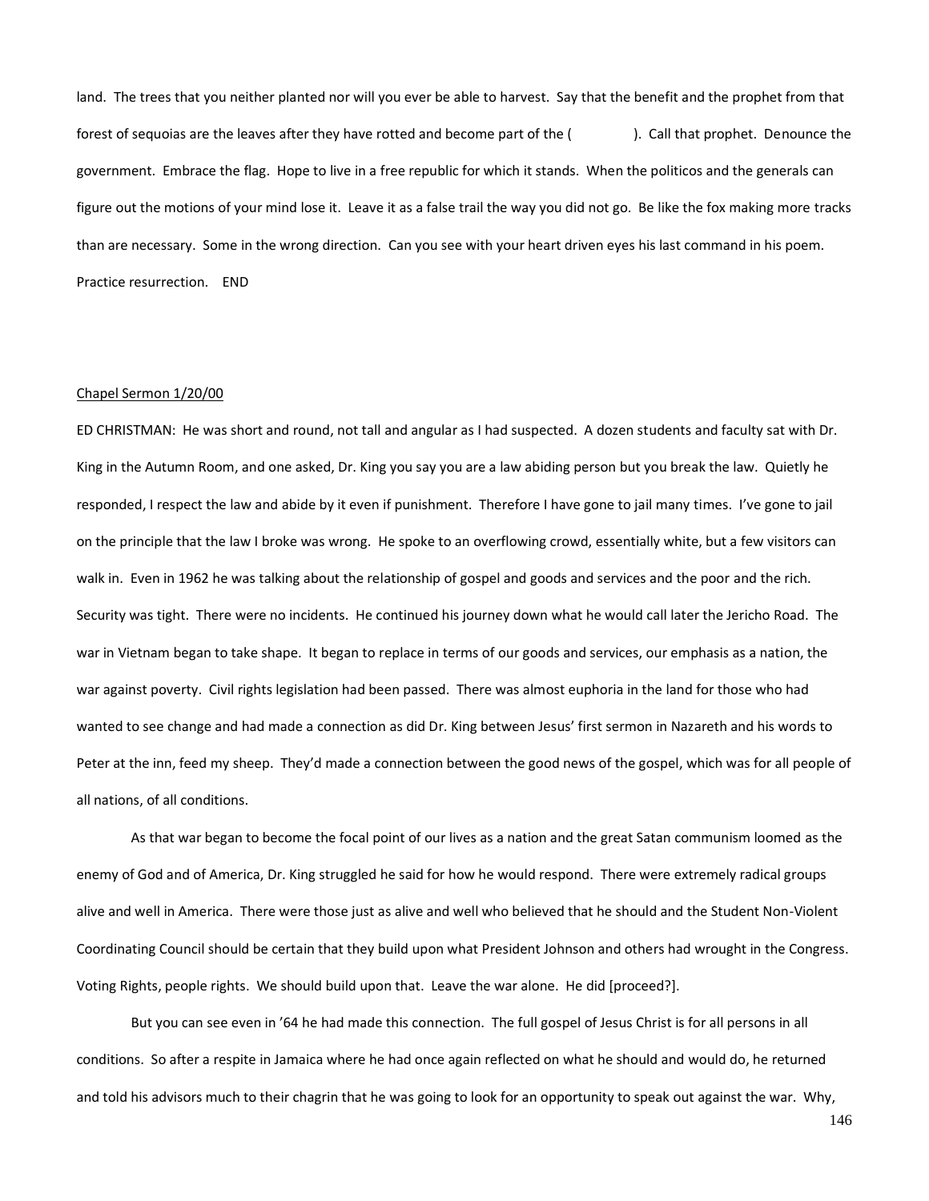land. The trees that you neither planted nor will you ever be able to harvest. Say that the benefit and the prophet from that forest of sequoias are the leaves after they have rotted and become part of the ( ). Call that prophet. Denounce the government. Embrace the flag. Hope to live in a free republic for which it stands. When the politicos and the generals can figure out the motions of your mind lose it. Leave it as a false trail the way you did not go. Be like the fox making more tracks than are necessary. Some in the wrong direction. Can you see with your heart driven eyes his last command in his poem. Practice resurrection. END

<u>Chapel Sermon 1/20/00</u>

ED CHRISTMAN: He was short and round, not tall and angular as I had suspected. A dozen students and faculty sat with Dr. King in the Autumn Room, and one asked, Dr. King you say you are a law abiding person but you break the law. Quietly he responded, I respect the law and abide by it even if punishment. Therefore I have gone to jail many times. I've gone to jail on the principle that the law I broke was wrong. He spoke to an overflowing crowd, essentially white, but a few visitors can walk in. Even in 1962 he was talking about the relationship of gospel and goods and services and the poor and the rich. Security was tight. There were no incidents. He continued his journey down what he would call later the Jericho Road. The war in Vietnam began to take shape. It began to replace in terms of our goods and services, our emphasis as a nation, the war against poverty. Civil rights legislation had been passed. There was almost euphoria in the land for those who had wanted to see change and had made a connection as did Dr. King between Jesus' first sermon in Nazareth and his words to Peter at the inn, feed my sheep. They'd made a connection between the good news of the gospel, which was for all people of all nations, of all conditions.

As that war began to become the focal point of our lives as a nation and the great Satan communism loomed as the enemy of God and of America, Dr. King struggled he said for how he would respond. There were extremely radical groups alive and well in America. There were those just as alive and well who believed that he should and the Student Non-Violent Coordinating Council should be certain that they build upon what President Johnson and others had wrought in the Congress. Voting Rights, people rights. We should build upon that. Leave the war alone. He did [proceed?].

But you can see even in '64 he had made this connection. The full gospel of Jesus Christ is for all persons in all conditions. So after a respite in Jamaica where he had once again reflected on what he should and would do, he returned and told his advisors much to their chagrin that he was going to look for an opportunity to speak out against the war. Why,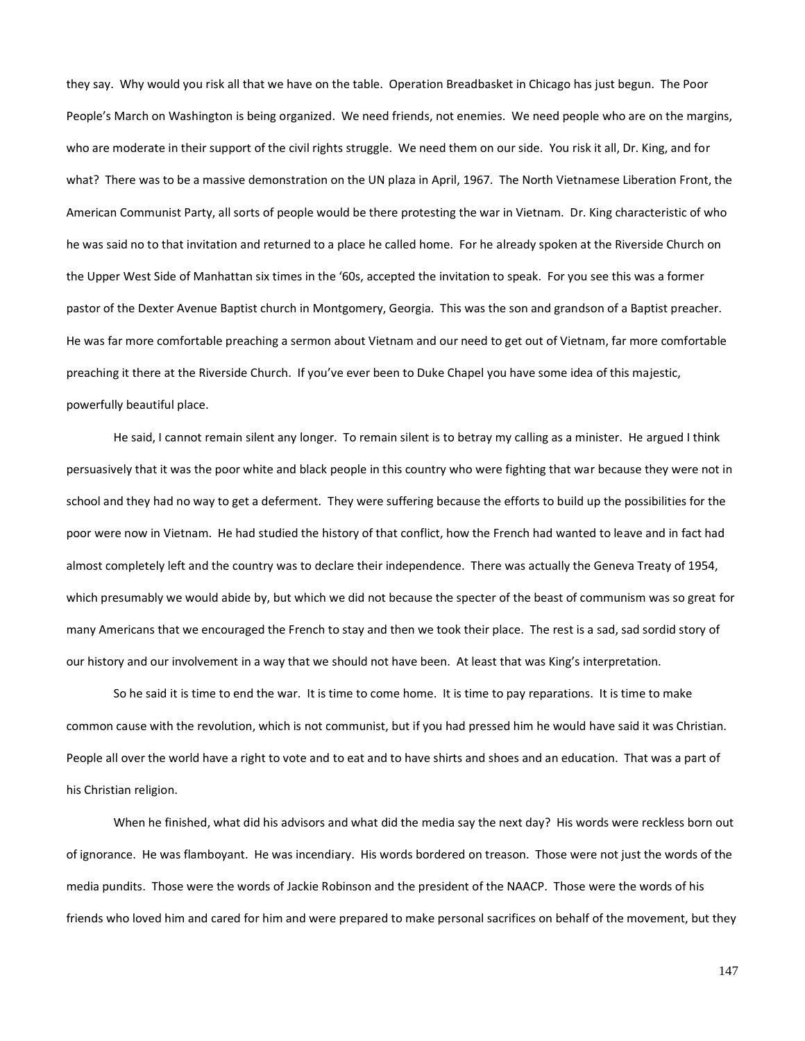they say. Why would you risk all that we have on the table. Operation Breadbasket in Chicago has just begun. The Poor People's March on Washington is being organized. We need friends, not enemies. We need people who are on the margins, who are moderate in their support of the civil rights struggle. We need them on our side. You risk it all, Dr. King, and for what? There was to be a massive demonstration on the UN plaza in April, 1967. The North Vietnamese Liberation Front, the American Communist Party, all sorts of people would be there protesting the war in Vietnam. Dr. King characteristic of who he was said no to that invitation and returned to a place he called home. For he already spoken at the Riverside Church on the Upper West Side of Manhattan six times in the '60s, accepted the invitation to speak. For you see this was a former pastor of the Dexter Avenue Baptist church in Montgomery, Georgia. This was the son and grandson of a Baptist preacher. He was far more comfortable preaching a sermon about Vietnam and our need to get out of Vietnam, far more comfortable preaching it there at the Riverside Church. If you've ever been to Duke Chapel you have some idea of this majestic, powerfully beautiful place.

He said, I cannot remain silent any longer. To remain silent is to betray my calling as a minister. He argued I think persuasively that it was the poor white and black people in this country who were fighting that war because they were not in school and they had no way to get a deferment. They were suffering because the efforts to build up the possibilities for the poor were now in Vietnam. He had studied the history of that conflict, how the French had wanted to leave and in fact had almost completely left and the country was to declare their independence. There was actually the Geneva Treaty of 1954, which presumably we would abide by, but which we did not because the specter of the beast of communism was so great for many Americans that we encouraged the French to stay and then we took their place. The rest is a sad, sad sordid story of our history and our involvement in a way that we should not have been. At least that was King's interpretation.

So he said it is time to end the war. It is time to come home. It is time to pay reparations. It is time to make common cause with the revolution, which is not communist, but if you had pressed him he would have said it was Christian. People all over the world have a right to vote and to eat and to have shirts and shoes and an education. That was a part of his Christian religion.

When he finished, what did his advisors and what did the media say the next day? His words were reckless born out of ignorance. He was flamboyant. He was incendiary. His words bordered on treason. Those were not just the words of the media pundits. Those were the words of Jackie Robinson and the president of the NAACP. Those were the words of his friends who loved him and cared for him and were prepared to make personal sacrifices on behalf of the movement, but they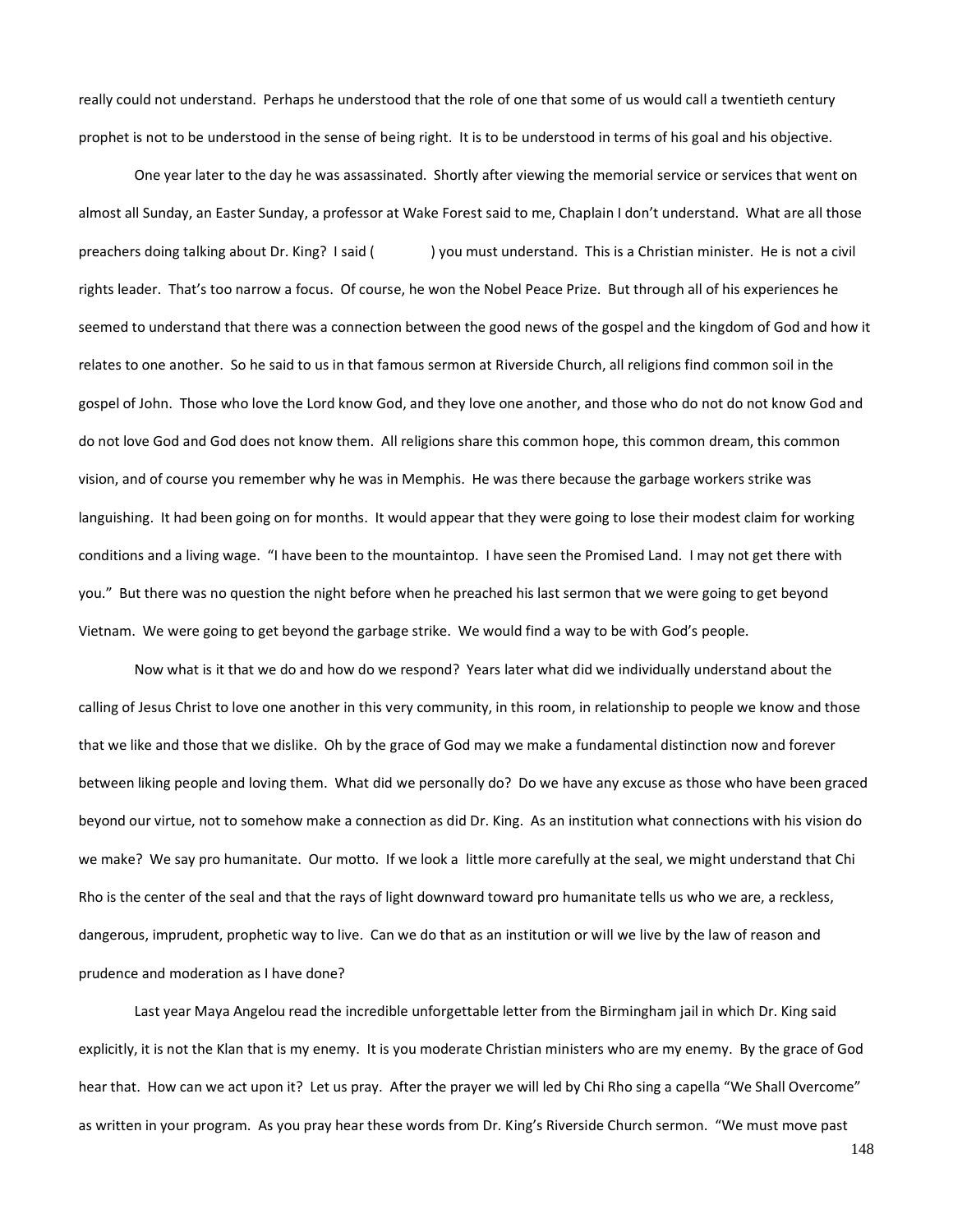really could not understand. Perhaps he understood that the role of one that some of us would call a twentieth century prophet is not to be understood in the sense of being right. It is to be understood in terms of his goal and his objective.

One year later to the day he was assassinated. Shortly after viewing the memorial service or services that went on almost all Sunday, an Easter Sunday, a professor at Wake Forest said to me, Chaplain I don't understand. What are all those preachers doing talking about Dr. King? I said (             ) you must understand. This is a Christian minister. He is not a civil rights leader. That's too narrow a focus. Of course, he won the Nobel Peace Prize. But through all of his experiences he seemed to understand that there was a connection between the good news of the gospel and the kingdom of God and how it relates to one another. So he said to us in that famous sermon at Riverside Church, all religions find common soil in the gospel of John. Those who love the Lord know God, and they love one another, and those who do not do not know God and do not love God and God does not know them. All religions share this common hope, this common dream, this common vision, and of course you remember why he was in Memphis. He was there because the garbage workers strike was languishing. It had been going on for months. It would appear that they were going to lose their modest claim for working conditions and a living wage. "I have been to the mountaintop. I have seen the Promised Land. I may not get there with you." But there was no question the night before when he preached his last sermon that we were going to get beyond Vietnam. We were going to get beyond the garbage strike. We would find a way to be with God's people.

Now what is it that we do and how do we respond? Years later what did we individually understand about the calling of Jesus Christ to love one another in this very community, in this room, in relationship to people we know and those that we like and those that we dislike. Oh by the grace of God may we make a fundamental distinction now and forever between liking people and loving them. What did we personally do? Do we have any excuse as those who have been graced beyond our virtue, not to somehow make a connection as did Dr. King. As an institution what connections with his vision do we make? We say pro humanitate. Our motto. If we look a little more carefully at the seal, we might understand that Chi Rho is the center of the seal and that the rays of light downward toward pro humanitate tells us who we are, a reckless, dangerous, imprudent, prophetic way to live. Can we do that as an institution or will we live by the law of reason and prudence and moderation as I have done?

Last year Maya Angelou read the incredible unforgettable letter from the Birmingham jail in which Dr. King said explicitly, it is not the Klan that is my enemy. It is you moderate Christian ministers who are my enemy. By the grace of God hear that. How can we act upon it? Let us pray. After the prayer we will led by Chi Rho sing a capella "We Shall Overcome" as written in your program. As you pray hear these words from Dr. King's Riverside Church sermon. "We must move past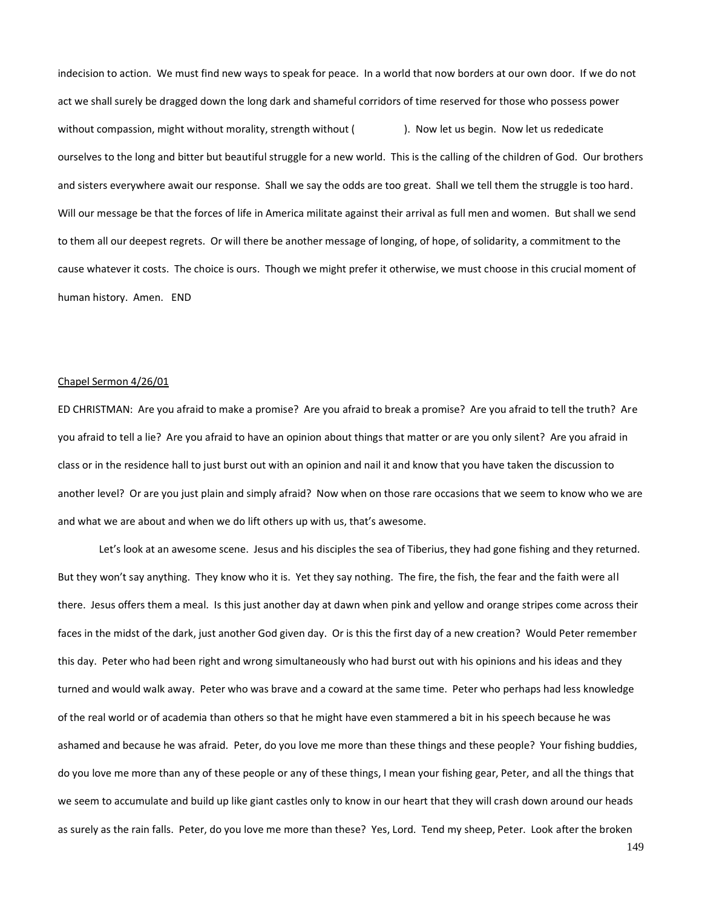indecision to action. We must find new ways to speak for peace. In a world that now borders at our own door. If we do not act we shall surely be dragged down the long dark and shameful corridors of time reserved for those who possess power without compassion, might without morality, strength without (               ). Now let us begin. Now let us rededicate ourselves to the long and bitter but beautiful struggle for a new world. This is the calling of the children of God. Our brothers and sisters everywhere await our response. Shall we say the odds are too great. Shall we tell them the struggle is too hard. Will our message be that the forces of life in America militate against their arrival as full men and women. But shall we send to them all our deepest regrets. Or will there be another message of longing, of hope, of solidarity, a commitment to the cause whatever it costs. The choice is ours. Though we might prefer it otherwise, we must choose in this crucial moment of human history. Amen. END

<u>Chapel Sermon 4/26/01</u>

ED CHRISTMAN: Are you afraid to make a promise? Are you afraid to break a promise? Are you afraid to tell the truth? Are you afraid to tell a lie? Are you afraid to have an opinion about things that matter or are you only silent? Are you afraid in class or in the residence hall to just burst out with an opinion and nail it and know that you have taken the discussion to another level? Or are you just plain and simply afraid? Now when on those rare occasions that we seem to know who we are and what we are about and when we do lift others up with us, that's awesome.

Let's look at an awesome scene. Jesus and his disciples the sea of Tiberius, they had gone fishing and they returned. But they won't say anything. They know who it is. Yet they say nothing. The fire, the fish, the fear and the faith were all there. Jesus offers them a meal. Is this just another day at dawn when pink and yellow and orange stripes come across their faces in the midst of the dark, just another God given day. Or is this the first day of a new creation? Would Peter remember this day. Peter who had been right and wrong simultaneously who had burst out with his opinions and his ideas and they turned and would walk away. Peter who was brave and a coward at the same time. Peter who perhaps had less knowledge of the real world or of academia than others so that he might have even stammered a bit in his speech because he was ashamed and because he was afraid. Peter, do you love me more than these things and these people? Your fishing buddies, do you love me more than any of these people or any of these things, I mean your fishing gear, Peter, and all the things that we seem to accumulate and build up like giant castles only to know in our heart that they will crash down around our heads as surely as the rain falls. Peter, do you love me more than these? Yes, Lord. Tend my sheep, Peter. Look after the broken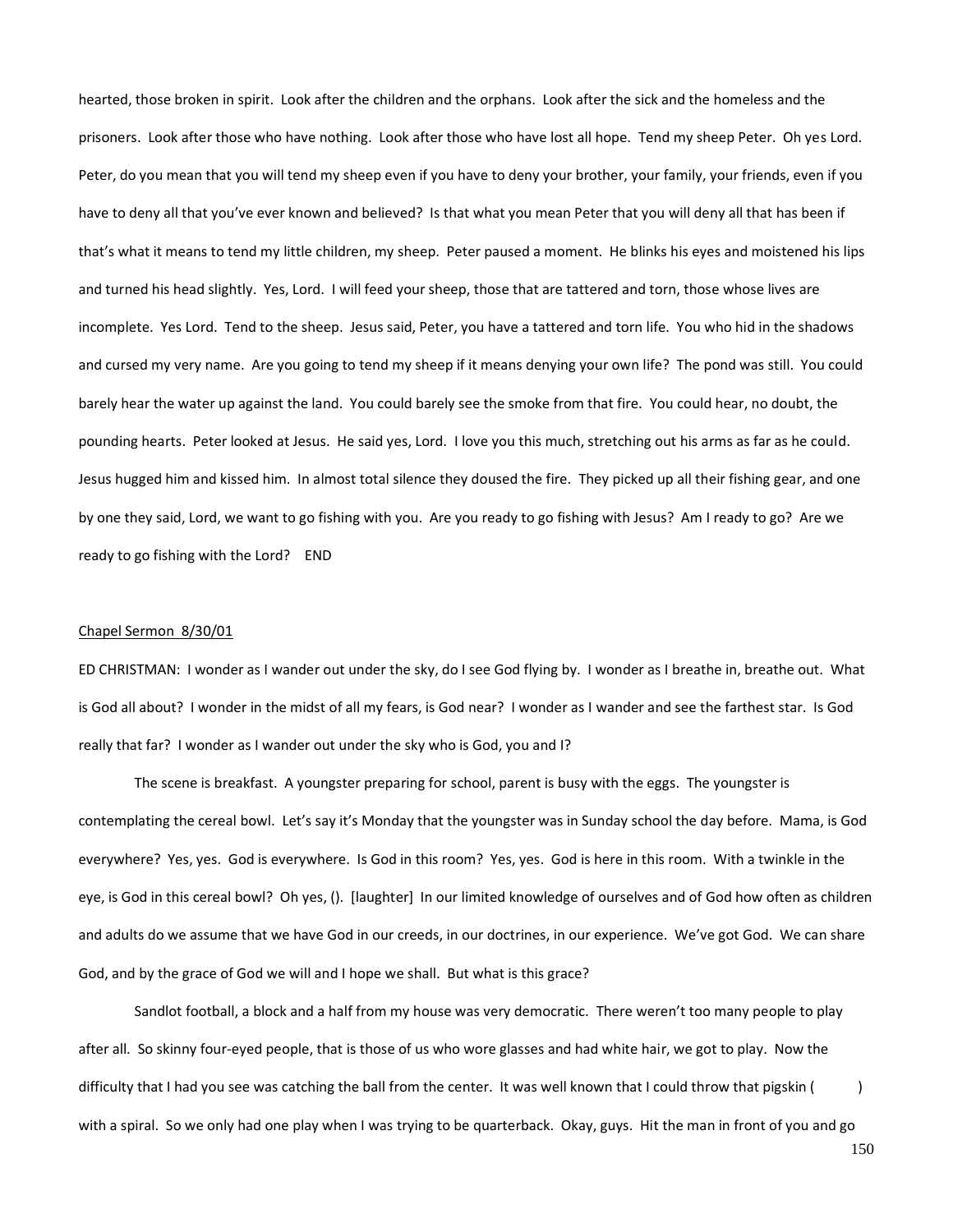hearted, those broken in spirit. Look after the children and the orphans. Look after the sick and the homeless and the prisoners. Look after those who have nothing. Look after those who have lost all hope. Tend my sheep Peter. Oh yes Lord. Peter, do you mean that you will tend my sheep even if you have to deny your brother, your family, your friends, even if you have to deny all that you've ever known and believed? Is that what you mean Peter that you will deny all that has been if that's what it means to tend my little children, my sheep. Peter paused a moment. He blinks his eyes and moistened his lips and turned his head slightly. Yes, Lord. I will feed your sheep, those that are tattered and torn, those whose lives are incomplete. Yes Lord. Tend to the sheep. Jesus said, Peter, you have a tattered and torn life. You who hid in the shadows and cursed my very name. Are you going to tend my sheep if it means denying your own life? The pond was still. You could barely hear the water up against the land. You could barely see the smoke from that fire. You could hear, no doubt, the pounding hearts. Peter looked at Jesus. He said yes, Lord. I love you this much, stretching out his arms as far as he could. Jesus hugged him and kissed him. In almost total silence they doused the fire. They picked up all their fishing gear, and one by one they said, Lord, we want to go fishing with you. Are you ready to go fishing with Jesus? Am I ready to go? Are we ready to go fishing with the Lord? END

<u>Chapel Sermon 8/30/01</u>

ED CHRISTMAN: I wonder as I wander out under the sky, do I see God flying by. I wonder as I breathe in, breathe out. What is God all about? I wonder in the midst of all my fears, is God near? I wonder as I wander and see the farthest star. Is God really that far? I wonder as I wander out under the sky who is God, you and I?

The scene is breakfast. A youngster preparing for school, parent is busy with the eggs. The youngster is contemplating the cereal bowl. Let's say it's Monday that the youngster was in Sunday school the day before. Mama, is God everywhere? Yes, yes. God is everywhere. Is God in this room? Yes, yes. God is here in this room. With a twinkle in the eye, is God in this cereal bowl? Oh yes, (). [laughter] In our limited knowledge of ourselves and of God how often as children and adults do we assume that we have God in our creeds, in our doctrines, in our experience. We've got God. We can share God, and by the grace of God we will and I hope we shall. But what is this grace?

Sandlot football, a block and a half from my house was very democratic. There weren't too many people to play after all. So skinny four-eyed people, that is those of us who wore glasses and had white hair, we got to play. Now the difficulty that I had you see was catching the ball from the center. It was well known that I could throw that pigskin (          ) with a spiral. So we only had one play when I was trying to be quarterback. Okay, guys. Hit the man in front of you and go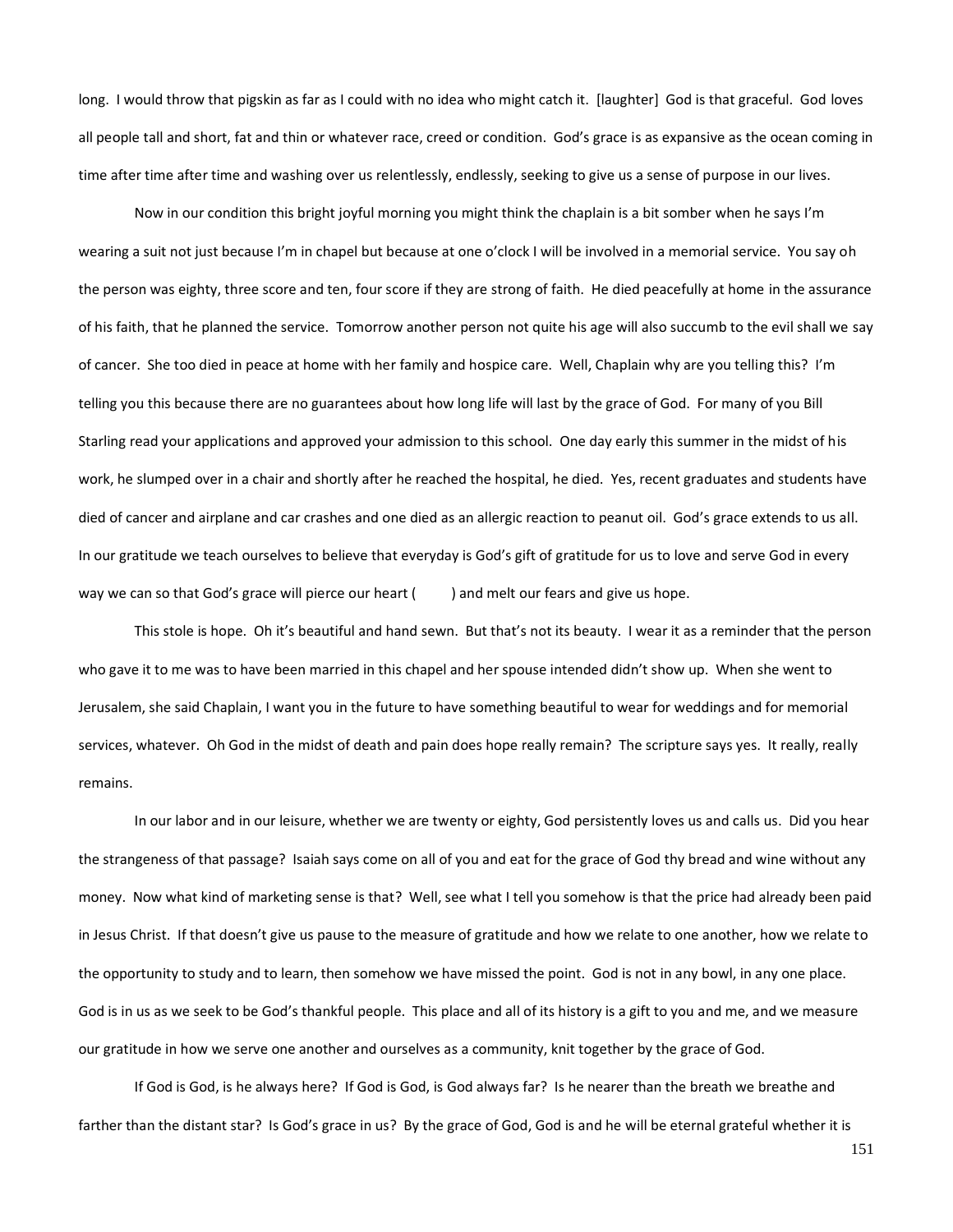long. I would throw that pigskin as far as I could with no idea who might catch it. [laughter] God is that graceful. God loves all people tall and short, fat and thin or whatever race, creed or condition. God's grace is as expansive as the ocean coming in time after time after time and washing over us relentlessly, endlessly, seeking to give us a sense of purpose in our lives.

Now in our condition this bright joyful morning you might think the chaplain is a bit somber when he says I'm wearing a suit not just because I'm in chapel but because at one o'clock I will be involved in a memorial service. You say oh the person was eighty, three score and ten, four score if they are strong of faith. He died peacefully at home in the assurance of his faith, that he planned the service. Tomorrow another person not quite his age will also succumb to the evil shall we say of cancer. She too died in peace at home with her family and hospice care. Well, Chaplain why are you telling this? I'm telling you this because there are no guarantees about how long life will last by the grace of God. For many of you Bill Starling read your applications and approved your admission to this school. One day early this summer in the midst of his work, he slumped over in a chair and shortly after he reached the hospital, he died. Yes, recent graduates and students have died of cancer and airplane and car crashes and one died as an allergic reaction to peanut oil. God's grace extends to us all. In our gratitude we teach ourselves to believe that everyday is God's gift of gratitude for us to love and serve God in every way we can so that God's grace will pierce our heart (       ) and melt our fears and give us hope.

This stole is hope. Oh it's beautiful and hand sewn. But that's not its beauty. I wear it as a reminder that the person who gave it to me was to have been married in this chapel and her spouse intended didn't show up. When she went to Jerusalem, she said Chaplain, I want you in the future to have something beautiful to wear for weddings and for memorial services, whatever. Oh God in the midst of death and pain does hope really remain? The scripture says yes. It really, really remains.

In our labor and in our leisure, whether we are twenty or eighty, God persistently loves us and calls us. Did you hear the strangeness of that passage? Isaiah says come on all of you and eat for the grace of God thy bread and wine without any money. Now what kind of marketing sense is that? Well, see what I tell you somehow is that the price had already been paid in Jesus Christ. If that doesn't give us pause to the measure of gratitude and how we relate to one another, how we relate to the opportunity to study and to learn, then somehow we have missed the point. God is not in any bowl, in any one place. God is in us as we seek to be God's thankful people. This place and all of its history is a gift to you and me, and we measure our gratitude in how we serve one another and ourselves as a community, knit together by the grace of God.

If God is God, is he always here? If God is God, is God always far? Is he nearer than the breath we breathe and farther than the distant star? Is God's grace in us? By the grace of God, God is and he will be eternal grateful whether it is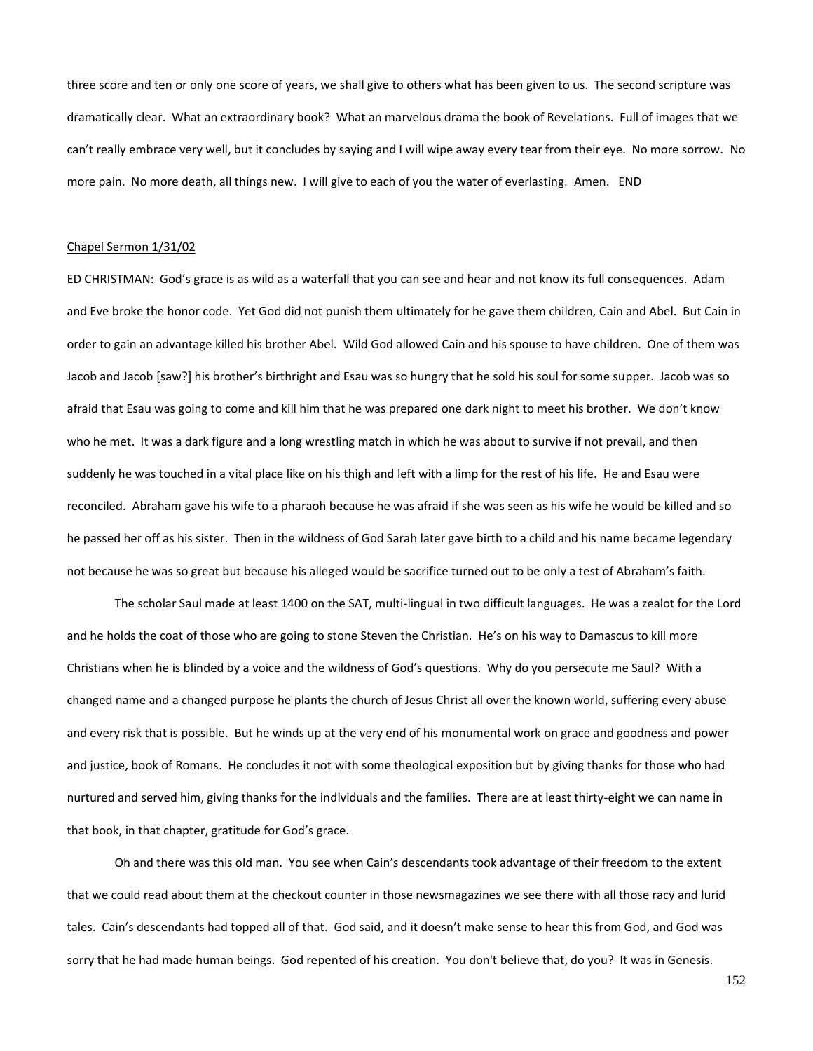three score and ten or only one score of years, we shall give to others what has been given to us. The second scripture was dramatically clear. What an extraordinary book? What an marvelous drama the book of Revelations. Full of images that we can't really embrace very well, but it concludes by saying and I will wipe away every tear from their eye. No more sorrow. No more pain. No more death, all things new. I will give to each of you the water of everlasting. Amen. END

<u>Chapel Sermon 1/31/02</u>

ED CHRISTMAN: God's grace is as wild as a waterfall that you can see and hear and not know its full consequences. Adam and Eve broke the honor code. Yet God did not punish them ultimately for he gave them children, Cain and Abel. But Cain in order to gain an advantage killed his brother Abel. Wild God allowed Cain and his spouse to have children. One of them was Jacob and Jacob [saw?] his brother's birthright and Esau was so hungry that he sold his soul for some supper. Jacob was so afraid that Esau was going to come and kill him that he was prepared one dark night to meet his brother. We don't know who he met. It was a dark figure and a long wrestling match in which he was about to survive if not prevail, and then suddenly he was touched in a vital place like on his thigh and left with a limp for the rest of his life. He and Esau were reconciled. Abraham gave his wife to a pharaoh because he was afraid if she was seen as his wife he would be killed and so he passed her off as his sister. Then in the wildness of God Sarah later gave birth to a child and his name became legendary not because he was so great but because his alleged would be sacrifice turned out to be only a test of Abraham's faith.

The scholar Saul made at least 1400 on the SAT, multi-lingual in two difficult languages. He was a zealot for the Lord and he holds the coat of those who are going to stone Steven the Christian. He's on his way to Damascus to kill more Christians when he is blinded by a voice and the wildness of God's questions. Why do you persecute me Saul? With a changed name and a changed purpose he plants the church of Jesus Christ all over the known world, suffering every abuse and every risk that is possible. But he winds up at the very end of his monumental work on grace and goodness and power and justice, book of Romans. He concludes it not with some theological exposition but by giving thanks for those who had nurtured and served him, giving thanks for the individuals and the families. There are at least thirty-eight we can name in that book, in that chapter, gratitude for God's grace.

Oh and there was this old man. You see when Cain's descendants took advantage of their freedom to the extent that we could read about them at the checkout counter in those newsmagazines we see there with all those racy and lurid tales. Cain's descendants had topped all of that. God said, and it doesn't make sense to hear this from God, and God was sorry that he had made human beings. God repented of his creation. You don't believe that, do you? It was in Genesis.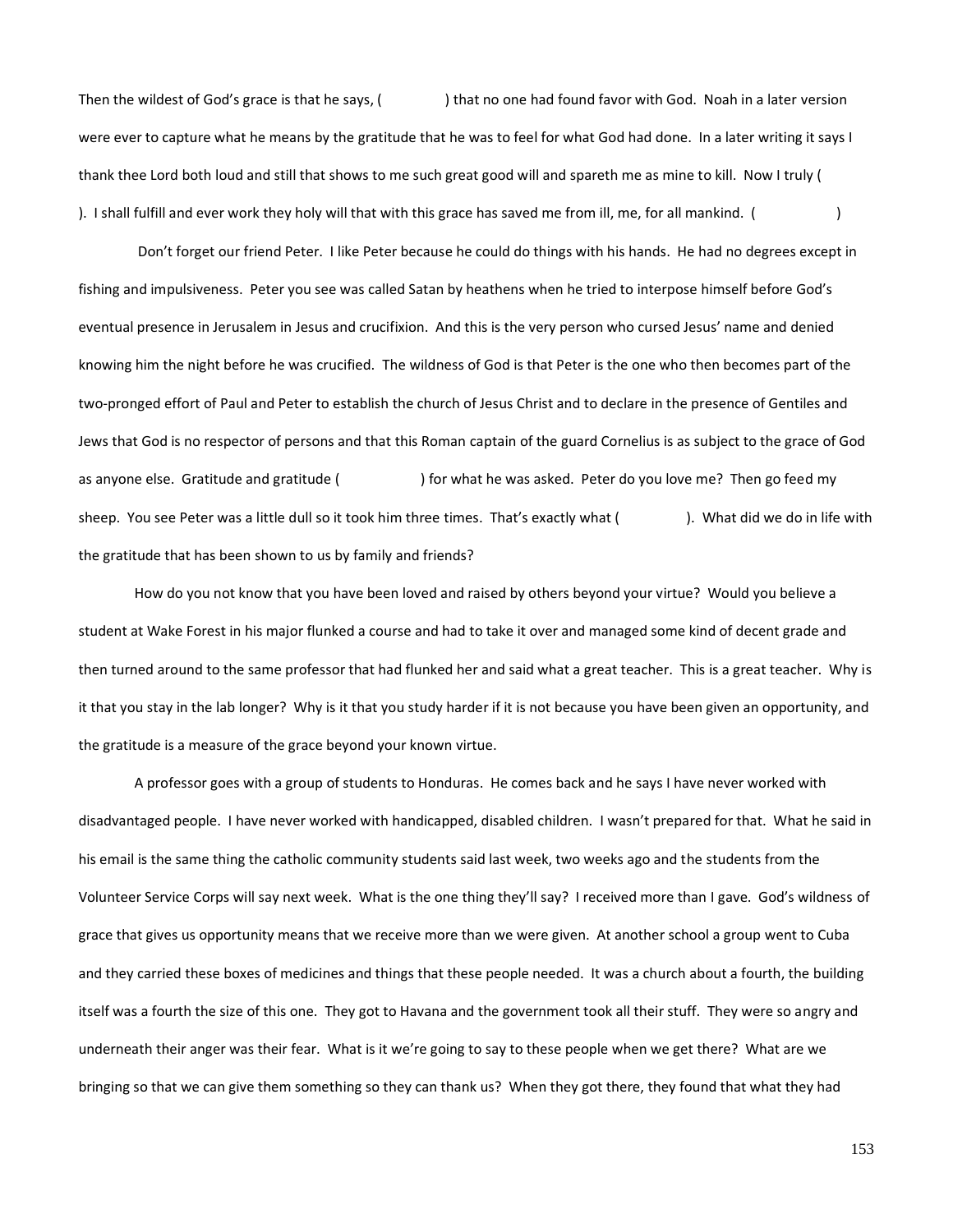Then the wildest of God's grace is that he says, (                ) that no one had found favor with God. Noah in a later version were ever to capture what he means by the gratitude that he was to feel for what God had done. In a later writing it says I thank thee Lord both loud and still that shows to me such great good will and spareth me as mine to kill. Now I truly ( ). I shall fulfill and ever work they holy will that with this grace has saved me from ill, me, for all mankind. (                )

Don't forget our friend Peter. I like Peter because he could do things with his hands. He had no degrees except in fishing and impulsiveness. Peter you see was called Satan by heathens when he tried to interpose himself before God's eventual presence in Jerusalem in Jesus and crucifixion. And this is the very person who cursed Jesus' name and denied knowing him the night before he was crucified. The wildness of God is that Peter is the one who then becomes part of the two-pronged effort of Paul and Peter to establish the church of Jesus Christ and to declare in the presence of Gentiles and Jews that God is no respector of persons and that this Roman captain of the guard Cornelius is as subject to the grace of God as anyone else. Gratitude and gratitude (                ) for what he was asked. Peter do you love me? Then go feed my sheep. You see Peter was a little dull so it took him three times. That's exactly what (                ). What did we do in life with the gratitude that has been shown to us by family and friends?

How do you not know that you have been loved and raised by others beyond your virtue? Would you believe a student at Wake Forest in his major flunked a course and had to take it over and managed some kind of decent grade and then turned around to the same professor that had flunked her and said what a great teacher. This is a great teacher. Why is it that you stay in the lab longer? Why is it that you study harder if it is not because you have been given an opportunity, and the gratitude is a measure of the grace beyond your known virtue.

A professor goes with a group of students to Honduras. He comes back and he says I have never worked with disadvantaged people. I have never worked with handicapped, disabled children. I wasn't prepared for that. What he said in his email is the same thing the catholic community students said last week, two weeks ago and the students from the Volunteer Service Corps will say next week. What is the one thing they'll say? I received more than I gave. God's wildness of grace that gives us opportunity means that we receive more than we were given. At another school a group went to Cuba and they carried these boxes of medicines and things that these people needed. It was a church about a fourth, the building itself was a fourth the size of this one. They got to Havana and the government took all their stuff. They were so angry and underneath their anger was their fear. What is it we're going to say to these people when we get there? What are we bringing so that we can give them something so they can thank us? When they got there, they found that what they had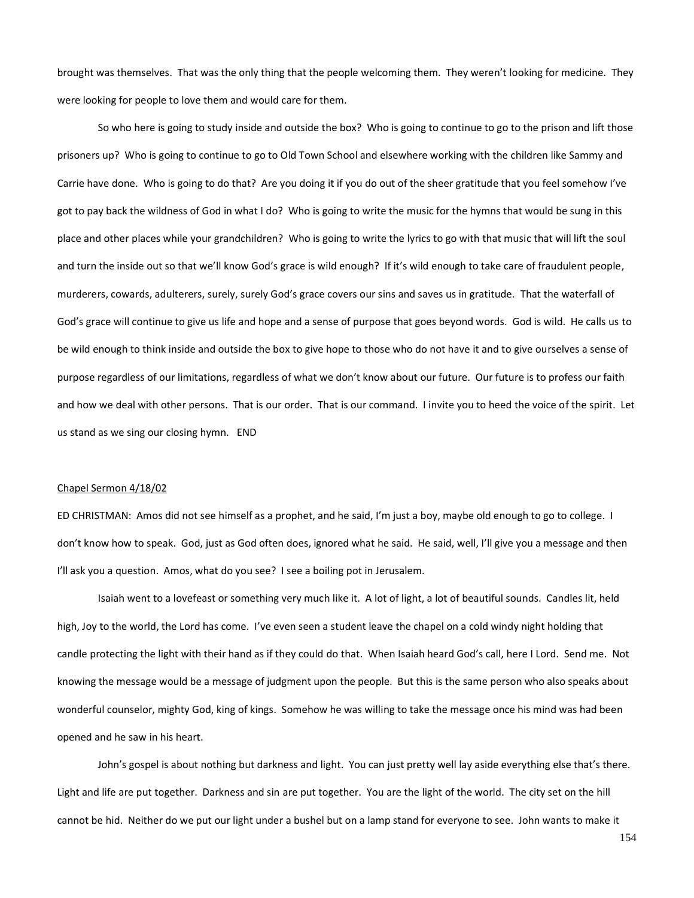brought was themselves. That was the only thing that the people welcoming them. They weren't looking for medicine. They were looking for people to love them and would care for them.

So who here is going to study inside and outside the box? Who is going to continue to go to the prison and lift those prisoners up? Who is going to continue to go to Old Town School and elsewhere working with the children like Sammy and Carrie have done. Who is going to do that? Are you doing it if you do out of the sheer gratitude that you feel somehow I've got to pay back the wildness of God in what I do? Who is going to write the music for the hymns that would be sung in this place and other places while your grandchildren? Who is going to write the lyrics to go with that music that will lift the soul and turn the inside out so that we'll know God's grace is wild enough? If it's wild enough to take care of fraudulent people, murderers, cowards, adulterers, surely, surely God's grace covers our sins and saves us in gratitude. That the waterfall of God's grace will continue to give us life and hope and a sense of purpose that goes beyond words. God is wild. He calls us to be wild enough to think inside and outside the box to give hope to those who do not have it and to give ourselves a sense of purpose regardless of our limitations, regardless of what we don't know about our future. Our future is to profess our faith and how we deal with other persons. That is our order. That is our command. I invite you to heed the voice of the spirit. Let us stand as we sing our closing hymn. END

<u>Chapel Sermon 4/18/02</u>

ED CHRISTMAN: Amos did not see himself as a prophet, and he said, I'm just a boy, maybe old enough to go to college. I don't know how to speak. God, just as God often does, ignored what he said. He said, well, I'll give you a message and then I'll ask you a question. Amos, what do you see? I see a boiling pot in Jerusalem.

Isaiah went to a lovefeast or something very much like it. A lot of light, a lot of beautiful sounds. Candles lit, held high, Joy to the world, the Lord has come. I've even seen a student leave the chapel on a cold windy night holding that candle protecting the light with their hand as if they could do that. When Isaiah heard God's call, here I Lord. Send me. Not knowing the message would be a message of judgment upon the people. But this is the same person who also speaks about wonderful counselor, mighty God, king of kings. Somehow he was willing to take the message once his mind was had been opened and he saw in his heart.

John's gospel is about nothing but darkness and light. You can just pretty well lay aside everything else that's there. Light and life are put together. Darkness and sin are put together. You are the light of the world. The city set on the hill cannot be hid. Neither do we put our light under a bushel but on a lamp stand for everyone to see. John wants to make it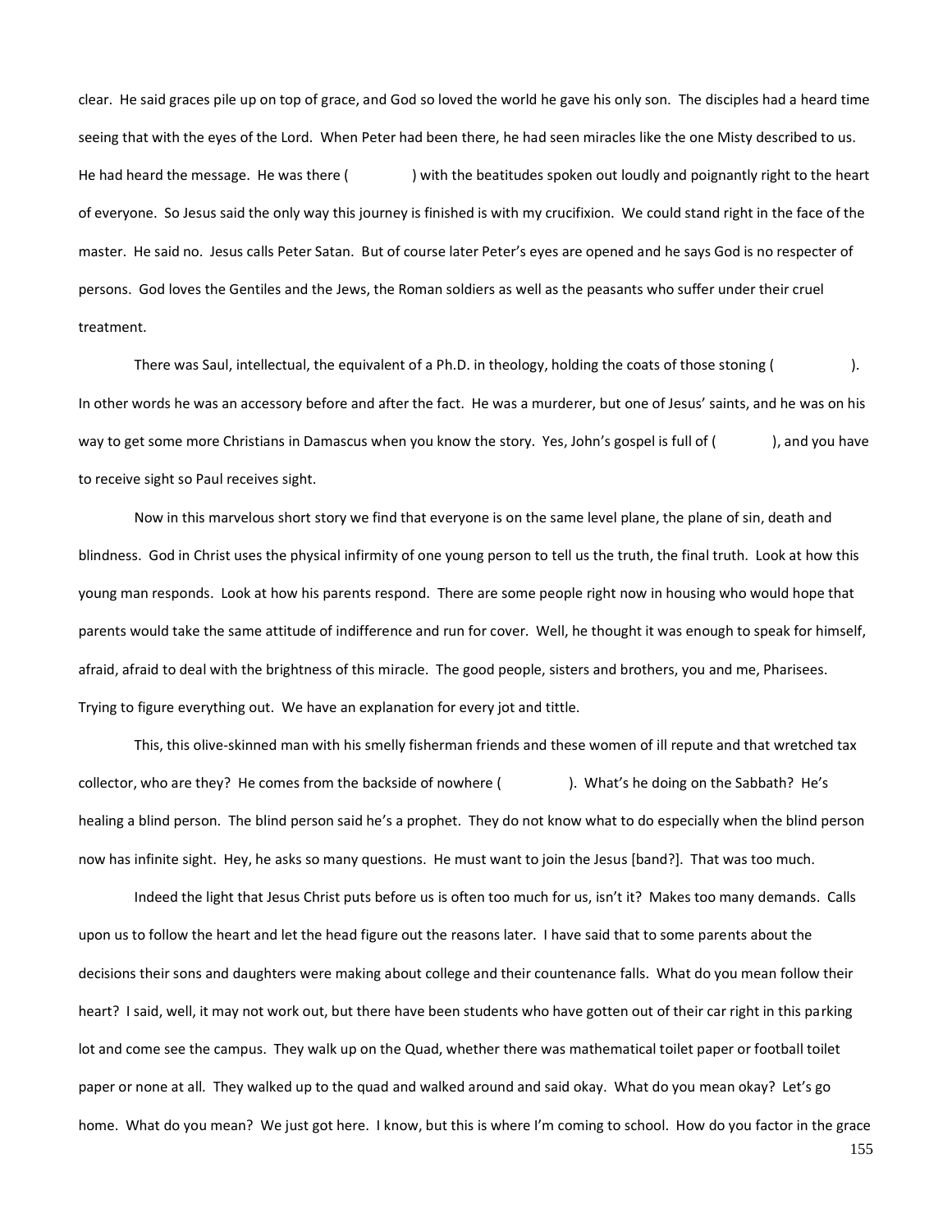clear. He said graces pile up on top of grace, and God so loved the world he gave his only son. The disciples had a heard time seeing that with the eyes of the Lord. When Peter had been there, he had seen miracles like the one Misty described to us. He had heard the message. He was there (             ) with the beatitudes spoken out loudly and poignantly right to the heart of everyone. So Jesus said the only way this journey is finished is with my crucifixion. We could stand right in the face of the master. He said no. Jesus calls Peter Satan. But of course later Peter's eyes are opened and he says God is no respecter of persons. God loves the Gentiles and the Jews, the Roman soldiers as well as the peasants who suffer under their cruel treatment.

There was Saul, intellectual, the equivalent of a Ph.D. in theology, holding the coats of those stoning (             ). In other words he was an accessory before and after the fact. He was a murderer, but one of Jesus' saints, and he was on his way to get some more Christians in Damascus when you know the story. Yes, John's gospel is full of (             ), and you have to receive sight so Paul receives sight.

Now in this marvelous short story we find that everyone is on the same level plane, the plane of sin, death and blindness. God in Christ uses the physical infirmity of one young person to tell us the truth, the final truth. Look at how this young man responds. Look at how his parents respond. There are some people right now in housing who would hope that parents would take the same attitude of indifference and run for cover. Well, he thought it was enough to speak for himself, afraid, afraid to deal with the brightness of this miracle. The good people, sisters and brothers, you and me, Pharisees. Trying to figure everything out. We have an explanation for every jot and tittle.

This, this olive-skinned man with his smelly fisherman friends and these women of ill repute and that wretched tax collector, who are they? He comes from the backside of nowhere (             ). What's he doing on the Sabbath? He's healing a blind person. The blind person said he's a prophet. They do not know what to do especially when the blind person now has infinite sight. Hey, he asks so many questions. He must want to join the Jesus [band?]. That was too much.

Indeed the light that Jesus Christ puts before us is often too much for us, isn't it? Makes too many demands. Calls upon us to follow the heart and let the head figure out the reasons later. I have said that to some parents about the decisions their sons and daughters were making about college and their countenance falls. What do you mean follow their heart? I said, well, it may not work out, but there have been students who have gotten out of their car right in this parking lot and come see the campus. They walk up on the Quad, whether there was mathematical toilet paper or football toilet paper or none at all. They walked up to the quad and walked around and said okay. What do you mean okay? Let's go home. What do you mean? We just got here. I know, but this is where I'm coming to school. How do you factor in the grace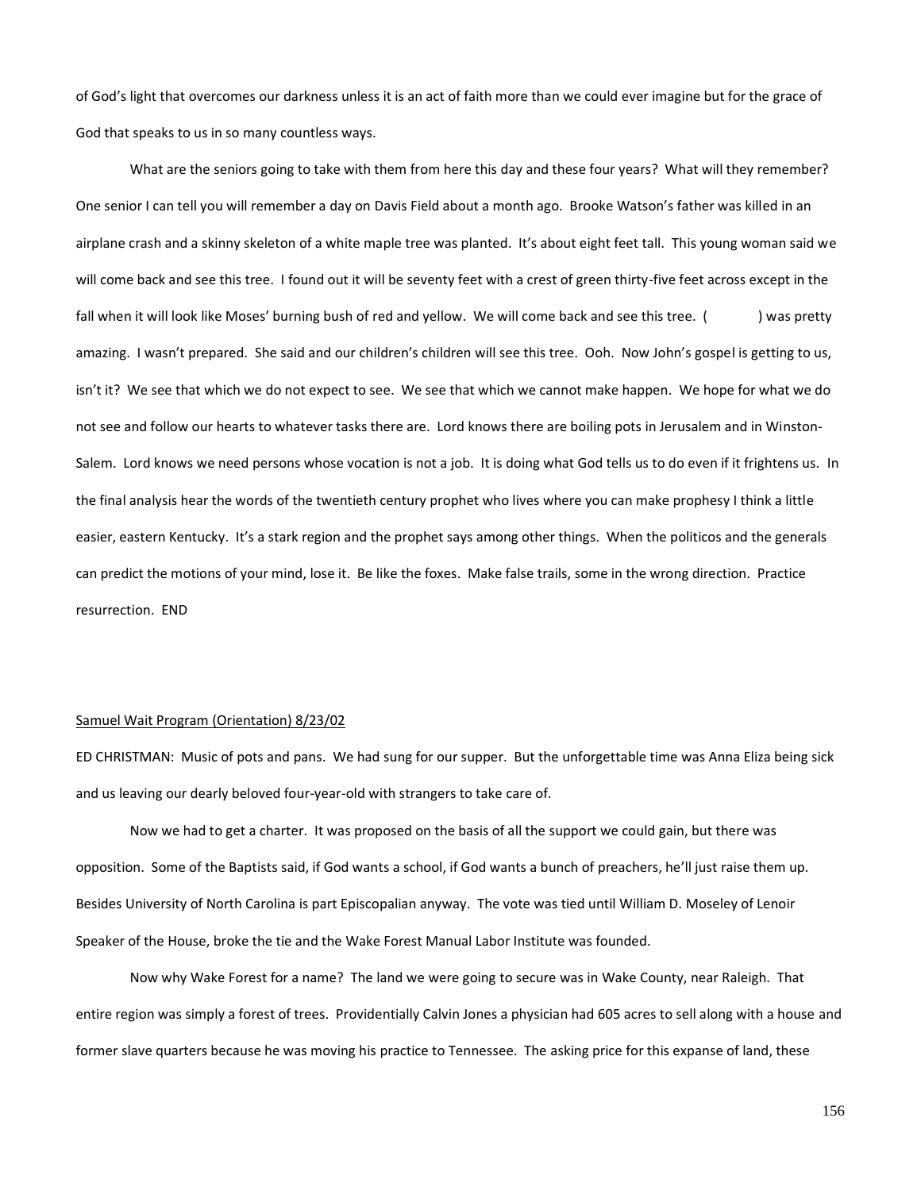of God's light that overcomes our darkness unless it is an act of faith more than we could ever imagine but for the grace of God that speaks to us in so many countless ways.

What are the seniors going to take with them from here this day and these four years? What will they remember? One senior I can tell you will remember a day on Davis Field about a month ago. Brooke Watson's father was killed in an airplane crash and a skinny skeleton of a white maple tree was planted. It's about eight feet tall. This young woman said we will come back and see this tree. I found out it will be seventy feet with a crest of green thirty-five feet across except in the fall when it will look like Moses' burning bush of red and yellow. We will come back and see this tree. (          ) was pretty amazing. I wasn't prepared. She said and our children's children will see this tree. Ooh. Now John's gospel is getting to us, isn't it? We see that which we do not expect to see. We see that which we cannot make happen. We hope for what we do not see and follow our hearts to whatever tasks there are. Lord knows there are boiling pots in Jerusalem and in Winston-Salem. Lord knows we need persons whose vocation is not a job. It is doing what God tells us to do even if it frightens us. In the final analysis hear the words of the twentieth century prophet who lives where you can make prophesy I think a little easier, eastern Kentucky. It's a stark region and the prophet says among other things. When the politicos and the generals can predict the motions of your mind, lose it. Be like the foxes. Make false trails, some in the wrong direction. Practice resurrection. END

<u>Samuel Wait Program (Orientation) 8/23/02</u>

ED CHRISTMAN: Music of pots and pans. We had sung for our supper. But the unforgettable time was Anna Eliza being sick and us leaving our dearly beloved four-year-old with strangers to take care of.

Now we had to get a charter. It was proposed on the basis of all the support we could gain, but there was opposition. Some of the Baptists said, if God wants a school, if God wants a bunch of preachers, he'll just raise them up. Besides University of North Carolina is part Episcopalian anyway. The vote was tied until William D. Moseley of Lenoir Speaker of the House, broke the tie and the Wake Forest Manual Labor Institute was founded.

Now why Wake Forest for a name? The land we were going to secure was in Wake County, near Raleigh. That entire region was simply a forest of trees. Providentially Calvin Jones a physician had 605 acres to sell along with a house and former slave quarters because he was moving his practice to Tennessee. The asking price for this expanse of land, these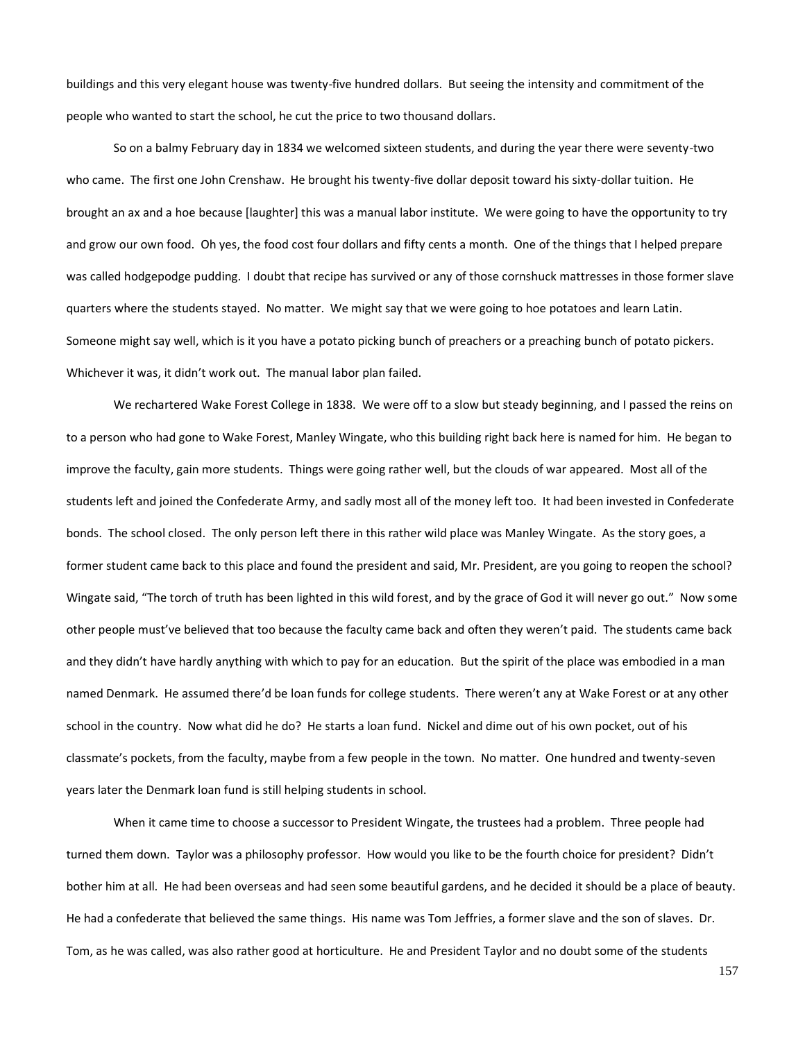buildings and this very elegant house was twenty-five hundred dollars. But seeing the intensity and commitment of the people who wanted to start the school, he cut the price to two thousand dollars.

So on a balmy February day in 1834 we welcomed sixteen students, and during the year there were seventy-two who came. The first one John Crenshaw. He brought his twenty-five dollar deposit toward his sixty-dollar tuition. He brought an ax and a hoe because [laughter] this was a manual labor institute. We were going to have the opportunity to try and grow our own food. Oh yes, the food cost four dollars and fifty cents a month. One of the things that I helped prepare was called hodgepodge pudding. I doubt that recipe has survived or any of those cornshuck mattresses in those former slave quarters where the students stayed. No matter. We might say that we were going to hoe potatoes and learn Latin. Someone might say well, which is it you have a potato picking bunch of preachers or a preaching bunch of potato pickers. Whichever it was, it didn't work out. The manual labor plan failed.

We rechartered Wake Forest College in 1838. We were off to a slow but steady beginning, and I passed the reins on to a person who had gone to Wake Forest, Manley Wingate, who this building right back here is named for him. He began to improve the faculty, gain more students. Things were going rather well, but the clouds of war appeared. Most all of the students left and joined the Confederate Army, and sadly most all of the money left too. It had been invested in Confederate bonds. The school closed. The only person left there in this rather wild place was Manley Wingate. As the story goes, a former student came back to this place and found the president and said, Mr. President, are you going to reopen the school? Wingate said, "The torch of truth has been lighted in this wild forest, and by the grace of God it will never go out." Now some other people must've believed that too because the faculty came back and often they weren't paid. The students came back and they didn't have hardly anything with which to pay for an education. But the spirit of the place was embodied in a man named Denmark. He assumed there'd be loan funds for college students. There weren't any at Wake Forest or at any other school in the country. Now what did he do? He starts a loan fund. Nickel and dime out of his own pocket, out of his classmate's pockets, from the faculty, maybe from a few people in the town. No matter. One hundred and twenty-seven years later the Denmark loan fund is still helping students in school.

When it came time to choose a successor to President Wingate, the trustees had a problem. Three people had turned them down. Taylor was a philosophy professor. How would you like to be the fourth choice for president? Didn't bother him at all. He had been overseas and had seen some beautiful gardens, and he decided it should be a place of beauty. He had a confederate that believed the same things. His name was Tom Jeffries, a former slave and the son of slaves. Dr. Tom, as he was called, was also rather good at horticulture. He and President Taylor and no doubt some of the students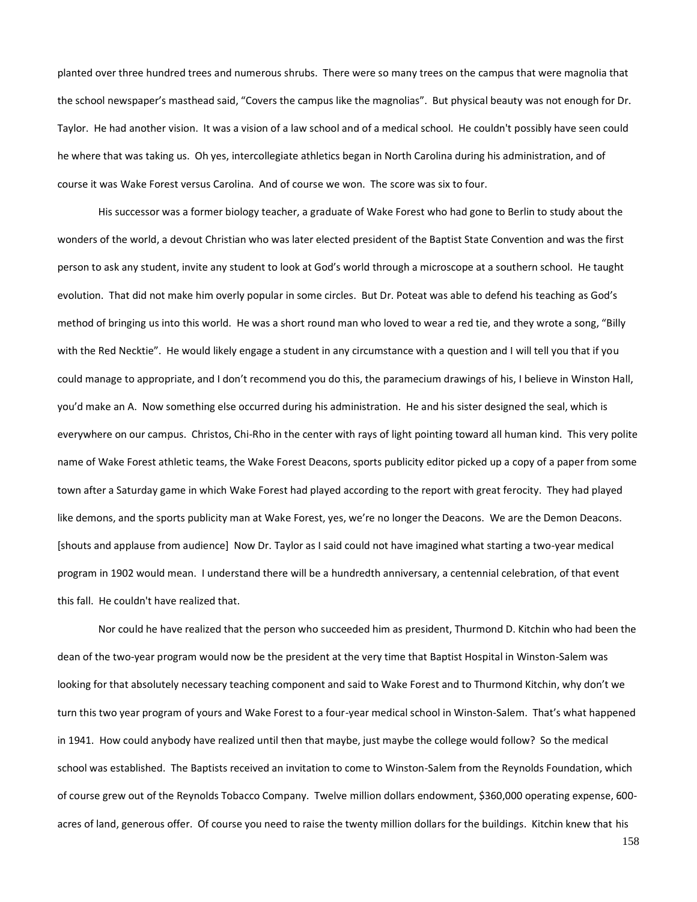planted over three hundred trees and numerous shrubs. There were so many trees on the campus that were magnolia that the school newspaper's masthead said, "Covers the campus like the magnolias". But physical beauty was not enough for Dr. Taylor. He had another vision. It was a vision of a law school and of a medical school. He couldn't possibly have seen could he where that was taking us. Oh yes, intercollegiate athletics began in North Carolina during his administration, and of course it was Wake Forest versus Carolina. And of course we won. The score was six to four.

His successor was a former biology teacher, a graduate of Wake Forest who had gone to Berlin to study about the wonders of the world, a devout Christian who was later elected president of the Baptist State Convention and was the first person to ask any student, invite any student to look at God's world through a microscope at a southern school. He taught evolution. That did not make him overly popular in some circles. But Dr. Poteat was able to defend his teaching as God's method of bringing us into this world. He was a short round man who loved to wear a red tie, and they wrote a song, "Billy with the Red Necktie". He would likely engage a student in any circumstance with a question and I will tell you that if you could manage to appropriate, and I don't recommend you do this, the paramecium drawings of his, I believe in Winston Hall, you'd make an A. Now something else occurred during his administration. He and his sister designed the seal, which is everywhere on our campus. Christos, Chi-Rho in the center with rays of light pointing toward all human kind. This very polite name of Wake Forest athletic teams, the Wake Forest Deacons, sports publicity editor picked up a copy of a paper from some town after a Saturday game in which Wake Forest had played according to the report with great ferocity. They had played like demons, and the sports publicity man at Wake Forest, yes, we're no longer the Deacons. We are the Demon Deacons. [shouts and applause from audience] Now Dr. Taylor as I said could not have imagined what starting a two-year medical program in 1902 would mean. I understand there will be a hundredth anniversary, a centennial celebration, of that event this fall. He couldn't have realized that.

Nor could he have realized that the person who succeeded him as president, Thurmond D. Kitchin who had been the dean of the two-year program would now be the president at the very time that Baptist Hospital in Winston-Salem was looking for that absolutely necessary teaching component and said to Wake Forest and to Thurmond Kitchin, why don't we turn this two year program of yours and Wake Forest to a four-year medical school in Winston-Salem. That's what happened in 1941. How could anybody have realized until then that maybe, just maybe the college would follow? So the medical school was established. The Baptists received an invitation to come to Winston-Salem from the Reynolds Foundation, which of course grew out of the Reynolds Tobacco Company. Twelve million dollars endowment, $360,000 operating expense, 600-acres of land, generous offer. Of course you need to raise the twenty million dollars for the buildings. Kitchin knew that his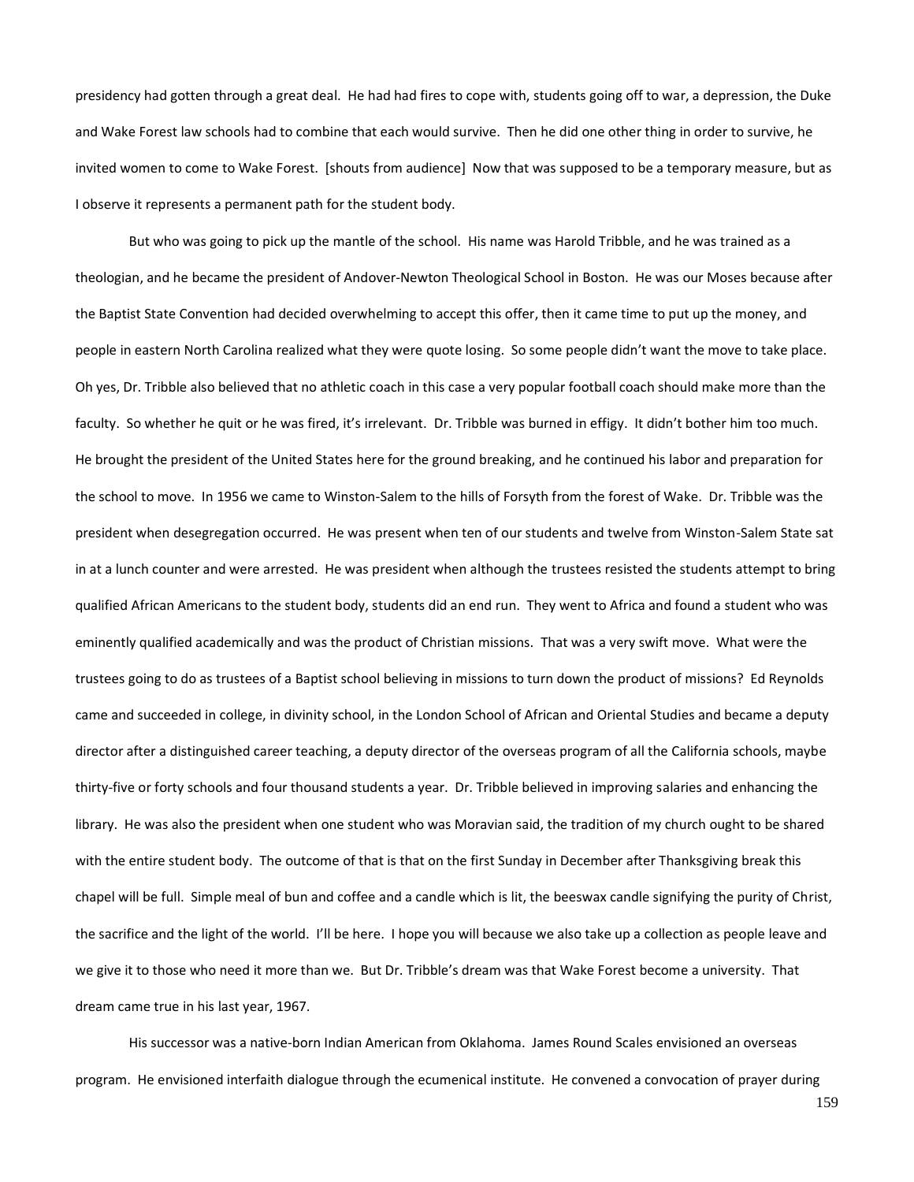presidency had gotten through a great deal. He had had fires to cope with, students going off to war, a depression, the Duke and Wake Forest law schools had to combine that each would survive. Then he did one other thing in order to survive, he invited women to come to Wake Forest. [shouts from audience] Now that was supposed to be a temporary measure, but as I observe it represents a permanent path for the student body.

But who was going to pick up the mantle of the school. His name was Harold Tribble, and he was trained as a theologian, and he became the president of Andover-Newton Theological School in Boston. He was our Moses because after the Baptist State Convention had decided overwhelming to accept this offer, then it came time to put up the money, and people in eastern North Carolina realized what they were quote losing. So some people didn't want the move to take place. Oh yes, Dr. Tribble also believed that no athletic coach in this case a very popular football coach should make more than the faculty. So whether he quit or he was fired, it's irrelevant. Dr. Tribble was burned in effigy. It didn't bother him too much. He brought the president of the United States here for the ground breaking, and he continued his labor and preparation for the school to move. In 1956 we came to Winston-Salem to the hills of Forsyth from the forest of Wake. Dr. Tribble was the president when desegregation occurred. He was present when ten of our students and twelve from Winston-Salem State sat in at a lunch counter and were arrested. He was president when although the trustees resisted the students attempt to bring qualified African Americans to the student body, students did an end run. They went to Africa and found a student who was eminently qualified academically and was the product of Christian missions. That was a very swift move. What were the trustees going to do as trustees of a Baptist school believing in missions to turn down the product of missions? Ed Reynolds came and succeeded in college, in divinity school, in the London School of African and Oriental Studies and became a deputy director after a distinguished career teaching, a deputy director of the overseas program of all the California schools, maybe thirty-five or forty schools and four thousand students a year. Dr. Tribble believed in improving salaries and enhancing the library. He was also the president when one student who was Moravian said, the tradition of my church ought to be shared with the entire student body. The outcome of that is that on the first Sunday in December after Thanksgiving break this chapel will be full. Simple meal of bun and coffee and a candle which is lit, the beeswax candle signifying the purity of Christ, the sacrifice and the light of the world. I'll be here. I hope you will because we also take up a collection as people leave and we give it to those who need it more than we. But Dr. Tribble's dream was that Wake Forest become a university. That dream came true in his last year, 1967.

His successor was a native-born Indian American from Oklahoma. James Round Scales envisioned an overseas program. He envisioned interfaith dialogue through the ecumenical institute. He convened a convocation of prayer during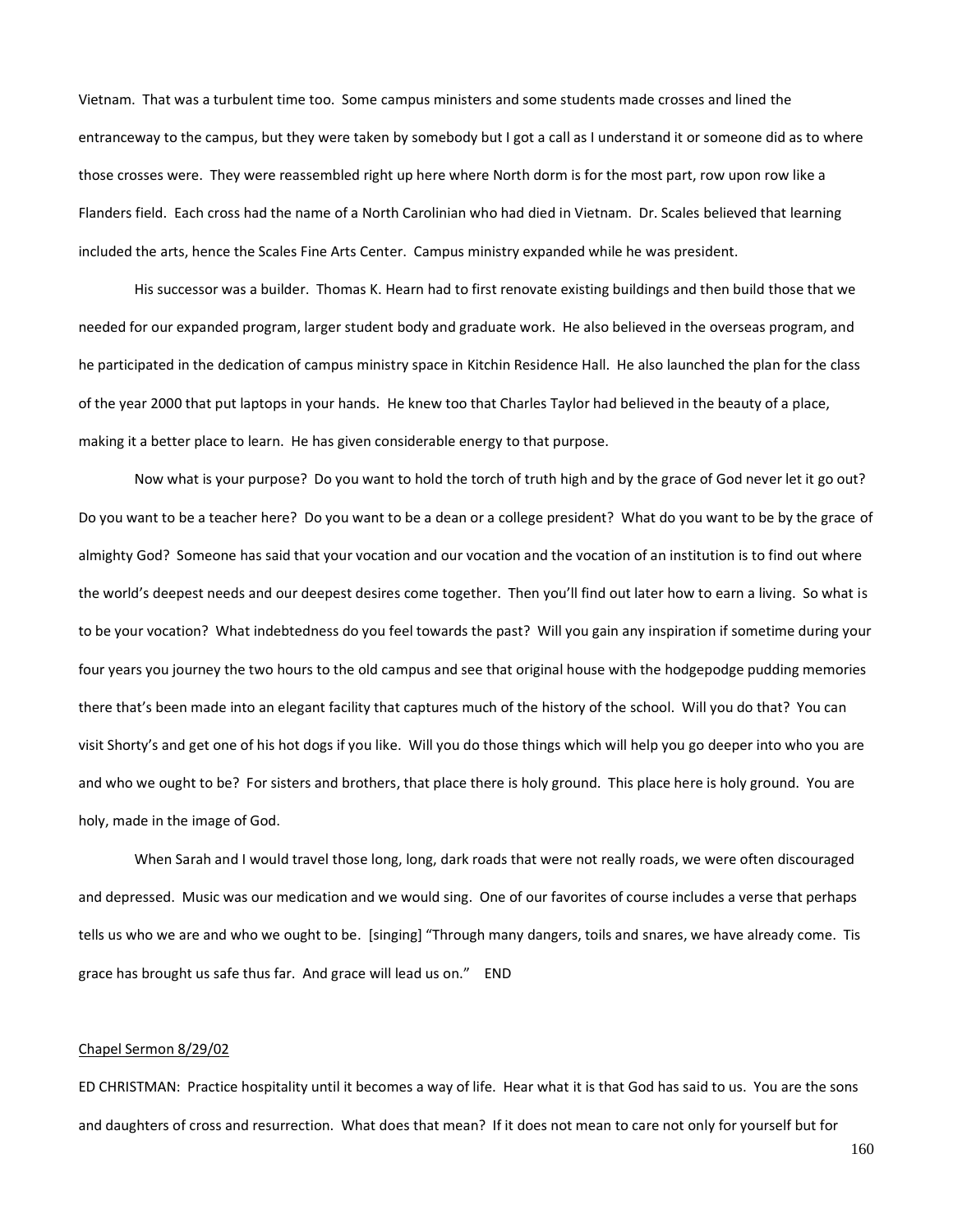Vietnam. That was a turbulent time too. Some campus ministers and some students made crosses and lined the entranceway to the campus, but they were taken by somebody but I got a call as I understand it or someone did as to where those crosses were. They were reassembled right up here where North dorm is for the most part, row upon row like a Flanders field. Each cross had the name of a North Carolinian who had died in Vietnam. Dr. Scales believed that learning included the arts, hence the Scales Fine Arts Center. Campus ministry expanded while he was president.

His successor was a builder. Thomas K. Hearn had to first renovate existing buildings and then build those that we needed for our expanded program, larger student body and graduate work. He also believed in the overseas program, and he participated in the dedication of campus ministry space in Kitchin Residence Hall. He also launched the plan for the class of the year 2000 that put laptops in your hands. He knew too that Charles Taylor had believed in the beauty of a place, making it a better place to learn. He has given considerable energy to that purpose.

Now what is your purpose? Do you want to hold the torch of truth high and by the grace of God never let it go out? Do you want to be a teacher here? Do you want to be a dean or a college president? What do you want to be by the grace of almighty God? Someone has said that your vocation and our vocation and the vocation of an institution is to find out where the world's deepest needs and our deepest desires come together. Then you'll find out later how to earn a living. So what is to be your vocation? What indebtedness do you feel towards the past? Will you gain any inspiration if sometime during your four years you journey the two hours to the old campus and see that original house with the hodgepodge pudding memories there that's been made into an elegant facility that captures much of the history of the school. Will you do that? You can visit Shorty's and get one of his hot dogs if you like. Will you do those things which will help you go deeper into who you are and who we ought to be? For sisters and brothers, that place there is holy ground. This place here is holy ground. You are holy, made in the image of God.

When Sarah and I would travel those long, long, dark roads that were not really roads, we were often discouraged and depressed. Music was our medication and we would sing. One of our favorites of course includes a verse that perhaps tells us who we are and who we ought to be. [singing] "Through many dangers, toils and snares, we have already come. Tis grace has brought us safe thus far. And grace will lead us on." END

<u>Chapel Sermon 8/29/02</u>

ED CHRISTMAN: Practice hospitality until it becomes a way of life. Hear what it is that God has said to us. You are the sons and daughters of cross and resurrection. What does that mean? If it does not mean to care not only for yourself but for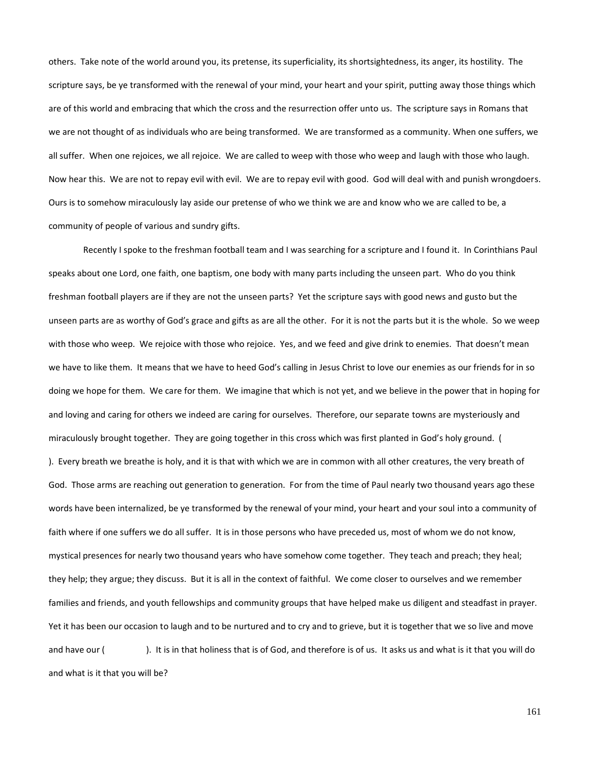others. Take note of the world around you, its pretense, its superficiality, its shortsightedness, its anger, its hostility. The scripture says, be ye transformed with the renewal of your mind, your heart and your spirit, putting away those things which are of this world and embracing that which the cross and the resurrection offer unto us. The scripture says in Romans that we are not thought of as individuals who are being transformed. We are transformed as a community. When one suffers, we all suffer. When one rejoices, we all rejoice. We are called to weep with those who weep and laugh with those who laugh. Now hear this. We are not to repay evil with evil. We are to repay evil with good. God will deal with and punish wrongdoers. Ours is to somehow miraculously lay aside our pretense of who we think we are and know who we are called to be, a community of people of various and sundry gifts.

Recently I spoke to the freshman football team and I was searching for a scripture and I found it. In Corinthians Paul speaks about one Lord, one faith, one baptism, one body with many parts including the unseen part. Who do you think freshman football players are if they are not the unseen parts? Yet the scripture says with good news and gusto but the unseen parts are as worthy of God's grace and gifts as are all the other. For it is not the parts but it is the whole. So we weep with those who weep. We rejoice with those who rejoice. Yes, and we feed and give drink to enemies. That doesn't mean we have to like them. It means that we have to heed God's calling in Jesus Christ to love our enemies as our friends for in so doing we hope for them. We care for them. We imagine that which is not yet, and we believe in the power that in hoping for and loving and caring for others we indeed are caring for ourselves. Therefore, our separate towns are mysteriously and miraculously brought together. They are going together in this cross which was first planted in God's holy ground. ( ). Every breath we breathe is holy, and it is that with which we are in common with all other creatures, the very breath of God. Those arms are reaching out generation to generation. For from the time of Paul nearly two thousand years ago these words have been internalized, be ye transformed by the renewal of your mind, your heart and your soul into a community of faith where if one suffers we do all suffer. It is in those persons who have preceded us, most of whom we do not know, mystical presences for nearly two thousand years who have somehow come together. They teach and preach; they heal; they help; they argue; they discuss. But it is all in the context of faithful. We come closer to ourselves and we remember families and friends, and youth fellowships and community groups that have helped make us diligent and steadfast in prayer. Yet it has been our occasion to laugh and to be nurtured and to cry and to grieve, but it is together that we so live and move and have our ( ). It is in that holiness that is of God, and therefore is of us. It asks us and what is it that you will do and what is it that you will be?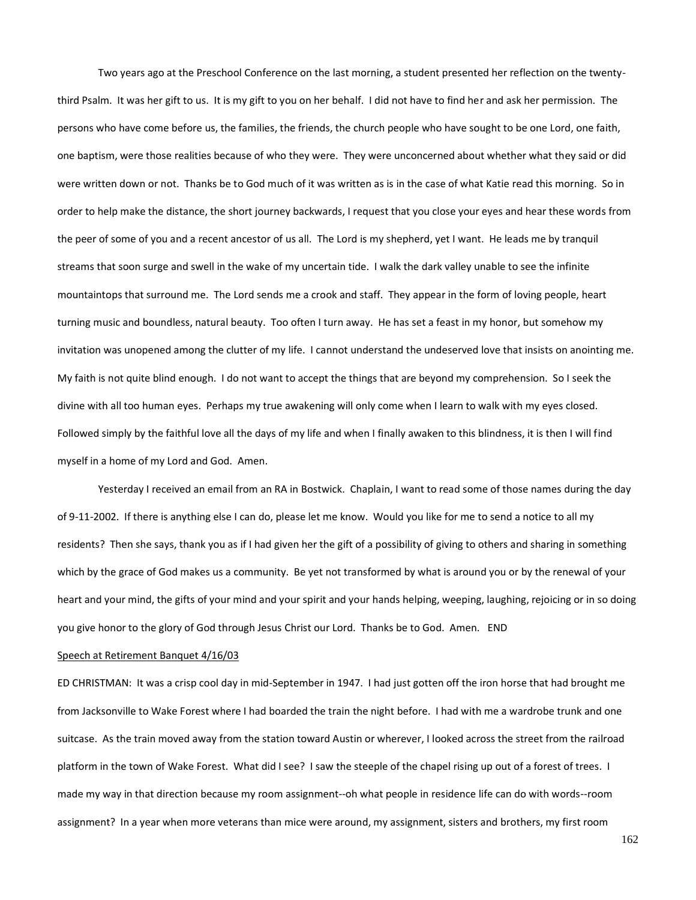Two years ago at the Preschool Conference on the last morning, a student presented her reflection on the twenty-third Psalm. It was her gift to us. It is my gift to you on her behalf. I did not have to find her and ask her permission. The persons who have come before us, the families, the friends, the church people who have sought to be one Lord, one faith, one baptism, were those realities because of who they were. They were unconcerned about whether what they said or did were written down or not. Thanks be to God much of it was written as is in the case of what Katie read this morning. So in order to help make the distance, the short journey backwards, I request that you close your eyes and hear these words from the peer of some of you and a recent ancestor of us all. The Lord is my shepherd, yet I want. He leads me by tranquil streams that soon surge and swell in the wake of my uncertain tide. I walk the dark valley unable to see the infinite mountaintops that surround me. The Lord sends me a crook and staff. They appear in the form of loving people, heart turning music and boundless, natural beauty. Too often I turn away. He has set a feast in my honor, but somehow my invitation was unopened among the clutter of my life. I cannot understand the undeserved love that insists on anointing me. My faith is not quite blind enough. I do not want to accept the things that are beyond my comprehension. So I seek the divine with all too human eyes. Perhaps my true awakening will only come when I learn to walk with my eyes closed. Followed simply by the faithful love all the days of my life and when I finally awaken to this blindness, it is then I will find myself in a home of my Lord and God. Amen.

Yesterday I received an email from an RA in Bostwick. Chaplain, I want to read some of those names during the day of 9-11-2002. If there is anything else I can do, please let me know. Would you like for me to send a notice to all my residents? Then she says, thank you as if I had given her the gift of a possibility of giving to others and sharing in something which by the grace of God makes us a community. Be yet not transformed by what is around you or by the renewal of your heart and your mind, the gifts of your mind and your spirit and your hands helping, weeping, laughing, rejoicing or in so doing you give honor to the glory of God through Jesus Christ our Lord. Thanks be to God. Amen. END

Speech at Retirement Banquet 4/16/03

ED CHRISTMAN: It was a crisp cool day in mid-September in 1947. I had just gotten off the iron horse that had brought me from Jacksonville to Wake Forest where I had boarded the train the night before. I had with me a wardrobe trunk and one suitcase. As the train moved away from the station toward Austin or wherever, I looked across the street from the railroad platform in the town of Wake Forest. What did I see? I saw the steeple of the chapel rising up out of a forest of trees. I made my way in that direction because my room assignment--oh what people in residence life can do with words--room assignment? In a year when more veterans than mice were around, my assignment, sisters and brothers, my first room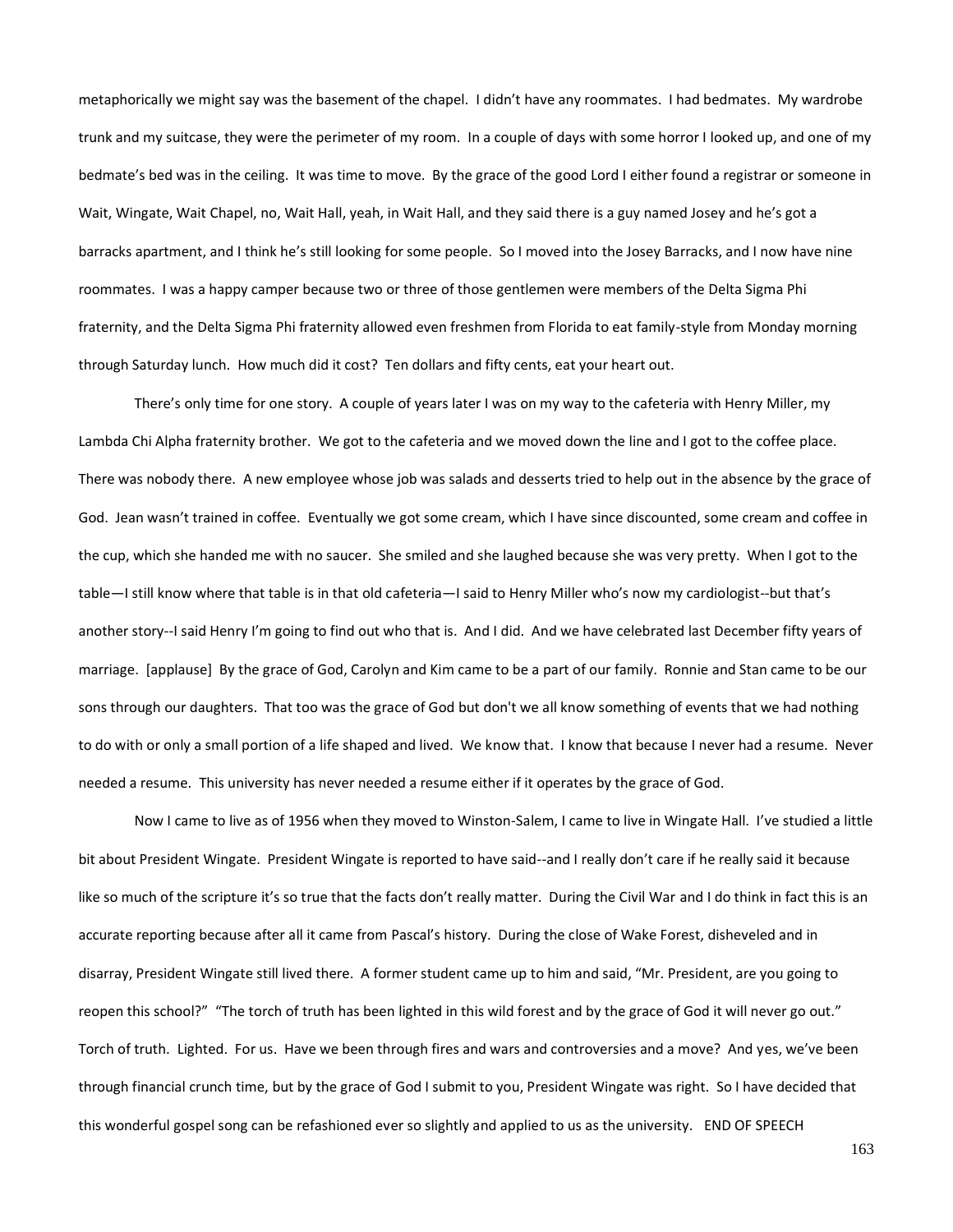metaphorically we might say was the basement of the chapel. I didn't have any roommates. I had bedmates. My wardrobe trunk and my suitcase, they were the perimeter of my room. In a couple of days with some horror I looked up, and one of my bedmate's bed was in the ceiling. It was time to move. By the grace of the good Lord I either found a registrar or someone in Wait, Wingate, Wait Chapel, no, Wait Hall, yeah, in Wait Hall, and they said there is a guy named Josey and he's got a barracks apartment, and I think he's still looking for some people. So I moved into the Josey Barracks, and I now have nine roommates. I was a happy camper because two or three of those gentlemen were members of the Delta Sigma Phi fraternity, and the Delta Sigma Phi fraternity allowed even freshmen from Florida to eat family-style from Monday morning through Saturday lunch. How much did it cost? Ten dollars and fifty cents, eat your heart out.

There's only time for one story. A couple of years later I was on my way to the cafeteria with Henry Miller, my Lambda Chi Alpha fraternity brother. We got to the cafeteria and we moved down the line and I got to the coffee place. There was nobody there. A new employee whose job was salads and desserts tried to help out in the absence by the grace of God. Jean wasn't trained in coffee. Eventually we got some cream, which I have since discounted, some cream and coffee in the cup, which she handed me with no saucer. She smiled and she laughed because she was very pretty. When I got to the table—I still know where that table is in that old cafeteria—I said to Henry Miller who's now my cardiologist--but that's another story--I said Henry I'm going to find out who that is. And I did. And we have celebrated last December fifty years of marriage. [applause] By the grace of God, Carolyn and Kim came to be a part of our family. Ronnie and Stan came to be our sons through our daughters. That too was the grace of God but don't we all know something of events that we had nothing to do with or only a small portion of a life shaped and lived. We know that. I know that because I never had a resume. Never needed a resume. This university has never needed a resume either if it operates by the grace of God.

Now I came to live as of 1956 when they moved to Winston-Salem, I came to live in Wingate Hall. I've studied a little bit about President Wingate. President Wingate is reported to have said--and I really don't care if he really said it because like so much of the scripture it's so true that the facts don't really matter. During the Civil War and I do think in fact this is an accurate reporting because after all it came from Pascal's history. During the close of Wake Forest, disheveled and in disarray, President Wingate still lived there. A former student came up to him and said, "Mr. President, are you going to reopen this school?" "The torch of truth has been lighted in this wild forest and by the grace of God it will never go out." Torch of truth. Lighted. For us. Have we been through fires and wars and controversies and a move? And yes, we've been through financial crunch time, but by the grace of God I submit to you, President Wingate was right. So I have decided that this wonderful gospel song can be refashioned ever so slightly and applied to us as the university. END OF SPEECH